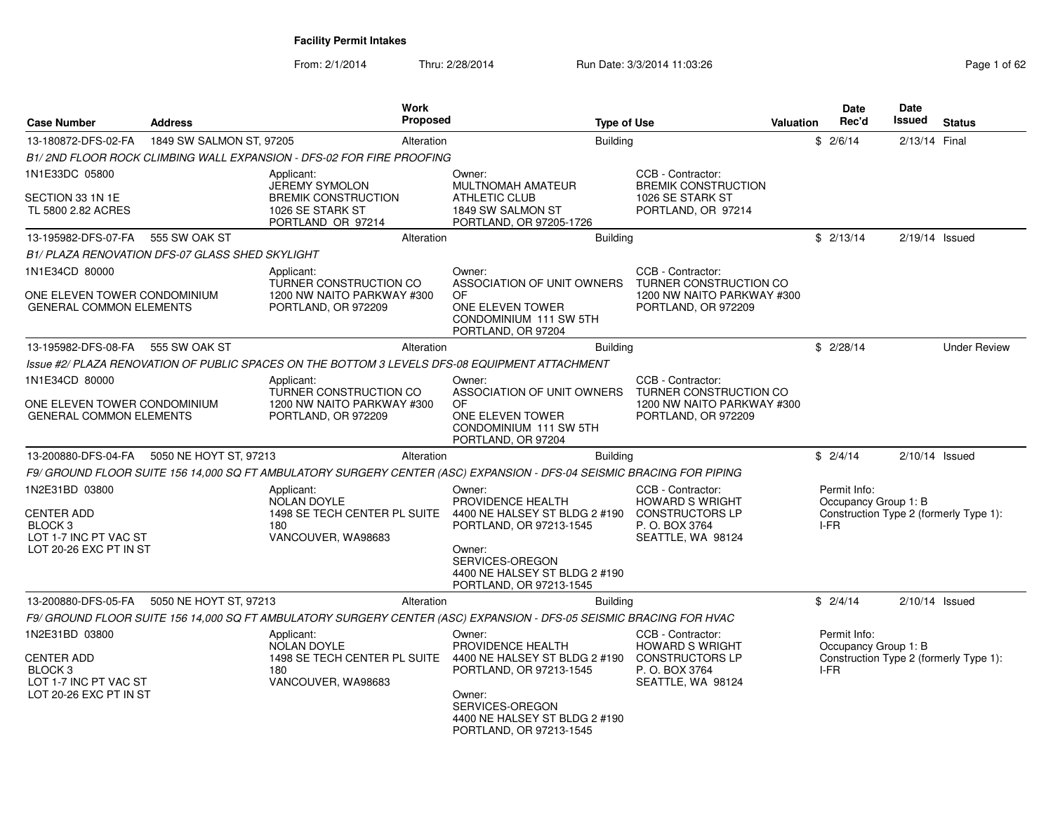# Facility Permit Intakes

From: 2/1/2014 Thru: 2/28/2014 Run Date: 3/3/2014 11:03:26

| Case Number | Address | Work Proposed | Type of Use | Valuation | Date Rec'd | Date Issued | Status |
|---|---|---|---|---|---|---|---|
| 13-180872-DFS-02-FA | 1849 SW SALMON ST, 97205 | Alteration | Building | $ | 2/6/14 | 2/13/14 | Final |

*B1/ 2ND FLOOR ROCK CLIMBING WALL EXPANSION - DFS-02 FOR FIRE PROOFING*

1N1E33DC 05800

SECTION 33 1N 1E
TL 5800 2.82 ACRES

Applicant:
JEREMY SYMOLON
BREMIK CONSTRUCTION
1026 SE STARK ST
PORTLAND OR 97214

Owner:
MULTNOMAH AMATEUR ATHLETIC CLUB
1849 SW SALMON ST
PORTLAND, OR 97205-1726

CCB - Contractor:
BREMIK CONSTRUCTION
1026 SE STARK ST
PORTLAND, OR 97214

---

| Case Number | Address | Work Proposed | Type of Use | Valuation | Date Rec'd | Date Issued | Status |
|---|---|---|---|---|---|---|---|
| 13-195982-DFS-07-FA | 555 SW OAK ST | Alteration | Building | $ | 2/13/14 | 2/19/14 | Issued |

*B1/ PLAZA RENOVATION DFS-07 GLASS SHED SKYLIGHT*

1N1E34CD 80000

ONE ELEVEN TOWER CONDOMINIUM
GENERAL COMMON ELEMENTS

Applicant:
TURNER CONSTRUCTION CO
1200 NW NAITO PARKWAY #300
PORTLAND, OR 972209

Owner:
ASSOCIATION OF UNIT OWNERS OF
ONE ELEVEN TOWER CONDOMINIUM 111 SW 5TH
PORTLAND, OR 97204

CCB - Contractor:
TURNER CONSTRUCTION CO
1200 NW NAITO PARKWAY #300
PORTLAND, OR 972209

---

| Case Number | Address | Work Proposed | Type of Use | Valuation | Date Rec'd | Date Issued | Status |
|---|---|---|---|---|---|---|---|
| 13-195982-DFS-08-FA | 555 SW OAK ST | Alteration | Building | $ | 2/28/14 | | Under Review |

*Issue #2/ PLAZA RENOVATION OF PUBLIC SPACES ON THE BOTTOM 3 LEVELS DFS-08 EQUIPMENT ATTACHMENT*

1N1E34CD 80000

ONE ELEVEN TOWER CONDOMINIUM
GENERAL COMMON ELEMENTS

Applicant:
TURNER CONSTRUCTION CO
1200 NW NAITO PARKWAY #300
PORTLAND, OR 972209

Owner:
ASSOCIATION OF UNIT OWNERS OF
ONE ELEVEN TOWER CONDOMINIUM 111 SW 5TH
PORTLAND, OR 97204

CCB - Contractor:
TURNER CONSTRUCTION CO
1200 NW NAITO PARKWAY #300
PORTLAND, OR 972209

---

| Case Number | Address | Work Proposed | Type of Use | Valuation | Date Rec'd | Date Issued | Status |
|---|---|---|---|---|---|---|---|
| 13-200880-DFS-04-FA | 5050 NE HOYT ST, 97213 | Alteration | Building | $ | 2/4/14 | 2/10/14 | Issued |

*F9/ GROUND FLOOR SUITE 156 14,000 SQ FT AMBULATORY SURGERY CENTER (ASC) EXPANSION - DFS-04 SEISMIC BRACING FOR PIPING*

1N2E31BD 03800

CENTER ADD
BLOCK 3
LOT 1-7 INC PT VAC ST
LOT 20-26 EXC PT IN ST

Applicant:
NOLAN DOYLE
1498 SE TECH CENTER PL SUITE 180
VANCOUVER, WA98683

Owner:
PROVIDENCE HEALTH
4400 NE HALSEY ST BLDG 2 #190
PORTLAND, OR 97213-1545

Owner:
SERVICES-OREGON
4400 NE HALSEY ST BLDG 2 #190
PORTLAND, OR 97213-1545

CCB - Contractor:
HOWARD S WRIGHT CONSTRUCTORS LP
P. O. BOX 3764
SEATTLE, WA 98124

Permit Info:
Occupancy Group 1: B
Construction Type 2 (formerly Type 1): I-FR

---

| Case Number | Address | Work Proposed | Type of Use | Valuation | Date Rec'd | Date Issued | Status |
|---|---|---|---|---|---|---|---|
| 13-200880-DFS-05-FA | 5050 NE HOYT ST, 97213 | Alteration | Building | $ | 2/4/14 | 2/10/14 | Issued |

*F9/ GROUND FLOOR SUITE 156 14,000 SQ FT AMBULATORY SURGERY CENTER (ASC) EXPANSION - DFS-05 SEISMIC BRACING FOR HVAC*

1N2E31BD 03800

CENTER ADD
BLOCK 3
LOT 1-7 INC PT VAC ST
LOT 20-26 EXC PT IN ST

Applicant:
NOLAN DOYLE
1498 SE TECH CENTER PL SUITE 180
VANCOUVER, WA98683

Owner:
PROVIDENCE HEALTH
4400 NE HALSEY ST BLDG 2 #190
PORTLAND, OR 97213-1545

Owner:
SERVICES-OREGON
4400 NE HALSEY ST BLDG 2 #190
PORTLAND, OR 97213-1545

CCB - Contractor:
HOWARD S WRIGHT CONSTRUCTORS LP
P. O. BOX 3764
SEATTLE, WA 98124

Permit Info:
Occupancy Group 1: B
Construction Type 2 (formerly Type 1): I-FR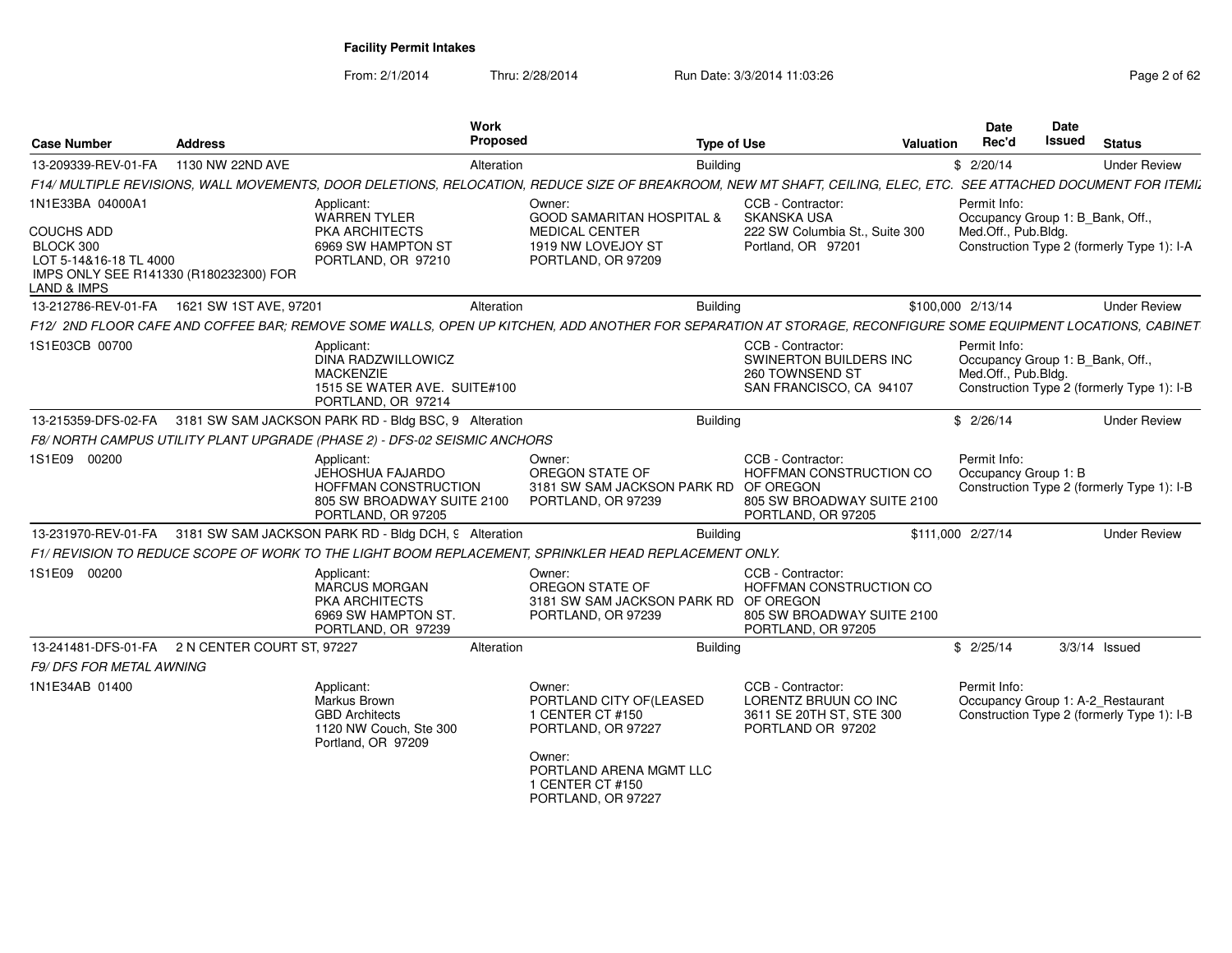**Facility Permit Intakes**

From: 2/1/2014 Thru: 2/28/2014 Run Date: 3/3/2014 11:03:26

| Case Number | Address | Work Proposed | Type of Use | Valuation | Date Rec'd | Date Issued | Status |
|---|---|---|---|---|---|---|---|
| 13-209339-REV-01-FA | 1130 NW 22ND AVE | Alteration | Building | $ | 2/20/14 | | Under Review |

F14/ MULTIPLE REVISIONS, WALL MOVEMENTS, DOOR DELETIONS, RELOCATION, REDUCE SIZE OF BREAKROOM, NEW MT SHAFT, CEILING, ELEC, ETC. SEE ATTACHED DOCUMENT FOR ITEMIZ

1N1E33BA 04000A1

COUCHS ADD
BLOCK 300
LOT 5-14&16-18 TL 4000
IMPS ONLY SEE R141330 (R180232300) FOR LAND & IMPS

Applicant: WARREN TYLER, PKA ARCHITECTS, 6969 SW HAMPTON ST, PORTLAND, OR 97210

Owner: GOOD SAMARITAN HOSPITAL & MEDICAL CENTER, 1919 NW LOVEJOY ST, PORTLAND, OR 97209

CCB - Contractor: SKANSKA USA, 222 SW Columbia St., Suite 300, Portland, OR 97201

Permit Info: Occupancy Group 1: B_Bank, Off., Med.Off., Pub.Bldg. Construction Type 2 (formerly Type 1): I-A

| Case Number | Address | Work Proposed | Type of Use | Valuation | Date Rec'd | Date Issued | Status |
|---|---|---|---|---|---|---|---|
| 13-212786-REV-01-FA | 1621 SW 1ST AVE, 97201 | Alteration | Building | $100,000 | 2/13/14 | | Under Review |

F12/ 2ND FLOOR CAFE AND COFFEE BAR; REMOVE SOME WALLS, OPEN UP KITCHEN, ADD ANOTHER FOR SEPARATION AT STORAGE, RECONFIGURE SOME EQUIPMENT LOCATIONS, CABINET

1S1E03CB 00700

Applicant: DINA RADZWILLOWICZ, MACKENZIE, 1515 SE WATER AVE. SUITE#100, PORTLAND, OR 97214

CCB - Contractor: SWINERTON BUILDERS INC, 260 TOWNSEND ST, SAN FRANCISCO, CA 94107

Permit Info: Occupancy Group 1: B_Bank, Off., Med.Off., Pub.Bldg. Construction Type 2 (formerly Type 1): I-B

| Case Number | Address | Work Proposed | Type of Use | Valuation | Date Rec'd | Date Issued | Status |
|---|---|---|---|---|---|---|---|
| 13-215359-DFS-02-FA | 3181 SW SAM JACKSON PARK RD - Bldg BSC, 9 | Alteration | Building | $ | 2/26/14 | | Under Review |

F8/ NORTH CAMPUS UTILITY PLANT UPGRADE (PHASE 2) - DFS-02 SEISMIC ANCHORS

1S1E09 00200

Applicant: JEHOSHUA FAJARDO, HOFFMAN CONSTRUCTION, 805 SW BROADWAY SUITE 2100, PORTLAND, OR 97205

Owner: OREGON STATE OF, 3181 SW SAM JACKSON PARK RD, PORTLAND, OR 97239

CCB - Contractor: HOFFMAN CONSTRUCTION CO OF OREGON, 805 SW BROADWAY SUITE 2100, PORTLAND, OR 97205

Permit Info: Occupancy Group 1: B. Construction Type 2 (formerly Type 1): I-B

| Case Number | Address | Work Proposed | Type of Use | Valuation | Date Rec'd | Date Issued | Status |
|---|---|---|---|---|---|---|---|
| 13-231970-REV-01-FA | 3181 SW SAM JACKSON PARK RD - Bldg DCH, 9 | Alteration | Building | $111,000 | 2/27/14 | | Under Review |

F1/ REVISION TO REDUCE SCOPE OF WORK TO THE LIGHT BOOM REPLACEMENT, SPRINKLER HEAD REPLACEMENT ONLY.

1S1E09 00200

Applicant: MARCUS MORGAN, PKA ARCHITECTS, 6969 SW HAMPTON ST., PORTLAND, OR 97239

Owner: OREGON STATE OF, 3181 SW SAM JACKSON PARK RD, PORTLAND, OR 97239

CCB - Contractor: HOFFMAN CONSTRUCTION CO OF OREGON, 805 SW BROADWAY SUITE 2100, PORTLAND, OR 97205

| Case Number | Address | Work Proposed | Type of Use | Valuation | Date Rec'd | Date Issued | Status |
|---|---|---|---|---|---|---|---|
| 13-241481-DFS-01-FA | 2 N CENTER COURT ST, 97227 | Alteration | Building | $ | 2/25/14 | 3/3/14 | Issued |

F9/ DFS FOR METAL AWNING

1N1E34AB 01400

Applicant: Markus Brown, GBD Architects, 1120 NW Couch, Ste 300, Portland, OR 97209

Owner: PORTLAND CITY OF(LEASED, 1 CENTER CT #150, PORTLAND, OR 97227

Owner: PORTLAND ARENA MGMT LLC, 1 CENTER CT #150, PORTLAND, OR 97227

CCB - Contractor: LORENTZ BRUUN CO INC, 3611 SE 20TH ST, STE 300, PORTLAND OR 97202

Permit Info: Occupancy Group 1: A-2_Restaurant. Construction Type 2 (formerly Type 1): I-B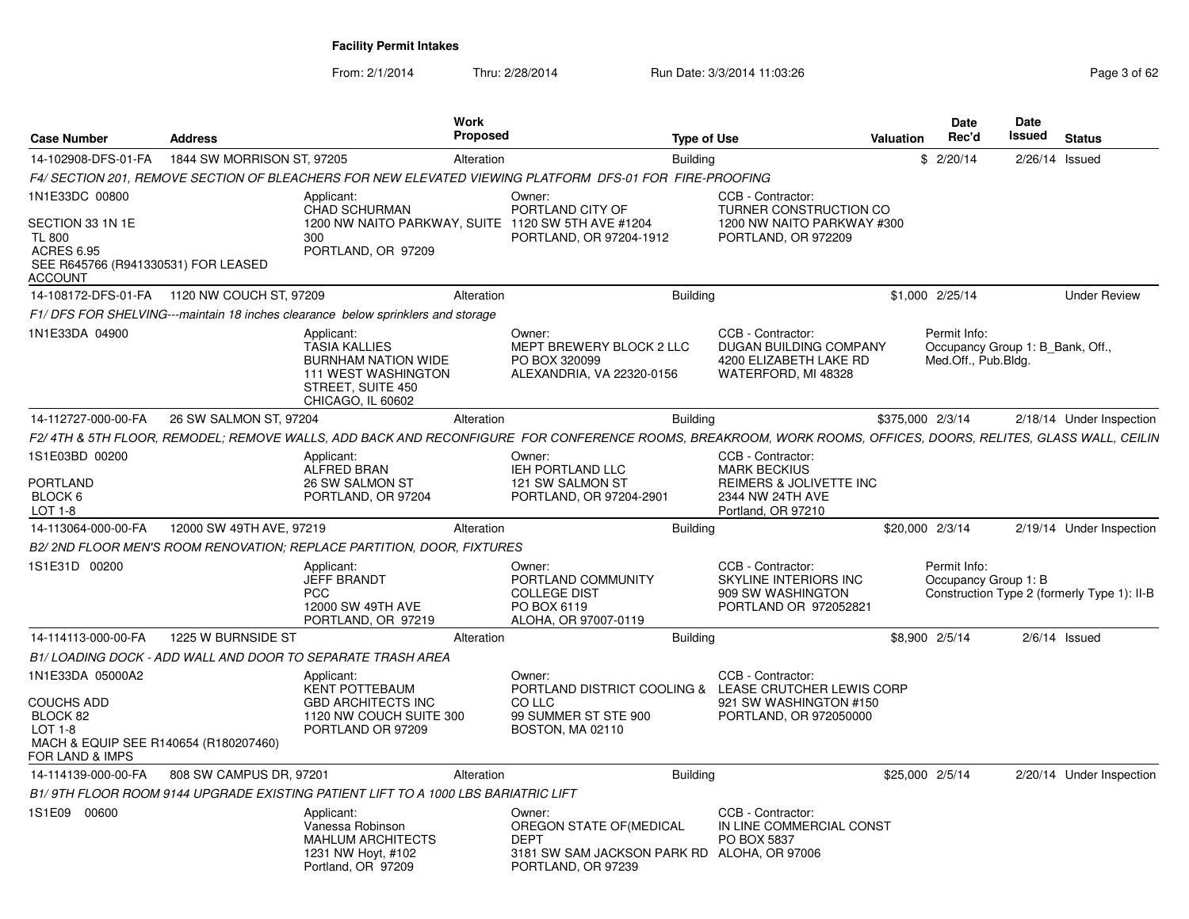**Facility Permit Intakes**

From: 2/1/2014 Thru: 2/28/2014 Run Date: 3/3/2014 11:03:26

| Case Number | Address | Work Proposed | Type of Use | Valuation | Date Rec'd | Date Issued | Status |
|---|---|---|---|---|---|---|---|
| 14-102908-DFS-01-FA | 1844 SW MORRISON ST, 97205 | Alteration | Building | $ | 2/20/14 | 2/26/14 | Issued |

*F4/ SECTION 201, REMOVE SECTION OF BLEACHERS FOR NEW ELEVATED VIEWING PLATFORM DFS-01 FOR FIRE-PROOFING*

1N1E33DC 00800

SECTION 33 1N 1E
TL 800
ACRES 6.95
SEE R645766 (R941330531) FOR LEASED ACCOUNT

Applicant:
CHAD SCHURMAN
1200 NW NAITO PARKWAY, SUITE 300
PORTLAND, OR 97209

Owner:
PORTLAND CITY OF
1120 SW 5TH AVE #1204
PORTLAND, OR 97204-1912

CCB - Contractor:
TURNER CONSTRUCTION CO
1200 NW NAITO PARKWAY #300
PORTLAND, OR 972209

| Case Number | Address | Work Proposed | Type of Use | Valuation | Date Rec'd | Date Issued | Status |
|---|---|---|---|---|---|---|---|
| 14-108172-DFS-01-FA | 1120 NW COUCH ST, 97209 | Alteration | Building | $1,000 | 2/25/14 | | Under Review |

*F1/ DFS FOR SHELVING---maintain 18 inches clearance below sprinklers and storage*

1N1E33DA 04900

Applicant:
TASIA KALLIES
BURNHAM NATION WIDE
111 WEST WASHINGTON STREET, SUITE 450
CHICAGO, IL 60602

Owner:
MEPT BREWERY BLOCK 2 LLC
PO BOX 320099
ALEXANDRIA, VA 22320-0156

CCB - Contractor:
DUGAN BUILDING COMPANY
4200 ELIZABETH LAKE RD
WATERFORD, MI 48328

Permit Info:
Occupancy Group 1: B_Bank, Off., Med.Off., Pub.Bldg.

| Case Number | Address | Work Proposed | Type of Use | Valuation | Date Rec'd | Date Issued | Status |
|---|---|---|---|---|---|---|---|
| 14-112727-000-00-FA | 26 SW SALMON ST, 97204 | Alteration | Building | $375,000 | 2/3/14 | 2/18/14 | Under Inspection |

*F2/ 4TH & 5TH FLOOR, REMODEL; REMOVE WALLS, ADD BACK AND RECONFIGURE FOR CONFERENCE ROOMS, BREAKROOM, WORK ROOMS, OFFICES, DOORS, RELITES, GLASS WALL, CEILIN*

1S1E03BD 00200

PORTLAND
BLOCK 6
LOT 1-8

Applicant:
ALFRED BRAN
26 SW SALMON ST
PORTLAND, OR 97204

Owner:
IEH PORTLAND LLC
121 SW SALMON ST
PORTLAND, OR 97204-2901

CCB - Contractor:
MARK BECKIUS
REIMERS & JOLIVETTE INC
2344 NW 24TH AVE
Portland, OR 97210

| Case Number | Address | Work Proposed | Type of Use | Valuation | Date Rec'd | Date Issued | Status |
|---|---|---|---|---|---|---|---|
| 14-113064-000-00-FA | 12000 SW 49TH AVE, 97219 | Alteration | Building | $20,000 | 2/3/14 | 2/19/14 | Under Inspection |

*B2/ 2ND FLOOR MEN'S ROOM RENOVATION; REPLACE PARTITION, DOOR, FIXTURES*

1S1E31D 00200

Applicant:
JEFF BRANDT
PCC
12000 SW 49TH AVE
PORTLAND, OR 97219

Owner:
PORTLAND COMMUNITY COLLEGE DIST
PO BOX 6119
ALOHA, OR 97007-0119

CCB - Contractor:
SKYLINE INTERIORS INC
909 SW WASHINGTON
PORTLAND OR 972052821

Permit Info:
Occupancy Group 1: B
Construction Type 2 (formerly Type 1): II-B

| Case Number | Address | Work Proposed | Type of Use | Valuation | Date Rec'd | Date Issued | Status |
|---|---|---|---|---|---|---|---|
| 14-114113-000-00-FA | 1225 W BURNSIDE ST | Alteration | Building | $8,900 | 2/5/14 | 2/6/14 | Issued |

*B1/ LOADING DOCK - ADD WALL AND DOOR TO SEPARATE TRASH AREA*

1N1E33DA 05000A2

COUCHS ADD
BLOCK 82
LOT 1-8
MACH & EQUIP SEE R140654 (R180207460) FOR LAND & IMPS

Applicant:
KENT POTTEBAUM
GBD ARCHITECTS INC
1120 NW COUCH SUITE 300
PORTLAND OR 97209

Owner:
PORTLAND DISTRICT COOLING & CO LLC
99 SUMMER ST STE 900
BOSTON, MA 02110

CCB - Contractor:
LEASE CRUTCHER LEWIS CORP
921 SW WASHINGTON #150
PORTLAND, OR 972050000

| Case Number | Address | Work Proposed | Type of Use | Valuation | Date Rec'd | Date Issued | Status |
|---|---|---|---|---|---|---|---|
| 14-114139-000-00-FA | 808 SW CAMPUS DR, 97201 | Alteration | Building | $25,000 | 2/5/14 | 2/20/14 | Under Inspection |

*B1/ 9TH FLOOR ROOM 9144 UPGRADE EXISTING PATIENT LIFT TO A 1000 LBS BARIATRIC LIFT*

1S1E09 00600

Applicant:
Vanessa Robinson
MAHLUM ARCHITECTS
1231 NW Hoyt, #102
Portland, OR 97209

Owner:
OREGON STATE OF(MEDICAL DEPT
3181 SW SAM JACKSON PARK RD
PORTLAND, OR 97239

CCB - Contractor:
IN LINE COMMERCIAL CONST
PO BOX 5837
ALOHA, OR 97006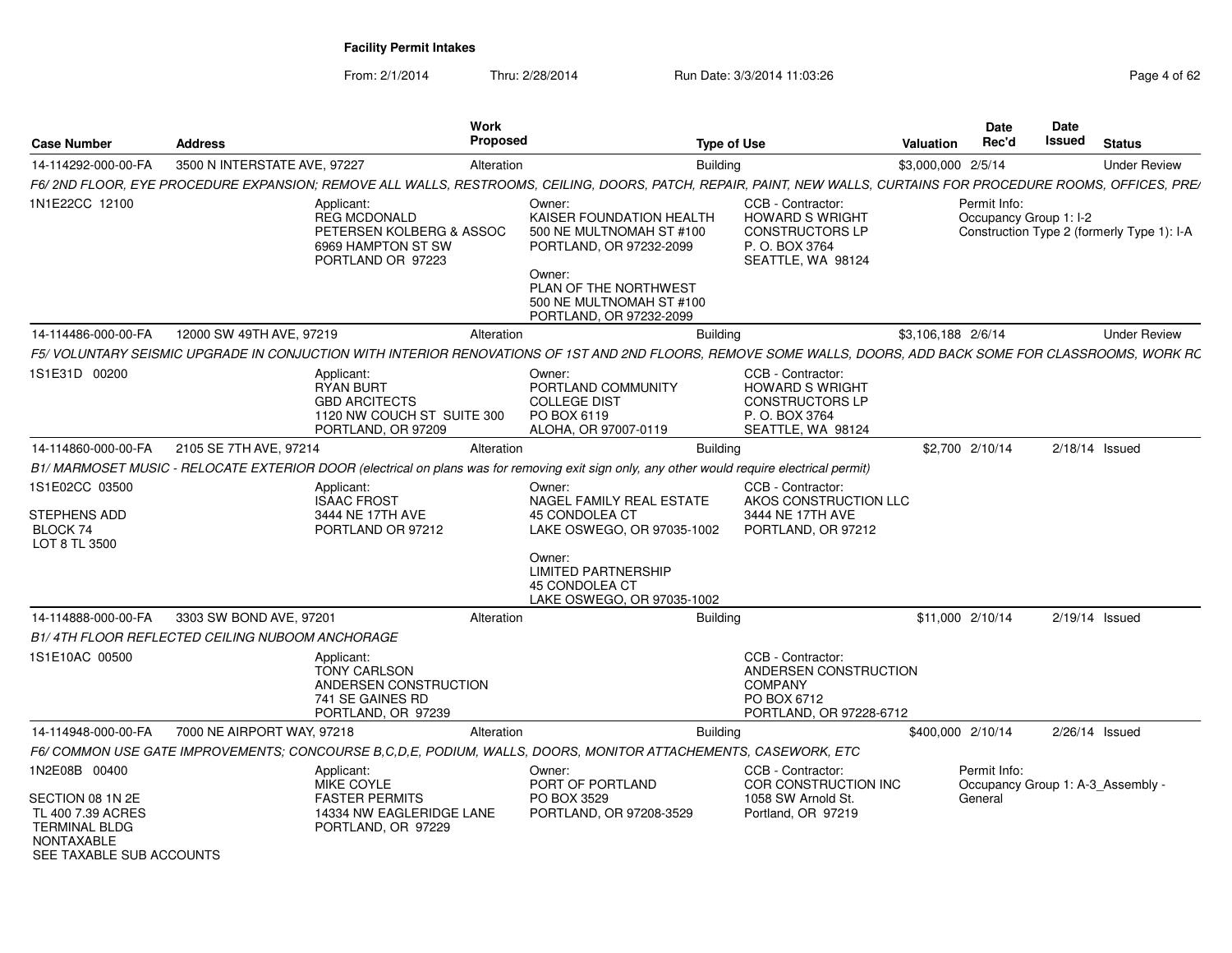**Facility Permit Intakes**

From: 2/1/2014 Thru: 2/28/2014 Run Date: 3/3/2014 11:03:26

| Case Number | Address | Work Proposed | Type of Use | Valuation | Date Rec'd | Date Issued | Status |
|---|---|---|---|---|---|---|---|
| 14-114292-000-00-FA | 3500 N INTERSTATE AVE, 97227 | Alteration | Building | $3,000,000 | 2/5/14 | | Under Review |

*F6/ 2ND FLOOR, EYE PROCEDURE EXPANSION; REMOVE ALL WALLS, RESTROOMS, CEILING, DOORS, PATCH, REPAIR, PAINT, NEW WALLS, CURTAINS FOR PROCEDURE ROOMS, OFFICES, PRE/*

1N1E22CC 12100

Applicant:
REG MCDONALD
PETERSEN KOLBERG & ASSOC
6969 HAMPTON ST SW
PORTLAND OR 97223

Owner:
KAISER FOUNDATION HEALTH
500 NE MULTNOMAH ST #100
PORTLAND, OR 97232-2099

Owner:
PLAN OF THE NORTHWEST
500 NE MULTNOMAH ST #100
PORTLAND, OR 97232-2099

CCB - Contractor:
HOWARD S WRIGHT
CONSTRUCTORS LP
P. O. BOX 3764
SEATTLE, WA 98124

Permit Info:
Occupancy Group 1: I-2
Construction Type 2 (formerly Type 1): I-A

| Case Number | Address | Work Proposed | Type of Use | Valuation | Date Rec'd | Date Issued | Status |
|---|---|---|---|---|---|---|---|
| 14-114486-000-00-FA | 12000 SW 49TH AVE, 97219 | Alteration | Building | $3,106,188 | 2/6/14 | | Under Review |

*F5/ VOLUNTARY SEISMIC UPGRADE IN CONJUCTION WITH INTERIOR RENOVATIONS OF 1ST AND 2ND FLOORS, REMOVE SOME WALLS, DOORS, ADD BACK SOME FOR CLASSROOMS, WORK RC*

1S1E31D 00200

Applicant:
RYAN BURT
GBD ARCITECTS
1120 NW COUCH ST SUITE 300
PORTLAND, OR 97209

Owner:
PORTLAND COMMUNITY
COLLEGE DIST
PO BOX 6119
ALOHA, OR 97007-0119

CCB - Contractor:
HOWARD S WRIGHT
CONSTRUCTORS LP
P. O. BOX 3764
SEATTLE, WA 98124

| Case Number | Address | Work Proposed | Type of Use | Valuation | Date Rec'd | Date Issued | Status |
|---|---|---|---|---|---|---|---|
| 14-114860-000-00-FA | 2105 SE 7TH AVE, 97214 | Alteration | Building | $2,700 | 2/10/14 | 2/18/14 | Issued |

*B1/ MARMOSET MUSIC - RELOCATE EXTERIOR DOOR (electrical on plans was for removing exit sign only, any other would require electrical permit)*

1S1E02CC 03500
STEPHENS ADD
BLOCK 74
LOT 8 TL 3500

Applicant:
ISAAC FROST
3444 NE 17TH AVE
PORTLAND OR 97212

Owner:
NAGEL FAMILY REAL ESTATE
45 CONDOLEA CT
LAKE OSWEGO, OR 97035-1002

Owner:
LIMITED PARTNERSHIP
45 CONDOLEA CT
LAKE OSWEGO, OR 97035-1002

CCB - Contractor:
AKOS CONSTRUCTION LLC
3444 NE 17TH AVE
PORTLAND, OR 97212

| Case Number | Address | Work Proposed | Type of Use | Valuation | Date Rec'd | Date Issued | Status |
|---|---|---|---|---|---|---|---|
| 14-114888-000-00-FA | 3303 SW BOND AVE, 97201 | Alteration | Building | $11,000 | 2/10/14 | 2/19/14 | Issued |

*B1/ 4TH FLOOR REFLECTED CEILING NUBOOM ANCHORAGE*

1S1E10AC 00500

Applicant:
TONY CARLSON
ANDERSEN CONSTRUCTION
741 SE GAINES RD
PORTLAND, OR 97239

CCB - Contractor:
ANDERSEN CONSTRUCTION
COMPANY
PO BOX 6712
PORTLAND, OR 97228-6712

| Case Number | Address | Work Proposed | Type of Use | Valuation | Date Rec'd | Date Issued | Status |
|---|---|---|---|---|---|---|---|
| 14-114948-000-00-FA | 7000 NE AIRPORT WAY, 97218 | Alteration | Building | $400,000 | 2/10/14 | 2/26/14 | Issued |

*F6/ COMMON USE GATE IMPROVEMENTS; CONCOURSE B,C,D,E, PODIUM, WALLS, DOORS, MONITOR ATTACHEMENTS, CASEWORK, ETC*

1N2E08B 00400
SECTION 08 1N 2E
TL 400 7.39 ACRES
TERMINAL BLDG
NONTAXABLE
SEE TAXABLE SUB ACCOUNTS

Applicant:
MIKE COYLE
FASTER PERMITS
14334 NW EAGLERIDGE LANE
PORTLAND, OR 97229

Owner:
PORT OF PORTLAND
PO BOX 3529
PORTLAND, OR 97208-3529

CCB - Contractor:
COR CONSTRUCTION INC
1058 SW Arnold St.
Portland, OR 97219

Permit Info:
Occupancy Group 1: A-3_Assembly - General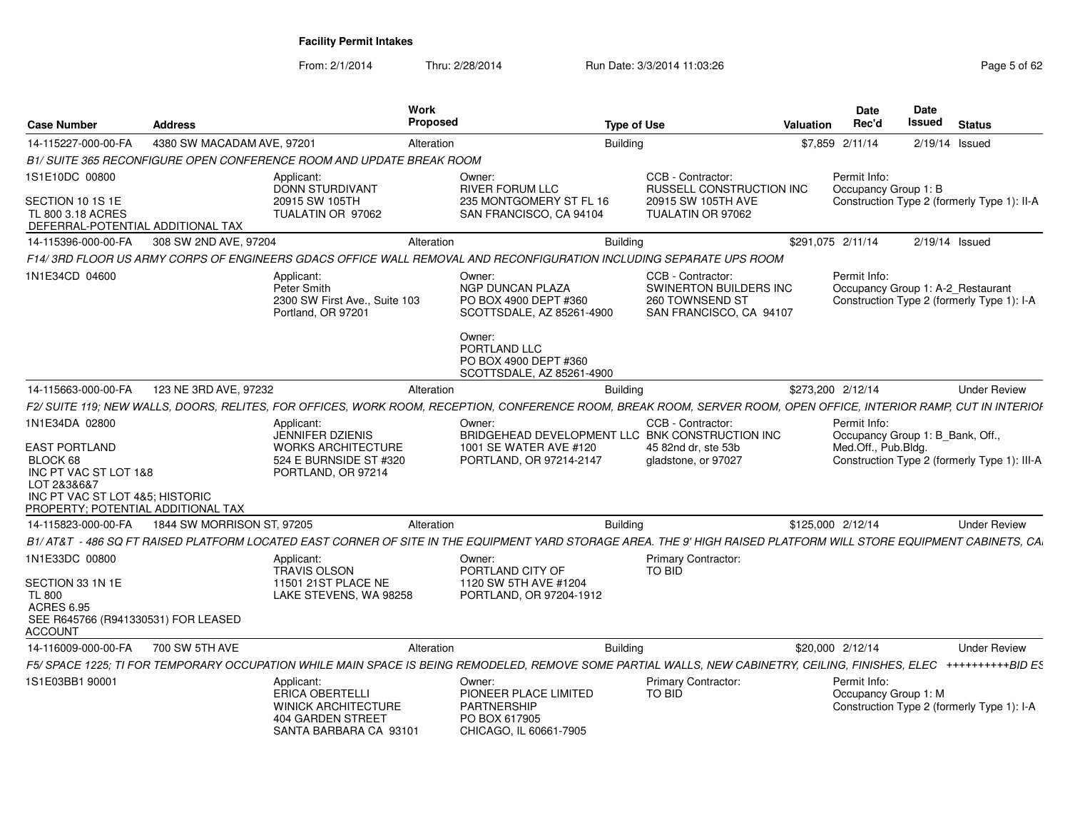**Facility Permit Intakes**

From: 2/1/2014 Thru: 2/28/2014 Run Date: 3/3/2014 11:03:26

| Case Number | Address | Work Proposed | Type of Use | Valuation | Date Rec'd | Date Issued | Status |
|---|---|---|---|---|---|---|---|
| 14-115227-000-00-FA | 4380 SW MACADAM AVE, 97201 | Alteration | Building | $7,859 | 2/11/14 | 2/19/14 | Issued |

*B1/ SUITE 365 RECONFIGURE OPEN CONFERENCE ROOM AND UPDATE BREAK ROOM*

1S1E10DC 00800

SECTION 10 1S 1E
TL 800 3.18 ACRES
DEFERRAL-POTENTIAL ADDITIONAL TAX

Applicant:
DONN STURDIVANT
20915 SW 105TH
TUALATIN OR 97062

Owner:
RIVER FORUM LLC
235 MONTGOMERY ST FL 16
SAN FRANCISCO, CA 94104

CCB - Contractor:
RUSSELL CONSTRUCTION INC
20915 SW 105TH AVE
TUALATIN OR 97062

Permit Info:
Occupancy Group 1: B
Construction Type 2 (formerly Type 1): II-A

| Case Number | Address | Work Proposed | Type of Use | Valuation | Date Rec'd | Date Issued | Status |
|---|---|---|---|---|---|---|---|
| 14-115396-000-00-FA | 308 SW 2ND AVE, 97204 | Alteration | Building | $291,075 | 2/11/14 | 2/19/14 | Issued |

*F14/ 3RD FLOOR US ARMY CORPS OF ENGINEERS GDACS OFFICE WALL REMOVAL AND RECONFIGURATION INCLUDING SEPARATE UPS ROOM*

1N1E34CD 04600

Applicant:
Peter Smith
2300 SW First Ave., Suite 103
Portland, OR 97201

Owner:
NGP DUNCAN PLAZA
PO BOX 4900 DEPT #360
SCOTTSDALE, AZ 85261-4900

Owner:
PORTLAND LLC
PO BOX 4900 DEPT #360
SCOTTSDALE, AZ 85261-4900

CCB - Contractor:
SWINERTON BUILDERS INC
260 TOWNSEND ST
SAN FRANCISCO, CA 94107

Permit Info:
Occupancy Group 1: A-2_Restaurant
Construction Type 2 (formerly Type 1): I-A

| Case Number | Address | Work Proposed | Type of Use | Valuation | Date Rec'd | Date Issued | Status |
|---|---|---|---|---|---|---|---|
| 14-115663-000-00-FA | 123 NE 3RD AVE, 97232 | Alteration | Building | $273,200 | 2/12/14 | | Under Review |

*F2/ SUITE 119; NEW WALLS, DOORS, RELITES, FOR OFFICES, WORK ROOM, RECEPTION, CONFERENCE ROOM, BREAK ROOM, SERVER ROOM, OPEN OFFICE, INTERIOR RAMP, CUT IN INTERIOF*

1N1E34DA 02800

EAST PORTLAND
BLOCK 68
INC PT VAC ST LOT 1&8
LOT 2&3&6&7
INC PT VAC ST LOT 4&5; HISTORIC PROPERTY; POTENTIAL ADDITIONAL TAX

Applicant:
JENNIFER DZIENIS
WORKS ARCHITECTURE
524 E BURNSIDE ST #320
PORTLAND, OR 97214

Owner:
BRIDGEHEAD DEVELOPMENT LLC
1001 SE WATER AVE #120
PORTLAND, OR 97214-2147

CCB - Contractor:
BNK CONSTRUCTION INC
45 82nd dr, ste 53b
gladstone, or 97027

Permit Info:
Occupancy Group 1: B_Bank, Off., Med.Off., Pub.Bldg.
Construction Type 2 (formerly Type 1): III-A

| Case Number | Address | Work Proposed | Type of Use | Valuation | Date Rec'd | Date Issued | Status |
|---|---|---|---|---|---|---|---|
| 14-115823-000-00-FA | 1844 SW MORRISON ST, 97205 | Alteration | Building | $125,000 | 2/12/14 | | Under Review |

*B1/ AT&T - 486 SQ FT RAISED PLATFORM LOCATED EAST CORNER OF SITE IN THE EQUIPMENT YARD STORAGE AREA. THE 9' HIGH RAISED PLATFORM WILL STORE EQUIPMENT CABINETS, CA*

1N1E33DC 00800

SECTION 33 1N 1E
TL 800
ACRES 6.95
SEE R645766 (R941330531) FOR LEASED ACCOUNT

Applicant:
TRAVIS OLSON
11501 21ST PLACE NE
LAKE STEVENS, WA 98258

Owner:
PORTLAND CITY OF
1120 SW 5TH AVE #1204
PORTLAND, OR 97204-1912

Primary Contractor:
TO BID

| Case Number | Address | Work Proposed | Type of Use | Valuation | Date Rec'd | Date Issued | Status |
|---|---|---|---|---|---|---|---|
| 14-116009-000-00-FA | 700 SW 5TH AVE | Alteration | Building | $20,000 | 2/12/14 | | Under Review |

*F5/ SPACE 1225; TI FOR TEMPORARY OCCUPATION WHILE MAIN SPACE IS BEING REMODELED, REMOVE SOME PARTIAL WALLS, NEW CABINETRY, CEILING, FINISHES, ELEC ++++++++++BID ES*

1S1E03BB1 90001

Applicant:
ERICA OBERTELLI
WINICK ARCHITECTURE
404 GARDEN STREET
SANTA BARBARA CA 93101

Owner:
PIONEER PLACE LIMITED PARTNERSHIP
PO BOX 617905
CHICAGO, IL 60661-7905

Primary Contractor:
TO BID

Permit Info:
Occupancy Group 1: M
Construction Type 2 (formerly Type 1): I-A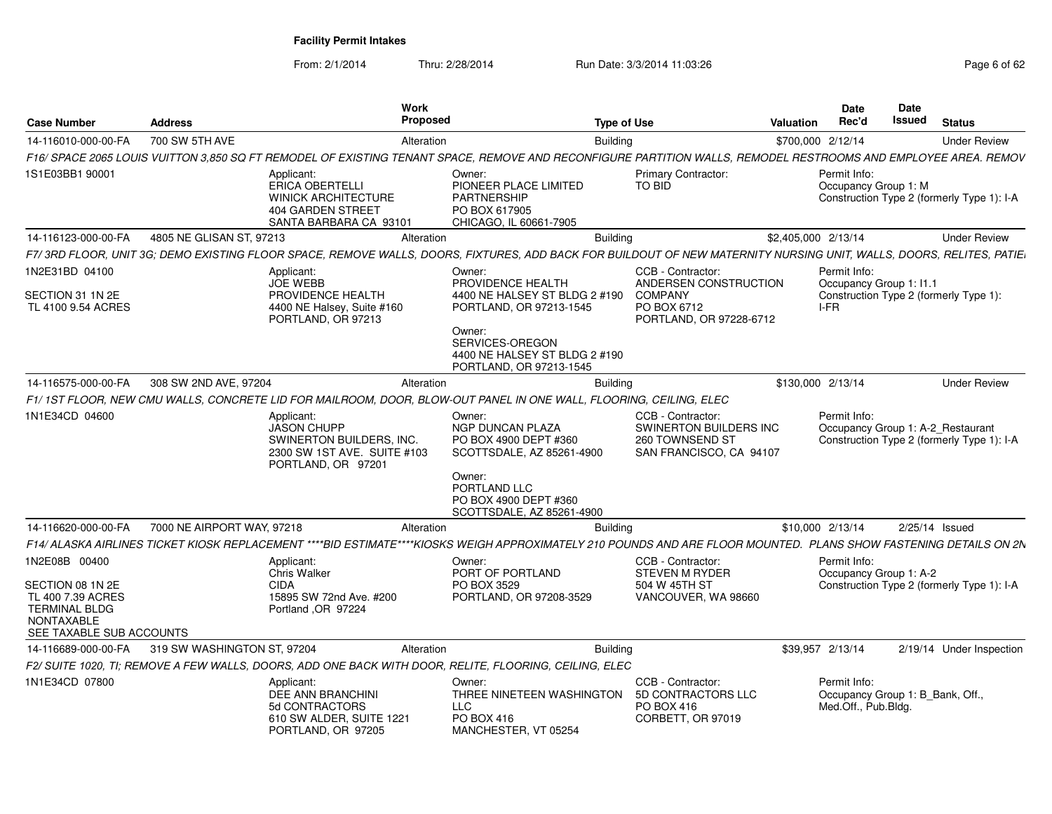**Facility Permit Intakes**

From: 2/1/2014 Thru: 2/28/2014 Run Date: 3/3/2014 11:03:26

| Case Number | Address | Work Proposed | Type of Use | Valuation | Date Rec'd | Date Issued | Status |
|---|---|---|---|---|---|---|---|
| 14-116010-000-00-FA | 700 SW 5TH AVE | Alteration | Building | $700,000 | 2/12/14 | | Under Review |

*F16/ SPACE 2065 LOUIS VUITTON 3,850 SQ FT REMODEL OF EXISTING TENANT SPACE, REMOVE AND RECONFIGURE PARTITION WALLS, REMODEL RESTROOMS AND EMPLOYEE AREA. REMOV*

1S1E03BB1 90001

Applicant: ERICA OBERTELLI, WINICK ARCHITECTURE, 404 GARDEN STREET, SANTA BARBARA CA 93101

Owner: PIONEER PLACE LIMITED PARTNERSHIP, PO BOX 617905, CHICAGO, IL 60661-7905

Primary Contractor: TO BID

Permit Info: Occupancy Group 1: M; Construction Type 2 (formerly Type 1): I-A

| Case Number | Address | Work Proposed | Type of Use | Valuation | Date Rec'd | Date Issued | Status |
|---|---|---|---|---|---|---|---|
| 14-116123-000-00-FA | 4805 NE GLISAN ST, 97213 | Alteration | Building | $2,405,000 | 2/13/14 | | Under Review |

*F7/ 3RD FLOOR, UNIT 3G; DEMO EXISTING FLOOR SPACE, REMOVE WALLS, DOORS, FIXTURES, ADD BACK FOR BUILDOUT OF NEW MATERNITY NURSING UNIT, WALLS, DOORS, RELITES, PATIE*

1N2E31BD 04100
SECTION 31 1N 2E
TL 4100 9.54 ACRES

Applicant: JOE WEBB, PROVIDENCE HEALTH, 4400 NE Halsey, Suite #160, PORTLAND, OR 97213

Owner: PROVIDENCE HEALTH, 4400 NE HALSEY ST BLDG 2 #190, PORTLAND, OR 97213-1545

Owner: SERVICES-OREGON, 4400 NE HALSEY ST BLDG 2 #190, PORTLAND, OR 97213-1545

CCB - Contractor: ANDERSEN CONSTRUCTION COMPANY, PO BOX 6712, PORTLAND, OR 97228-6712

Permit Info: Occupancy Group 1: I1.1; Construction Type 2 (formerly Type 1): I-FR

| Case Number | Address | Work Proposed | Type of Use | Valuation | Date Rec'd | Date Issued | Status |
|---|---|---|---|---|---|---|---|
| 14-116575-000-00-FA | 308 SW 2ND AVE, 97204 | Alteration | Building | $130,000 | 2/13/14 | | Under Review |

*F1/ 1ST FLOOR, NEW CMU WALLS, CONCRETE LID FOR MAILROOM, DOOR, BLOW-OUT PANEL IN ONE WALL, FLOORING, CEILING, ELEC*

1N1E34CD 04600

Applicant: JASON CHUPP, SWINERTON BUILDERS, INC., 2300 SW 1ST AVE. SUITE #103, PORTLAND, OR 97201

Owner: NGP DUNCAN PLAZA, PO BOX 4900 DEPT #360, SCOTTSDALE, AZ 85261-4900

Owner: PORTLAND LLC, PO BOX 4900 DEPT #360, SCOTTSDALE, AZ 85261-4900

CCB - Contractor: SWINERTON BUILDERS INC, 260 TOWNSEND ST, SAN FRANCISCO, CA 94107

Permit Info: Occupancy Group 1: A-2_Restaurant; Construction Type 2 (formerly Type 1): I-A

| Case Number | Address | Work Proposed | Type of Use | Valuation | Date Rec'd | Date Issued | Status |
|---|---|---|---|---|---|---|---|
| 14-116620-000-00-FA | 7000 NE AIRPORT WAY, 97218 | Alteration | Building | $10,000 | 2/13/14 | 2/25/14 | Issued |

*F14/ ALASKA AIRLINES TICKET KIOSK REPLACEMENT \*\*\*\*BID ESTIMATE\*\*\*\*KIOSKS WEIGH APPROXIMATELY 210 POUNDS AND ARE FLOOR MOUNTED. PLANS SHOW FASTENING DETAILS ON 2N*

1N2E08B 00400
SECTION 08 1N 2E
TL 400 7.39 ACRES
TERMINAL BLDG
NONTAXABLE
SEE TAXABLE SUB ACCOUNTS

Applicant: Chris Walker, CIDA, 15895 SW 72nd Ave. #200, Portland ,OR 97224

Owner: PORT OF PORTLAND, PO BOX 3529, PORTLAND, OR 97208-3529

CCB - Contractor: STEVEN M RYDER, 504 W 45TH ST, VANCOUVER, WA 98660

Permit Info: Occupancy Group 1: A-2; Construction Type 2 (formerly Type 1): I-A

| Case Number | Address | Work Proposed | Type of Use | Valuation | Date Rec'd | Date Issued | Status |
|---|---|---|---|---|---|---|---|
| 14-116689-000-00-FA | 319 SW WASHINGTON ST, 97204 | Alteration | Building | $39,957 | 2/13/14 | 2/19/14 | Under Inspection |

*F2/ SUITE 1020, TI; REMOVE A FEW WALLS, DOORS, ADD ONE BACK WITH DOOR, RELITE, FLOORING, CEILING, ELEC*

1N1E34CD 07800

Applicant: DEE ANN BRANCHINI, 5d CONTRACTORS, 610 SW ALDER, SUITE 1221, PORTLAND, OR 97205

Owner: THREE NINETEEN WASHINGTON LLC, PO BOX 416, MANCHESTER, VT 05254

CCB - Contractor: 5D CONTRACTORS LLC, PO BOX 416, CORBETT, OR 97019

Permit Info: Occupancy Group 1: B_Bank, Off., Med.Off., Pub.Bldg.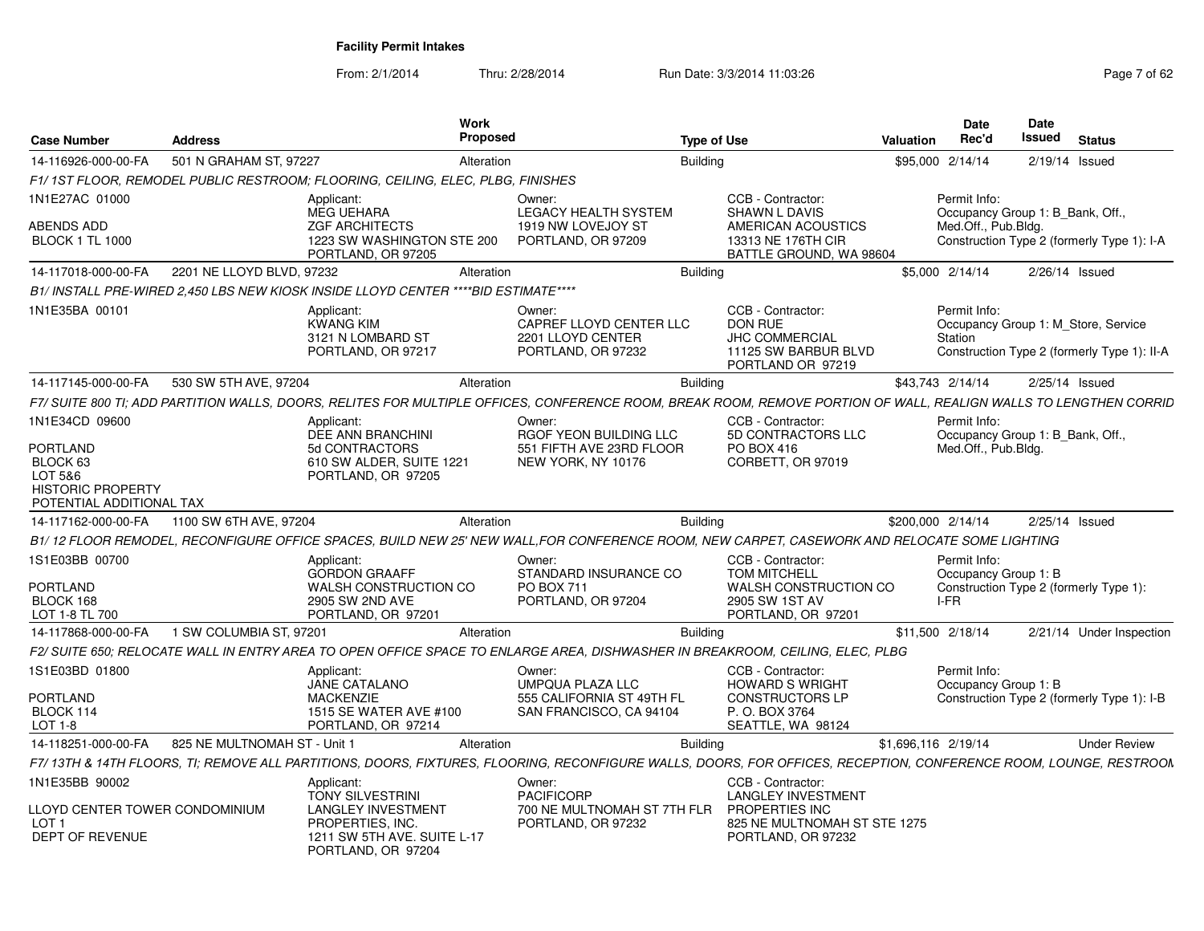**Facility Permit Intakes**

From: 2/1/2014 Thru: 2/28/2014 Run Date: 3/3/2014 11:03:26

| Case Number | Address | Work Proposed | Type of Use | Valuation | Date Rec'd | Date Issued | Status |
|---|---|---|---|---|---|---|---|
| 14-116926-000-00-FA | 501 N GRAHAM ST, 97227 | Alteration | Building | $95,000 | 2/14/14 | 2/19/14 | Issued |

F1/ 1ST FLOOR, REMODEL PUBLIC RESTROOM; FLOORING, CEILING, ELEC, PLBG, FINISHES

1N1E27AC 01000
ABENDS ADD
BLOCK 1 TL 1000

Applicant: MEG UEHARA, ZGF ARCHITECTS, 1223 SW WASHINGTON STE 200, PORTLAND, OR 97205

Owner: LEGACY HEALTH SYSTEM, 1919 NW LOVEJOY ST, PORTLAND, OR 97209

CCB - Contractor: SHAWN L DAVIS, AMERICAN ACOUSTICS, 13313 NE 176TH CIR, BATTLE GROUND, WA 98604

Permit Info: Occupancy Group 1: B_Bank, Off., Med.Off., Pub.Bldg. Construction Type 2 (formerly Type 1): I-A

| Case Number | Address | Work Proposed | Type of Use | Valuation | Date Rec'd | Date Issued | Status |
|---|---|---|---|---|---|---|---|
| 14-117018-000-00-FA | 2201 NE LLOYD BLVD, 97232 | Alteration | Building | $5,000 | 2/14/14 | 2/26/14 | Issued |

B1/ INSTALL PRE-WIRED 2,450 LBS NEW KIOSK INSIDE LLOYD CENTER ****BID ESTIMATE****

1N1E35BA 00101

Applicant: KWANG KIM, 3121 N LOMBARD ST, PORTLAND, OR 97217

Owner: CAPREF LLOYD CENTER LLC, 2201 LLOYD CENTER, PORTLAND, OR 97232

CCB - Contractor: DON RUE, JHC COMMERCIAL, 11125 SW BARBUR BLVD, PORTLAND OR 97219

Permit Info: Occupancy Group 1: M_Store, Service Station. Construction Type 2 (formerly Type 1): II-A

| Case Number | Address | Work Proposed | Type of Use | Valuation | Date Rec'd | Date Issued | Status |
|---|---|---|---|---|---|---|---|
| 14-117145-000-00-FA | 530 SW 5TH AVE, 97204 | Alteration | Building | $43,743 | 2/14/14 | 2/25/14 | Issued |

F7/ SUITE 800 TI; ADD PARTITION WALLS, DOORS, RELITES FOR MULTIPLE OFFICES, CONFERENCE ROOM, BREAK ROOM, REMOVE PORTION OF WALL, REALIGN WALLS TO LENGTHEN CORRID

1N1E34CD 09600
PORTLAND
BLOCK 63
LOT 5&6
HISTORIC PROPERTY
POTENTIAL ADDITIONAL TAX

Applicant: DEE ANN BRANCHINI, 5d CONTRACTORS, 610 SW ALDER, SUITE 1221, PORTLAND, OR 97205

Owner: RGOF YEON BUILDING LLC, 551 FIFTH AVE 23RD FLOOR, NEW YORK, NY 10176

CCB - Contractor: 5D CONTRACTORS LLC, PO BOX 416, CORBETT, OR 97019

Permit Info: Occupancy Group 1: B_Bank, Off., Med.Off., Pub.Bldg.

| Case Number | Address | Work Proposed | Type of Use | Valuation | Date Rec'd | Date Issued | Status |
|---|---|---|---|---|---|---|---|
| 14-117162-000-00-FA | 1100 SW 6TH AVE, 97204 | Alteration | Building | $200,000 | 2/14/14 | 2/25/14 | Issued |

B1/ 12 FLOOR REMODEL, RECONFIGURE OFFICE SPACES, BUILD NEW 25' NEW WALL,FOR CONFERENCE ROOM, NEW CARPET, CASEWORK AND RELOCATE SOME LIGHTING

1S1E03BB 00700
PORTLAND
BLOCK 168
LOT 1-8 TL 700

Applicant: GORDON GRAAFF, WALSH CONSTRUCTION CO, 2905 SW 2ND AVE, PORTLAND, OR 97201

Owner: STANDARD INSURANCE CO, PO BOX 711, PORTLAND, OR 97204

CCB - Contractor: TOM MITCHELL, WALSH CONSTRUCTION CO, 2905 SW 1ST AV, PORTLAND, OR 97201

Permit Info: Occupancy Group 1: B. Construction Type 2 (formerly Type 1): I-FR

| Case Number | Address | Work Proposed | Type of Use | Valuation | Date Rec'd | Date Issued | Status |
|---|---|---|---|---|---|---|---|
| 14-117868-000-00-FA | 1 SW COLUMBIA ST, 97201 | Alteration | Building | $11,500 | 2/18/14 | 2/21/14 | Under Inspection |

F2/ SUITE 650; RELOCATE WALL IN ENTRY AREA TO OPEN OFFICE SPACE TO ENLARGE AREA, DISHWASHER IN BREAKROOM, CEILING, ELEC, PLBG

1S1E03BD 01800
PORTLAND
BLOCK 114
LOT 1-8

Applicant: JANE CATALANO, MACKENZIE, 1515 SE WATER AVE #100, PORTLAND, OR 97214

Owner: UMPQUA PLAZA LLC, 555 CALIFORNIA ST 49TH FL, SAN FRANCISCO, CA 94104

CCB - Contractor: HOWARD S WRIGHT, CONSTRUCTORS LP, P. O. BOX 3764, SEATTLE, WA 98124

Permit Info: Occupancy Group 1: B. Construction Type 2 (formerly Type 1): I-B

| Case Number | Address | Work Proposed | Type of Use | Valuation | Date Rec'd | Date Issued | Status |
|---|---|---|---|---|---|---|---|
| 14-118251-000-00-FA | 825 NE MULTNOMAH ST - Unit 1 | Alteration | Building | $1,696,116 | 2/19/14 | | Under Review |

F7/ 13TH & 14TH FLOORS, TI; REMOVE ALL PARTITIONS, DOORS, FIXTURES, FLOORING, RECONFIGURE WALLS, DOORS, FOR OFFICES, RECEPTION, CONFERENCE ROOM, LOUNGE, RESTROOM

1N1E35BB 90002
LLOYD CENTER TOWER CONDOMINIUM
LOT 1
DEPT OF REVENUE

Applicant: TONY SILVESTRINI, LANGLEY INVESTMENT PROPERTIES, INC., 1211 SW 5TH AVE. SUITE L-17, PORTLAND, OR 97204

Owner: PACIFICORP, 700 NE MULTNOMAH ST 7TH FLR, PORTLAND, OR 97232

CCB - Contractor: LANGLEY INVESTMENT PROPERTIES INC, 825 NE MULTNOMAH ST STE 1275, PORTLAND, OR 97232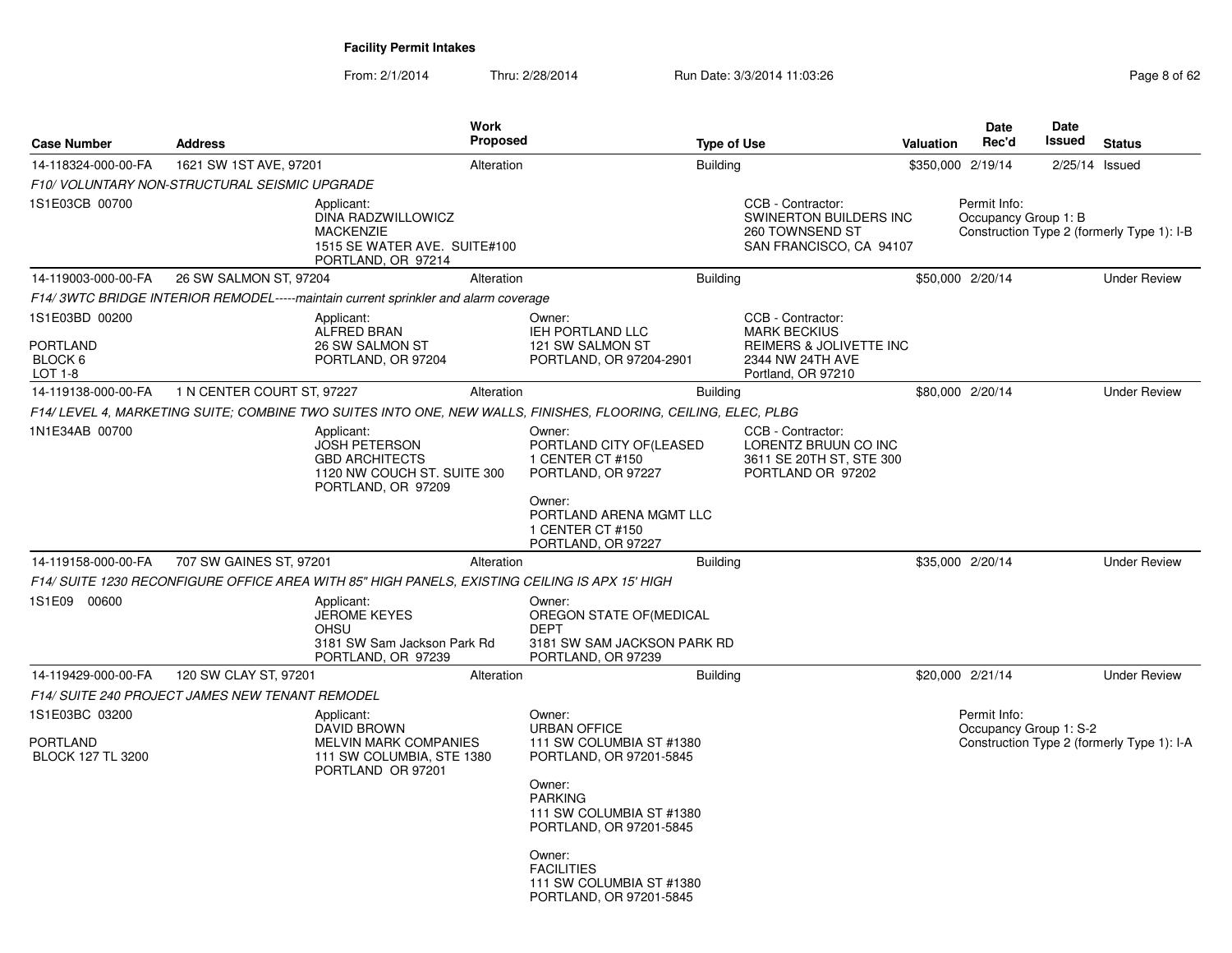**Facility Permit Intakes**

From: 2/1/2014 Thru: 2/28/2014 Run Date: 3/3/2014 11:03:26

| Case Number | Address | Work Proposed | Type of Use | Valuation | Date Rec'd | Date Issued | Status |
|---|---|---|---|---|---|---|---|
| 14-118324-000-00-FA | 1621 SW 1ST AVE, 97201 | Alteration | Building | $350,000 | 2/19/14 | 2/25/14 | Issued |
| 14-119003-000-00-FA | 26 SW SALMON ST, 97204 | Alteration | Building | $50,000 | 2/20/14 | | Under Review |
| 14-119138-000-00-FA | 1 N CENTER COURT ST, 97227 | Alteration | Building | $80,000 | 2/20/14 | | Under Review |
| 14-119158-000-00-FA | 707 SW GAINES ST, 97201 | Alteration | Building | $35,000 | 2/20/14 | | Under Review |
| 14-119429-000-00-FA | 120 SW CLAY ST, 97201 | Alteration | Building | $20,000 | 2/21/14 | | Under Review |

**14-118324-000-00-FA** — *F10/ VOLUNTARY NON-STRUCTURAL SEISMIC UPGRADE*

1S1E03CB 00700

Applicant: DINA RADZWILLOWICZ, MACKENZIE, 1515 SE WATER AVE. SUITE#100, PORTLAND, OR 97214

CCB - Contractor: SWINERTON BUILDERS INC, 260 TOWNSEND ST, SAN FRANCISCO, CA 94107

Permit Info: Occupancy Group 1: B; Construction Type 2 (formerly Type 1): I-B

**14-119003-000-00-FA** — *F14/ 3WTC BRIDGE INTERIOR REMODEL-----maintain current sprinkler and alarm coverage*

1S1E03BD 00200, PORTLAND, BLOCK 6, LOT 1-8

Applicant: ALFRED BRAN, 26 SW SALMON ST, PORTLAND, OR 97204

Owner: IEH PORTLAND LLC, 121 SW SALMON ST, PORTLAND, OR 97204-2901

CCB - Contractor: MARK BECKIUS, REIMERS & JOLIVETTE INC, 2344 NW 24TH AVE, Portland, OR 97210

**14-119138-000-00-FA** — *F14/ LEVEL 4, MARKETING SUITE; COMBINE TWO SUITES INTO ONE, NEW WALLS, FINISHES, FLOORING, CEILING, ELEC, PLBG*

1N1E34AB 00700

Applicant: JOSH PETERSON, GBD ARCHITECTS, 1120 NW COUCH ST. SUITE 300, PORTLAND, OR 97209

Owner: PORTLAND CITY OF(LEASED, 1 CENTER CT #150, PORTLAND, OR 97227

Owner: PORTLAND ARENA MGMT LLC, 1 CENTER CT #150, PORTLAND, OR 97227

CCB - Contractor: LORENTZ BRUUN CO INC, 3611 SE 20TH ST, STE 300, PORTLAND OR 97202

**14-119158-000-00-FA** — *F14/ SUITE 1230 RECONFIGURE OFFICE AREA WITH 85" HIGH PANELS, EXISTING CEILING IS APX 15' HIGH*

1S1E09 00600

Applicant: JEROME KEYES, OHSU, 3181 SW Sam Jackson Park Rd, PORTLAND, OR 97239

Owner: OREGON STATE OF(MEDICAL DEPT, 3181 SW SAM JACKSON PARK RD, PORTLAND, OR 97239

**14-119429-000-00-FA** — *F14/ SUITE 240 PROJECT JAMES NEW TENANT REMODEL*

1S1E03BC 03200, PORTLAND, BLOCK 127 TL 3200

Applicant: DAVID BROWN, MELVIN MARK COMPANIES, 111 SW COLUMBIA, STE 1380, PORTLAND OR 97201

Owner: URBAN OFFICE, 111 SW COLUMBIA ST #1380, PORTLAND, OR 97201-5845

Owner: PARKING, 111 SW COLUMBIA ST #1380, PORTLAND, OR 97201-5845

Owner: FACILITIES, 111 SW COLUMBIA ST #1380, PORTLAND, OR 97201-5845

Permit Info: Occupancy Group 1: S-2; Construction Type 2 (formerly Type 1): I-A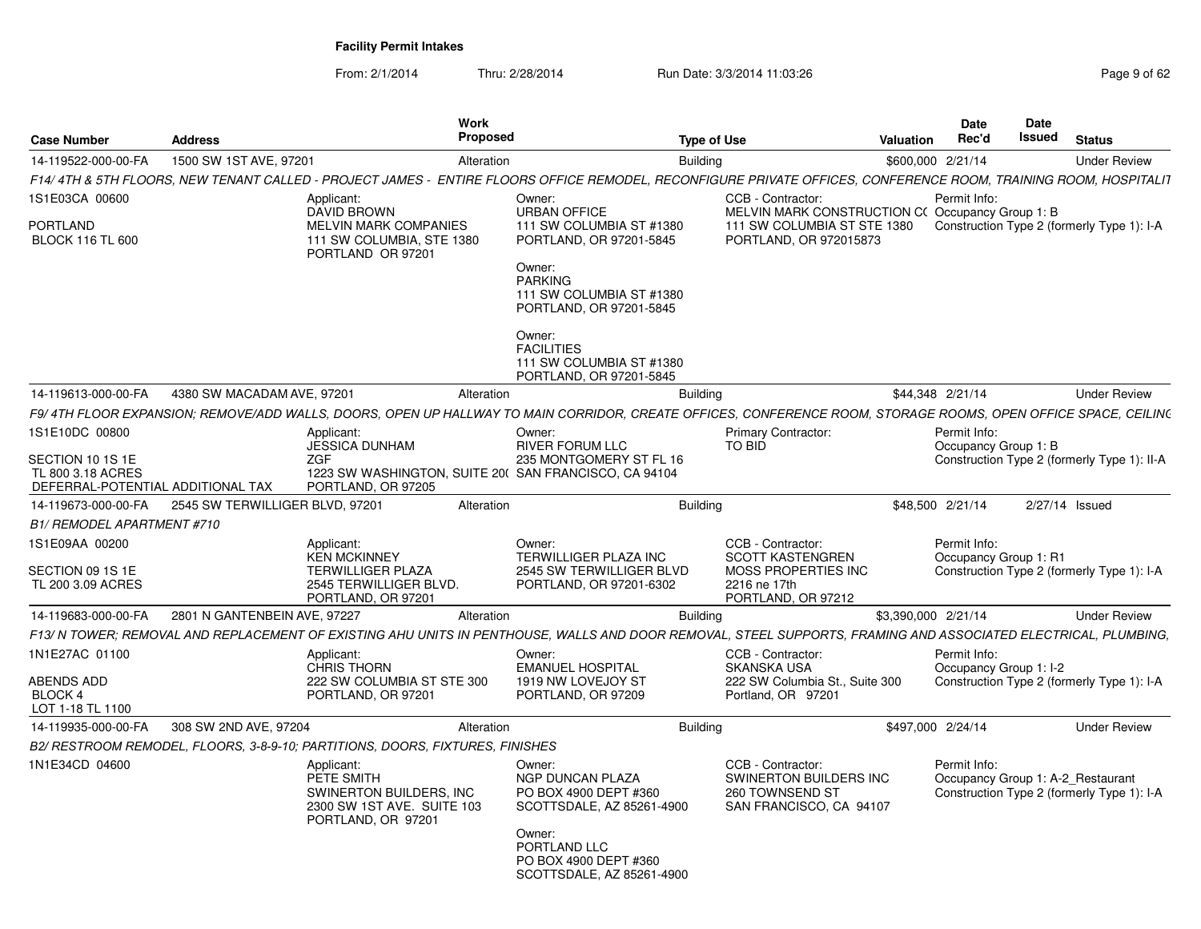**Facility Permit Intakes**

From: 2/1/2014 Thru: 2/28/2014 Run Date: 3/3/2014 11:03:26

| Case Number | Address | Work Proposed | Type of Use | Valuation | Date Rec'd | Date Issued | Status |
|---|---|---|---|---|---|---|---|
| 14-119522-000-00-FA | 1500 SW 1ST AVE, 97201 | Alteration | Building | $600,000 | 2/21/14 | | Under Review |

*F14/ 4TH & 5TH FLOORS, NEW TENANT CALLED - PROJECT JAMES - ENTIRE FLOORS OFFICE REMODEL, RECONFIGURE PRIVATE OFFICES, CONFERENCE ROOM, TRAINING ROOM, HOSPITALIT*

1S1E03CA 00600
PORTLAND
BLOCK 116 TL 600

Applicant:
DAVID BROWN
MELVIN MARK COMPANIES
111 SW COLUMBIA, STE 1380
PORTLAND OR 97201

Owner:
URBAN OFFICE
111 SW COLUMBIA ST #1380
PORTLAND, OR 97201-5845

Owner:
PARKING
111 SW COLUMBIA ST #1380
PORTLAND, OR 97201-5845

Owner:
FACILITIES
111 SW COLUMBIA ST #1380
PORTLAND, OR 97201-5845

CCB - Contractor:
MELVIN MARK CONSTRUCTION C(
111 SW COLUMBIA ST STE 1380
PORTLAND, OR 972015873

Permit Info:
Occupancy Group 1: B
Construction Type 2 (formerly Type 1): I-A

| Case Number | Address | Work Proposed | Type of Use | Valuation | Date Rec'd | Date Issued | Status |
|---|---|---|---|---|---|---|---|
| 14-119613-000-00-FA | 4380 SW MACADAM AVE, 97201 | Alteration | Building | $44,348 | 2/21/14 | | Under Review |

*F9/ 4TH FLOOR EXPANSION; REMOVE/ADD WALLS, DOORS, OPEN UP HALLWAY TO MAIN CORRIDOR, CREATE OFFICES, CONFERENCE ROOM, STORAGE ROOMS, OPEN OFFICE SPACE, CEILINC*

1S1E10DC 00800
SECTION 10 1S 1E
TL 800 3.18 ACRES
DEFERRAL-POTENTIAL ADDITIONAL TAX

Applicant:
JESSICA DUNHAM
ZGF
1223 SW WASHINGTON, SUITE 20(
PORTLAND, OR 97205

Owner:
RIVER FORUM LLC
235 MONTGOMERY ST FL 16
SAN FRANCISCO, CA 94104

Primary Contractor:
TO BID

Permit Info:
Occupancy Group 1: B
Construction Type 2 (formerly Type 1): II-A

| Case Number | Address | Work Proposed | Type of Use | Valuation | Date Rec'd | Date Issued | Status |
|---|---|---|---|---|---|---|---|
| 14-119673-000-00-FA | 2545 SW TERWILLIGER BLVD, 97201 | Alteration | Building | $48,500 | 2/21/14 | 2/27/14 | Issued |

*B1/ REMODEL APARTMENT #710*

1S1E09AA 00200
SECTION 09 1S 1E
TL 200 3.09 ACRES

Applicant:
KEN MCKINNEY
TERWILLIGER PLAZA
2545 TERWILLIGER BLVD.
PORTLAND, OR 97201

Owner:
TERWILLIGER PLAZA INC
2545 SW TERWILLIGER BLVD
PORTLAND, OR 97201-6302

CCB - Contractor:
SCOTT KASTENGREN
MOSS PROPERTIES INC
2216 ne 17th
PORTLAND, OR 97212

Permit Info:
Occupancy Group 1: R1
Construction Type 2 (formerly Type 1): I-A

| Case Number | Address | Work Proposed | Type of Use | Valuation | Date Rec'd | Date Issued | Status |
|---|---|---|---|---|---|---|---|
| 14-119683-000-00-FA | 2801 N GANTENBEIN AVE, 97227 | Alteration | Building | $3,390,000 | 2/21/14 | | Under Review |

*F13/ N TOWER; REMOVAL AND REPLACEMENT OF EXISTING AHU UNITS IN PENTHOUSE, WALLS AND DOOR REMOVAL, STEEL SUPPORTS, FRAMING AND ASSOCIATED ELECTRICAL, PLUMBING,*

1N1E27AC 01100
ABENDS ADD
BLOCK 4
LOT 1-18 TL 1100

Applicant:
CHRIS THORN
222 SW COLUMBIA ST STE 300
PORTLAND, OR 97201

Owner:
EMANUEL HOSPITAL
1919 NW LOVEJOY ST
PORTLAND, OR 97209

CCB - Contractor:
SKANSKA USA
222 SW Columbia St., Suite 300
Portland, OR 97201

Permit Info:
Occupancy Group 1: I-2
Construction Type 2 (formerly Type 1): I-A

| Case Number | Address | Work Proposed | Type of Use | Valuation | Date Rec'd | Date Issued | Status |
|---|---|---|---|---|---|---|---|
| 14-119935-000-00-FA | 308 SW 2ND AVE, 97204 | Alteration | Building | $497,000 | 2/24/14 | | Under Review |

*B2/ RESTROOM REMODEL, FLOORS, 3-8-9-10; PARTITIONS, DOORS, FIXTURES, FINISHES*

1N1E34CD 04600

Applicant:
PETE SMITH
SWINERTON BUILDERS, INC
2300 SW 1ST AVE. SUITE 103
PORTLAND, OR 97201

Owner:
NGP DUNCAN PLAZA
PO BOX 4900 DEPT #360
SCOTTSDALE, AZ 85261-4900

Owner:
PORTLAND LLC
PO BOX 4900 DEPT #360
SCOTTSDALE, AZ 85261-4900

CCB - Contractor:
SWINERTON BUILDERS INC
260 TOWNSEND ST
SAN FRANCISCO, CA 94107

Permit Info:
Occupancy Group 1: A-2_Restaurant
Construction Type 2 (formerly Type 1): I-A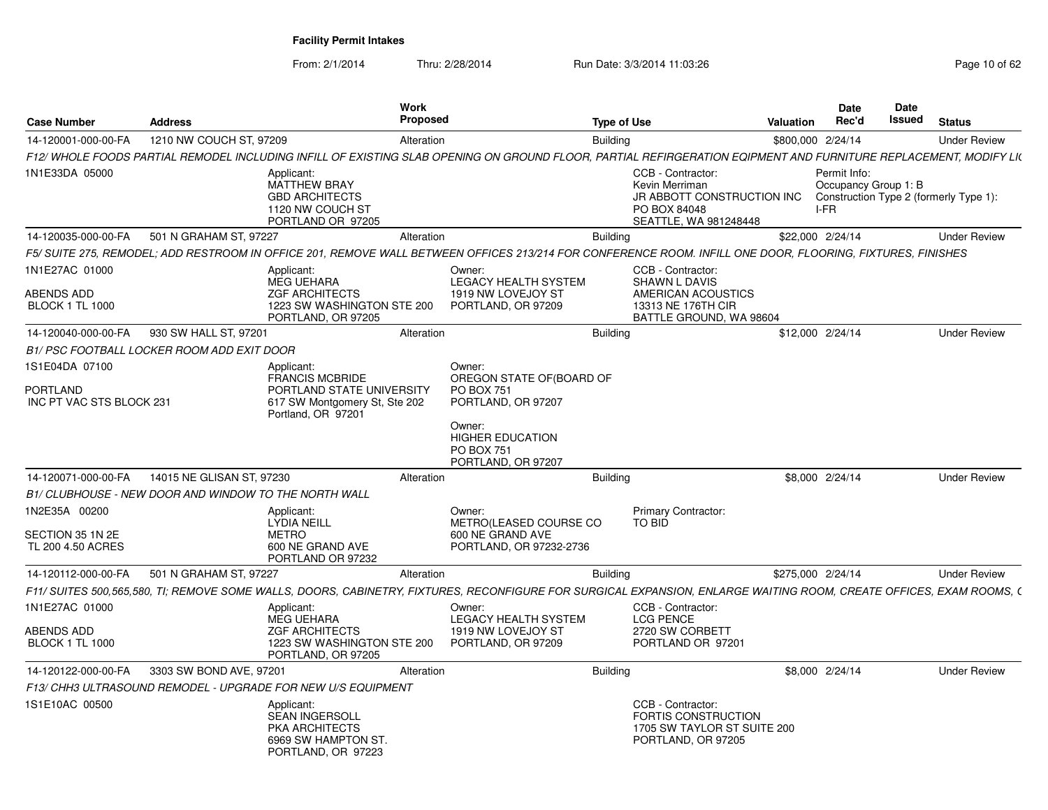# Facility Permit Intakes

From: 2/1/2014 Thru: 2/28/2014 Run Date: 3/3/2014 11:03:26

| Case Number | Address | Work Proposed | Type of Use | Valuation | Date Rec'd | Date Issued | Status |
|---|---|---|---|---|---|---|---|
| 14-120001-000-00-FA | 1210 NW COUCH ST, 97209 | Alteration | Building | $800,000 | 2/24/14 | | Under Review |

*F12/ WHOLE FOODS PARTIAL REMODEL INCLUDING INFILL OF EXISTING SLAB OPENING ON GROUND FLOOR, PARTIAL REFRIGERATION EQIPMENT AND FURNITURE REPLACEMENT, MODIFY LI(*

1N1E33DA 05000

Applicant:
MATTHEW BRAY
GBD ARCHITECTS
1120 NW COUCH ST
PORTLAND OR 97205

CCB - Contractor:
Kevin Merriman
JR ABBOTT CONSTRUCTION INC
PO BOX 84048
SEATTLE, WA 981248448

Permit Info:
Occupancy Group 1: B
Construction Type 2 (formerly Type 1): I-FR

| Case Number | Address | Work Proposed | Type of Use | Valuation | Date Rec'd | Date Issued | Status |
|---|---|---|---|---|---|---|---|
| 14-120035-000-00-FA | 501 N GRAHAM ST, 97227 | Alteration | Building | $22,000 | 2/24/14 | | Under Review |

*F5/ SUITE 275, REMODEL; ADD RESTROOM IN OFFICE 201, REMOVE WALL BETWEEN OFFICES 213/214 FOR CONFERENCE ROOM. INFILL ONE DOOR, FLOORING, FIXTURES, FINISHES*

1N1E27AC 01000

ABENDS ADD
BLOCK 1 TL 1000

Applicant:
MEG UEHARA
ZGF ARCHITECTS
1223 SW WASHINGTON STE 200
PORTLAND, OR 97205

Owner:
LEGACY HEALTH SYSTEM
1919 NW LOVEJOY ST
PORTLAND, OR 97209

CCB - Contractor:
SHAWN L DAVIS
AMERICAN ACOUSTICS
13313 NE 176TH CIR
BATTLE GROUND, WA 98604

| Case Number | Address | Work Proposed | Type of Use | Valuation | Date Rec'd | Date Issued | Status |
|---|---|---|---|---|---|---|---|
| 14-120040-000-00-FA | 930 SW HALL ST, 97201 | Alteration | Building | $12,000 | 2/24/14 | | Under Review |

*B1/ PSC FOOTBALL LOCKER ROOM ADD EXIT DOOR*

1S1E04DA 07100

PORTLAND
INC PT VAC STS BLOCK 231

Applicant:
FRANCIS MCBRIDE
PORTLAND STATE UNIVERSITY
617 SW Montgomery St, Ste 202
Portland, OR 97201

Owner:
OREGON STATE OF(BOARD OF
PO BOX 751
PORTLAND, OR 97207

Owner:
HIGHER EDUCATION
PO BOX 751
PORTLAND, OR 97207

| Case Number | Address | Work Proposed | Type of Use | Valuation | Date Rec'd | Date Issued | Status |
|---|---|---|---|---|---|---|---|
| 14-120071-000-00-FA | 14015 NE GLISAN ST, 97230 | Alteration | Building | $8,000 | 2/24/14 | | Under Review |

*B1/ CLUBHOUSE - NEW DOOR AND WINDOW TO THE NORTH WALL*

1N2E35A 00200

SECTION 35 1N 2E
TL 200 4.50 ACRES

Applicant:
LYDIA NEILL
METRO
600 NE GRAND AVE
PORTLAND OR 97232

Owner:
METRO(LEASED COURSE CO
600 NE GRAND AVE
PORTLAND, OR 97232-2736

Primary Contractor:
TO BID

| Case Number | Address | Work Proposed | Type of Use | Valuation | Date Rec'd | Date Issued | Status |
|---|---|---|---|---|---|---|---|
| 14-120112-000-00-FA | 501 N GRAHAM ST, 97227 | Alteration | Building | $275,000 | 2/24/14 | | Under Review |

*F11/ SUITES 500,565,580, TI; REMOVE SOME WALLS, DOORS, CABINETRY, FIXTURES, RECONFIGURE FOR SURGICAL EXPANSION, ENLARGE WAITING ROOM, CREATE OFFICES, EXAM ROOMS, (*

1N1E27AC 01000

ABENDS ADD
BLOCK 1 TL 1000

Applicant:
MEG UEHARA
ZGF ARCHITECTS
1223 SW WASHINGTON STE 200
PORTLAND, OR 97205

Owner:
LEGACY HEALTH SYSTEM
1919 NW LOVEJOY ST
PORTLAND, OR 97209

CCB - Contractor:
LCG PENCE
2720 SW CORBETT
PORTLAND OR 97201

| Case Number | Address | Work Proposed | Type of Use | Valuation | Date Rec'd | Date Issued | Status |
|---|---|---|---|---|---|---|---|
| 14-120122-000-00-FA | 3303 SW BOND AVE, 97201 | Alteration | Building | $8,000 | 2/24/14 | | Under Review |

*F13/ CHH3 ULTRASOUND REMODEL - UPGRADE FOR NEW U/S EQUIPMENT*

1S1E10AC 00500

Applicant:
SEAN INGERSOLL
PKA ARCHITECTS
6969 SW HAMPTON ST.
PORTLAND, OR 97223

CCB - Contractor:
FORTIS CONSTRUCTION
1705 SW TAYLOR ST SUITE 200
PORTLAND, OR 97205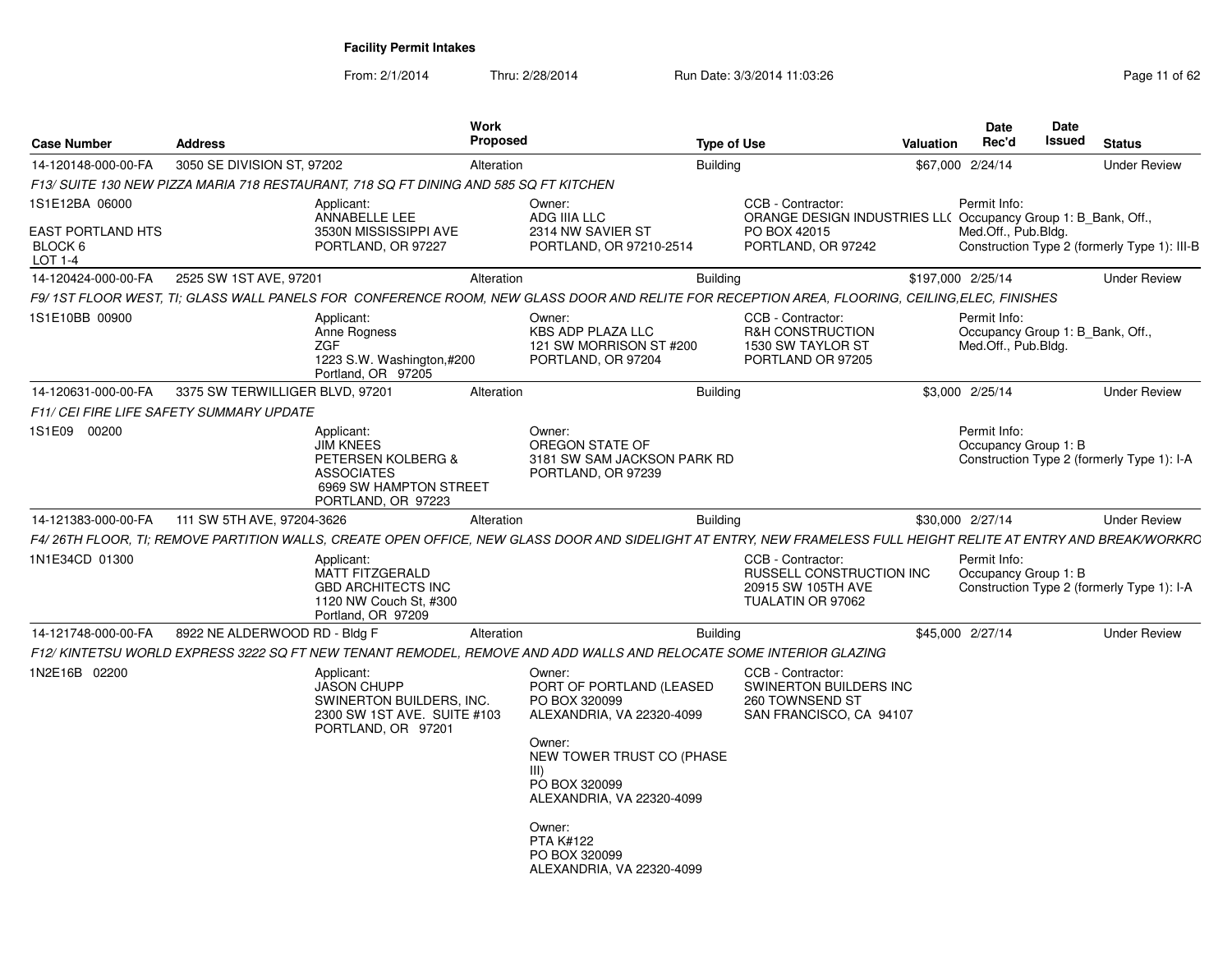**Facility Permit Intakes**

From: 2/1/2014 Thru: 2/28/2014 Run Date: 3/3/2014 11:03:26

| Case Number | Address | Work Proposed | Type of Use | Valuation | Date Rec'd | Date Issued | Status |
|---|---|---|---|---|---|---|---|
| 14-120148-000-00-FA | 3050 SE DIVISION ST, 97202 | Alteration | Building | $67,000 | 2/24/14 | | Under Review |

*F13/ SUITE 130 NEW PIZZA MARIA 718 RESTAURANT, 718 SQ FT DINING AND 585 SQ FT KITCHEN*

1S1E12BA 06000
EAST PORTLAND HTS
BLOCK 6
LOT 1-4

Applicant:
ANNABELLE LEE
3530N MISSISSIPPI AVE
PORTLAND, OR 97227

Owner:
ADG IIIA LLC
2314 NW SAVIER ST
PORTLAND, OR 97210-2514

CCB - Contractor:
ORANGE DESIGN INDUSTRIES LL(
PO BOX 42015
PORTLAND, OR 97242

Permit Info:
Occupancy Group 1: B_Bank, Off., Med.Off., Pub.Bldg.
Construction Type 2 (formerly Type 1): III-B

| Case Number | Address | Work Proposed | Type of Use | Valuation | Date Rec'd | Date Issued | Status |
|---|---|---|---|---|---|---|---|
| 14-120424-000-00-FA | 2525 SW 1ST AVE, 97201 | Alteration | Building | $197,000 | 2/25/14 | | Under Review |

*F9/ 1ST FLOOR WEST, TI; GLASS WALL PANELS FOR CONFERENCE ROOM, NEW GLASS DOOR AND RELITE FOR RECEPTION AREA, FLOORING, CEILING,ELEC, FINISHES*

1S1E10BB 00900

Applicant:
Anne Rogness
ZGF
1223 S.W. Washington,#200
Portland, OR 97205

Owner:
KBS ADP PLAZA LLC
121 SW MORRISON ST #200
PORTLAND, OR 97204

CCB - Contractor:
R&H CONSTRUCTION
1530 SW TAYLOR ST
PORTLAND OR 97205

Permit Info:
Occupancy Group 1: B_Bank, Off., Med.Off., Pub.Bldg.

| Case Number | Address | Work Proposed | Type of Use | Valuation | Date Rec'd | Date Issued | Status |
|---|---|---|---|---|---|---|---|
| 14-120631-000-00-FA | 3375 SW TERWILLIGER BLVD, 97201 | Alteration | Building | $3,000 | 2/25/14 | | Under Review |

*F11/ CEI FIRE LIFE SAFETY SUMMARY UPDATE*

1S1E09 00200

Applicant:
JIM KNEES
PETERSEN KOLBERG & ASSOCIATES
6969 SW HAMPTON STREET
PORTLAND, OR 97223

Owner:
OREGON STATE OF
3181 SW SAM JACKSON PARK RD
PORTLAND, OR 97239

Permit Info:
Occupancy Group 1: B
Construction Type 2 (formerly Type 1): I-A

| Case Number | Address | Work Proposed | Type of Use | Valuation | Date Rec'd | Date Issued | Status |
|---|---|---|---|---|---|---|---|
| 14-121383-000-00-FA | 111 SW 5TH AVE, 97204-3626 | Alteration | Building | $30,000 | 2/27/14 | | Under Review |

*F4/ 26TH FLOOR, TI; REMOVE PARTITION WALLS, CREATE OPEN OFFICE, NEW GLASS DOOR AND SIDELIGHT AT ENTRY, NEW FRAMELESS FULL HEIGHT RELITE AT ENTRY AND BREAK/WORKRO*

1N1E34CD 01300

Applicant:
MATT FITZGERALD
GBD ARCHITECTS INC
1120 NW Couch St, #300
Portland, OR 97209

CCB - Contractor:
RUSSELL CONSTRUCTION INC
20915 SW 105TH AVE
TUALATIN OR 97062

Permit Info:
Occupancy Group 1: B
Construction Type 2 (formerly Type 1): I-A

| Case Number | Address | Work Proposed | Type of Use | Valuation | Date Rec'd | Date Issued | Status |
|---|---|---|---|---|---|---|---|
| 14-121748-000-00-FA | 8922 NE ALDERWOOD RD - Bldg F | Alteration | Building | $45,000 | 2/27/14 | | Under Review |

*F12/ KINTETSU WORLD EXPRESS 3222 SQ FT NEW TENANT REMODEL, REMOVE AND ADD WALLS AND RELOCATE SOME INTERIOR GLAZING*

1N2E16B 02200

Applicant:
JASON CHUPP
SWINERTON BUILDERS, INC.
2300 SW 1ST AVE. SUITE #103
PORTLAND, OR 97201

Owner:
PORT OF PORTLAND (LEASED
PO BOX 320099
ALEXANDRIA, VA 22320-4099

Owner:
NEW TOWER TRUST CO (PHASE III)
PO BOX 320099
ALEXANDRIA, VA 22320-4099

Owner:
PTA K#122
PO BOX 320099
ALEXANDRIA, VA 22320-4099

CCB - Contractor:
SWINERTON BUILDERS INC
260 TOWNSEND ST
SAN FRANCISCO, CA 94107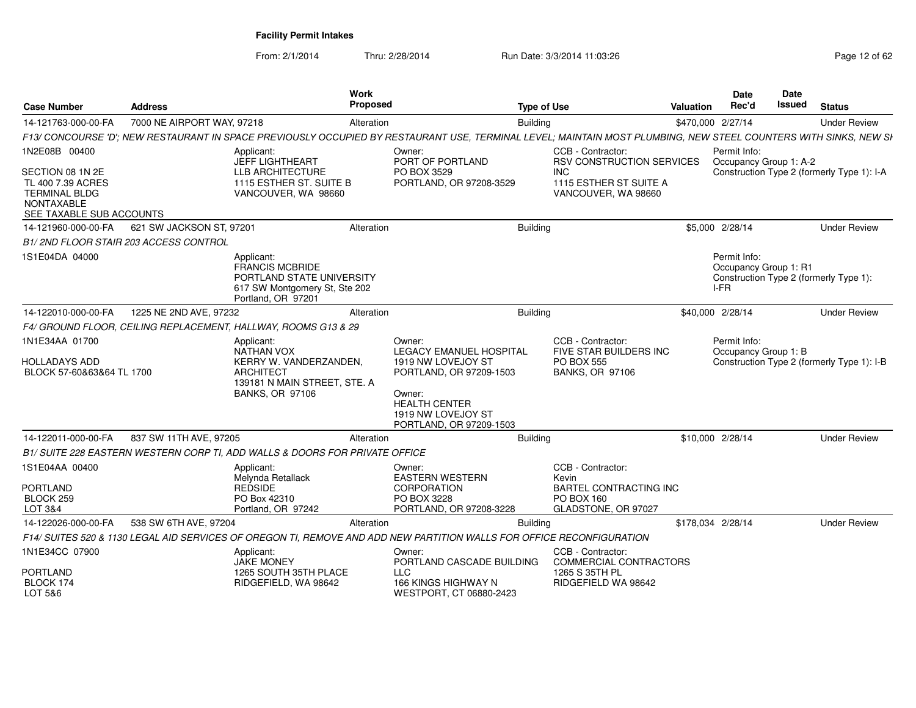**Facility Permit Intakes**

From: 2/1/2014 Thru: 2/28/2014 Run Date: 3/3/2014 11:03:26

| Case Number | Address | Work Proposed | Type of Use | Valuation | Date Rec'd | Date Issued | Status |
|---|---|---|---|---|---|---|---|
| 14-121763-000-00-FA | 7000 NE AIRPORT WAY, 97218 | Alteration | Building | $470,000 | 2/27/14 | | Under Review |

F13/ CONCOURSE 'D'; NEW RESTAURANT IN SPACE PREVIOUSLY OCCUPIED BY RESTAURANT USE, TERMINAL LEVEL; MAINTAIN MOST PLUMBING, NEW STEEL COUNTERS WITH SINKS, NEW SI

1N2E08B 00400
SECTION 08 1N 2E
TL 400 7.39 ACRES
TERMINAL BLDG
NONTAXABLE
SEE TAXABLE SUB ACCOUNTS

Applicant: JEFF LIGHTHEART, LLB ARCHITECTURE, 1115 ESTHER ST. SUITE B, VANCOUVER, WA 98660

Owner: PORT OF PORTLAND, PO BOX 3529, PORTLAND, OR 97208-3529

CCB - Contractor: RSV CONSTRUCTION SERVICES INC, 1115 ESTHER ST SUITE A, VANCOUVER, WA 98660

Permit Info: Occupancy Group 1: A-2; Construction Type 2 (formerly Type 1): I-A

| Case Number | Address | Work Proposed | Type of Use | Valuation | Date Rec'd | Date Issued | Status |
|---|---|---|---|---|---|---|---|
| 14-121960-000-00-FA | 621 SW JACKSON ST, 97201 | Alteration | Building | $5,000 | 2/28/14 | | Under Review |

B1/ 2ND FLOOR STAIR 203 ACCESS CONTROL

1S1E04DA 04000

Applicant: FRANCIS MCBRIDE, PORTLAND STATE UNIVERSITY, 617 SW Montgomery St, Ste 202, Portland, OR 97201

Permit Info: Occupancy Group 1: R1; Construction Type 2 (formerly Type 1): I-FR

| Case Number | Address | Work Proposed | Type of Use | Valuation | Date Rec'd | Date Issued | Status |
|---|---|---|---|---|---|---|---|
| 14-122010-000-00-FA | 1225 NE 2ND AVE, 97232 | Alteration | Building | $40,000 | 2/28/14 | | Under Review |

F4/ GROUND FLOOR, CEILING REPLACEMENT, HALLWAY, ROOMS G13 & 29

1N1E34AA 01700
HOLLADAYS ADD
BLOCK 57-60&63&64 TL 1700

Applicant: NATHAN VOX, KERRY W. VANDERZANDEN, ARCHITECT, 139181 N MAIN STREET, STE. A, BANKS, OR 97106

Owner: LEGACY EMANUEL HOSPITAL, 1919 NW LOVEJOY ST, PORTLAND, OR 97209-1503

Owner: HEALTH CENTER, 1919 NW LOVEJOY ST, PORTLAND, OR 97209-1503

CCB - Contractor: FIVE STAR BUILDERS INC, PO BOX 555, BANKS, OR 97106

Permit Info: Occupancy Group 1: B; Construction Type 2 (formerly Type 1): I-B

| Case Number | Address | Work Proposed | Type of Use | Valuation | Date Rec'd | Date Issued | Status |
|---|---|---|---|---|---|---|---|
| 14-122011-000-00-FA | 837 SW 11TH AVE, 97205 | Alteration | Building | $10,000 | 2/28/14 | | Under Review |

B1/ SUITE 228 EASTERN WESTERN CORP TI, ADD WALLS & DOORS FOR PRIVATE OFFICE

1S1E04AA 00400
PORTLAND
BLOCK 259
LOT 3&4

Applicant: Melynda Retallack, REDSIDE, PO Box 42310, Portland, OR 97242

Owner: EASTERN WESTERN CORPORATION, PO BOX 3228, PORTLAND, OR 97208-3228

CCB - Contractor: Kevin, BARTEL CONTRACTING INC, PO BOX 160, GLADSTONE, OR 97027

| Case Number | Address | Work Proposed | Type of Use | Valuation | Date Rec'd | Date Issued | Status |
|---|---|---|---|---|---|---|---|
| 14-122026-000-00-FA | 538 SW 6TH AVE, 97204 | Alteration | Building | $178,034 | 2/28/14 | | Under Review |

F14/ SUITES 520 & 1130 LEGAL AID SERVICES OF OREGON TI, REMOVE AND ADD NEW PARTITION WALLS FOR OFFICE RECONFIGURATION

1N1E34CC 07900
PORTLAND
BLOCK 174
LOT 5&6

Applicant: JAKE MONEY, 1265 SOUTH 35TH PLACE, RIDGEFIELD, WA 98642

Owner: PORTLAND CASCADE BUILDING LLC, 166 KINGS HIGHWAY N, WESTPORT, CT 06880-2423

CCB - Contractor: COMMERCIAL CONTRACTORS, 1265 S 35TH PL, RIDGEFIELD WA 98642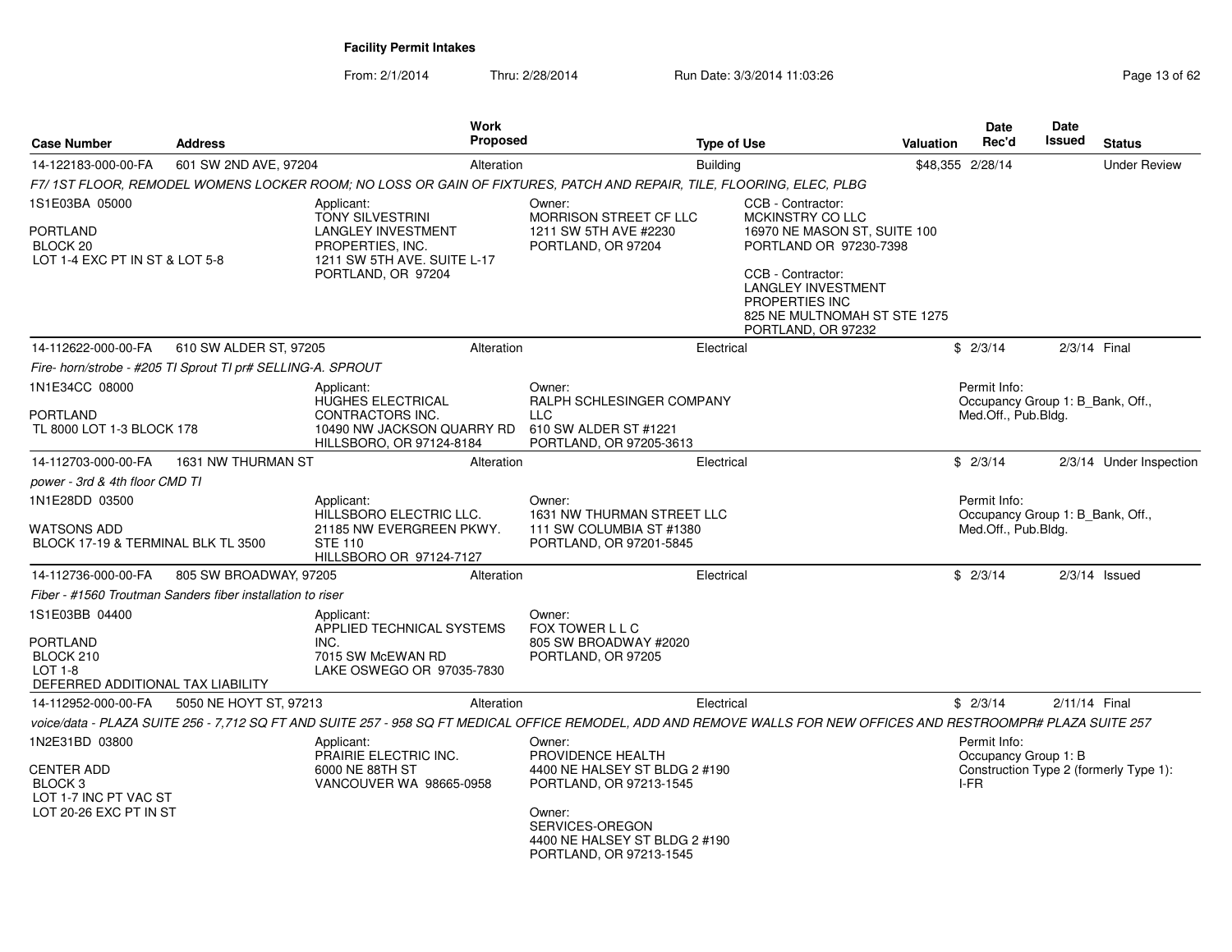**Facility Permit Intakes**

From: 2/1/2014 Thru: 2/28/2014 Run Date: 3/3/2014 11:03:26

| Case Number | Address | Work Proposed | Type of Use | Valuation | Date Rec'd | Date Issued | Status |
|---|---|---|---|---|---|---|---|
| 14-122183-000-00-FA | 601 SW 2ND AVE, 97204 | Alteration | Building | $48,355 | 2/28/14 | | Under Review |

*F7/ 1ST FLOOR, REMODEL WOMENS LOCKER ROOM; NO LOSS OR GAIN OF FIXTURES, PATCH AND REPAIR, TILE, FLOORING, ELEC, PLBG*

1S1E03BA 05000
PORTLAND
BLOCK 20
LOT 1-4 EXC PT IN ST & LOT 5-8

Applicant:
TONY SILVESTRINI
LANGLEY INVESTMENT PROPERTIES, INC.
1211 SW 5TH AVE. SUITE L-17
PORTLAND, OR 97204

Owner:
MORRISON STREET CF LLC
1211 SW 5TH AVE #2230
PORTLAND, OR 97204

CCB - Contractor:
MCKINSTRY CO LLC
16970 NE MASON ST, SUITE 100
PORTLAND OR 97230-7398

CCB - Contractor:
LANGLEY INVESTMENT PROPERTIES INC
825 NE MULTNOMAH ST STE 1275
PORTLAND, OR 97232

| Case Number | Address | Work Proposed | Type of Use | Valuation | Date Rec'd | Date Issued | Status |
|---|---|---|---|---|---|---|---|
| 14-112622-000-00-FA | 610 SW ALDER ST, 97205 | Alteration | Electrical | $ | 2/3/14 | 2/3/14 | Final |

*Fire- horn/strobe - #205 TI Sprout TI pr# SELLING-A. SPROUT*

1N1E34CC 08000
PORTLAND
TL 8000 LOT 1-3 BLOCK 178

Applicant:
HUGHES ELECTRICAL CONTRACTORS INC.
10490 NW JACKSON QUARRY RD
HILLSBORO, OR 97124-8184

Owner:
RALPH SCHLESINGER COMPANY LLC
610 SW ALDER ST #1221
PORTLAND, OR 97205-3613

Permit Info:
Occupancy Group 1: B_Bank, Off., Med.Off., Pub.Bldg.

| Case Number | Address | Work Proposed | Type of Use | Valuation | Date Rec'd | Date Issued | Status |
|---|---|---|---|---|---|---|---|
| 14-112703-000-00-FA | 1631 NW THURMAN ST | Alteration | Electrical | $ | 2/3/14 | 2/3/14 | Under Inspection |

*power - 3rd & 4th floor CMD TI*

1N1E28DD 03500
WATSONS ADD
BLOCK 17-19 & TERMINAL BLK TL 3500

Applicant:
HILLSBORO ELECTRIC LLC.
21185 NW EVERGREEN PKWY. STE 110
HILLSBORO OR 97124-7127

Owner:
1631 NW THURMAN STREET LLC
111 SW COLUMBIA ST #1380
PORTLAND, OR 97201-5845

Permit Info:
Occupancy Group 1: B_Bank, Off., Med.Off., Pub.Bldg.

| Case Number | Address | Work Proposed | Type of Use | Valuation | Date Rec'd | Date Issued | Status |
|---|---|---|---|---|---|---|---|
| 14-112736-000-00-FA | 805 SW BROADWAY, 97205 | Alteration | Electrical | $ | 2/3/14 | 2/3/14 | Issued |

*Fiber - #1560 Troutman Sanders fiber installation to riser*

1S1E03BB 04400
PORTLAND
BLOCK 210
LOT 1-8
DEFERRED ADDITIONAL TAX LIABILITY

Applicant:
APPLIED TECHNICAL SYSTEMS INC.
7015 SW McEWAN RD
LAKE OSWEGO OR 97035-7830

Owner:
FOX TOWER L L C
805 SW BROADWAY #2020
PORTLAND, OR 97205

| Case Number | Address | Work Proposed | Type of Use | Valuation | Date Rec'd | Date Issued | Status |
|---|---|---|---|---|---|---|---|
| 14-112952-000-00-FA | 5050 NE HOYT ST, 97213 | Alteration | Electrical | $ | 2/3/14 | 2/11/14 | Final |

*voice/data - PLAZA SUITE 256 - 7,712 SQ FT AND SUITE 257 - 958 SQ FT MEDICAL OFFICE REMODEL, ADD AND REMOVE WALLS FOR NEW OFFICES AND RESTROOMPR# PLAZA SUITE 257*

1N2E31BD 03800
CENTER ADD
BLOCK 3
LOT 1-7 INC PT VAC ST
LOT 20-26 EXC PT IN ST

Applicant:
PRAIRIE ELECTRIC INC.
6000 NE 88TH ST
VANCOUVER WA 98665-0958

Owner:
PROVIDENCE HEALTH
4400 NE HALSEY ST BLDG 2 #190
PORTLAND, OR 97213-1545

Owner:
SERVICES-OREGON
4400 NE HALSEY ST BLDG 2 #190
PORTLAND, OR 97213-1545

Permit Info:
Occupancy Group 1: B
Construction Type 2 (formerly Type 1): I-FR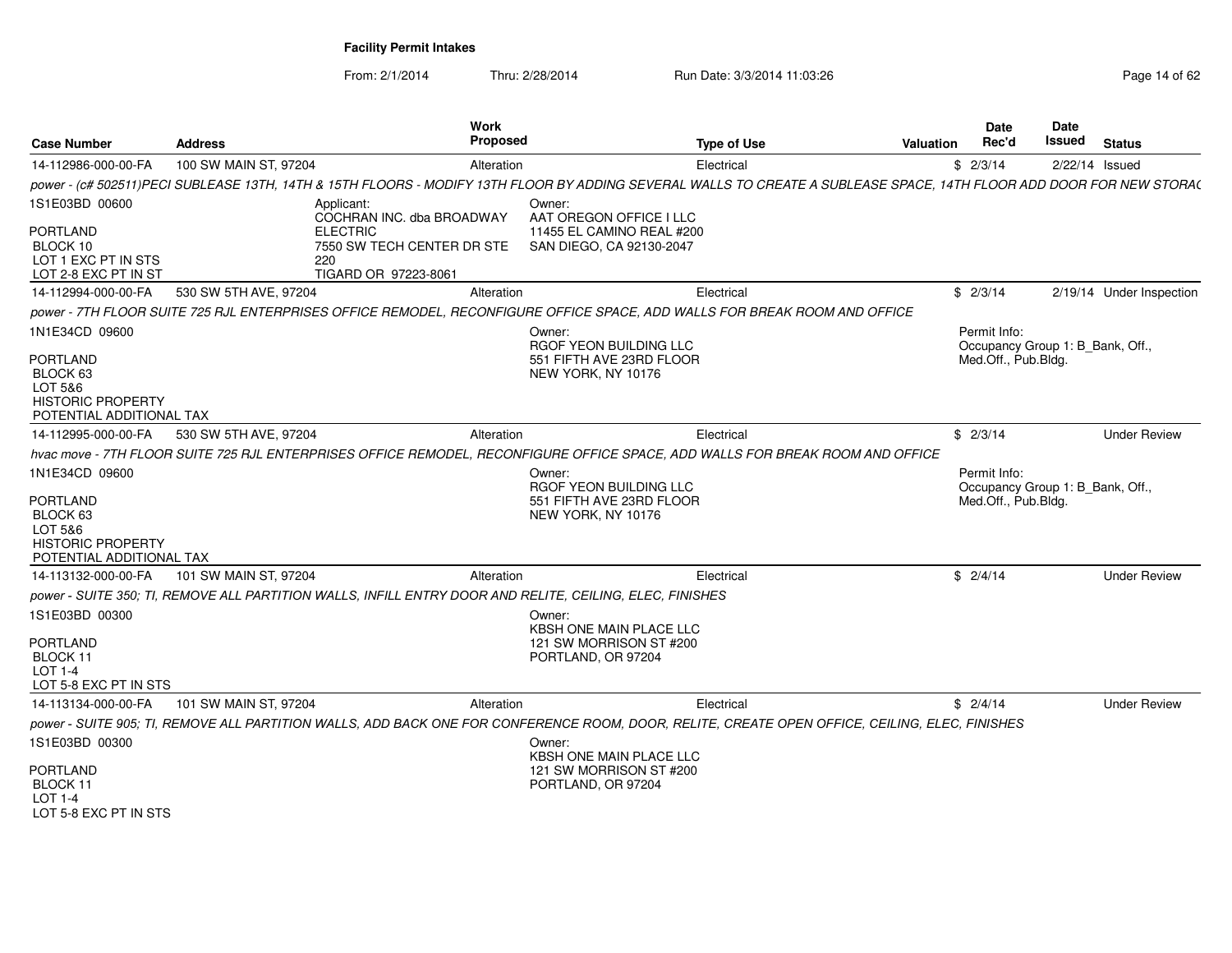**Facility Permit Intakes**

From: 2/1/2014 Thru: 2/28/2014 Run Date: 3/3/2014 11:03:26

| Case Number | Address | Work Proposed | Type of Use | Valuation | Date Rec'd | Date Issued | Status |
|---|---|---|---|---|---|---|---|
| 14-112986-000-00-FA | 100 SW MAIN ST, 97204 | Alteration | Electrical | $ | 2/3/14 | 2/22/14 | Issued |
| *power - (c# 502511)PECI SUBLEASE 13TH, 14TH & 15TH FLOORS - MODIFY 13TH FLOOR BY ADDING SEVERAL WALLS TO CREATE A SUBLEASE SPACE, 14TH FLOOR ADD DOOR FOR NEW STORA(* | | | | | | | |
| 1S1E03BD 00600<br>PORTLAND<br>BLOCK 10<br>LOT 1 EXC PT IN STS<br>LOT 2-8 EXC PT IN ST | Applicant:<br>COCHRAN INC. dba BROADWAY ELECTRIC<br>7550 SW TECH CENTER DR STE 220<br>TIGARD OR 97223-8061 | Owner:<br>AAT OREGON OFFICE I LLC<br>11455 EL CAMINO REAL #200<br>SAN DIEGO, CA 92130-2047 | | | | | |
| 14-112994-000-00-FA | 530 SW 5TH AVE, 97204 | Alteration | Electrical | $ | 2/3/14 | 2/19/14 | Under Inspection |
| *power - 7TH FLOOR SUITE 725 RJL ENTERPRISES OFFICE REMODEL, RECONFIGURE OFFICE SPACE, ADD WALLS FOR BREAK ROOM AND OFFICE* | | | | | | | |
| 1N1E34CD 09600<br>PORTLAND<br>BLOCK 63<br>LOT 5&6<br>HISTORIC PROPERTY<br>POTENTIAL ADDITIONAL TAX | | Owner:<br>RGOF YEON BUILDING LLC<br>551 FIFTH AVE 23RD FLOOR<br>NEW YORK, NY 10176 | | | Permit Info:<br>Occupancy Group 1: B_Bank, Off., Med.Off., Pub.Bldg. | | |
| 14-112995-000-00-FA | 530 SW 5TH AVE, 97204 | Alteration | Electrical | $ | 2/3/14 | | Under Review |
| *hvac move - 7TH FLOOR SUITE 725 RJL ENTERPRISES OFFICE REMODEL, RECONFIGURE OFFICE SPACE, ADD WALLS FOR BREAK ROOM AND OFFICE* | | | | | | | |
| 1N1E34CD 09600<br>PORTLAND<br>BLOCK 63<br>LOT 5&6<br>HISTORIC PROPERTY<br>POTENTIAL ADDITIONAL TAX | | Owner:<br>RGOF YEON BUILDING LLC<br>551 FIFTH AVE 23RD FLOOR<br>NEW YORK, NY 10176 | | | Permit Info:<br>Occupancy Group 1: B_Bank, Off., Med.Off., Pub.Bldg. | | |
| 14-113132-000-00-FA | 101 SW MAIN ST, 97204 | Alteration | Electrical | $ | 2/4/14 | | Under Review |
| *power - SUITE 350; TI, REMOVE ALL PARTITION WALLS, INFILL ENTRY DOOR AND RELITE, CEILING, ELEC, FINISHES* | | | | | | | |
| 1S1E03BD 00300<br>PORTLAND<br>BLOCK 11<br>LOT 1-4<br>LOT 5-8 EXC PT IN STS | | Owner:<br>KBSH ONE MAIN PLACE LLC<br>121 SW MORRISON ST #200<br>PORTLAND, OR 97204 | | | | | |
| 14-113134-000-00-FA | 101 SW MAIN ST, 97204 | Alteration | Electrical | $ | 2/4/14 | | Under Review |
| *power - SUITE 905; TI, REMOVE ALL PARTITION WALLS, ADD BACK ONE FOR CONFERENCE ROOM, DOOR, RELITE, CREATE OPEN OFFICE, CEILING, ELEC, FINISHES* | | | | | | | |
| 1S1E03BD 00300<br>PORTLAND<br>BLOCK 11<br>LOT 1-4<br>LOT 5-8 EXC PT IN STS | | Owner:<br>KBSH ONE MAIN PLACE LLC<br>121 SW MORRISON ST #200<br>PORTLAND, OR 97204 | | | | | |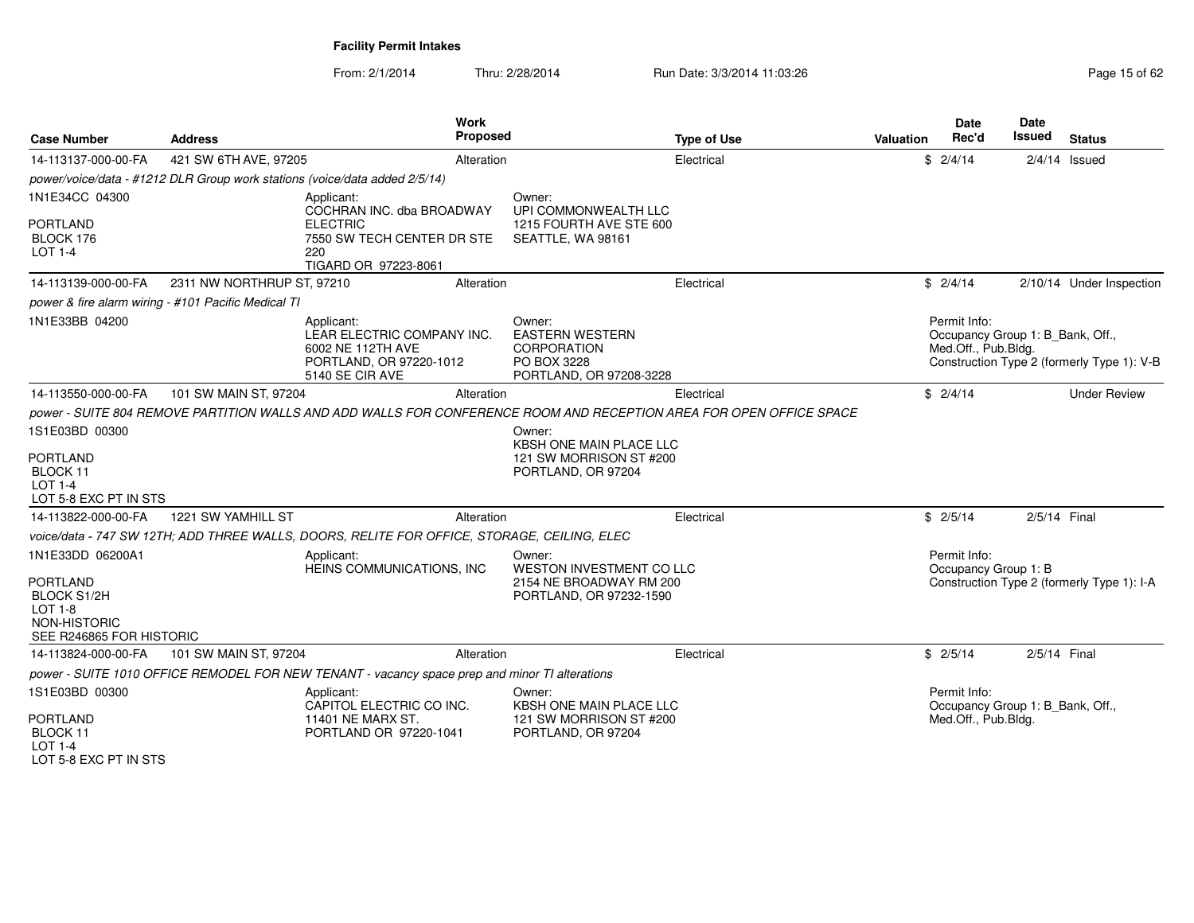**Facility Permit Intakes**

From: 2/1/2014 Thru: 2/28/2014 Run Date: 3/3/2014 11:03:26

| Case Number | Address | Work Proposed | Type of Use | Valuation | Date Rec'd | Date Issued | Status |
|---|---|---|---|---|---|---|---|
| 14-113137-000-00-FA | 421 SW 6TH AVE, 97205 | Alteration | Electrical | $ | 2/4/14 | 2/4/14 | Issued |
| *power/voice/data - #1212 DLR Group work stations (voice/data added 2/5/14)* | | | | | | | |
| 1N1E34CC 04300<br>PORTLAND<br>BLOCK 176<br>LOT 1-4 | Applicant:<br>COCHRAN INC. dba BROADWAY ELECTRIC<br>7550 SW TECH CENTER DR STE 220<br>TIGARD OR 97223-8061 | | Owner:<br>UPI COMMONWEALTH LLC<br>1215 FOURTH AVE STE 600<br>SEATTLE, WA 98161 | | | | |
| 14-113139-000-00-FA | 2311 NW NORTHRUP ST, 97210 | Alteration | Electrical | $ | 2/4/14 | 2/10/14 | Under Inspection |
| *power & fire alarm wiring - #101 Pacific Medical TI* | | | | | | | |
| 1N1E33BB 04200 | Applicant:<br>LEAR ELECTRIC COMPANY INC.<br>6002 NE 112TH AVE<br>PORTLAND, OR 97220-1012<br>5140 SE CIR AVE | | Owner:<br>EASTERN WESTERN CORPORATION<br>PO BOX 3228<br>PORTLAND, OR 97208-3228 | | Permit Info:<br>Occupancy Group 1: B_Bank, Off., Med.Off., Pub.Bldg.<br>Construction Type 2 (formerly Type 1): V-B | | |
| 14-113550-000-00-FA | 101 SW MAIN ST, 97204 | Alteration | Electrical | $ | 2/4/14 | | Under Review |
| *power - SUITE 804 REMOVE PARTITION WALLS AND ADD WALLS FOR CONFERENCE ROOM AND RECEPTION AREA FOR OPEN OFFICE SPACE* | | | | | | | |
| 1S1E03BD 00300<br>PORTLAND<br>BLOCK 11<br>LOT 1-4<br>LOT 5-8 EXC PT IN STS | | | Owner:<br>KBSH ONE MAIN PLACE LLC<br>121 SW MORRISON ST #200<br>PORTLAND, OR 97204 | | | | |
| 14-113822-000-00-FA | 1221 SW YAMHILL ST | Alteration | Electrical | $ | 2/5/14 | 2/5/14 | Final |
| *voice/data - 747 SW 12TH; ADD THREE WALLS, DOORS, RELITE FOR OFFICE, STORAGE, CEILING, ELEC* | | | | | | | |
| 1N1E33DD 06200A1<br>PORTLAND<br>BLOCK S1/2H<br>LOT 1-8<br>NON-HISTORIC<br>SEE R246865 FOR HISTORIC | Applicant:<br>HEINS COMMUNICATIONS, INC | | Owner:<br>WESTON INVESTMENT CO LLC<br>2154 NE BROADWAY RM 200<br>PORTLAND, OR 97232-1590 | | Permit Info:<br>Occupancy Group 1: B<br>Construction Type 2 (formerly Type 1): I-A | | |
| 14-113824-000-00-FA | 101 SW MAIN ST, 97204 | Alteration | Electrical | $ | 2/5/14 | 2/5/14 | Final |
| *power - SUITE 1010 OFFICE REMODEL FOR NEW TENANT - vacancy space prep and minor TI alterations* | | | | | | | |
| 1S1E03BD 00300<br>PORTLAND<br>BLOCK 11<br>LOT 1-4<br>LOT 5-8 EXC PT IN STS | Applicant:<br>CAPITOL ELECTRIC CO INC.<br>11401 NE MARX ST.<br>PORTLAND OR 97220-1041 | | Owner:<br>KBSH ONE MAIN PLACE LLC<br>121 SW MORRISON ST #200<br>PORTLAND, OR 97204 | | Permit Info:<br>Occupancy Group 1: B_Bank, Off., Med.Off., Pub.Bldg. | | |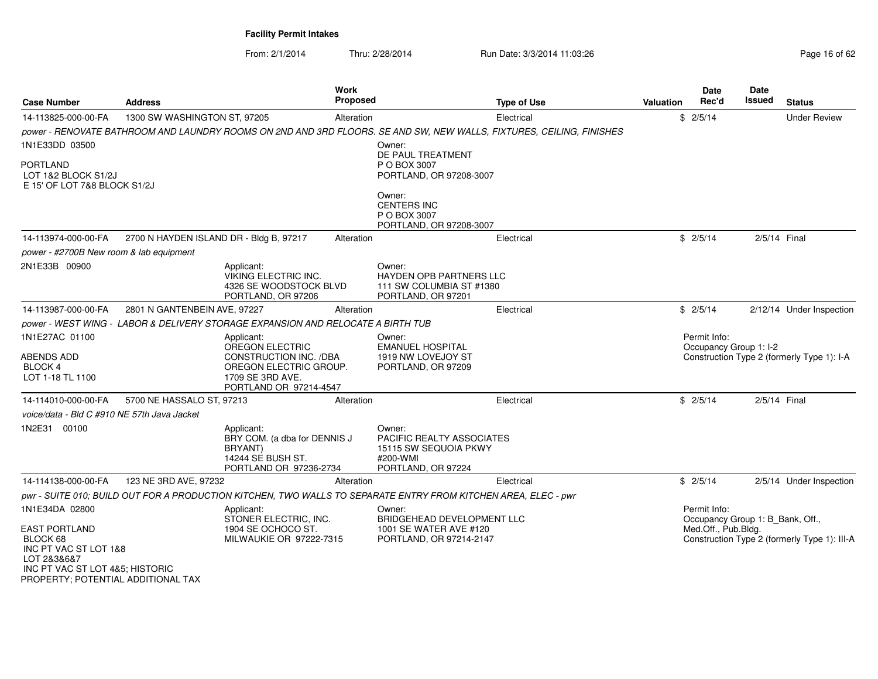**Facility Permit Intakes**

From: 2/1/2014 Thru: 2/28/2014 Run Date: 3/3/2014 11:03:26

| Case Number | Address | Work Proposed | Type of Use | Valuation | Date Rec'd | Date Issued | Status |
|---|---|---|---|---|---|---|---|
| 14-113825-000-00-FA | 1300 SW WASHINGTON ST, 97205 | Alteration | Electrical | $ | 2/5/14 | | Under Review |

*power - RENOVATE BATHROOM AND LAUNDRY ROOMS ON 2ND AND 3RD FLOORS. SE AND SW, NEW WALLS, FIXTURES, CEILING, FINISHES*

1N1E33DD 03500

PORTLAND
LOT 1&2 BLOCK S1/2J
E 15' OF LOT 7&8 BLOCK S1/2J

Owner:
DE PAUL TREATMENT
P O BOX 3007
PORTLAND, OR 97208-3007

Owner:
CENTERS INC
P O BOX 3007
PORTLAND, OR 97208-3007

| Case Number | Address | Work Proposed | Type of Use | Valuation | Date Rec'd | Date Issued | Status |
|---|---|---|---|---|---|---|---|
| 14-113974-000-00-FA | 2700 N HAYDEN ISLAND DR - Bldg B, 97217 | Alteration | Electrical | $ | 2/5/14 | 2/5/14 | Final |

*power - #2700B New room & lab equipment*

2N1E33B 00900

Applicant:
VIKING ELECTRIC INC.
4326 SE WOODSTOCK BLVD
PORTLAND, OR 97206

Owner:
HAYDEN OPB PARTNERS LLC
111 SW COLUMBIA ST #1380
PORTLAND, OR 97201

| Case Number | Address | Work Proposed | Type of Use | Valuation | Date Rec'd | Date Issued | Status |
|---|---|---|---|---|---|---|---|
| 14-113987-000-00-FA | 2801 N GANTENBEIN AVE, 97227 | Alteration | Electrical | $ | 2/5/14 | 2/12/14 | Under Inspection |

*power - WEST WING - LABOR & DELIVERY STORAGE EXPANSION AND RELOCATE A BIRTH TUB*

1N1E27AC 01100

ABENDS ADD
BLOCK 4
LOT 1-18 TL 1100

Applicant:
OREGON ELECTRIC CONSTRUCTION INC. /DBA OREGON ELECTRIC GROUP.
1709 SE 3RD AVE.
PORTLAND OR 97214-4547

Owner:
EMANUEL HOSPITAL
1919 NW LOVEJOY ST
PORTLAND, OR 97209

Permit Info:
Occupancy Group 1: I-2
Construction Type 2 (formerly Type 1): I-A

| Case Number | Address | Work Proposed | Type of Use | Valuation | Date Rec'd | Date Issued | Status |
|---|---|---|---|---|---|---|---|
| 14-114010-000-00-FA | 5700 NE HASSALO ST, 97213 | Alteration | Electrical | $ | 2/5/14 | 2/5/14 | Final |

*voice/data - Bld C #910 NE 57th Java Jacket*

1N2E31 00100

Applicant:
BRY COM. (a dba for DENNIS J BRYANT)
14244 SE BUSH ST.
PORTLAND OR 97236-2734

Owner:
PACIFIC REALTY ASSOCIATES
15115 SW SEQUOIA PKWY
#200-WMI
PORTLAND, OR 97224

| Case Number | Address | Work Proposed | Type of Use | Valuation | Date Rec'd | Date Issued | Status |
|---|---|---|---|---|---|---|---|
| 14-114138-000-00-FA | 123 NE 3RD AVE, 97232 | Alteration | Electrical | $ | 2/5/14 | 2/5/14 | Under Inspection |

*pwr - SUITE 010; BUILD OUT FOR A PRODUCTION KITCHEN, TWO WALLS TO SEPARATE ENTRY FROM KITCHEN AREA, ELEC - pwr*

1N1E34DA 02800

EAST PORTLAND
BLOCK 68
INC PT VAC ST LOT 1&8
LOT 2&3&6&7
INC PT VAC ST LOT 4&5; HISTORIC PROPERTY; POTENTIAL ADDITIONAL TAX

Applicant:
STONER ELECTRIC, INC.
1904 SE OCHOCO ST.
MILWAUKIE OR 97222-7315

Owner:
BRIDGEHEAD DEVELOPMENT LLC
1001 SE WATER AVE #120
PORTLAND, OR 97214-2147

Permit Info:
Occupancy Group 1: B_Bank, Off., Med.Off., Pub.Bldg.
Construction Type 2 (formerly Type 1): III-A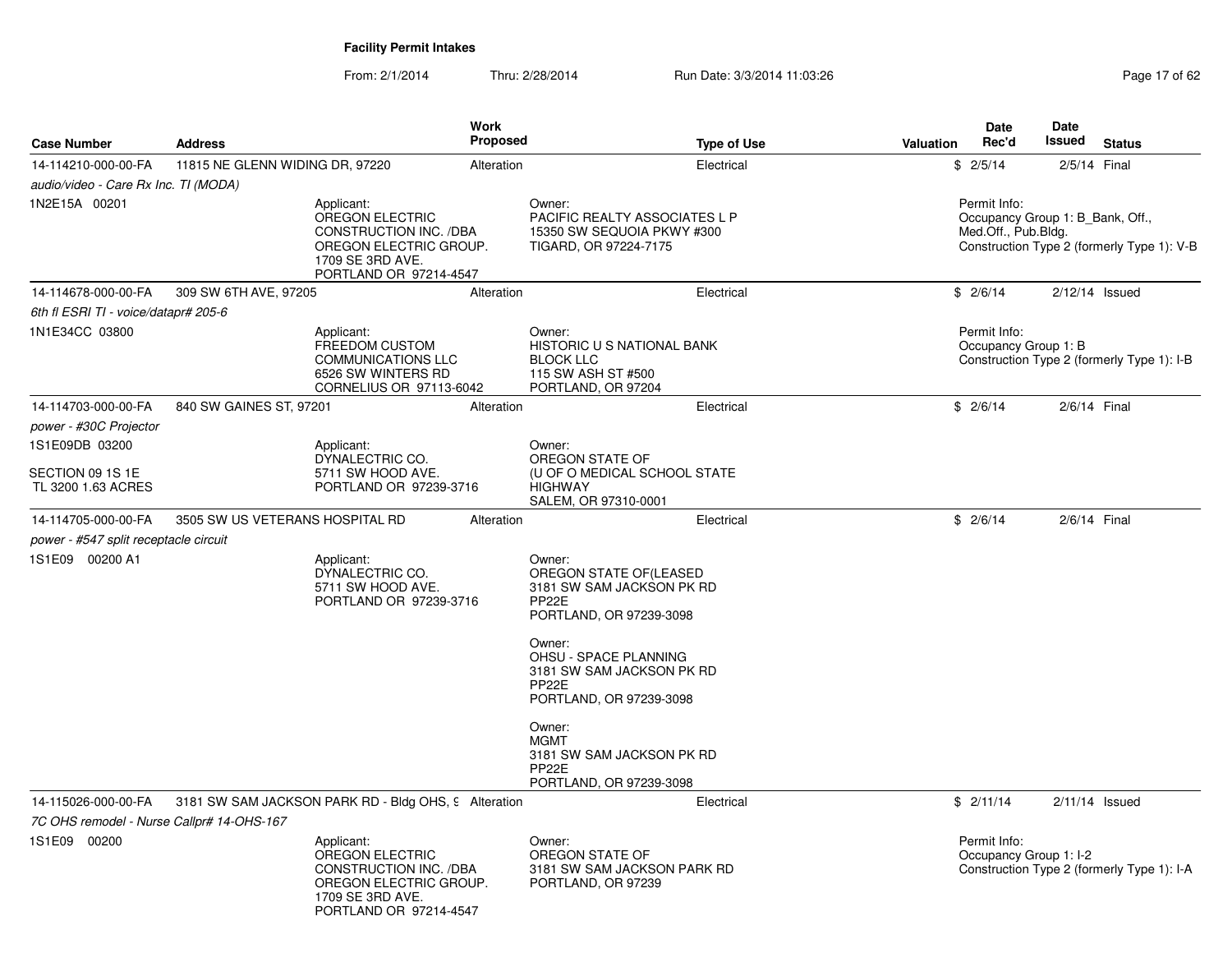## Facility Permit Intakes

From: 2/1/2014 Thru: 2/28/2014 Run Date: 3/3/2014 11:03:26

| Case Number | Address | Work Proposed | Type of Use | Valuation | Date Rec'd | Date Issued | Status |
|---|---|---|---|---|---|---|---|
| 14-114210-000-00-FA | 11815 NE GLENN WIDING DR, 97220 | Alteration | Electrical | $ | 2/5/14 | 2/5/14 | Final |

*audio/video - Care Rx Inc. TI (MODA)*

1N2E15A 00201

Applicant:
OREGON ELECTRIC CONSTRUCTION INC. /DBA OREGON ELECTRIC GROUP.
1709 SE 3RD AVE.
PORTLAND OR 97214-4547

Owner:
PACIFIC REALTY ASSOCIATES L P
15350 SW SEQUOIA PKWY #300
TIGARD, OR 97224-7175

Permit Info:
Occupancy Group 1: B_Bank, Off., Med.Off., Pub.Bldg.
Construction Type 2 (formerly Type 1): V-B

| Case Number | Address | Work Proposed | Type of Use | Valuation | Date Rec'd | Date Issued | Status |
|---|---|---|---|---|---|---|---|
| 14-114678-000-00-FA | 309 SW 6TH AVE, 97205 | Alteration | Electrical | $ | 2/6/14 | 2/12/14 | Issued |

*6th fl ESRI TI - voice/datapr# 205-6*

1N1E34CC 03800

Applicant:
FREEDOM CUSTOM COMMUNICATIONS LLC
6526 SW WINTERS RD
CORNELIUS OR 97113-6042

Owner:
HISTORIC U S NATIONAL BANK BLOCK LLC
115 SW ASH ST #500
PORTLAND, OR 97204

Permit Info:
Occupancy Group 1: B
Construction Type 2 (formerly Type 1): I-B

| Case Number | Address | Work Proposed | Type of Use | Valuation | Date Rec'd | Date Issued | Status |
|---|---|---|---|---|---|---|---|
| 14-114703-000-00-FA | 840 SW GAINES ST, 97201 | Alteration | Electrical | $ | 2/6/14 | 2/6/14 | Final |

*power - #30C Projector*

1S1E09DB 03200

SECTION 09 1S 1E
TL 3200 1.63 ACRES

Applicant:
DYNALECTRIC CO.
5711 SW HOOD AVE.
PORTLAND OR 97239-3716

Owner:
OREGON STATE OF
(U OF O MEDICAL SCHOOL STATE HIGHWAY
SALEM, OR 97310-0001

| Case Number | Address | Work Proposed | Type of Use | Valuation | Date Rec'd | Date Issued | Status |
|---|---|---|---|---|---|---|---|
| 14-114705-000-00-FA | 3505 SW US VETERANS HOSPITAL RD | Alteration | Electrical | $ | 2/6/14 | 2/6/14 | Final |

*power - #547 split receptacle circuit*

1S1E09 00200 A1

Applicant:
DYNALECTRIC CO.
5711 SW HOOD AVE.
PORTLAND OR 97239-3716

Owner:
OREGON STATE OF(LEASED
3181 SW SAM JACKSON PK RD
PP22E
PORTLAND, OR 97239-3098

Owner:
OHSU - SPACE PLANNING
3181 SW SAM JACKSON PK RD
PP22E
PORTLAND, OR 97239-3098

Owner:
MGMT
3181 SW SAM JACKSON PK RD
PP22E
PORTLAND, OR 97239-3098

| Case Number | Address | Work Proposed | Type of Use | Valuation | Date Rec'd | Date Issued | Status |
|---|---|---|---|---|---|---|---|
| 14-115026-000-00-FA | 3181 SW SAM JACKSON PARK RD - Bldg OHS, 9 | Alteration | Electrical | $ | 2/11/14 | 2/11/14 | Issued |

*7C OHS remodel - Nurse Callpr# 14-OHS-167*

1S1E09 00200

Applicant:
OREGON ELECTRIC CONSTRUCTION INC. /DBA OREGON ELECTRIC GROUP.
1709 SE 3RD AVE.
PORTLAND OR 97214-4547

Owner:
OREGON STATE OF
3181 SW SAM JACKSON PARK RD
PORTLAND, OR 97239

Permit Info:
Occupancy Group 1: I-2
Construction Type 2 (formerly Type 1): I-A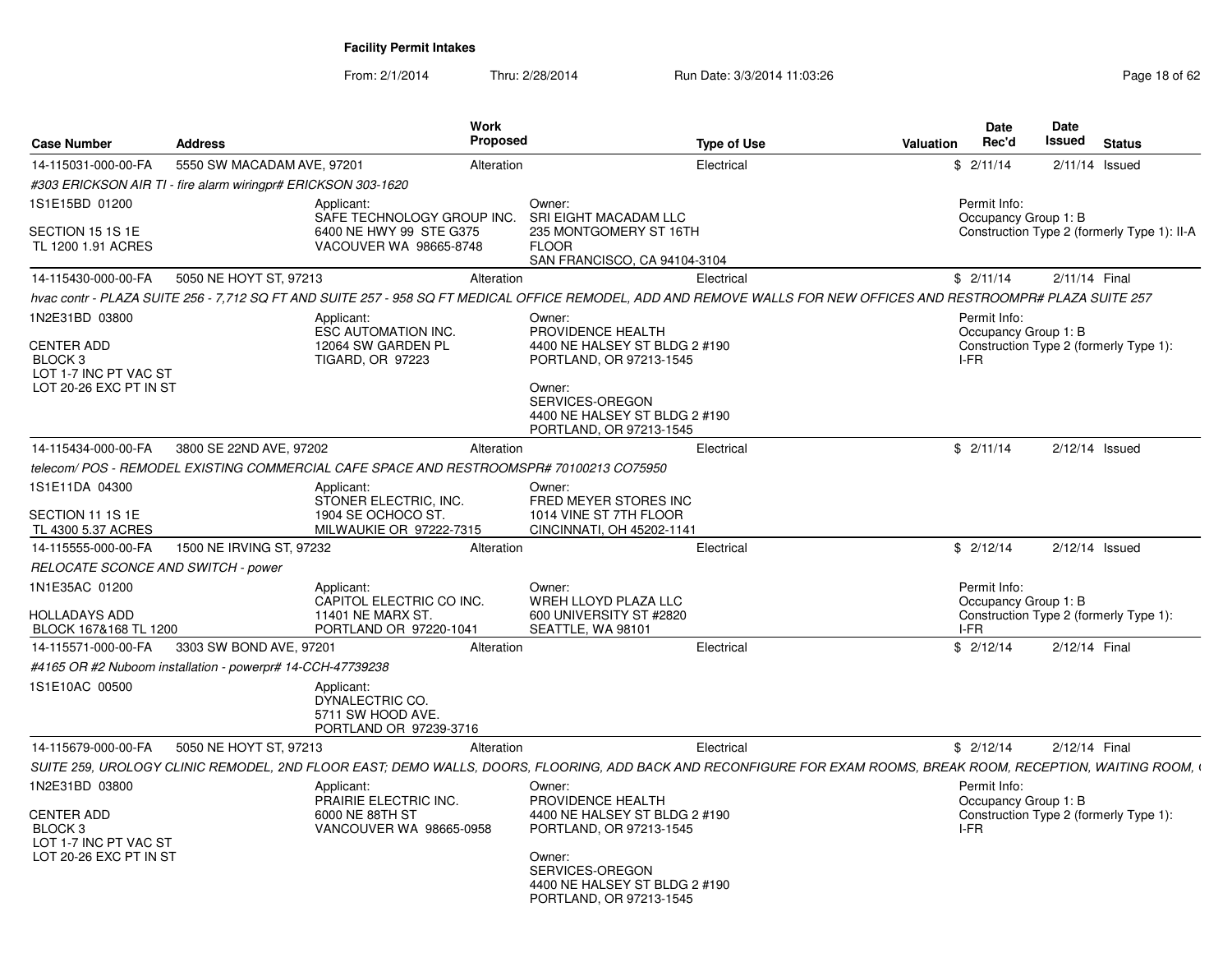## Facility Permit Intakes

From: 2/1/2014 Thru: 2/28/2014 Run Date: 3/3/2014 11:03:26

| Case Number | Address | Work Proposed | Type of Use | Valuation | Date Rec'd | Date Issued | Status |
|---|---|---|---|---|---|---|---|
| 14-115031-000-00-FA | 5550 SW MACADAM AVE, 97201 | Alteration | Electrical | $ | 2/11/14 | 2/11/14 | Issued |

*#303 ERICKSON AIR TI - fire alarm wiringpr# ERICKSON 303-1620*

1S1E15BD 01200

SECTION 15 1S 1E
TL 1200 1.91 ACRES

Applicant:
SAFE TECHNOLOGY GROUP INC.
6400 NE HWY 99 STE G375
VACOUVER WA 98665-8748

Owner:
SRI EIGHT MACADAM LLC
235 MONTGOMERY ST 16TH FLOOR
SAN FRANCISCO, CA 94104-3104

Permit Info:
Occupancy Group 1: B
Construction Type 2 (formerly Type 1): II-A

---

| Case Number | Address | Work Proposed | Type of Use | Valuation | Date Rec'd | Date Issued | Status |
|---|---|---|---|---|---|---|---|
| 14-115430-000-00-FA | 5050 NE HOYT ST, 97213 | Alteration | Electrical | $ | 2/11/14 | 2/11/14 | Final |

*hvac contr - PLAZA SUITE 256 - 7,712 SQ FT AND SUITE 257 - 958 SQ FT MEDICAL OFFICE REMODEL, ADD AND REMOVE WALLS FOR NEW OFFICES AND RESTROOMPR# PLAZA SUITE 257*

1N2E31BD 03800

CENTER ADD
BLOCK 3
LOT 1-7 INC PT VAC ST
LOT 20-26 EXC PT IN ST

Applicant:
ESC AUTOMATION INC.
12064 SW GARDEN PL
TIGARD, OR 97223

Owner:
PROVIDENCE HEALTH
4400 NE HALSEY ST BLDG 2 #190
PORTLAND, OR 97213-1545

Owner:
SERVICES-OREGON
4400 NE HALSEY ST BLDG 2 #190
PORTLAND, OR 97213-1545

Permit Info:
Occupancy Group 1: B
Construction Type 2 (formerly Type 1): I-FR

---

| Case Number | Address | Work Proposed | Type of Use | Valuation | Date Rec'd | Date Issued | Status |
|---|---|---|---|---|---|---|---|
| 14-115434-000-00-FA | 3800 SE 22ND AVE, 97202 | Alteration | Electrical | $ | 2/11/14 | 2/12/14 | Issued |

*telecom/ POS - REMODEL EXISTING COMMERCIAL CAFE SPACE AND RESTROOMSPR# 70100213 CO75950*

1S1E11DA 04300

SECTION 11 1S 1E
TL 4300 5.37 ACRES

Applicant:
STONER ELECTRIC, INC.
1904 SE OCHOCO ST.
MILWAUKIE OR 97222-7315

Owner:
FRED MEYER STORES INC
1014 VINE ST 7TH FLOOR
CINCINNATI, OH 45202-1141

---

| Case Number | Address | Work Proposed | Type of Use | Valuation | Date Rec'd | Date Issued | Status |
|---|---|---|---|---|---|---|---|
| 14-115555-000-00-FA | 1500 NE IRVING ST, 97232 | Alteration | Electrical | $ | 2/12/14 | 2/12/14 | Issued |

*RELOCATE SCONCE AND SWITCH - power*

1N1E35AC 01200

HOLLADAYS ADD
BLOCK 167&168 TL 1200

Applicant:
CAPITOL ELECTRIC CO INC.
11401 NE MARX ST.
PORTLAND OR 97220-1041

Owner:
WREH LLOYD PLAZA LLC
600 UNIVERSITY ST #2820
SEATTLE, WA 98101

Permit Info:
Occupancy Group 1: B
Construction Type 2 (formerly Type 1): I-FR

---

| Case Number | Address | Work Proposed | Type of Use | Valuation | Date Rec'd | Date Issued | Status |
|---|---|---|---|---|---|---|---|
| 14-115571-000-00-FA | 3303 SW BOND AVE, 97201 | Alteration | Electrical | $ | 2/12/14 | 2/12/14 | Final |

*#4165 OR #2 Nuboom installation - powerpr# 14-CCH-47739238*

1S1E10AC 00500

Applicant:
DYNALECTRIC CO.
5711 SW HOOD AVE.
PORTLAND OR 97239-3716

---

| Case Number | Address | Work Proposed | Type of Use | Valuation | Date Rec'd | Date Issued | Status |
|---|---|---|---|---|---|---|---|
| 14-115679-000-00-FA | 5050 NE HOYT ST, 97213 | Alteration | Electrical | $ | 2/12/14 | 2/12/14 | Final |

*SUITE 259, UROLOGY CLINIC REMODEL, 2ND FLOOR EAST; DEMO WALLS, DOORS, FLOORING, ADD BACK AND RECONFIGURE FOR EXAM ROOMS, BREAK ROOM, RECEPTION, WAITING ROOM, (*

1N2E31BD 03800

CENTER ADD
BLOCK 3
LOT 1-7 INC PT VAC ST
LOT 20-26 EXC PT IN ST

Applicant:
PRAIRIE ELECTRIC INC.
6000 NE 88TH ST
VANCOUVER WA 98665-0958

Owner:
PROVIDENCE HEALTH
4400 NE HALSEY ST BLDG 2 #190
PORTLAND, OR 97213-1545

Owner:
SERVICES-OREGON
4400 NE HALSEY ST BLDG 2 #190
PORTLAND, OR 97213-1545

Permit Info:
Occupancy Group 1: B
Construction Type 2 (formerly Type 1): I-FR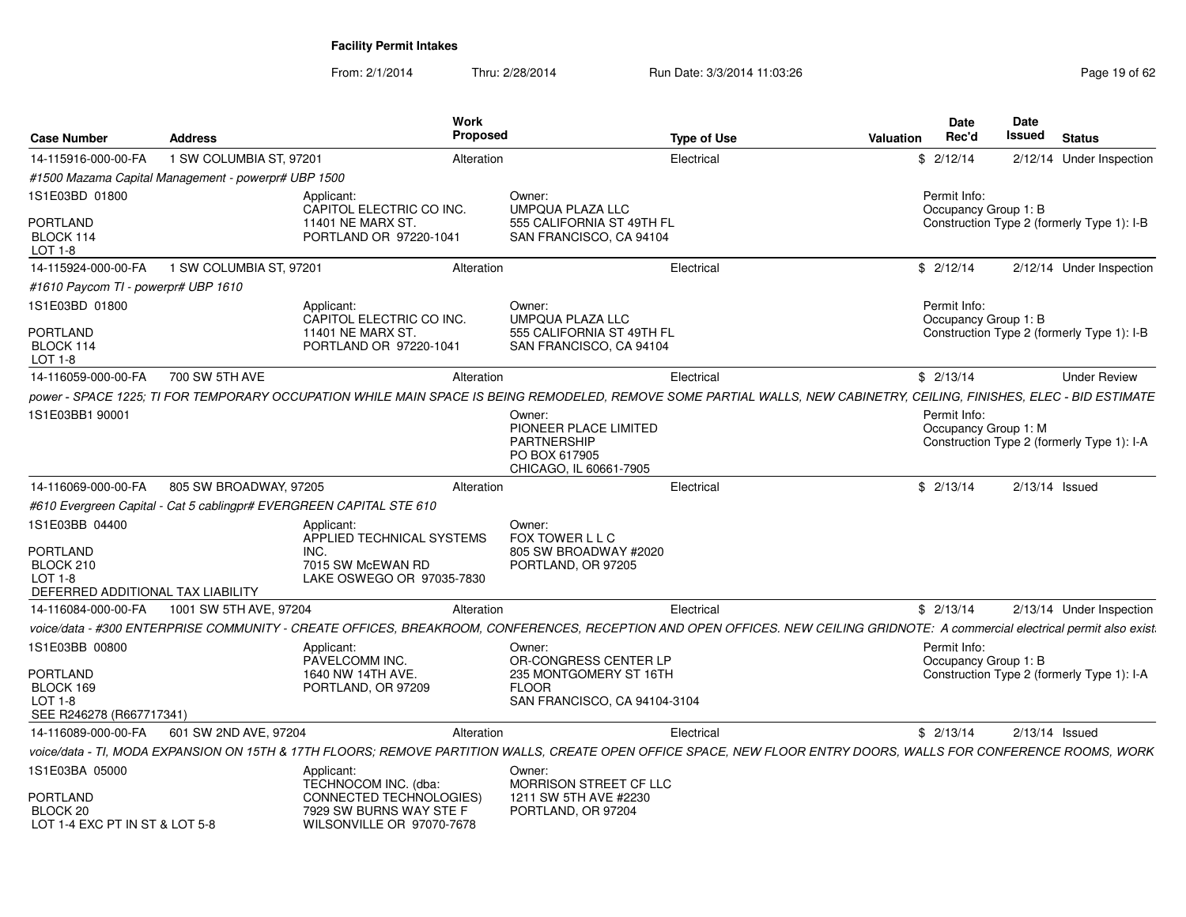**Facility Permit Intakes**

From: 2/1/2014 Thru: 2/28/2014 Run Date: 3/3/2014 11:03:26

| Case Number | Address | Work Proposed | Type of Use | Valuation | Date Rec'd | Date Issued | Status |
|---|---|---|---|---|---|---|---|
| 14-115916-000-00-FA | 1 SW COLUMBIA ST, 97201 | Alteration | Electrical | $ | 2/12/14 | 2/12/14 | Under Inspection |

*#1500 Mazama Capital Management - powerpr# UBP 1500*

1S1E03BD 01800

PORTLAND
BLOCK 114
LOT 1-8

Applicant:
CAPITOL ELECTRIC CO INC.
11401 NE MARX ST.
PORTLAND OR 97220-1041

Owner:
UMPQUA PLAZA LLC
555 CALIFORNIA ST 49TH FL
SAN FRANCISCO, CA 94104

Permit Info:
Occupancy Group 1: B
Construction Type 2 (formerly Type 1): I-B

| Case Number | Address | Work Proposed | Type of Use | Valuation | Date Rec'd | Date Issued | Status |
|---|---|---|---|---|---|---|---|
| 14-115924-000-00-FA | 1 SW COLUMBIA ST, 97201 | Alteration | Electrical | $ | 2/12/14 | 2/12/14 | Under Inspection |

*#1610 Paycom TI - powerpr# UBP 1610*

1S1E03BD 01800

PORTLAND
BLOCK 114
LOT 1-8

Applicant:
CAPITOL ELECTRIC CO INC.
11401 NE MARX ST.
PORTLAND OR 97220-1041

Owner:
UMPQUA PLAZA LLC
555 CALIFORNIA ST 49TH FL
SAN FRANCISCO, CA 94104

Permit Info:
Occupancy Group 1: B
Construction Type 2 (formerly Type 1): I-B

| Case Number | Address | Work Proposed | Type of Use | Valuation | Date Rec'd | Date Issued | Status |
|---|---|---|---|---|---|---|---|
| 14-116059-000-00-FA | 700 SW 5TH AVE | Alteration | Electrical | $ | 2/13/14 | | Under Review |

*power - SPACE 1225; TI FOR TEMPORARY OCCUPATION WHILE MAIN SPACE IS BEING REMODELED, REMOVE SOME PARTIAL WALLS, NEW CABINETRY, CEILING, FINISHES, ELEC - BID ESTIMATE*

1S1E03BB1 90001

Owner:
PIONEER PLACE LIMITED
PARTNERSHIP
PO BOX 617905
CHICAGO, IL 60661-7905

Permit Info:
Occupancy Group 1: M
Construction Type 2 (formerly Type 1): I-A

| Case Number | Address | Work Proposed | Type of Use | Valuation | Date Rec'd | Date Issued | Status |
|---|---|---|---|---|---|---|---|
| 14-116069-000-00-FA | 805 SW BROADWAY, 97205 | Alteration | Electrical | $ | 2/13/14 | 2/13/14 | Issued |

*#610 Evergreen Capital - Cat 5 cablingpr# EVERGREEN CAPITAL STE 610*

1S1E03BB 04400

PORTLAND
BLOCK 210
LOT 1-8
DEFERRED ADDITIONAL TAX LIABILITY

Applicant:
APPLIED TECHNICAL SYSTEMS
INC.
7015 SW McEWAN RD
LAKE OSWEGO OR 97035-7830

Owner:
FOX TOWER L L C
805 SW BROADWAY #2020
PORTLAND, OR 97205

| Case Number | Address | Work Proposed | Type of Use | Valuation | Date Rec'd | Date Issued | Status |
|---|---|---|---|---|---|---|---|
| 14-116084-000-00-FA | 1001 SW 5TH AVE, 97204 | Alteration | Electrical | $ | 2/13/14 | 2/13/14 | Under Inspection |

*voice/data - #300 ENTERPRISE COMMUNITY - CREATE OFFICES, BREAKROOM, CONFERENCES, RECEPTION AND OPEN OFFICES. NEW CEILING GRIDNOTE: A commercial electrical permit also exist.*

1S1E03BB 00800

PORTLAND
BLOCK 169
LOT 1-8
SEE R246278 (R667717341)

Applicant:
PAVELCOMM INC.
1640 NW 14TH AVE.
PORTLAND, OR 97209

Owner:
OR-CONGRESS CENTER LP
235 MONTGOMERY ST 16TH
FLOOR
SAN FRANCISCO, CA 94104-3104

Permit Info:
Occupancy Group 1: B
Construction Type 2 (formerly Type 1): I-A

| Case Number | Address | Work Proposed | Type of Use | Valuation | Date Rec'd | Date Issued | Status |
|---|---|---|---|---|---|---|---|
| 14-116089-000-00-FA | 601 SW 2ND AVE, 97204 | Alteration | Electrical | $ | 2/13/14 | 2/13/14 | Issued |

*voice/data - TI, MODA EXPANSION ON 15TH & 17TH FLOORS; REMOVE PARTITION WALLS, CREATE OPEN OFFICE SPACE, NEW FLOOR ENTRY DOORS, WALLS FOR CONFERENCE ROOMS, WORK*

1S1E03BA 05000

PORTLAND
BLOCK 20
LOT 1-4 EXC PT IN ST & LOT 5-8

Applicant:
TECHNOCOM INC. (dba:
CONNECTED TECHNOLOGIES)
7929 SW BURNS WAY STE F
WILSONVILLE OR 97070-7678

Owner:
MORRISON STREET CF LLC
1211 SW 5TH AVE #2230
PORTLAND, OR 97204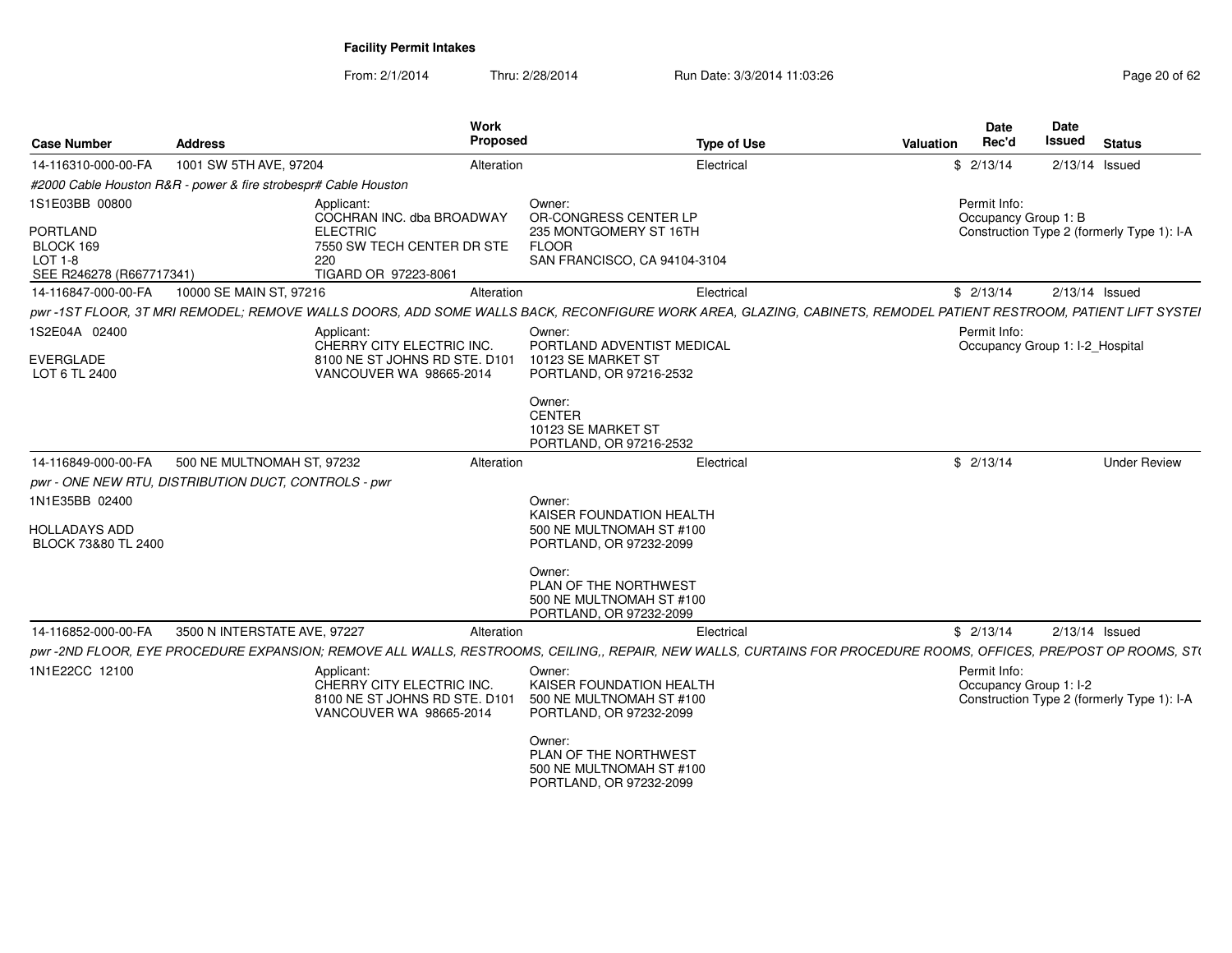**Facility Permit Intakes**

From: 2/1/2014 Thru: 2/28/2014 Run Date: 3/3/2014 11:03:26

| Case Number | Address | Work Proposed | Type of Use | Valuation | Date Rec'd | Date Issued | Status |
|---|---|---|---|---|---|---|---|
| 14-116310-000-00-FA | 1001 SW 5TH AVE, 97204 | Alteration | Electrical | $ | 2/13/14 | 2/13/14 | Issued |
| *#2000 Cable Houston R&R - power & fire strobespr# Cable Houston* | | | | | | | |
| 1S1E03BB 00800<br><br>PORTLAND<br>BLOCK 169<br>LOT 1-8<br>SEE R246278 (R667717341) | Applicant:<br>COCHRAN INC. dba BROADWAY ELECTRIC<br>7550 SW TECH CENTER DR STE 220<br>TIGARD OR 97223-8061 | | Owner:<br>OR-CONGRESS CENTER LP<br>235 MONTGOMERY ST 16TH FLOOR<br>SAN FRANCISCO, CA 94104-3104 | | Permit Info:<br>Occupancy Group 1: B<br>Construction Type 2 (formerly Type 1): I-A | | |
| 14-116847-000-00-FA | 10000 SE MAIN ST, 97216 | Alteration | Electrical | $ | 2/13/14 | 2/13/14 | Issued |
| *pwr -1ST FLOOR, 3T MRI REMODEL; REMOVE WALLS DOORS, ADD SOME WALLS BACK, RECONFIGURE WORK AREA, GLAZING, CABINETS, REMODEL PATIENT RESTROOM, PATIENT LIFT SYSTEI* | | | | | | | |
| 1S2E04A 02400<br><br>EVERGLADE<br>LOT 6 TL 2400 | Applicant:<br>CHERRY CITY ELECTRIC INC.<br>8100 NE ST JOHNS RD STE. D101<br>VANCOUVER WA 98665-2014 | | Owner:<br>PORTLAND ADVENTIST MEDICAL<br>10123 SE MARKET ST<br>PORTLAND, OR 97216-2532<br><br>Owner:<br>CENTER<br>10123 SE MARKET ST<br>PORTLAND, OR 97216-2532 | | Permit Info:<br>Occupancy Group 1: I-2_Hospital | | |
| 14-116849-000-00-FA | 500 NE MULTNOMAH ST, 97232 | Alteration | Electrical | $ | 2/13/14 | | Under Review |
| *pwr - ONE NEW RTU, DISTRIBUTION DUCT, CONTROLS - pwr* | | | | | | | |
| 1N1E35BB 02400<br><br>HOLLADAYS ADD<br>BLOCK 73&80 TL 2400 | | | Owner:<br>KAISER FOUNDATION HEALTH<br>500 NE MULTNOMAH ST #100<br>PORTLAND, OR 97232-2099<br><br>Owner:<br>PLAN OF THE NORTHWEST<br>500 NE MULTNOMAH ST #100<br>PORTLAND, OR 97232-2099 | | | | |
| 14-116852-000-00-FA | 3500 N INTERSTATE AVE, 97227 | Alteration | Electrical | $ | 2/13/14 | 2/13/14 | Issued |
| *pwr -2ND FLOOR, EYE PROCEDURE EXPANSION; REMOVE ALL WALLS, RESTROOMS, CEILING,, REPAIR, NEW WALLS, CURTAINS FOR PROCEDURE ROOMS, OFFICES, PRE/POST OP ROOMS, ST* | | | | | | | |
| 1N1E22CC 12100 | Applicant:<br>CHERRY CITY ELECTRIC INC.<br>8100 NE ST JOHNS RD STE. D101<br>VANCOUVER WA 98665-2014 | | Owner:<br>KAISER FOUNDATION HEALTH<br>500 NE MULTNOMAH ST #100<br>PORTLAND, OR 97232-2099<br><br>Owner:<br>PLAN OF THE NORTHWEST<br>500 NE MULTNOMAH ST #100<br>PORTLAND, OR 97232-2099 | | Permit Info:<br>Occupancy Group 1: I-2<br>Construction Type 2 (formerly Type 1): I-A | | |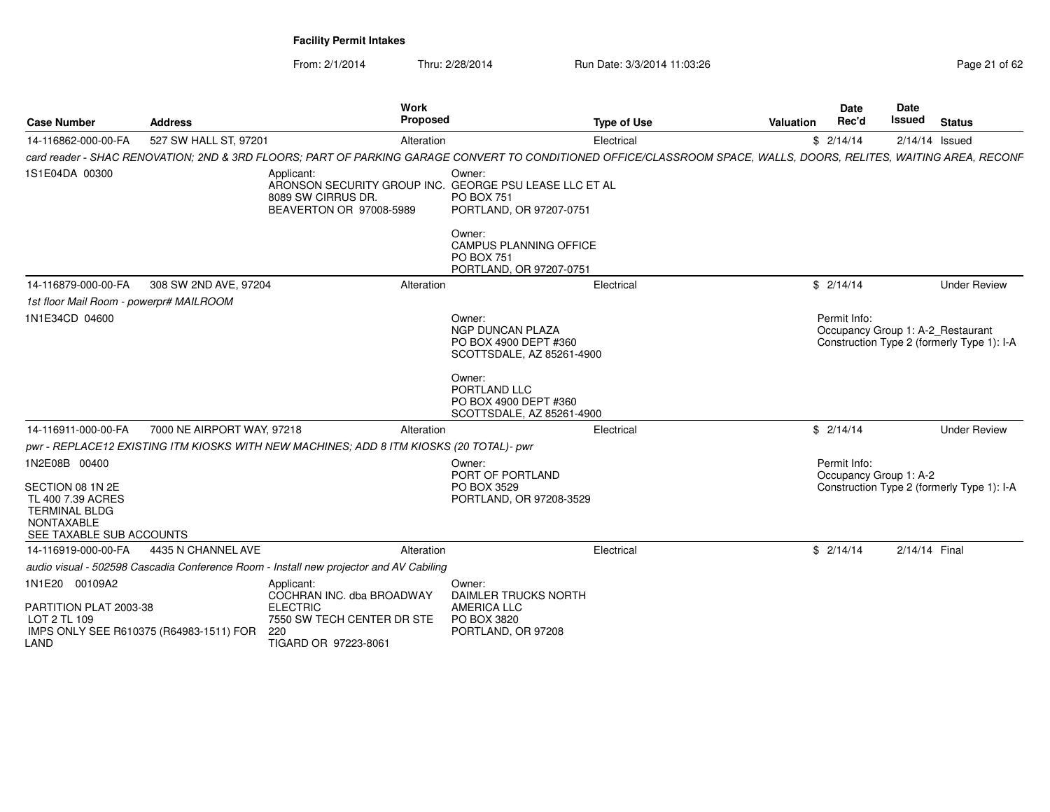**Facility Permit Intakes**

From: 2/1/2014 Thru: 2/28/2014 Run Date: 3/3/2014 11:03:26

| Case Number | Address | Work Proposed | Type of Use | Valuation | Date Rec'd | Date Issued | Status |
|---|---|---|---|---|---|---|---|
| 14-116862-000-00-FA | 527 SW HALL ST, 97201 | Alteration | Electrical | $ | 2/14/14 | 2/14/14 | Issued |

*card reader - SHAC RENOVATION; 2ND & 3RD FLOORS; PART OF PARKING GARAGE CONVERT TO CONDITIONED OFFICE/CLASSROOM SPACE, WALLS, DOORS, RELITES, WAITING AREA, RECONF*

1S1E04DA 00300

Applicant:
ARONSON SECURITY GROUP INC.
8089 SW CIRRUS DR.
BEAVERTON OR 97008-5989

Owner:
GEORGE PSU LEASE LLC ET AL
PO BOX 751
PORTLAND, OR 97207-0751

Owner:
CAMPUS PLANNING OFFICE
PO BOX 751
PORTLAND, OR 97207-0751

| Case Number | Address | Work Proposed | Type of Use | Valuation | Date Rec'd | Date Issued | Status |
|---|---|---|---|---|---|---|---|
| 14-116879-000-00-FA | 308 SW 2ND AVE, 97204 | Alteration | Electrical | $ | 2/14/14 | | Under Review |

*1st floor Mail Room - powerpr# MAILROOM*

1N1E34CD 04600

Owner:
NGP DUNCAN PLAZA
PO BOX 4900 DEPT #360
SCOTTSDALE, AZ 85261-4900

Owner:
PORTLAND LLC
PO BOX 4900 DEPT #360
SCOTTSDALE, AZ 85261-4900

Permit Info:
Occupancy Group 1: A-2_Restaurant
Construction Type 2 (formerly Type 1): I-A

| Case Number | Address | Work Proposed | Type of Use | Valuation | Date Rec'd | Date Issued | Status |
|---|---|---|---|---|---|---|---|
| 14-116911-000-00-FA | 7000 NE AIRPORT WAY, 97218 | Alteration | Electrical | $ | 2/14/14 | | Under Review |

*pwr - REPLACE12 EXISTING ITM KIOSKS WITH NEW MACHINES; ADD 8 ITM KIOSKS (20 TOTAL)- pwr*

1N2E08B 00400

SECTION 08 1N 2E
TL 400 7.39 ACRES
TERMINAL BLDG
NONTAXABLE
SEE TAXABLE SUB ACCOUNTS

Owner:
PORT OF PORTLAND
PO BOX 3529
PORTLAND, OR 97208-3529

Permit Info:
Occupancy Group 1: A-2
Construction Type 2 (formerly Type 1): I-A

| Case Number | Address | Work Proposed | Type of Use | Valuation | Date Rec'd | Date Issued | Status |
|---|---|---|---|---|---|---|---|
| 14-116919-000-00-FA | 4435 N CHANNEL AVE | Alteration | Electrical | $ | 2/14/14 | 2/14/14 | Final |

*audio visual - 502598 Cascadia Conference Room - Install new projector and AV Cabiling*

1N1E20 00109A2

PARTITION PLAT 2003-38
LOT 2 TL 109
IMPS ONLY SEE R610375 (R64983-1511) FOR LAND

Applicant:
COCHRAN INC. dba BROADWAY ELECTRIC
7550 SW TECH CENTER DR STE 220
TIGARD OR 97223-8061

Owner:
DAIMLER TRUCKS NORTH AMERICA LLC
PO BOX 3820
PORTLAND, OR 97208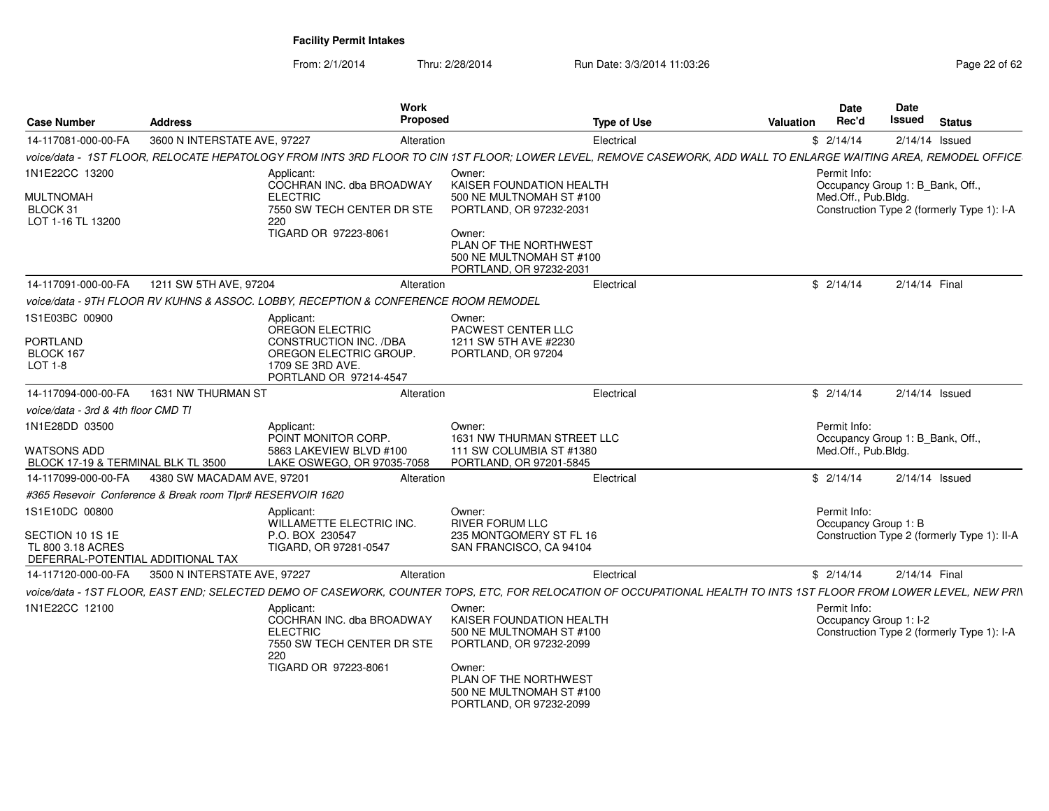**Facility Permit Intakes**

From: 2/1/2014 Thru: 2/28/2014 Run Date: 3/3/2014 11:03:26

| Case Number | Address | Work Proposed | Type of Use | Valuation | Date Rec'd | Date Issued | Status |
|---|---|---|---|---|---|---|---|
| 14-117081-000-00-FA | 3600 N INTERSTATE AVE, 97227 | Alteration | Electrical | $ | 2/14/14 | 2/14/14 | Issued |

*voice/data - 1ST FLOOR, RELOCATE HEPATOLOGY FROM INTS 3RD FLOOR TO CIN 1ST FLOOR; LOWER LEVEL, REMOVE CASEWORK, ADD WALL TO ENLARGE WAITING AREA, REMODEL OFFICE*

1N1E22CC 13200
MULTNOMAH
BLOCK 31
LOT 1-16 TL 13200

Applicant:
COCHRAN INC. dba BROADWAY ELECTRIC
7550 SW TECH CENTER DR STE 220
TIGARD OR 97223-8061

Owner:
KAISER FOUNDATION HEALTH
500 NE MULTNOMAH ST #100
PORTLAND, OR 97232-2031

Owner:
PLAN OF THE NORTHWEST
500 NE MULTNOMAH ST #100
PORTLAND, OR 97232-2031

Permit Info:
Occupancy Group 1: B_Bank, Off., Med.Off., Pub.Bldg.
Construction Type 2 (formerly Type 1): I-A

| Case Number | Address | Work Proposed | Type of Use | Valuation | Date Rec'd | Date Issued | Status |
|---|---|---|---|---|---|---|---|
| 14-117091-000-00-FA | 1211 SW 5TH AVE, 97204 | Alteration | Electrical | $ | 2/14/14 | 2/14/14 | Final |

*voice/data - 9TH FLOOR RV KUHNS & ASSOC. LOBBY, RECEPTION & CONFERENCE ROOM REMODEL*

1S1E03BC 00900
PORTLAND
BLOCK 167
LOT 1-8

Applicant:
OREGON ELECTRIC CONSTRUCTION INC. /DBA OREGON ELECTRIC GROUP.
1709 SE 3RD AVE.
PORTLAND OR 97214-4547

Owner:
PACWEST CENTER LLC
1211 SW 5TH AVE #2230
PORTLAND, OR 97204

| Case Number | Address | Work Proposed | Type of Use | Valuation | Date Rec'd | Date Issued | Status |
|---|---|---|---|---|---|---|---|
| 14-117094-000-00-FA | 1631 NW THURMAN ST | Alteration | Electrical | $ | 2/14/14 | 2/14/14 | Issued |

*voice/data - 3rd & 4th floor CMD TI*

1N1E28DD 03500
WATSONS ADD
BLOCK 17-19 & TERMINAL BLK TL 3500

Applicant:
POINT MONITOR CORP.
5863 LAKEVIEW BLVD #100
LAKE OSWEGO, OR 97035-7058

Owner:
1631 NW THURMAN STREET LLC
111 SW COLUMBIA ST #1380
PORTLAND, OR 97201-5845

Permit Info:
Occupancy Group 1: B_Bank, Off., Med.Off., Pub.Bldg.

| Case Number | Address | Work Proposed | Type of Use | Valuation | Date Rec'd | Date Issued | Status |
|---|---|---|---|---|---|---|---|
| 14-117099-000-00-FA | 4380 SW MACADAM AVE, 97201 | Alteration | Electrical | $ | 2/14/14 | 2/14/14 | Issued |

*#365 Resevoir Conference & Break room Tlpr# RESERVOIR 1620*

1S1E10DC 00800
SECTION 10 1S 1E
TL 800 3.18 ACRES
DEFERRAL-POTENTIAL ADDITIONAL TAX

Applicant:
WILLAMETTE ELECTRIC INC.
P.O. BOX 230547
TIGARD, OR 97281-0547

Owner:
RIVER FORUM LLC
235 MONTGOMERY ST FL 16
SAN FRANCISCO, CA 94104

Permit Info:
Occupancy Group 1: B
Construction Type 2 (formerly Type 1): II-A

| Case Number | Address | Work Proposed | Type of Use | Valuation | Date Rec'd | Date Issued | Status |
|---|---|---|---|---|---|---|---|
| 14-117120-000-00-FA | 3500 N INTERSTATE AVE, 97227 | Alteration | Electrical | $ | 2/14/14 | 2/14/14 | Final |

*voice/data - 1ST FLOOR, EAST END; SELECTED DEMO OF CASEWORK, COUNTER TOPS, ETC, FOR RELOCATION OF OCCUPATIONAL HEALTH TO INTS 1ST FLOOR FROM LOWER LEVEL, NEW PRI*

1N1E22CC 12100

Applicant:
COCHRAN INC. dba BROADWAY ELECTRIC
7550 SW TECH CENTER DR STE 220
TIGARD OR 97223-8061

Owner:
KAISER FOUNDATION HEALTH
500 NE MULTNOMAH ST #100
PORTLAND, OR 97232-2099

Owner:
PLAN OF THE NORTHWEST
500 NE MULTNOMAH ST #100
PORTLAND, OR 97232-2099

Permit Info:
Occupancy Group 1: I-2
Construction Type 2 (formerly Type 1): I-A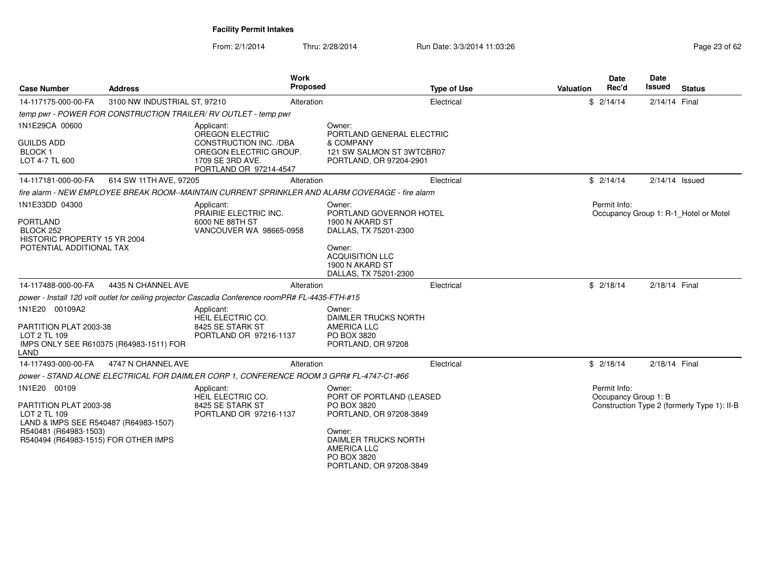**Facility Permit Intakes**

From: 2/1/2014 Thru: 2/28/2014 Run Date: 3/3/2014 11:03:26

| Case Number | Address | Work Proposed | Type of Use | Valuation | Date Rec'd | Date Issued | Status |
|---|---|---|---|---|---|---|---|
| 14-117175-000-00-FA | 3100 NW INDUSTRIAL ST, 97210 | Alteration | Electrical | $ | 2/14/14 | 2/14/14 | Final |
| temp pwr - POWER FOR CONSTRUCTION TRAILER/ RV OUTLET - temp pwr | | | | | | | |
| 1N1E29CA 00600<br><br>GUILDS ADD<br>BLOCK 1<br>LOT 4-7 TL 600 | Applicant:<br>OREGON ELECTRIC CONSTRUCTION INC. /DBA OREGON ELECTRIC GROUP.<br>1709 SE 3RD AVE.<br>PORTLAND OR 97214-4547 | | Owner:<br>PORTLAND GENERAL ELECTRIC & COMPANY<br>121 SW SALMON ST 3WTCBR07<br>PORTLAND, OR 97204-2901 | | | | |
| 14-117181-000-00-FA | 614 SW 11TH AVE, 97205 | Alteration | Electrical | $ | 2/14/14 | 2/14/14 | Issued |
| fire alarm - NEW EMPLOYEE BREAK ROOM--MAINTAIN CURRENT SPRINKLER AND ALARM COVERAGE - fire alarm | | | | | | | |
| 1N1E33DD 04300<br><br>PORTLAND<br>BLOCK 252<br>HISTORIC PROPERTY 15 YR 2004<br>POTENTIAL ADDITIONAL TAX | Applicant:<br>PRAIRIE ELECTRIC INC.<br>6000 NE 88TH ST<br>VANCOUVER WA 98665-0958 | | Owner:<br>PORTLAND GOVERNOR HOTEL<br>1900 N AKARD ST<br>DALLAS, TX 75201-2300<br><br>Owner:<br>ACQUISITION LLC<br>1900 N AKARD ST<br>DALLAS, TX 75201-2300 | | Permit Info:<br>Occupancy Group 1: R-1_Hotel or Motel | | |
| 14-117488-000-00-FA | 4435 N CHANNEL AVE | Alteration | Electrical | $ | 2/18/14 | 2/18/14 | Final |
| power - Install 120 volt outlet for ceiling projector Cascadia Conference roomPR# FL-4435-FTH-#15 | | | | | | | |
| 1N1E20 00109A2<br><br>PARTITION PLAT 2003-38<br>LOT 2 TL 109<br>IMPS ONLY SEE R610375 (R64983-1511) FOR LAND | Applicant:<br>HEIL ELECTRIC CO.<br>8425 SE STARK ST<br>PORTLAND OR 97216-1137 | | Owner:<br>DAIMLER TRUCKS NORTH AMERICA LLC<br>PO BOX 3820<br>PORTLAND, OR 97208 | | | | |
| 14-117493-000-00-FA | 4747 N CHANNEL AVE | Alteration | Electrical | $ | 2/18/14 | 2/18/14 | Final |
| power - STAND ALONE ELECTRICAL FOR DAIMLER CORP 1, CONFERENCE ROOM 3 GPR# FL-4747-C1-#66 | | | | | | | |
| 1N1E20 00109<br><br>PARTITION PLAT 2003-38<br>LOT 2 TL 109<br>LAND & IMPS SEE R540487 (R64983-1507)<br>R540481 (R64983-1503)<br>R540494 (R64983-1515) FOR OTHER IMPS | Applicant:<br>HEIL ELECTRIC CO.<br>8425 SE STARK ST<br>PORTLAND OR 97216-1137 | | Owner:<br>PORT OF PORTLAND (LEASED<br>PO BOX 3820<br>PORTLAND, OR 97208-3849<br><br>Owner:<br>DAIMLER TRUCKS NORTH AMERICA LLC<br>PO BOX 3820<br>PORTLAND, OR 97208-3849 | | Permit Info:<br>Occupancy Group 1: B<br>Construction Type 2 (formerly Type 1): II-B | | |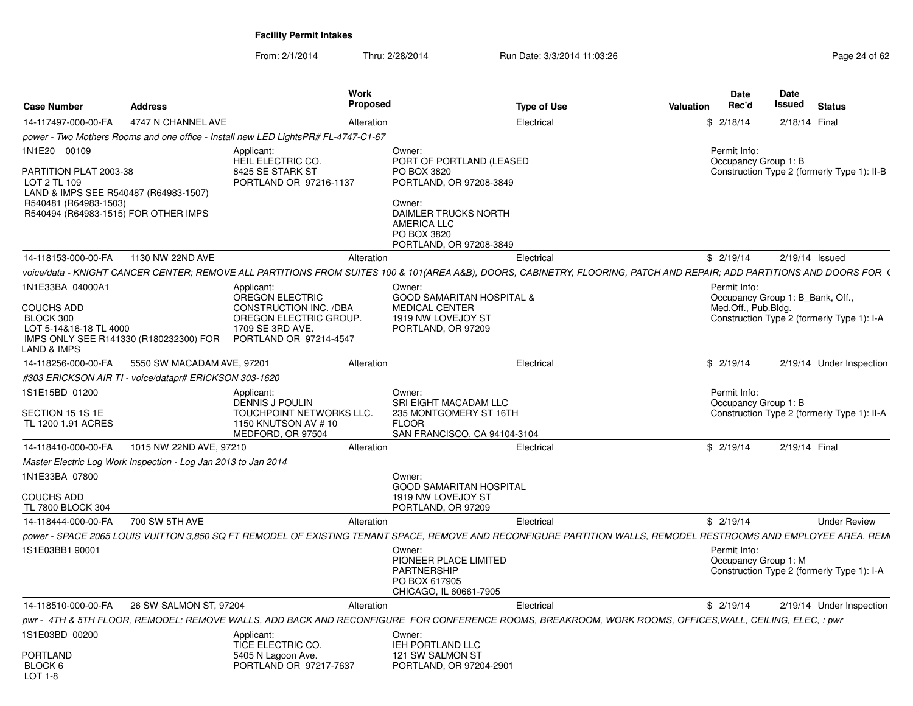# Facility Permit Intakes

From: 2/1/2014 Thru: 2/28/2014 Run Date: 3/3/2014 11:03:26

| Case Number | Address | Work Proposed | Type of Use | Valuation | Date Rec'd | Date Issued | Status |
|---|---|---|---|---|---|---|---|
| 14-117497-000-00-FA | 4747 N CHANNEL AVE | Alteration | Electrical | $ | 2/18/14 | 2/18/14 | Final |

*power - Two Mothers Rooms and one office - Install new LED LightsPR# FL-4747-C1-67*

1N1E20 00109

PARTITION PLAT 2003-38
LOT 2 TL 109
LAND & IMPS SEE R540487 (R64983-1507)
R540481 (R64983-1503)
R540494 (R64983-1515) FOR OTHER IMPS

Applicant:
HEIL ELECTRIC CO.
8425 SE STARK ST
PORTLAND OR 97216-1137

Owner:
PORT OF PORTLAND (LEASED
PO BOX 3820
PORTLAND, OR 97208-3849

Owner:
DAIMLER TRUCKS NORTH AMERICA LLC
PO BOX 3820
PORTLAND, OR 97208-3849

Permit Info:
Occupancy Group 1: B
Construction Type 2 (formerly Type 1): II-B

| Case Number | Address | Work Proposed | Type of Use | Valuation | Date Rec'd | Date Issued | Status |
|---|---|---|---|---|---|---|---|
| 14-118153-000-00-FA | 1130 NW 22ND AVE | Alteration | Electrical | $ | 2/19/14 | 2/19/14 | Issued |

*voice/data - KNIGHT CANCER CENTER; REMOVE ALL PARTITIONS FROM SUITES 100 & 101(AREA A&B), DOORS, CABINETRY, FLOORING, PATCH AND REPAIR; ADD PARTITIONS AND DOORS FOR (*

1N1E33BA 04000A1

COUCHS ADD
BLOCK 300
LOT 5-14&16-18 TL 4000
IMPS ONLY SEE R141330 (R180232300) FOR LAND & IMPS

Applicant:
OREGON ELECTRIC CONSTRUCTION INC. /DBA OREGON ELECTRIC GROUP.
1709 SE 3RD AVE.
PORTLAND OR 97214-4547

Owner:
GOOD SAMARITAN HOSPITAL & MEDICAL CENTER
1919 NW LOVEJOY ST
PORTLAND, OR 97209

Permit Info:
Occupancy Group 1: B_Bank, Off., Med.Off., Pub.Bldg.
Construction Type 2 (formerly Type 1): I-A

| Case Number | Address | Work Proposed | Type of Use | Valuation | Date Rec'd | Date Issued | Status |
|---|---|---|---|---|---|---|---|
| 14-118256-000-00-FA | 5550 SW MACADAM AVE, 97201 | Alteration | Electrical | $ | 2/19/14 | 2/19/14 | Under Inspection |

*#303 ERICKSON AIR TI - voice/datapr# ERICKSON 303-1620*

1S1E15BD 01200

SECTION 15 1S 1E
TL 1200 1.91 ACRES

Applicant:
DENNIS J POULIN
TOUCHPOINT NETWORKS LLC.
1150 KNUTSON AV # 10
MEDFORD, OR 97504

Owner:
SRI EIGHT MACADAM LLC
235 MONTGOMERY ST 16TH FLOOR
SAN FRANCISCO, CA 94104-3104

Permit Info:
Occupancy Group 1: B
Construction Type 2 (formerly Type 1): II-A

| Case Number | Address | Work Proposed | Type of Use | Valuation | Date Rec'd | Date Issued | Status |
|---|---|---|---|---|---|---|---|
| 14-118410-000-00-FA | 1015 NW 22ND AVE, 97210 | Alteration | Electrical | $ | 2/19/14 | 2/19/14 | Final |

*Master Electric Log Work Inspection - Log Jan 2013 to Jan 2014*

1N1E33BA 07800

COUCHS ADD
TL 7800 BLOCK 304

Owner:
GOOD SAMARITAN HOSPITAL
1919 NW LOVEJOY ST
PORTLAND, OR 97209

| Case Number | Address | Work Proposed | Type of Use | Valuation | Date Rec'd | Date Issued | Status |
|---|---|---|---|---|---|---|---|
| 14-118444-000-00-FA | 700 SW 5TH AVE | Alteration | Electrical | $ | 2/19/14 | | Under Review |

*power - SPACE 2065 LOUIS VUITTON 3,850 SQ FT REMODEL OF EXISTING TENANT SPACE, REMOVE AND RECONFIGURE PARTITION WALLS, REMODEL RESTROOMS AND EMPLOYEE AREA. REM*

1S1E03BB1 90001

Owner:
PIONEER PLACE LIMITED PARTNERSHIP
PO BOX 617905
CHICAGO, IL 60661-7905

Permit Info:
Occupancy Group 1: M
Construction Type 2 (formerly Type 1): I-A

| Case Number | Address | Work Proposed | Type of Use | Valuation | Date Rec'd | Date Issued | Status |
|---|---|---|---|---|---|---|---|
| 14-118510-000-00-FA | 26 SW SALMON ST, 97204 | Alteration | Electrical | $ | 2/19/14 | 2/19/14 | Under Inspection |

*pwr - 4TH & 5TH FLOOR, REMODEL; REMOVE WALLS, ADD BACK AND RECONFIGURE FOR CONFERENCE ROOMS, BREAKROOM, WORK ROOMS, OFFICES,WALL, CEILING, ELEC, : pwr*

1S1E03BD 00200

PORTLAND
BLOCK 6
LOT 1-8

Applicant:
TICE ELECTRIC CO.
5405 N Lagoon Ave.
PORTLAND OR 97217-7637

Owner:
IEH PORTLAND LLC
121 SW SALMON ST
PORTLAND, OR 97204-2901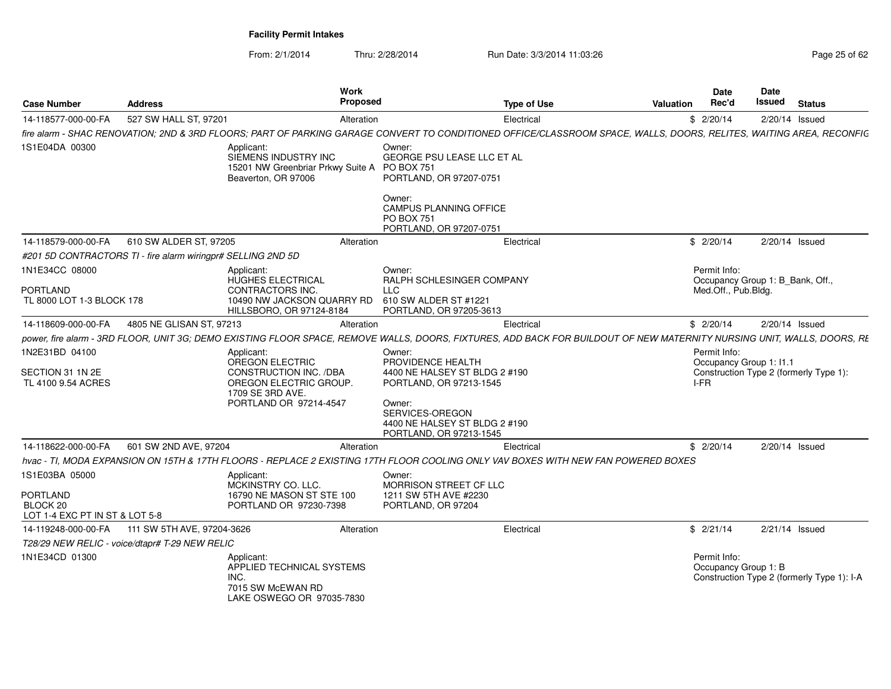**Facility Permit Intakes**

From: 2/1/2014 Thru: 2/28/2014 Run Date: 3/3/2014 11:03:26

| Case Number | Address | Work Proposed | Type of Use | Valuation | Date Rec'd | Date Issued | Status |
|---|---|---|---|---|---|---|---|
| 14-118577-000-00-FA | 527 SW HALL ST, 97201 | Alteration | Electrical | $ | 2/20/14 | 2/20/14 | Issued |

*fire alarm - SHAC RENOVATION; 2ND & 3RD FLOORS; PART OF PARKING GARAGE CONVERT TO CONDITIONED OFFICE/CLASSROOM SPACE, WALLS, DOORS, RELITES, WAITING AREA, RECONFIG*

1S1E04DA 00300

Applicant:
SIEMENS INDUSTRY INC
15201 NW Greenbriar Prkwy Suite A
Beaverton, OR 97006

Owner:
GEORGE PSU LEASE LLC ET AL
PO BOX 751
PORTLAND, OR 97207-0751

Owner:
CAMPUS PLANNING OFFICE
PO BOX 751
PORTLAND, OR 97207-0751

| Case Number | Address | Work Proposed | Type of Use | Valuation | Date Rec'd | Date Issued | Status |
|---|---|---|---|---|---|---|---|
| 14-118579-000-00-FA | 610 SW ALDER ST, 97205 | Alteration | Electrical | $ | 2/20/14 | 2/20/14 | Issued |

*#201 5D CONTRACTORS TI - fire alarm wiringpr# SELLING 2ND 5D*

1N1E34CC 08000

PORTLAND
TL 8000 LOT 1-3 BLOCK 178

Applicant:
HUGHES ELECTRICAL CONTRACTORS INC.
10490 NW JACKSON QUARRY RD
HILLSBORO, OR 97124-8184

Owner:
RALPH SCHLESINGER COMPANY LLC
610 SW ALDER ST #1221
PORTLAND, OR 97205-3613

Permit Info:
Occupancy Group 1: B_Bank, Off., Med.Off., Pub.Bldg.

| Case Number | Address | Work Proposed | Type of Use | Valuation | Date Rec'd | Date Issued | Status |
|---|---|---|---|---|---|---|---|
| 14-118609-000-00-FA | 4805 NE GLISAN ST, 97213 | Alteration | Electrical | $ | 2/20/14 | 2/20/14 | Issued |

*power, fire alarm - 3RD FLOOR, UNIT 3G; DEMO EXISTING FLOOR SPACE, REMOVE WALLS, DOORS, FIXTURES, ADD BACK FOR BUILDOUT OF NEW MATERNITY NURSING UNIT, WALLS, DOORS, RE*

1N2E31BD 04100

SECTION 31 1N 2E
TL 4100 9.54 ACRES

Applicant:
OREGON ELECTRIC CONSTRUCTION INC. /DBA OREGON ELECTRIC GROUP.
1709 SE 3RD AVE.
PORTLAND OR 97214-4547

Owner:
PROVIDENCE HEALTH
4400 NE HALSEY ST BLDG 2 #190
PORTLAND, OR 97213-1545

Owner:
SERVICES-OREGON
4400 NE HALSEY ST BLDG 2 #190
PORTLAND, OR 97213-1545

Permit Info:
Occupancy Group 1: I1.1
Construction Type 2 (formerly Type 1): I-FR

| Case Number | Address | Work Proposed | Type of Use | Valuation | Date Rec'd | Date Issued | Status |
|---|---|---|---|---|---|---|---|
| 14-118622-000-00-FA | 601 SW 2ND AVE, 97204 | Alteration | Electrical | $ | 2/20/14 | 2/20/14 | Issued |

*hvac - TI, MODA EXPANSION ON 15TH & 17TH FLOORS - REPLACE 2 EXISTING 17TH FLOOR COOLING ONLY VAV BOXES WITH NEW FAN POWERED BOXES*

1S1E03BA 05000

PORTLAND
BLOCK 20
LOT 1-4 EXC PT IN ST & LOT 5-8

Applicant:
MCKINSTRY CO. LLC.
16790 NE MASON ST STE 100
PORTLAND OR 97230-7398

Owner:
MORRISON STREET CF LLC
1211 SW 5TH AVE #2230
PORTLAND, OR 97204

| Case Number | Address | Work Proposed | Type of Use | Valuation | Date Rec'd | Date Issued | Status |
|---|---|---|---|---|---|---|---|
| 14-119248-000-00-FA | 111 SW 5TH AVE, 97204-3626 | Alteration | Electrical | $ | 2/21/14 | 2/21/14 | Issued |

*T28/29 NEW RELIC - voice/dtapr# T-29 NEW RELIC*

1N1E34CD 01300

Applicant:
APPLIED TECHNICAL SYSTEMS INC.
7015 SW McEWAN RD
LAKE OSWEGO OR 97035-7830

Permit Info:
Occupancy Group 1: B
Construction Type 2 (formerly Type 1): I-A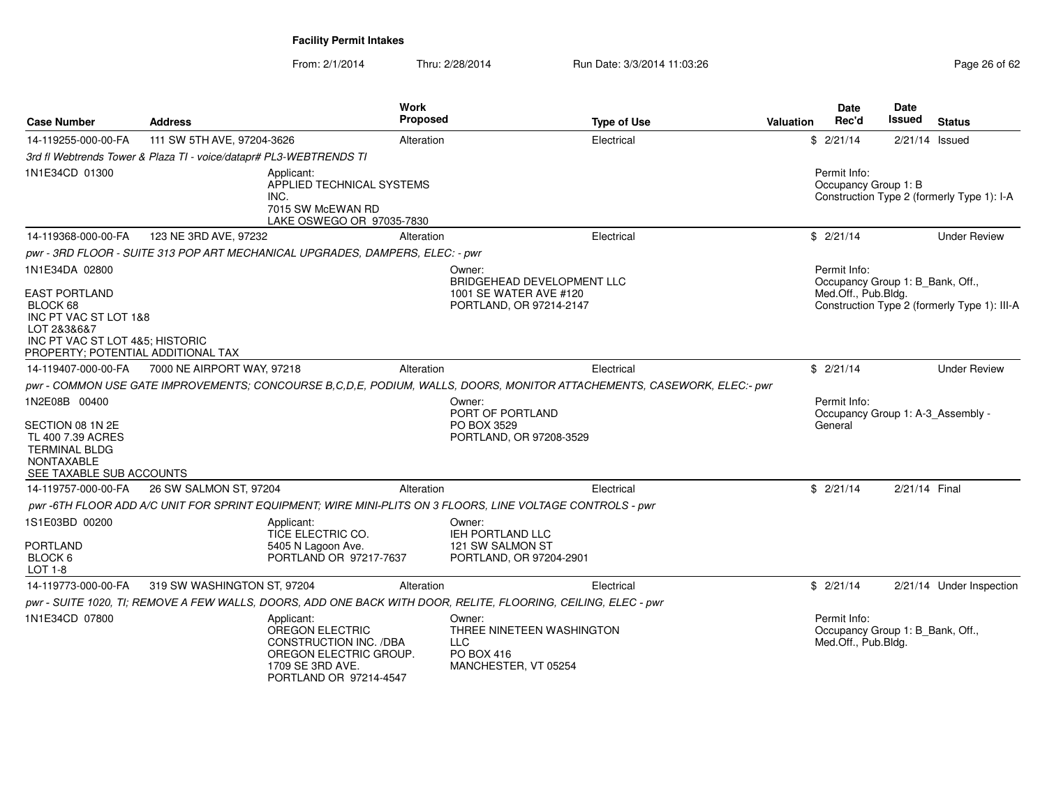**Facility Permit Intakes**

From: 2/1/2014 Thru: 2/28/2014 Run Date: 3/3/2014 11:03:26

| Case Number | Address | Work Proposed | Type of Use | Valuation | Date Rec'd | Date Issued | Status |
|---|---|---|---|---|---|---|---|
| 14-119255-000-00-FA | 111 SW 5TH AVE, 97204-3626 | Alteration | Electrical | $ | 2/21/14 | 2/21/14 | Issued |
| | *3rd fl Webtrends Tower & Plaza TI - voice/datapr# PL3-WEBTRENDS TI* | | | | | | |
| 1N1E34CD 01300 | Applicant: APPLIED TECHNICAL SYSTEMS INC. 7015 SW McEWAN RD LAKE OSWEGO OR 97035-7830 | | | | Permit Info: Occupancy Group 1: B Construction Type 2 (formerly Type 1): I-A | | |
| 14-119368-000-00-FA | 123 NE 3RD AVE, 97232 | Alteration | Electrical | $ | 2/21/14 | | Under Review |
| | *pwr - 3RD FLOOR - SUITE 313 POP ART MECHANICAL UPGRADES, DAMPERS, ELEC: - pwr* | | | | | | |
| 1N1E34DA 02800 EAST PORTLAND BLOCK 68 INC PT VAC ST LOT 1&8 LOT 2&3&6&7 INC PT VAC ST LOT 4&5; HISTORIC PROPERTY; POTENTIAL ADDITIONAL TAX | | Owner: BRIDGEHEAD DEVELOPMENT LLC 1001 SE WATER AVE #120 PORTLAND, OR 97214-2147 | | | Permit Info: Occupancy Group 1: B_Bank, Off., Med.Off., Pub.Bldg. Construction Type 2 (formerly Type 1): III-A | | |
| 14-119407-000-00-FA | 7000 NE AIRPORT WAY, 97218 | Alteration | Electrical | $ | 2/21/14 | | Under Review |
| | *pwr - COMMON USE GATE IMPROVEMENTS; CONCOURSE B,C,D,E, PODIUM, WALLS, DOORS, MONITOR ATTACHEMENTS, CASEWORK, ELEC:- pwr* | | | | | | |
| 1N2E08B 00400 SECTION 08 1N 2E TL 400 7.39 ACRES TERMINAL BLDG NONTAXABLE SEE TAXABLE SUB ACCOUNTS | | Owner: PORT OF PORTLAND PO BOX 3529 PORTLAND, OR 97208-3529 | | | Permit Info: Occupancy Group 1: A-3_Assembly - General | | |
| 14-119757-000-00-FA | 26 SW SALMON ST, 97204 | Alteration | Electrical | $ | 2/21/14 | 2/21/14 | Final |
| | *pwr -6TH FLOOR ADD A/C UNIT FOR SPRINT EQUIPMENT; WIRE MINI-PLITS ON 3 FLOORS, LINE VOLTAGE CONTROLS - pwr* | | | | | | |
| 1S1E03BD 00200 PORTLAND BLOCK 6 LOT 1-8 | Applicant: TICE ELECTRIC CO. 5405 N Lagoon Ave. PORTLAND OR 97217-7637 | Owner: IEH PORTLAND LLC 121 SW SALMON ST PORTLAND, OR 97204-2901 | | | | | |
| 14-119773-000-00-FA | 319 SW WASHINGTON ST, 97204 | Alteration | Electrical | $ | 2/21/14 | 2/21/14 | Under Inspection |
| | *pwr - SUITE 1020, TI; REMOVE A FEW WALLS, DOORS, ADD ONE BACK WITH DOOR, RELITE, FLOORING, CEILING, ELEC - pwr* | | | | | | |
| 1N1E34CD 07800 | Applicant: OREGON ELECTRIC CONSTRUCTION INC. /DBA OREGON ELECTRIC GROUP. 1709 SE 3RD AVE. PORTLAND OR 97214-4547 | Owner: THREE NINETEEN WASHINGTON LLC PO BOX 416 MANCHESTER, VT 05254 | | | Permit Info: Occupancy Group 1: B_Bank, Off., Med.Off., Pub.Bldg. | | |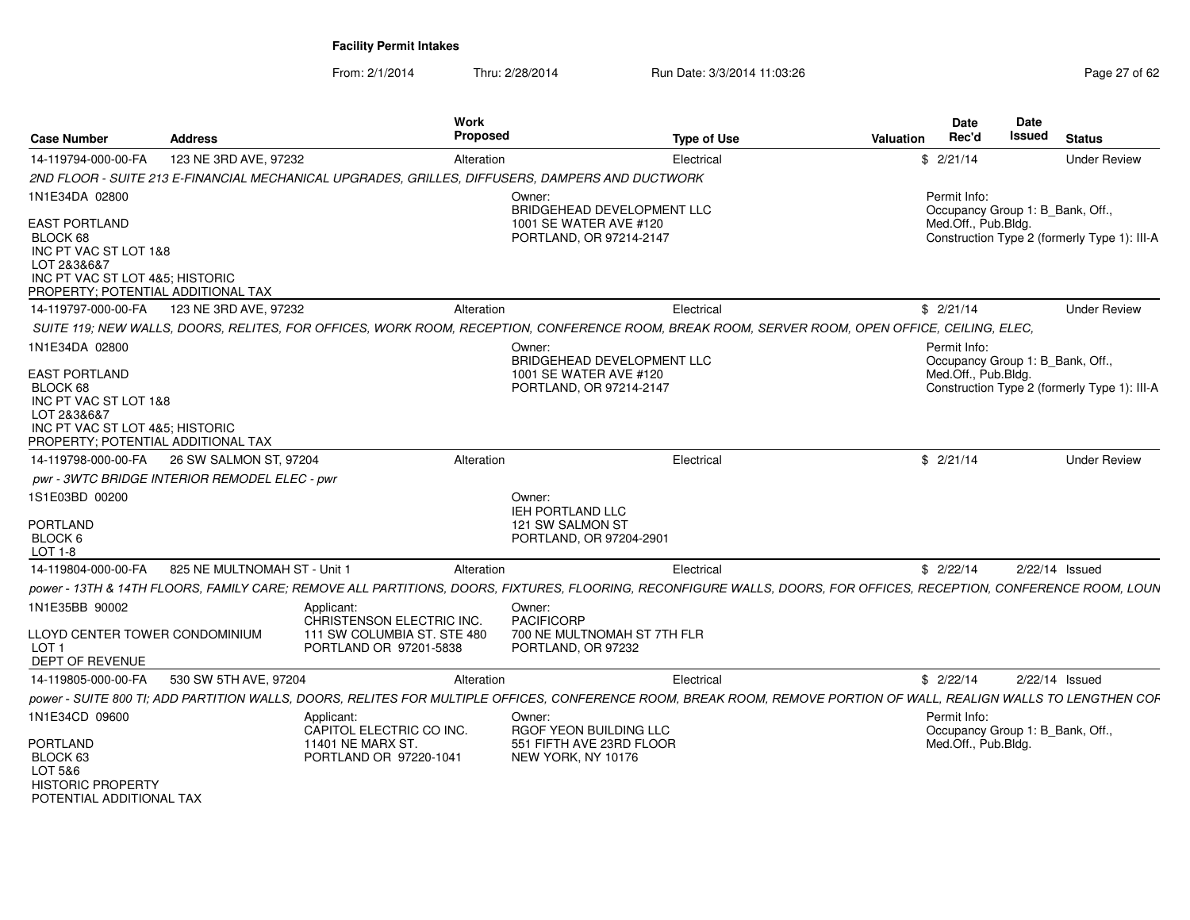**Facility Permit Intakes**

From: 2/1/2014 Thru: 2/28/2014 Run Date: 3/3/2014 11:03:26

| Case Number | Address | Work Proposed | Type of Use | Valuation | Date Rec'd | Date Issued | Status |
|---|---|---|---|---|---|---|---|
| 14-119794-000-00-FA | 123 NE 3RD AVE, 97232 | Alteration | Electrical | $ | 2/21/14 | | Under Review |

2ND FLOOR - SUITE 213 E-FINANCIAL MECHANICAL UPGRADES, GRILLES, DIFFUSERS, DAMPERS AND DUCTWORK

1N1E34DA 02800

EAST PORTLAND
BLOCK 68
INC PT VAC ST LOT 1&8
LOT 2&3&6&7
INC PT VAC ST LOT 4&5; HISTORIC
PROPERTY; POTENTIAL ADDITIONAL TAX

Owner:
BRIDGEHEAD DEVELOPMENT LLC
1001 SE WATER AVE #120
PORTLAND, OR 97214-2147

Permit Info:
Occupancy Group 1: B_Bank, Off., Med.Off., Pub.Bldg.
Construction Type 2 (formerly Type 1): III-A

| Case Number | Address | Work Proposed | Type of Use | Valuation | Date Rec'd | Date Issued | Status |
|---|---|---|---|---|---|---|---|
| 14-119797-000-00-FA | 123 NE 3RD AVE, 97232 | Alteration | Electrical | $ | 2/21/14 | | Under Review |

SUITE 119; NEW WALLS, DOORS, RELITES, FOR OFFICES, WORK ROOM, RECEPTION, CONFERENCE ROOM, BREAK ROOM, SERVER ROOM, OPEN OFFICE, CEILING, ELEC,

1N1E34DA 02800

EAST PORTLAND
BLOCK 68
INC PT VAC ST LOT 1&8
LOT 2&3&6&7
INC PT VAC ST LOT 4&5; HISTORIC
PROPERTY; POTENTIAL ADDITIONAL TAX

Owner:
BRIDGEHEAD DEVELOPMENT LLC
1001 SE WATER AVE #120
PORTLAND, OR 97214-2147

Permit Info:
Occupancy Group 1: B_Bank, Off., Med.Off., Pub.Bldg.
Construction Type 2 (formerly Type 1): III-A

| Case Number | Address | Work Proposed | Type of Use | Valuation | Date Rec'd | Date Issued | Status |
|---|---|---|---|---|---|---|---|
| 14-119798-000-00-FA | 26 SW SALMON ST, 97204 | Alteration | Electrical | $ | 2/21/14 | | Under Review |

pwr - 3WTC BRIDGE INTERIOR REMODEL ELEC - pwr

1S1E03BD 00200

PORTLAND
BLOCK 6
LOT 1-8

Owner:
IEH PORTLAND LLC
121 SW SALMON ST
PORTLAND, OR 97204-2901

| Case Number | Address | Work Proposed | Type of Use | Valuation | Date Rec'd | Date Issued | Status |
|---|---|---|---|---|---|---|---|
| 14-119804-000-00-FA | 825 NE MULTNOMAH ST - Unit 1 | Alteration | Electrical | $ | 2/22/14 | 2/22/14 | Issued |

power - 13TH & 14TH FLOORS, FAMILY CARE; REMOVE ALL PARTITIONS, DOORS, FIXTURES, FLOORING, RECONFIGURE WALLS, DOORS, FOR OFFICES, RECEPTION, CONFERENCE ROOM, LOUN

1N1E35BB 90002

LLOYD CENTER TOWER CONDOMINIUM
LOT 1
DEPT OF REVENUE

Applicant:
CHRISTENSON ELECTRIC INC.
111 SW COLUMBIA ST. STE 480
PORTLAND OR 97201-5838

Owner:
PACIFICORP
700 NE MULTNOMAH ST 7TH FLR
PORTLAND, OR 97232

| Case Number | Address | Work Proposed | Type of Use | Valuation | Date Rec'd | Date Issued | Status |
|---|---|---|---|---|---|---|---|
| 14-119805-000-00-FA | 530 SW 5TH AVE, 97204 | Alteration | Electrical | $ | 2/22/14 | 2/22/14 | Issued |

power - SUITE 800 TI; ADD PARTITION WALLS, DOORS, RELITES FOR MULTIPLE OFFICES, CONFERENCE ROOM, BREAK ROOM, REMOVE PORTION OF WALL, REALIGN WALLS TO LENGTHEN COF

1N1E34CD 09600

PORTLAND
BLOCK 63
LOT 5&6
HISTORIC PROPERTY
POTENTIAL ADDITIONAL TAX

Applicant:
CAPITOL ELECTRIC CO INC.
11401 NE MARX ST.
PORTLAND OR 97220-1041

Owner:
RGOF YEON BUILDING LLC
551 FIFTH AVE 23RD FLOOR
NEW YORK, NY 10176

Permit Info:
Occupancy Group 1: B_Bank, Off., Med.Off., Pub.Bldg.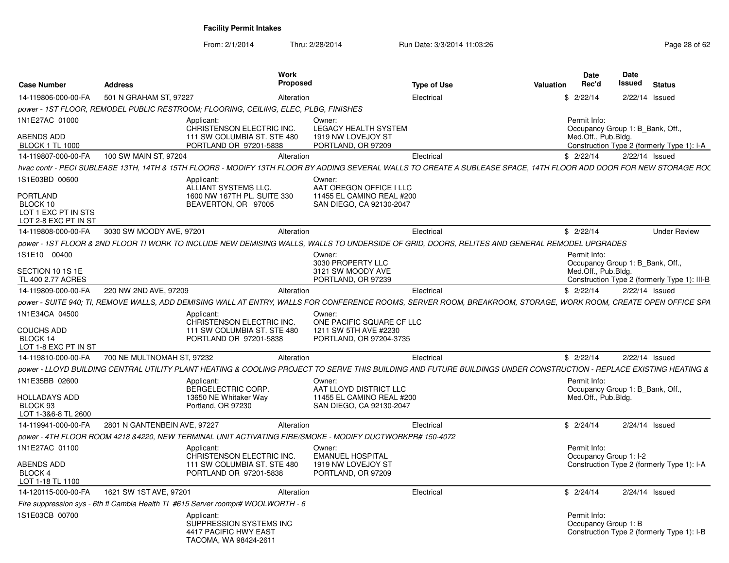**Facility Permit Intakes**

From: 2/1/2014 Thru: 2/28/2014 Run Date: 3/3/2014 11:03:26

| Case Number | Address | Work Proposed | Type of Use | Valuation | Date Rec'd | Date Issued | Status |
|---|---|---|---|---|---|---|---|
| 14-119806-000-00-FA | 501 N GRAHAM ST, 97227 | Alteration | Electrical | $ | 2/22/14 | 2/22/14 | Issued |

*power - 1ST FLOOR, REMODEL PUBLIC RESTROOM; FLOORING, CEILING, ELEC, PLBG, FINISHES*

1N1E27AC 01000
ABENDS ADD
BLOCK 1 TL 1000

Applicant: CHRISTENSON ELECTRIC INC. 111 SW COLUMBIA ST. STE 480 PORTLAND OR 97201-5838

Owner: LEGACY HEALTH SYSTEM 1919 NW LOVEJOY ST PORTLAND, OR 97209

Permit Info: Occupancy Group 1: B_Bank, Off., Med.Off., Pub.Bldg. Construction Type 2 (formerly Type 1): I-A

| Case Number | Address | Work Proposed | Type of Use | Valuation | Date Rec'd | Date Issued | Status |
|---|---|---|---|---|---|---|---|
| 14-119807-000-00-FA | 100 SW MAIN ST, 97204 | Alteration | Electrical | $ | 2/22/14 | 2/22/14 | Issued |

*hvac contr - PECI SUBLEASE 13TH, 14TH & 15TH FLOORS - MODIFY 13TH FLOOR BY ADDING SEVERAL WALLS TO CREATE A SUBLEASE SPACE, 14TH FLOOR ADD DOOR FOR NEW STORAGE ROC*

1S1E03BD 00600
PORTLAND
BLOCK 10
LOT 1 EXC PT IN STS
LOT 2-8 EXC PT IN ST

Applicant: ALLIANT SYSTEMS LLC. 1600 NW 167TH PL. SUITE 330 BEAVERTON, OR 97005

Owner: AAT OREGON OFFICE I LLC 11455 EL CAMINO REAL #200 SAN DIEGO, CA 92130-2047

| Case Number | Address | Work Proposed | Type of Use | Valuation | Date Rec'd | Date Issued | Status |
|---|---|---|---|---|---|---|---|
| 14-119808-000-00-FA | 3030 SW MOODY AVE, 97201 | Alteration | Electrical | $ | 2/22/14 | | Under Review |

*power - 1ST FLOOR & 2ND FLOOR TI WORK TO INCLUDE NEW DEMISING WALLS, WALLS TO UNDERSIDE OF GRID, DOORS, RELITES AND GENERAL REMODEL UPGRADES*

1S1E10 00400
SECTION 10 1S 1E
TL 400 2.77 ACRES

Owner: 3030 PROPERTY LLC 3121 SW MOODY AVE PORTLAND, OR 97239

Permit Info: Occupancy Group 1: B_Bank, Off., Med.Off., Pub.Bldg. Construction Type 2 (formerly Type 1): III-B

| Case Number | Address | Work Proposed | Type of Use | Valuation | Date Rec'd | Date Issued | Status |
|---|---|---|---|---|---|---|---|
| 14-119809-000-00-FA | 220 NW 2ND AVE, 97209 | Alteration | Electrical | $ | 2/22/14 | 2/22/14 | Issued |

*power - SUITE 940; TI, REMOVE WALLS, ADD DEMISING WALL AT ENTRY, WALLS FOR CONFERENCE ROOMS, SERVER ROOM, BREAKROOM, STORAGE, WORK ROOM, CREATE OPEN OFFICE SPA*

1N1E34CA 04500
COUCHS ADD
BLOCK 14
LOT 1-8 EXC PT IN ST

Applicant: CHRISTENSON ELECTRIC INC. 111 SW COLUMBIA ST. STE 480 PORTLAND OR 97201-5838

Owner: ONE PACIFIC SQUARE CF LLC 1211 SW 5TH AVE #2230 PORTLAND, OR 97204-3735

| Case Number | Address | Work Proposed | Type of Use | Valuation | Date Rec'd | Date Issued | Status |
|---|---|---|---|---|---|---|---|
| 14-119810-000-00-FA | 700 NE MULTNOMAH ST, 97232 | Alteration | Electrical | $ | 2/22/14 | 2/22/14 | Issued |

*power - LLOYD BUILDING CENTRAL UTILITY PLANT HEATING & COOLING PROJECT TO SERVE THIS BUILDING AND FUTURE BUILDINGS UNDER CONSTRUCTION - REPLACE EXISTING HEATING &*

1N1E35BB 02600
HOLLADAYS ADD
BLOCK 93
LOT 1-3&6-8 TL 2600

Applicant: BERGELECTRIC CORP. 13650 NE Whitaker Way Portland, OR 97230

Owner: AAT LLOYD DISTRICT LLC 11455 EL CAMINO REAL #200 SAN DIEGO, CA 92130-2047

Permit Info: Occupancy Group 1: B_Bank, Off., Med.Off., Pub.Bldg.

| Case Number | Address | Work Proposed | Type of Use | Valuation | Date Rec'd | Date Issued | Status |
|---|---|---|---|---|---|---|---|
| 14-119941-000-00-FA | 2801 N GANTENBEIN AVE, 97227 | Alteration | Electrical | $ | 2/24/14 | 2/24/14 | Issued |

*power - 4TH FLOOR ROOM 4218 &4220, NEW TERMINAL UNIT ACTIVATING FIRE/SMOKE - MODIFY DUCTWORKPR# 150-4072*

1N1E27AC 01100
ABENDS ADD
BLOCK 4
LOT 1-18 TL 1100

Applicant: CHRISTENSON ELECTRIC INC. 111 SW COLUMBIA ST. STE 480 PORTLAND OR 97201-5838

Owner: EMANUEL HOSPITAL 1919 NW LOVEJOY ST PORTLAND, OR 97209

Permit Info: Occupancy Group 1: I-2 Construction Type 2 (formerly Type 1): I-A

| Case Number | Address | Work Proposed | Type of Use | Valuation | Date Rec'd | Date Issued | Status |
|---|---|---|---|---|---|---|---|
| 14-120115-000-00-FA | 1621 SW 1ST AVE, 97201 | Alteration | Electrical | $ | 2/24/14 | 2/24/14 | Issued |

*Fire suppression sys - 6th fl Cambia Health TI #615 Server roompr# WOOLWORTH - 6*

1S1E03CB 00700

Applicant: SUPPRESSION SYSTEMS INC 4417 PACIFIC HWY EAST TACOMA, WA 98424-2611

Permit Info: Occupancy Group 1: B Construction Type 2 (formerly Type 1): I-B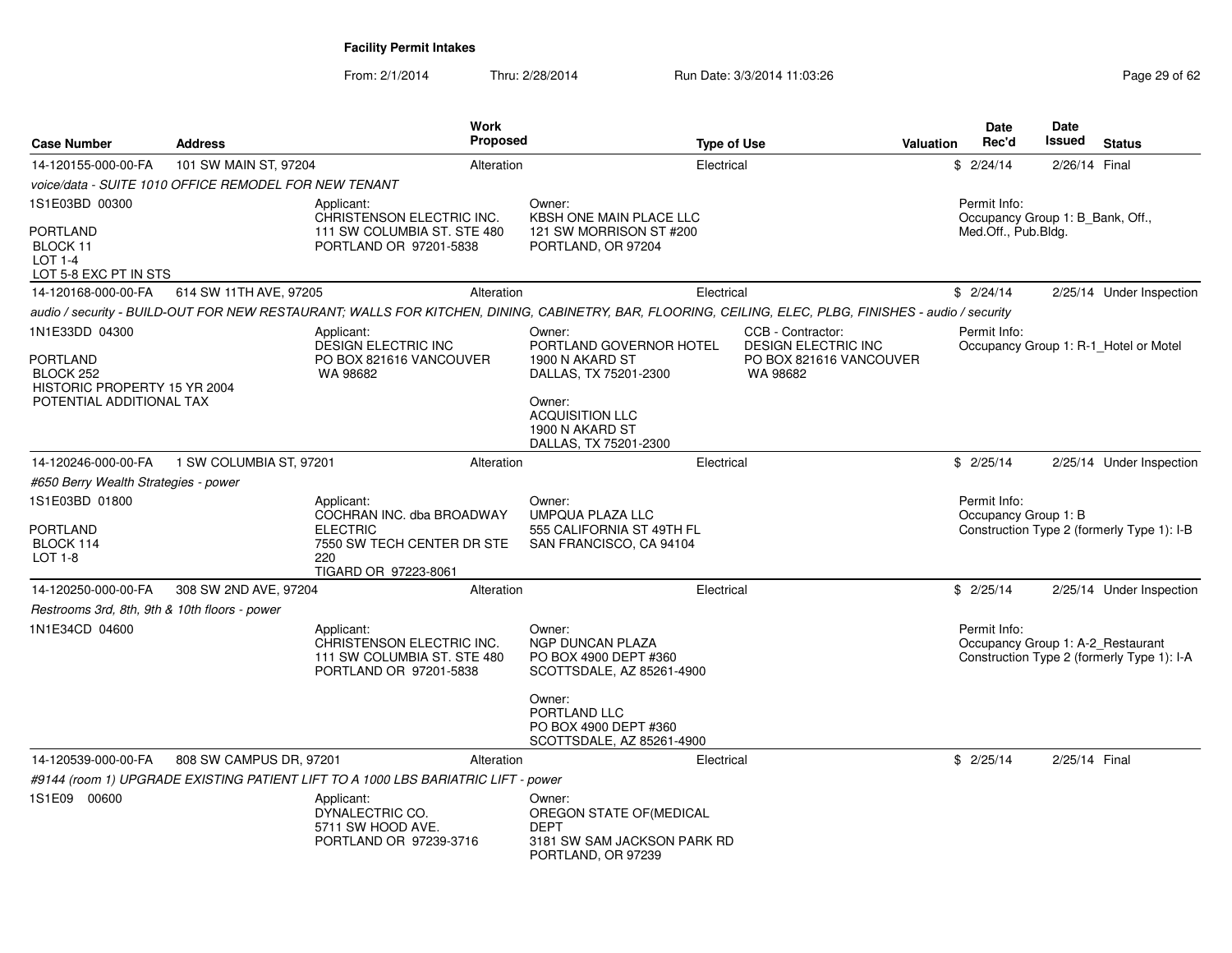**Facility Permit Intakes**

From: 2/1/2014 Thru: 2/28/2014 Run Date: 3/3/2014 11:03:26

| Case Number | Address | Work Proposed | Type of Use | Valuation | Date Rec'd | Date Issued | Status |
|---|---|---|---|---|---|---|---|
| 14-120155-000-00-FA | 101 SW MAIN ST, 97204 | Alteration | Electrical | $ | 2/24/14 | 2/26/14 | Final |

voice/data - SUITE 1010 OFFICE REMODEL FOR NEW TENANT

1S1E03BD 00300

PORTLAND
BLOCK 11
LOT 1-4
LOT 5-8 EXC PT IN STS

Applicant:
CHRISTENSON ELECTRIC INC.
111 SW COLUMBIA ST. STE 480
PORTLAND OR 97201-5838

Owner:
KBSH ONE MAIN PLACE LLC
121 SW MORRISON ST #200
PORTLAND, OR 97204

Permit Info:
Occupancy Group 1: B_Bank, Off., Med.Off., Pub.Bldg.

| Case Number | Address | Work Proposed | Type of Use | Valuation | Date Rec'd | Date Issued | Status |
|---|---|---|---|---|---|---|---|
| 14-120168-000-00-FA | 614 SW 11TH AVE, 97205 | Alteration | Electrical | $ | 2/24/14 | 2/25/14 | Under Inspection |

audio / security - BUILD-OUT FOR NEW RESTAURANT; WALLS FOR KITCHEN, DINING, CABINETRY, BAR, FLOORING, CEILING, ELEC, PLBG, FINISHES - audio / security

1N1E33DD 04300

PORTLAND
BLOCK 252
HISTORIC PROPERTY 15 YR 2004
POTENTIAL ADDITIONAL TAX

Applicant:
DESIGN ELECTRIC INC
PO BOX 821616 VANCOUVER WA 98682

Owner:
PORTLAND GOVERNOR HOTEL
1900 N AKARD ST
DALLAS, TX 75201-2300

Owner:
ACQUISITION LLC
1900 N AKARD ST
DALLAS, TX 75201-2300

CCB - Contractor:
DESIGN ELECTRIC INC
PO BOX 821616 VANCOUVER WA 98682

Permit Info:
Occupancy Group 1: R-1_Hotel or Motel

| Case Number | Address | Work Proposed | Type of Use | Valuation | Date Rec'd | Date Issued | Status |
|---|---|---|---|---|---|---|---|
| 14-120246-000-00-FA | 1 SW COLUMBIA ST, 97201 | Alteration | Electrical | $ | 2/25/14 | 2/25/14 | Under Inspection |

#650 Berry Wealth Strategies - power

1S1E03BD 01800

PORTLAND
BLOCK 114
LOT 1-8

Applicant:
COCHRAN INC. dba BROADWAY ELECTRIC
7550 SW TECH CENTER DR STE 220
TIGARD OR 97223-8061

Owner:
UMPQUA PLAZA LLC
555 CALIFORNIA ST 49TH FL
SAN FRANCISCO, CA 94104

Permit Info:
Occupancy Group 1: B
Construction Type 2 (formerly Type 1): I-B

| Case Number | Address | Work Proposed | Type of Use | Valuation | Date Rec'd | Date Issued | Status |
|---|---|---|---|---|---|---|---|
| 14-120250-000-00-FA | 308 SW 2ND AVE, 97204 | Alteration | Electrical | $ | 2/25/14 | 2/25/14 | Under Inspection |

Restrooms 3rd, 8th, 9th & 10th floors - power

1N1E34CD 04600

Applicant:
CHRISTENSON ELECTRIC INC.
111 SW COLUMBIA ST. STE 480
PORTLAND OR 97201-5838

Owner:
NGP DUNCAN PLAZA
PO BOX 4900 DEPT #360
SCOTTSDALE, AZ 85261-4900

Owner:
PORTLAND LLC
PO BOX 4900 DEPT #360
SCOTTSDALE, AZ 85261-4900

Permit Info:
Occupancy Group 1: A-2_Restaurant
Construction Type 2 (formerly Type 1): I-A

| Case Number | Address | Work Proposed | Type of Use | Valuation | Date Rec'd | Date Issued | Status |
|---|---|---|---|---|---|---|---|
| 14-120539-000-00-FA | 808 SW CAMPUS DR, 97201 | Alteration | Electrical | $ | 2/25/14 | 2/25/14 | Final |

#9144 (room 1) UPGRADE EXISTING PATIENT LIFT TO A 1000 LBS BARIATRIC LIFT - power

1S1E09 00600

Applicant:
DYNALECTRIC CO.
5711 SW HOOD AVE.
PORTLAND OR 97239-3716

Owner:
OREGON STATE OF(MEDICAL DEPT
3181 SW SAM JACKSON PARK RD
PORTLAND, OR 97239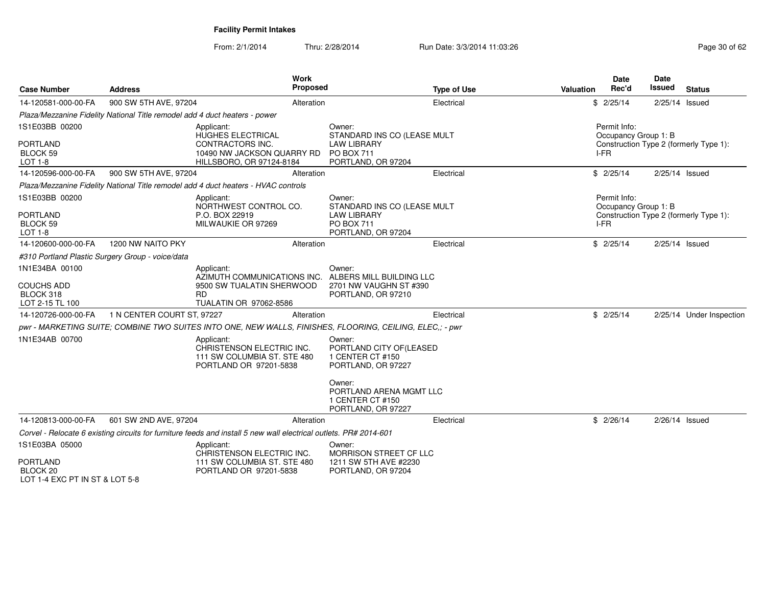**Facility Permit Intakes**

From: 2/1/2014 Thru: 2/28/2014 Run Date: 3/3/2014 11:03:26

| Case Number | Address | Work Proposed | Type of Use | Valuation | Date Rec'd | Date Issued | Status |
|---|---|---|---|---|---|---|---|
| 14-120581-000-00-FA | 900 SW 5TH AVE, 97204 | Alteration | Electrical | $ | 2/25/14 | 2/25/14 | Issued |
| *Plaza/Mezzanine Fidelity National Title remodel add 4 duct heaters - power* | | | | | | | |
| 1S1E03BB 00200<br>PORTLAND<br>BLOCK 59<br>LOT 1-8 | | Applicant:<br>HUGHES ELECTRICAL CONTRACTORS INC.<br>10490 NW JACKSON QUARRY RD<br>HILLSBORO, OR 97124-8184 | Owner:<br>STANDARD INS CO (LEASE MULT<br>LAW LIBRARY<br>PO BOX 711<br>PORTLAND, OR 97204 | | Permit Info:<br>Occupancy Group 1: B<br>Construction Type 2 (formerly Type 1): I-FR | | |
| 14-120596-000-00-FA | 900 SW 5TH AVE, 97204 | Alteration | Electrical | $ | 2/25/14 | 2/25/14 | Issued |
| *Plaza/Mezzanine Fidelity National Title remodel add 4 duct heaters - HVAC controls* | | | | | | | |
| 1S1E03BB 00200<br>PORTLAND<br>BLOCK 59<br>LOT 1-8 | | Applicant:<br>NORTHWEST CONTROL CO.<br>P.O. BOX 22919<br>MILWAUKIE OR 97269 | Owner:<br>STANDARD INS CO (LEASE MULT<br>LAW LIBRARY<br>PO BOX 711<br>PORTLAND, OR 97204 | | Permit Info:<br>Occupancy Group 1: B<br>Construction Type 2 (formerly Type 1): I-FR | | |
| 14-120600-000-00-FA | 1200 NW NAITO PKY | Alteration | Electrical | $ | 2/25/14 | 2/25/14 | Issued |
| *#310 Portland Plastic Surgery Group - voice/data* | | | | | | | |
| 1N1E34BA 00100<br>COUCHS ADD<br>BLOCK 318<br>LOT 2-15 TL 100 | | Applicant:<br>AZIMUTH COMMUNICATIONS INC.<br>9500 SW TUALATIN SHERWOOD RD<br>TUALATIN OR 97062-8586 | Owner:<br>ALBERS MILL BUILDING LLC<br>2701 NW VAUGHN ST #390<br>PORTLAND, OR 97210 | | | | |
| 14-120726-000-00-FA | 1 N CENTER COURT ST, 97227 | Alteration | Electrical | $ | 2/25/14 | 2/25/14 | Under Inspection |
| *pwr - MARKETING SUITE; COMBINE TWO SUITES INTO ONE, NEW WALLS, FINISHES, FLOORING, CEILING, ELEC,; - pwr* | | | | | | | |
| 1N1E34AB 00700 | | Applicant:<br>CHRISTENSON ELECTRIC INC.<br>111 SW COLUMBIA ST. STE 480<br>PORTLAND OR 97201-5838 | Owner:<br>PORTLAND CITY OF(LEASED<br>1 CENTER CT #150<br>PORTLAND, OR 97227<br><br>Owner:<br>PORTLAND ARENA MGMT LLC<br>1 CENTER CT #150<br>PORTLAND, OR 97227 | | | | |
| 14-120813-000-00-FA | 601 SW 2ND AVE, 97204 | Alteration | Electrical | $ | 2/26/14 | 2/26/14 | Issued |
| *Corvel - Relocate 6 existing circuits for furniture feeds and install 5 new wall electrical outlets. PR# 2014-601* | | | | | | | |
| 1S1E03BA 05000<br>PORTLAND<br>BLOCK 20<br>LOT 1-4 EXC PT IN ST & LOT 5-8 | | Applicant:<br>CHRISTENSON ELECTRIC INC.<br>111 SW COLUMBIA ST. STE 480<br>PORTLAND OR 97201-5838 | Owner:<br>MORRISON STREET CF LLC<br>1211 SW 5TH AVE #2230<br>PORTLAND, OR 97204 | | | | |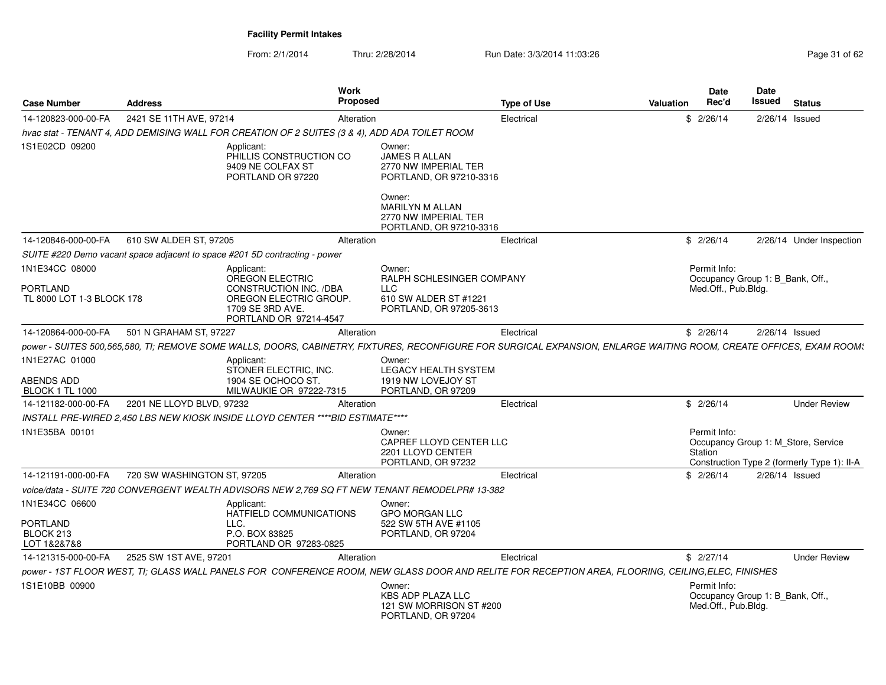**Facility Permit Intakes**

From: 2/1/2014 Thru: 2/28/2014 Run Date: 3/3/2014 11:03:26

| Case Number | Address | Work Proposed | Type of Use | Valuation | Date Rec'd | Date Issued | Status |
|---|---|---|---|---|---|---|---|
| 14-120823-000-00-FA | 2421 SE 11TH AVE, 97214 | Alteration | Electrical | $ | 2/26/14 | 2/26/14 | Issued |
| hvac stat - TENANT 4, ADD DEMISING WALL FOR CREATION OF 2 SUITES (3 & 4), ADD ADA TOILET ROOM | | | | | | | |
| 1S1E02CD 09200 | Applicant: PHILLIS CONSTRUCTION CO 9409 NE COLFAX ST PORTLAND OR 97220 | Owner: JAMES R ALLAN 2770 NW IMPERIAL TER PORTLAND, OR 97210-3316 Owner: MARILYN M ALLAN 2770 NW IMPERIAL TER PORTLAND, OR 97210-3316 | | | | | |
| 14-120846-000-00-FA | 610 SW ALDER ST, 97205 | Alteration | Electrical | $ | 2/26/14 | 2/26/14 | Under Inspection |
| SUITE #220 Demo vacant space adjacent to space #201 5D contracting - power | | | | | | | |
| 1N1E34CC 08000 PORTLAND TL 8000 LOT 1-3 BLOCK 178 | Applicant: OREGON ELECTRIC CONSTRUCTION INC. /DBA OREGON ELECTRIC GROUP. 1709 SE 3RD AVE. PORTLAND OR 97214-4547 | Owner: RALPH SCHLESINGER COMPANY LLC 610 SW ALDER ST #1221 PORTLAND, OR 97205-3613 | | | Permit Info: Occupancy Group 1: B_Bank, Off., Med.Off., Pub.Bldg. | | |
| 14-120864-000-00-FA | 501 N GRAHAM ST, 97227 | Alteration | Electrical | $ | 2/26/14 | 2/26/14 | Issued |
| power - SUITES 500,565,580, TI; REMOVE SOME WALLS, DOORS, CABINETRY, FIXTURES, RECONFIGURE FOR SURGICAL EXPANSION, ENLARGE WAITING ROOM, CREATE OFFICES, EXAM ROOMS | | | | | | | |
| 1N1E27AC 01000 ABENDS ADD BLOCK 1 TL 1000 | Applicant: STONER ELECTRIC, INC. 1904 SE OCHOCO ST. MILWAUKIE OR 97222-7315 | Owner: LEGACY HEALTH SYSTEM 1919 NW LOVEJOY ST PORTLAND, OR 97209 | | | | | |
| 14-121182-000-00-FA | 2201 NE LLOYD BLVD, 97232 | Alteration | Electrical | $ | 2/26/14 | | Under Review |
| INSTALL PRE-WIRED 2,450 LBS NEW KIOSK INSIDE LLOYD CENTER ****BID ESTIMATE**** | | | | | | | |
| 1N1E35BA 00101 | | Owner: CAPREF LLOYD CENTER LLC 2201 LLOYD CENTER PORTLAND, OR 97232 | | | Permit Info: Occupancy Group 1: M_Store, Service Station Construction Type 2 (formerly Type 1): II-A | | |
| 14-121191-000-00-FA | 720 SW WASHINGTON ST, 97205 | Alteration | Electrical | $ | 2/26/14 | 2/26/14 | Issued |
| voice/data - SUITE 720 CONVERGENT WEALTH ADVISORS NEW 2,769 SQ FT NEW TENANT REMODELPR# 13-382 | | | | | | | |
| 1N1E34CC 06600 PORTLAND BLOCK 213 LOT 1&2&7&8 | Applicant: HATFIELD COMMUNICATIONS LLC. P.O. BOX 83825 PORTLAND OR 97283-0825 | Owner: GPO MORGAN LLC 522 SW 5TH AVE #1105 PORTLAND, OR 97204 | | | | | |
| 14-121315-000-00-FA | 2525 SW 1ST AVE, 97201 | Alteration | Electrical | $ | 2/27/14 | | Under Review |
| power - 1ST FLOOR WEST, TI; GLASS WALL PANELS FOR CONFERENCE ROOM, NEW GLASS DOOR AND RELITE FOR RECEPTION AREA, FLOORING, CEILING,ELEC, FINISHES | | | | | | | |
| 1S1E10BB 00900 | | Owner: KBS ADP PLAZA LLC 121 SW MORRISON ST #200 PORTLAND, OR 97204 | | | Permit Info: Occupancy Group 1: B_Bank, Off., Med.Off., Pub.Bldg. | | |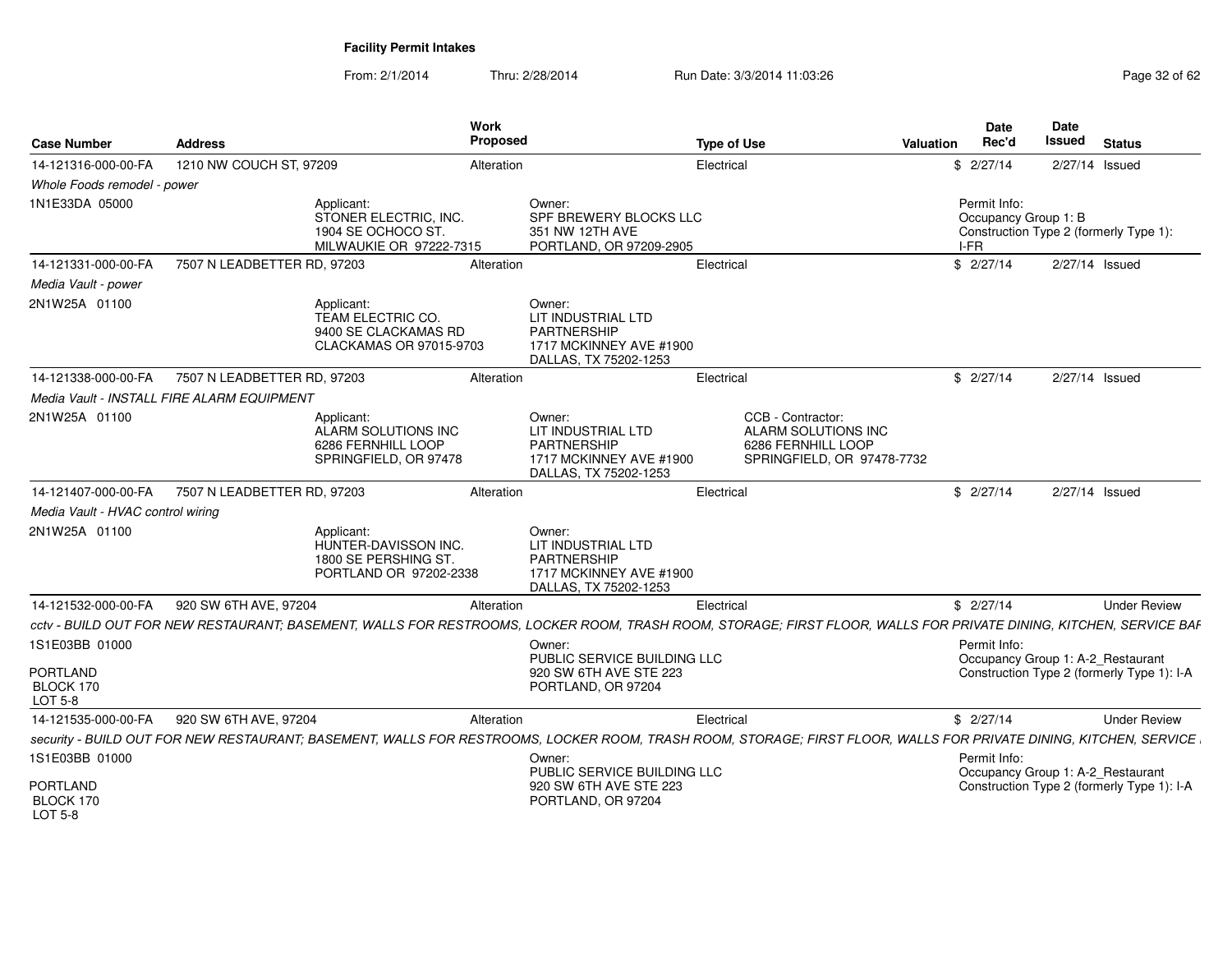**Facility Permit Intakes**

From: 2/1/2014 Thru: 2/28/2014 Run Date: 3/3/2014 11:03:26

| Case Number | Address | Work Proposed | Type of Use | Valuation | Date Rec'd | Date Issued | Status |
|---|---|---|---|---|---|---|---|
| 14-121316-000-00-FA | 1210 NW COUCH ST, 97209 | Alteration | Electrical | $ | 2/27/14 | 2/27/14 | Issued |
| *Whole Foods remodel - power* | | | | | | | |
| 1N1E33DA 05000 | Applicant: STONER ELECTRIC, INC. 1904 SE OCHOCO ST. MILWAUKIE OR 97222-7315 | Owner: SPF BREWERY BLOCKS LLC 351 NW 12TH AVE PORTLAND, OR 97209-2905 | | | Permit Info: Occupancy Group 1: B Construction Type 2 (formerly Type 1): I-FR | | |
| 14-121331-000-00-FA | 7507 N LEADBETTER RD, 97203 | Alteration | Electrical | $ | 2/27/14 | 2/27/14 | Issued |
| *Media Vault - power* | | | | | | | |
| 2N1W25A 01100 | Applicant: TEAM ELECTRIC CO. 9400 SE CLACKAMAS RD CLACKAMAS OR 97015-9703 | Owner: LIT INDUSTRIAL LTD PARTNERSHIP 1717 MCKINNEY AVE #1900 DALLAS, TX 75202-1253 | | | | | |
| 14-121338-000-00-FA | 7507 N LEADBETTER RD, 97203 | Alteration | Electrical | $ | 2/27/14 | 2/27/14 | Issued |
| *Media Vault - INSTALL FIRE ALARM EQUIPMENT* | | | | | | | |
| 2N1W25A 01100 | Applicant: ALARM SOLUTIONS INC 6286 FERNHILL LOOP SPRINGFIELD, OR 97478 | Owner: LIT INDUSTRIAL LTD PARTNERSHIP 1717 MCKINNEY AVE #1900 DALLAS, TX 75202-1253 | CCB - Contractor: ALARM SOLUTIONS INC 6286 FERNHILL LOOP SPRINGFIELD, OR 97478-7732 | | | | |
| 14-121407-000-00-FA | 7507 N LEADBETTER RD, 97203 | Alteration | Electrical | $ | 2/27/14 | 2/27/14 | Issued |
| *Media Vault - HVAC control wiring* | | | | | | | |
| 2N1W25A 01100 | Applicant: HUNTER-DAVISSON INC. 1800 SE PERSHING ST. PORTLAND OR 97202-2338 | Owner: LIT INDUSTRIAL LTD PARTNERSHIP 1717 MCKINNEY AVE #1900 DALLAS, TX 75202-1253 | | | | | |
| 14-121532-000-00-FA | 920 SW 6TH AVE, 97204 | Alteration | Electrical | $ | 2/27/14 | | Under Review |
| *cctv - BUILD OUT FOR NEW RESTAURANT; BASEMENT, WALLS FOR RESTROOMS, LOCKER ROOM, TRASH ROOM, STORAGE; FIRST FLOOR, WALLS FOR PRIVATE DINING, KITCHEN, SERVICE BAF* | | | | | | | |
| 1S1E03BB 01000 PORTLAND BLOCK 170 LOT 5-8 | | Owner: PUBLIC SERVICE BUILDING LLC 920 SW 6TH AVE STE 223 PORTLAND, OR 97204 | | | Permit Info: Occupancy Group 1: A-2_Restaurant Construction Type 2 (formerly Type 1): I-A | | |
| 14-121535-000-00-FA | 920 SW 6TH AVE, 97204 | Alteration | Electrical | $ | 2/27/14 | | Under Review |
| *security - BUILD OUT FOR NEW RESTAURANT; BASEMENT, WALLS FOR RESTROOMS, LOCKER ROOM, TRASH ROOM, STORAGE; FIRST FLOOR, WALLS FOR PRIVATE DINING, KITCHEN, SERVICE* | | | | | | | |
| 1S1E03BB 01000 PORTLAND BLOCK 170 LOT 5-8 | | Owner: PUBLIC SERVICE BUILDING LLC 920 SW 6TH AVE STE 223 PORTLAND, OR 97204 | | | Permit Info: Occupancy Group 1: A-2_Restaurant Construction Type 2 (formerly Type 1): I-A | | |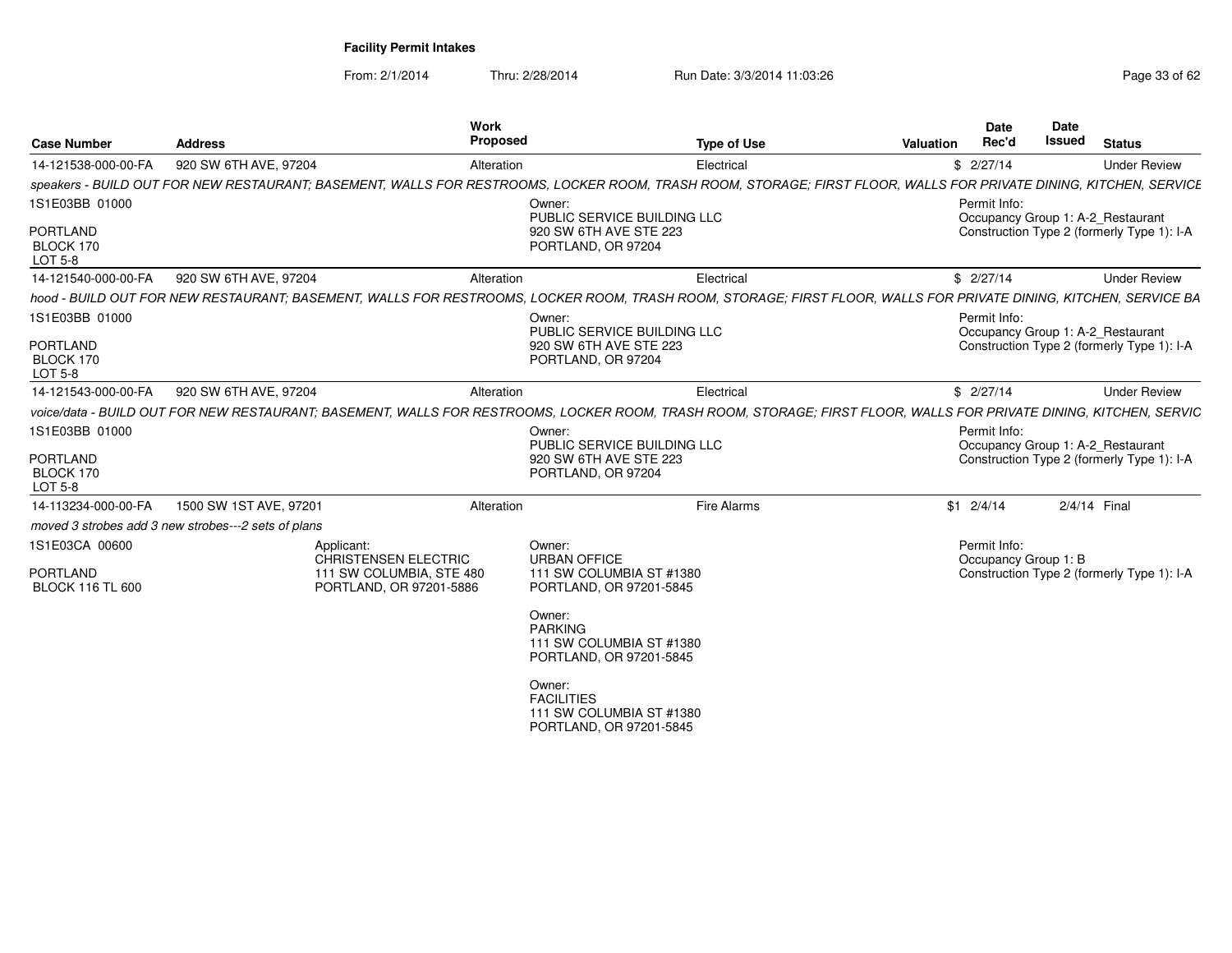**Facility Permit Intakes**

From: 2/1/2014 Thru: 2/28/2014 Run Date: 3/3/2014 11:03:26

| Case Number | Address | Work Proposed | Type of Use | Valuation | Date Rec'd | Date Issued | Status |
|---|---|---|---|---|---|---|---|
| 14-121538-000-00-FA | 920 SW 6TH AVE, 97204 | Alteration | Electrical | $ | 2/27/14 | | Under Review |

*speakers - BUILD OUT FOR NEW RESTAURANT; BASEMENT, WALLS FOR RESTROOMS, LOCKER ROOM, TRASH ROOM, STORAGE; FIRST FLOOR, WALLS FOR PRIVATE DINING, KITCHEN, SERVICE*

1S1E03BB 01000

PORTLAND
BLOCK 170
LOT 5-8

Owner:
PUBLIC SERVICE BUILDING LLC
920 SW 6TH AVE STE 223
PORTLAND, OR 97204

Permit Info:
Occupancy Group 1: A-2_Restaurant
Construction Type 2 (formerly Type 1): I-A

| Case Number | Address | Work Proposed | Type of Use | Valuation | Date Rec'd | Date Issued | Status |
|---|---|---|---|---|---|---|---|
| 14-121540-000-00-FA | 920 SW 6TH AVE, 97204 | Alteration | Electrical | $ | 2/27/14 | | Under Review |

*hood - BUILD OUT FOR NEW RESTAURANT; BASEMENT, WALLS FOR RESTROOMS, LOCKER ROOM, TRASH ROOM, STORAGE; FIRST FLOOR, WALLS FOR PRIVATE DINING, KITCHEN, SERVICE BA*

1S1E03BB 01000

PORTLAND
BLOCK 170
LOT 5-8

Owner:
PUBLIC SERVICE BUILDING LLC
920 SW 6TH AVE STE 223
PORTLAND, OR 97204

Permit Info:
Occupancy Group 1: A-2_Restaurant
Construction Type 2 (formerly Type 1): I-A

| Case Number | Address | Work Proposed | Type of Use | Valuation | Date Rec'd | Date Issued | Status |
|---|---|---|---|---|---|---|---|
| 14-121543-000-00-FA | 920 SW 6TH AVE, 97204 | Alteration | Electrical | $ | 2/27/14 | | Under Review |

*voice/data - BUILD OUT FOR NEW RESTAURANT; BASEMENT, WALLS FOR RESTROOMS, LOCKER ROOM, TRASH ROOM, STORAGE; FIRST FLOOR, WALLS FOR PRIVATE DINING, KITCHEN, SERVIC*

1S1E03BB 01000

PORTLAND
BLOCK 170
LOT 5-8

Owner:
PUBLIC SERVICE BUILDING LLC
920 SW 6TH AVE STE 223
PORTLAND, OR 97204

Permit Info:
Occupancy Group 1: A-2_Restaurant
Construction Type 2 (formerly Type 1): I-A

| Case Number | Address | Work Proposed | Type of Use | Valuation | Date Rec'd | Date Issued | Status |
|---|---|---|---|---|---|---|---|
| 14-113234-000-00-FA | 1500 SW 1ST AVE, 97201 | Alteration | Fire Alarms | $1 | 2/4/14 | 2/4/14 | Final |

*moved 3 strobes add 3 new strobes---2 sets of plans*

1S1E03CA 00600

PORTLAND
BLOCK 116 TL 600

Applicant:
CHRISTENSEN ELECTRIC
111 SW COLUMBIA, STE 480
PORTLAND, OR 97201-5886

Owner:
URBAN OFFICE
111 SW COLUMBIA ST #1380
PORTLAND, OR 97201-5845

Owner:
PARKING
111 SW COLUMBIA ST #1380
PORTLAND, OR 97201-5845

Owner:
FACILITIES
111 SW COLUMBIA ST #1380
PORTLAND, OR 97201-5845

Permit Info:
Occupancy Group 1: B
Construction Type 2 (formerly Type 1): I-A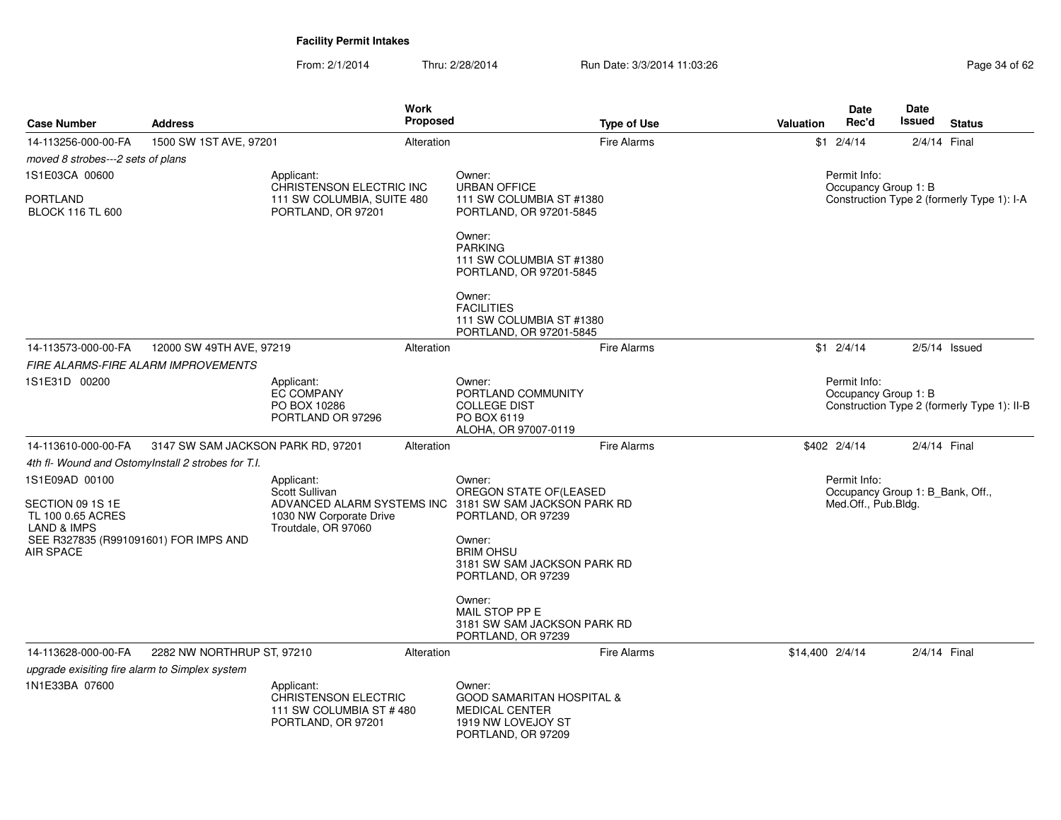**Facility Permit Intakes**

From: 2/1/2014 Thru: 2/28/2014 Run Date: 3/3/2014 11:03:26

| Case Number | Address | Work Proposed | Type of Use | Valuation | Date Rec'd | Date Issued | Status |
|---|---|---|---|---|---|---|---|
| 14-113256-000-00-FA | 1500 SW 1ST AVE, 97201 | Alteration | Fire Alarms | $1 | 2/4/14 | 2/4/14 | Final |

*moved 8 strobes---2 sets of plans*

1S1E03CA 00600

PORTLAND
BLOCK 116 TL 600

Applicant:
CHRISTENSON ELECTRIC INC
111 SW COLUMBIA, SUITE 480
PORTLAND, OR 97201

Owner:
URBAN OFFICE
111 SW COLUMBIA ST #1380
PORTLAND, OR 97201-5845

Owner:
PARKING
111 SW COLUMBIA ST #1380
PORTLAND, OR 97201-5845

Owner:
FACILITIES
111 SW COLUMBIA ST #1380
PORTLAND, OR 97201-5845

Permit Info:
Occupancy Group 1: B
Construction Type 2 (formerly Type 1): I-A

| Case Number | Address | Work Proposed | Type of Use | Valuation | Date Rec'd | Date Issued | Status |
|---|---|---|---|---|---|---|---|
| 14-113573-000-00-FA | 12000 SW 49TH AVE, 97219 | Alteration | Fire Alarms | $1 | 2/4/14 | 2/5/14 | Issued |

*FIRE ALARMS-FIRE ALARM IMPROVEMENTS*

1S1E31D 00200

Applicant:
EC COMPANY
PO BOX 10286
PORTLAND OR 97296

Owner:
PORTLAND COMMUNITY
COLLEGE DIST
PO BOX 6119
ALOHA, OR 97007-0119

Permit Info:
Occupancy Group 1: B
Construction Type 2 (formerly Type 1): II-B

| Case Number | Address | Work Proposed | Type of Use | Valuation | Date Rec'd | Date Issued | Status |
|---|---|---|---|---|---|---|---|
| 14-113610-000-00-FA | 3147 SW SAM JACKSON PARK RD, 97201 | Alteration | Fire Alarms | $402 | 2/4/14 | 2/4/14 | Final |

*4th fl- Wound and OstomyInstall 2 strobes for T.I.*

1S1E09AD 00100

SECTION 09 1S 1E
TL 100 0.65 ACRES
LAND & IMPS
SEE R327835 (R991091601) FOR IMPS AND AIR SPACE

Applicant:
Scott Sullivan
ADVANCED ALARM SYSTEMS INC
1030 NW Corporate Drive
Troutdale, OR 97060

Owner:
OREGON STATE OF(LEASED
3181 SW SAM JACKSON PARK RD
PORTLAND, OR 97239

Owner:
BRIM OHSU
3181 SW SAM JACKSON PARK RD
PORTLAND, OR 97239

Owner:
MAIL STOP PP E
3181 SW SAM JACKSON PARK RD
PORTLAND, OR 97239

Permit Info:
Occupancy Group 1: B_Bank, Off., Med.Off., Pub.Bldg.

| Case Number | Address | Work Proposed | Type of Use | Valuation | Date Rec'd | Date Issued | Status |
|---|---|---|---|---|---|---|---|
| 14-113628-000-00-FA | 2282 NW NORTHRUP ST, 97210 | Alteration | Fire Alarms | $14,400 | 2/4/14 | 2/4/14 | Final |

*upgrade exisiting fire alarm to Simplex system*

1N1E33BA 07600

Applicant:
CHRISTENSON ELECTRIC
111 SW COLUMBIA ST # 480
PORTLAND, OR 97201

Owner:
GOOD SAMARITAN HOSPITAL &
MEDICAL CENTER
1919 NW LOVEJOY ST
PORTLAND, OR 97209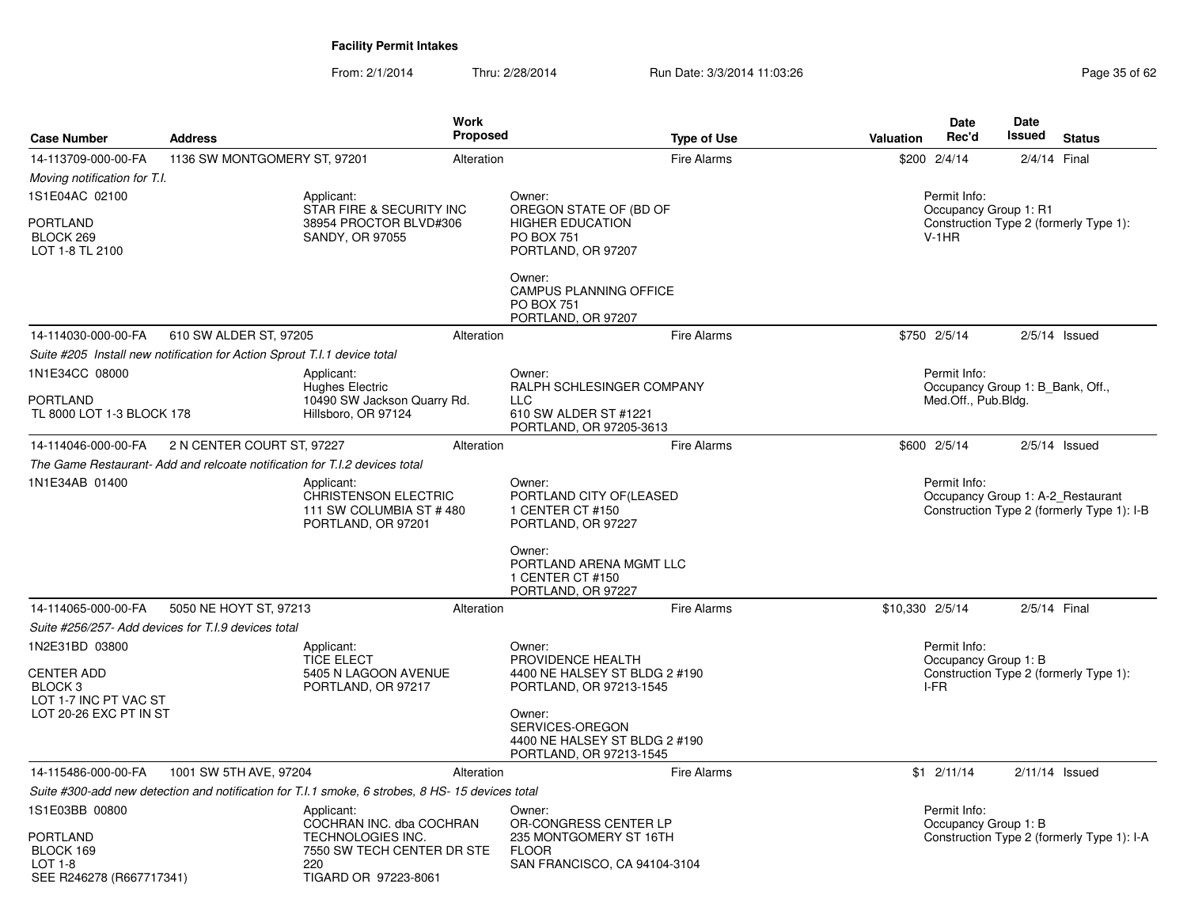## Facility Permit Intakes

From: 2/1/2014 Thru: 2/28/2014 Run Date: 3/3/2014 11:03:26

| Case Number | Address | Work Proposed | Type of Use | Valuation | Date Rec'd | Date Issued | Status |
|---|---|---|---|---|---|---|---|
| 14-113709-000-00-FA | 1136 SW MONTGOMERY ST, 97201 | Alteration | Fire Alarms | $200 | 2/4/14 | 2/4/14 | Final |

*Moving notification for T.I.*

1S1E04AC 02100

PORTLAND
BLOCK 269
LOT 1-8 TL 2100

Applicant:
STAR FIRE & SECURITY INC
38954 PROCTOR BLVD#306
SANDY, OR 97055

Owner:
OREGON STATE OF (BD OF
HIGHER EDUCATION
PO BOX 751
PORTLAND, OR 97207

Owner:
CAMPUS PLANNING OFFICE
PO BOX 751
PORTLAND, OR 97207

Permit Info:
Occupancy Group 1: R1
Construction Type 2 (formerly Type 1): V-1HR

| Case Number | Address | Work Proposed | Type of Use | Valuation | Date Rec'd | Date Issued | Status |
|---|---|---|---|---|---|---|---|
| 14-114030-000-00-FA | 610 SW ALDER ST, 97205 | Alteration | Fire Alarms | $750 | 2/5/14 | 2/5/14 | Issued |

*Suite #205 Install new notification for Action Sprout T.I.1 device total*

1N1E34CC 08000

PORTLAND
TL 8000 LOT 1-3 BLOCK 178

Applicant:
Hughes Electric
10490 SW Jackson Quarry Rd.
Hillsboro, OR 97124

Owner:
RALPH SCHLESINGER COMPANY
LLC
610 SW ALDER ST #1221
PORTLAND, OR 97205-3613

Permit Info:
Occupancy Group 1: B_Bank, Off., Med.Off., Pub.Bldg.

| Case Number | Address | Work Proposed | Type of Use | Valuation | Date Rec'd | Date Issued | Status |
|---|---|---|---|---|---|---|---|
| 14-114046-000-00-FA | 2 N CENTER COURT ST, 97227 | Alteration | Fire Alarms | $600 | 2/5/14 | 2/5/14 | Issued |

*The Game Restaurant- Add and relcoate notification for T.I.2 devices total*

1N1E34AB 01400

Applicant:
CHRISTENSON ELECTRIC
111 SW COLUMBIA ST # 480
PORTLAND, OR 97201

Owner:
PORTLAND CITY OF(LEASED
1 CENTER CT #150
PORTLAND, OR 97227

Owner:
PORTLAND ARENA MGMT LLC
1 CENTER CT #150
PORTLAND, OR 97227

Permit Info:
Occupancy Group 1: A-2_Restaurant
Construction Type 2 (formerly Type 1): I-B

| Case Number | Address | Work Proposed | Type of Use | Valuation | Date Rec'd | Date Issued | Status |
|---|---|---|---|---|---|---|---|
| 14-114065-000-00-FA | 5050 NE HOYT ST, 97213 | Alteration | Fire Alarms | $10,330 | 2/5/14 | 2/5/14 | Final |

*Suite #256/257- Add devices for T.I.9 devices total*

1N2E31BD 03800

CENTER ADD
BLOCK 3
LOT 1-7 INC PT VAC ST
LOT 20-26 EXC PT IN ST

Applicant:
TICE ELECT
5405 N LAGOON AVENUE
PORTLAND, OR 97217

Owner:
PROVIDENCE HEALTH
4400 NE HALSEY ST BLDG 2 #190
PORTLAND, OR 97213-1545

Owner:
SERVICES-OREGON
4400 NE HALSEY ST BLDG 2 #190
PORTLAND, OR 97213-1545

Permit Info:
Occupancy Group 1: B
Construction Type 2 (formerly Type 1): I-FR

| Case Number | Address | Work Proposed | Type of Use | Valuation | Date Rec'd | Date Issued | Status |
|---|---|---|---|---|---|---|---|
| 14-115486-000-00-FA | 1001 SW 5TH AVE, 97204 | Alteration | Fire Alarms | $1 | 2/11/14 | 2/11/14 | Issued |

*Suite #300-add new detection and notification for T.I.1 smoke, 6 strobes, 8 HS- 15 devices total*

1S1E03BB 00800

PORTLAND
BLOCK 169
LOT 1-8
SEE R246278 (R667717341)

Applicant:
COCHRAN INC. dba COCHRAN
TECHNOLOGIES INC.
7550 SW TECH CENTER DR STE
220
TIGARD OR 97223-8061

Owner:
OR-CONGRESS CENTER LP
235 MONTGOMERY ST 16TH
FLOOR
SAN FRANCISCO, CA 94104-3104

Permit Info:
Occupancy Group 1: B
Construction Type 2 (formerly Type 1): I-A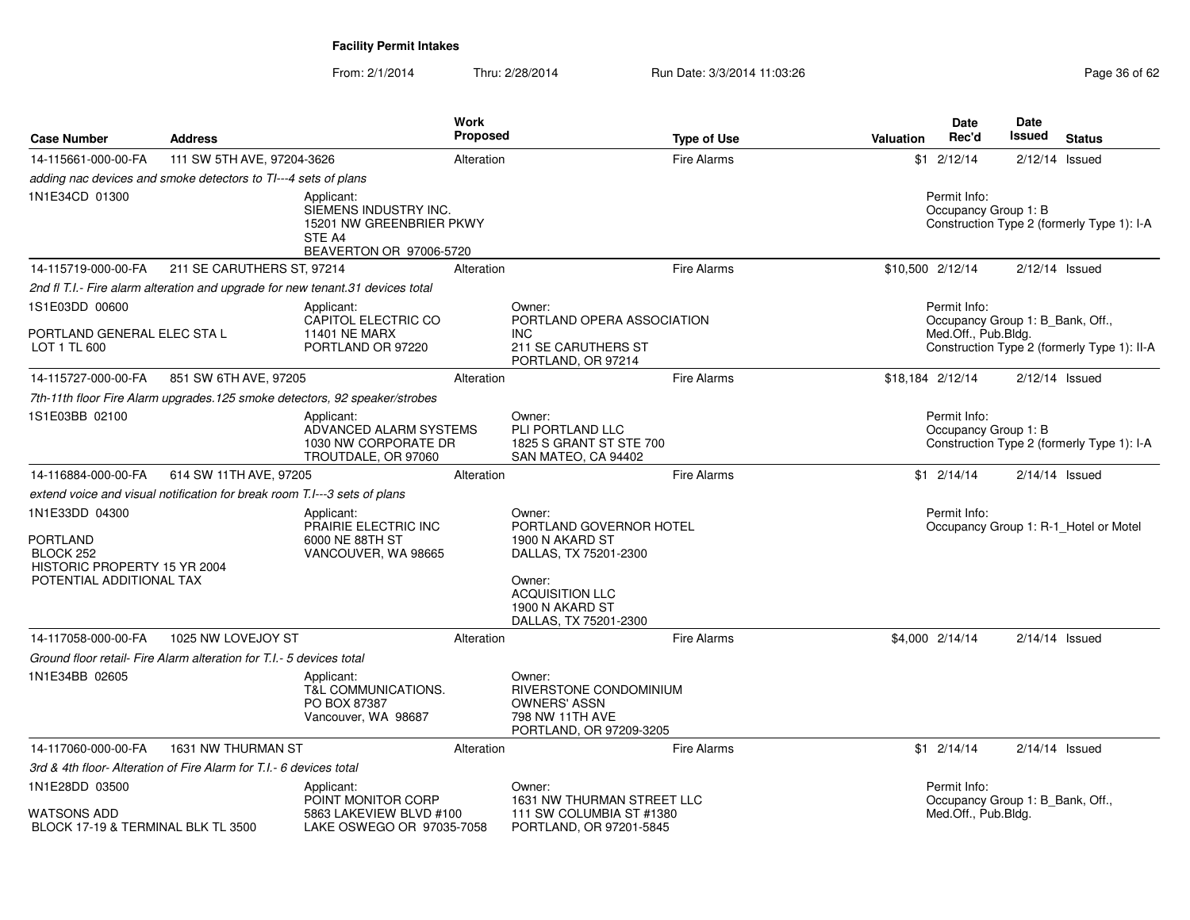**Facility Permit Intakes**

From: 2/1/2014 Thru: 2/28/2014 Run Date: 3/3/2014 11:03:26

| Case Number | Address | Work Proposed | Type of Use | Valuation | Date Rec'd | Date Issued | Status |
|---|---|---|---|---|---|---|---|
| 14-115661-000-00-FA | 111 SW 5TH AVE, 97204-3626 | Alteration | Fire Alarms | $1 | 2/12/14 | 2/12/14 | Issued |
| *adding nac devices and smoke detectors to TI---4 sets of plans* | | | | | | | |
| 1N1E34CD 01300 | Applicant: SIEMENS INDUSTRY INC. 15201 NW GREENBRIER PKWY STE A4 BEAVERTON OR 97006-5720 | | | | Permit Info: Occupancy Group 1: B Construction Type 2 (formerly Type 1): I-A | | |
| 14-115719-000-00-FA | 211 SE CARUTHERS ST, 97214 | Alteration | Fire Alarms | $10,500 | 2/12/14 | 2/12/14 | Issued |
| *2nd fl T.I.- Fire alarm alteration and upgrade for new tenant.31 devices total* | | | | | | | |
| 1S1E03DD 00600 PORTLAND GENERAL ELEC STA L LOT 1 TL 600 | Applicant: CAPITOL ELECTRIC CO 11401 NE MARX PORTLAND OR 97220 | Owner: PORTLAND OPERA ASSOCIATION INC 211 SE CARUTHERS ST PORTLAND, OR 97214 | | | Permit Info: Occupancy Group 1: B_Bank, Off., Med.Off., Pub.Bldg. Construction Type 2 (formerly Type 1): II-A | | |
| 14-115727-000-00-FA | 851 SW 6TH AVE, 97205 | Alteration | Fire Alarms | $18,184 | 2/12/14 | 2/12/14 | Issued |
| *7th-11th floor Fire Alarm upgrades.125 smoke detectors, 92 speaker/strobes* | | | | | | | |
| 1S1E03BB 02100 | Applicant: ADVANCED ALARM SYSTEMS 1030 NW CORPORATE DR TROUTDALE, OR 97060 | Owner: PLI PORTLAND LLC 1825 S GRANT ST STE 700 SAN MATEO, CA 94402 | | | Permit Info: Occupancy Group 1: B Construction Type 2 (formerly Type 1): I-A | | |
| 14-116884-000-00-FA | 614 SW 11TH AVE, 97205 | Alteration | Fire Alarms | $1 | 2/14/14 | 2/14/14 | Issued |
| *extend voice and visual notification for break room T.I---3 sets of plans* | | | | | | | |
| 1N1E33DD 04300 PORTLAND BLOCK 252 HISTORIC PROPERTY 15 YR 2004 POTENTIAL ADDITIONAL TAX | Applicant: PRAIRIE ELECTRIC INC 6000 NE 88TH ST VANCOUVER, WA 98665 | Owner: PORTLAND GOVERNOR HOTEL 1900 N AKARD ST DALLAS, TX 75201-2300 Owner: ACQUISITION LLC 1900 N AKARD ST DALLAS, TX 75201-2300 | | | Permit Info: Occupancy Group 1: R-1_Hotel or Motel | | |
| 14-117058-000-00-FA | 1025 NW LOVEJOY ST | Alteration | Fire Alarms | $4,000 | 2/14/14 | 2/14/14 | Issued |
| *Ground floor retail- Fire Alarm alteration for T.I.- 5 devices total* | | | | | | | |
| 1N1E34BB 02605 | Applicant: T&L COMMUNICATIONS. PO BOX 87387 Vancouver, WA 98687 | Owner: RIVERSTONE CONDOMINIUM OWNERS' ASSN 798 NW 11TH AVE PORTLAND, OR 97209-3205 | | | | | |
| 14-117060-000-00-FA | 1631 NW THURMAN ST | Alteration | Fire Alarms | $1 | 2/14/14 | 2/14/14 | Issued |
| *3rd & 4th floor- Alteration of Fire Alarm for T.I.- 6 devices total* | | | | | | | |
| 1N1E28DD 03500 WATSONS ADD BLOCK 17-19 & TERMINAL BLK TL 3500 | Applicant: POINT MONITOR CORP 5863 LAKEVIEW BLVD #100 LAKE OSWEGO OR 97035-7058 | Owner: 1631 NW THURMAN STREET LLC 111 SW COLUMBIA ST #1380 PORTLAND, OR 97201-5845 | | | Permit Info: Occupancy Group 1: B_Bank, Off., Med.Off., Pub.Bldg. | | |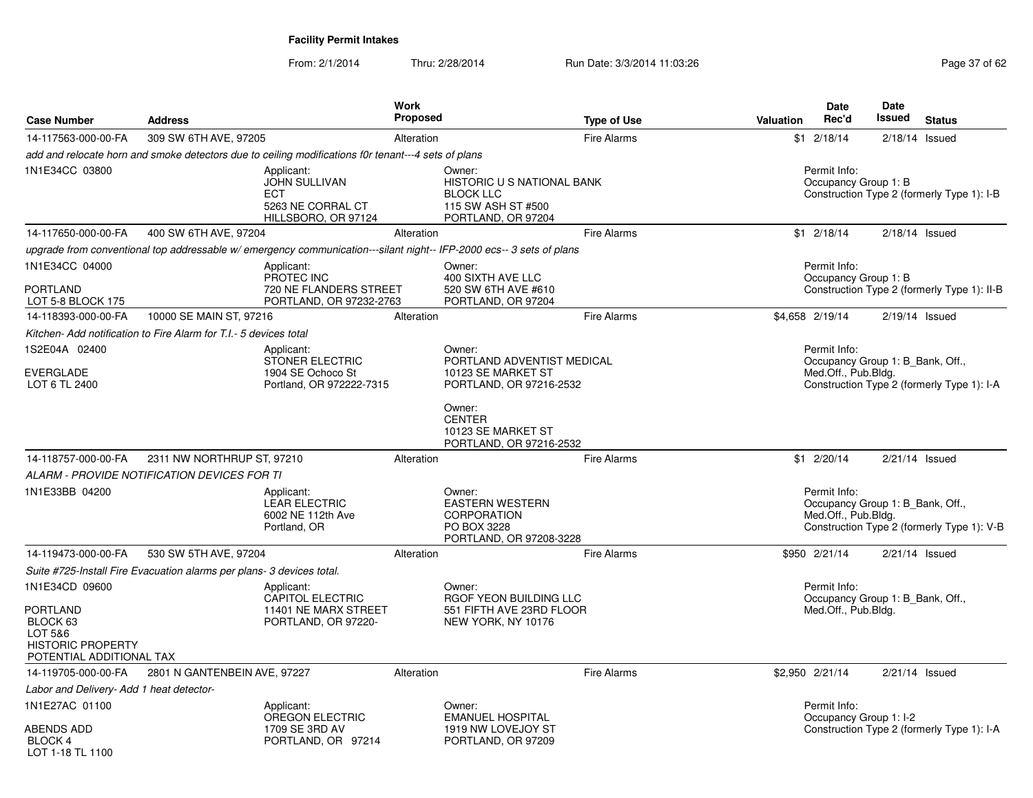**Facility Permit Intakes**

From: 2/1/2014 Thru: 2/28/2014 Run Date: 3/3/2014 11:03:26

| Case Number | Address | Work Proposed | Type of Use | Valuation | Date Rec'd | Date Issued | Status |
|---|---|---|---|---|---|---|---|
| 14-117563-000-00-FA | 309 SW 6TH AVE, 97205 | Alteration | Fire Alarms | $1 | 2/18/14 | 2/18/14 | Issued |

*add and relocate horn and smoke detectors due to ceiling modifications f0r tenant---4 sets of plans*

1N1E34CC 03800

Applicant: JOHN SULLIVAN, ECT, 5263 NE CORRAL CT, HILLSBORO, OR 97124

Owner: HISTORIC U S NATIONAL BANK BLOCK LLC, 115 SW ASH ST #500, PORTLAND, OR 97204

Permit Info: Occupancy Group 1: B; Construction Type 2 (formerly Type 1): I-B

| Case Number | Address | Work Proposed | Type of Use | Valuation | Date Rec'd | Date Issued | Status |
|---|---|---|---|---|---|---|---|
| 14-117650-000-00-FA | 400 SW 6TH AVE, 97204 | Alteration | Fire Alarms | $1 | 2/18/14 | 2/18/14 | Issued |

*upgrade from conventional top addressable w/ emergency communication---silant night-- IFP-2000 ecs-- 3 sets of plans*

1N1E34CC 04000
PORTLAND
LOT 5-8 BLOCK 175

Applicant: PROTEC INC, 720 NE FLANDERS STREET, PORTLAND, OR 97232-2763

Owner: 400 SIXTH AVE LLC, 520 SW 6TH AVE #610, PORTLAND, OR 97204

Permit Info: Occupancy Group 1: B; Construction Type 2 (formerly Type 1): II-B

| Case Number | Address | Work Proposed | Type of Use | Valuation | Date Rec'd | Date Issued | Status |
|---|---|---|---|---|---|---|---|
| 14-118393-000-00-FA | 10000 SE MAIN ST, 97216 | Alteration | Fire Alarms | $4,658 | 2/19/14 | 2/19/14 | Issued |

*Kitchen- Add notification to Fire Alarm for T.I.- 5 devices total*

1S2E04A 02400
EVERGLADE
LOT 6 TL 2400

Applicant: STONER ELECTRIC, 1904 SE Ochoco St, Portland, OR 972222-7315

Owner: PORTLAND ADVENTIST MEDICAL, 10123 SE MARKET ST, PORTLAND, OR 97216-2532

Owner: CENTER, 10123 SE MARKET ST, PORTLAND, OR 97216-2532

Permit Info: Occupancy Group 1: B_Bank, Off., Med.Off., Pub.Bldg.; Construction Type 2 (formerly Type 1): I-A

| Case Number | Address | Work Proposed | Type of Use | Valuation | Date Rec'd | Date Issued | Status |
|---|---|---|---|---|---|---|---|
| 14-118757-000-00-FA | 2311 NW NORTHRUP ST, 97210 | Alteration | Fire Alarms | $1 | 2/20/14 | 2/21/14 | Issued |

*ALARM - PROVIDE NOTIFICATION DEVICES FOR TI*

1N1E33BB 04200

Applicant: LEAR ELECTRIC, 6002 NE 112th Ave, Portland, OR

Owner: EASTERN WESTERN CORPORATION, PO BOX 3228, PORTLAND, OR 97208-3228

Permit Info: Occupancy Group 1: B_Bank, Off., Med.Off., Pub.Bldg.; Construction Type 2 (formerly Type 1): V-B

| Case Number | Address | Work Proposed | Type of Use | Valuation | Date Rec'd | Date Issued | Status |
|---|---|---|---|---|---|---|---|
| 14-119473-000-00-FA | 530 SW 5TH AVE, 97204 | Alteration | Fire Alarms | $950 | 2/21/14 | 2/21/14 | Issued |

*Suite #725-Install Fire Evacuation alarms per plans- 3 devices total.*

1N1E34CD 09600
PORTLAND
BLOCK 63
LOT 5&6
HISTORIC PROPERTY
POTENTIAL ADDITIONAL TAX

Applicant: CAPITOL ELECTRIC, 11401 NE MARX STREET, PORTLAND, OR 97220-

Owner: RGOF YEON BUILDING LLC, 551 FIFTH AVE 23RD FLOOR, NEW YORK, NY 10176

Permit Info: Occupancy Group 1: B_Bank, Off., Med.Off., Pub.Bldg.

| Case Number | Address | Work Proposed | Type of Use | Valuation | Date Rec'd | Date Issued | Status |
|---|---|---|---|---|---|---|---|
| 14-119705-000-00-FA | 2801 N GANTENBEIN AVE, 97227 | Alteration | Fire Alarms | $2,950 | 2/21/14 | 2/21/14 | Issued |

*Labor and Delivery- Add 1 heat detector-*

1N1E27AC 01100
ABENDS ADD
BLOCK 4
LOT 1-18 TL 1100

Applicant: OREGON ELECTRIC, 1709 SE 3RD AV, PORTLAND, OR 97214

Owner: EMANUEL HOSPITAL, 1919 NW LOVEJOY ST, PORTLAND, OR 97209

Permit Info: Occupancy Group 1: I-2; Construction Type 2 (formerly Type 1): I-A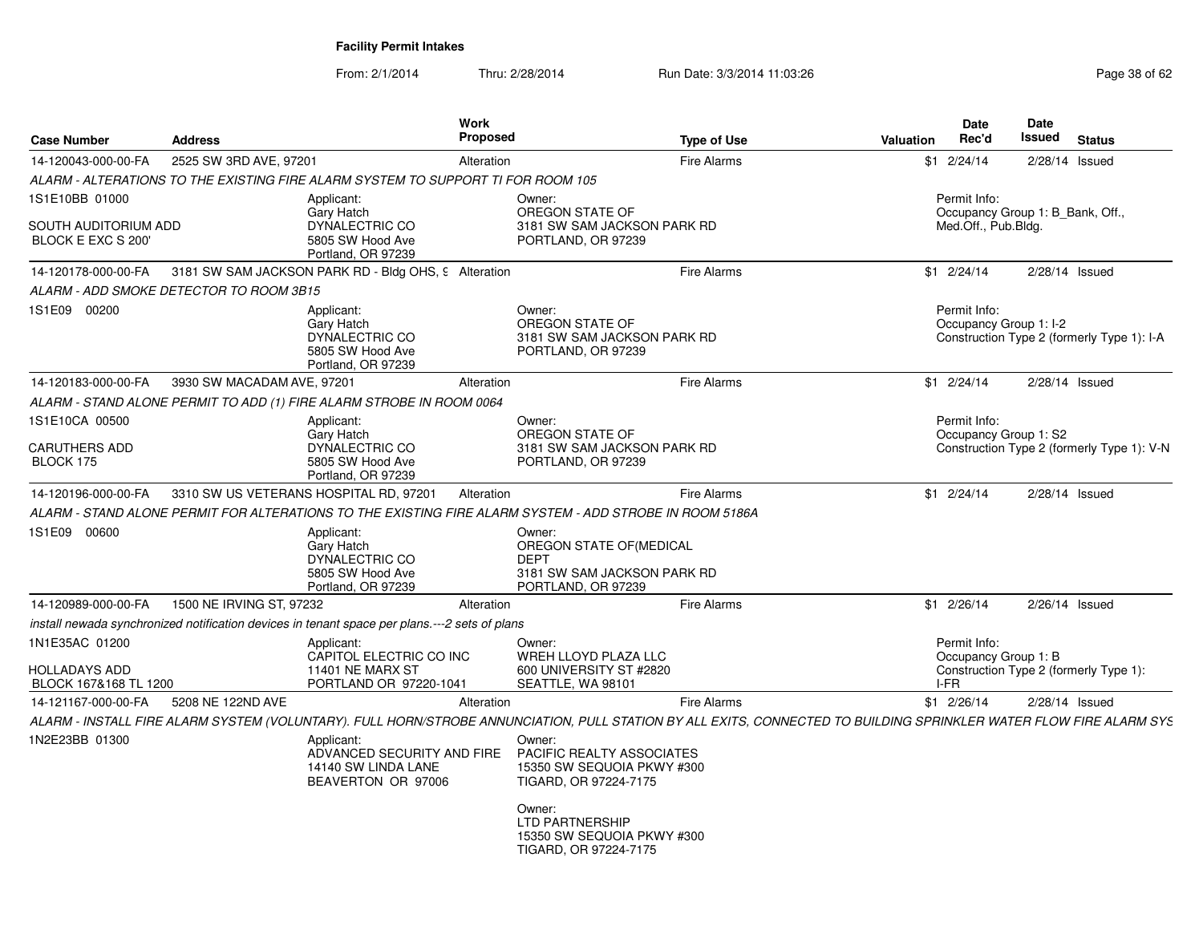**Facility Permit Intakes**

From: 2/1/2014 Thru: 2/28/2014 Run Date: 3/3/2014 11:03:26

| Case Number | Address | Work Proposed | Type of Use | Valuation | Date Rec'd | Date Issued | Status |
|---|---|---|---|---|---|---|---|
| 14-120043-000-00-FA | 2525 SW 3RD AVE, 97201 | Alteration | Fire Alarms | $1 | 2/24/14 | 2/28/14 | Issued |

*ALARM - ALTERATIONS TO THE EXISTING FIRE ALARM SYSTEM TO SUPPORT TI FOR ROOM 105*

1S1E10BB 01000

SOUTH AUDITORIUM ADD
BLOCK E EXC S 200'

Applicant:
Gary Hatch
DYNALECTRIC CO
5805 SW Hood Ave
Portland, OR 97239

Owner:
OREGON STATE OF
3181 SW SAM JACKSON PARK RD
PORTLAND, OR 97239

Permit Info:
Occupancy Group 1: B_Bank, Off., Med.Off., Pub.Bldg.

---

| Case Number | Address | Work Proposed | Type of Use | Valuation | Date Rec'd | Date Issued | Status |
|---|---|---|---|---|---|---|---|
| 14-120178-000-00-FA | 3181 SW SAM JACKSON PARK RD - Bldg OHS, 9 | Alteration | Fire Alarms | $1 | 2/24/14 | 2/28/14 | Issued |

*ALARM - ADD SMOKE DETECTOR TO ROOM 3B15*

1S1E09 00200

Applicant:
Gary Hatch
DYNALECTRIC CO
5805 SW Hood Ave
Portland, OR 97239

Owner:
OREGON STATE OF
3181 SW SAM JACKSON PARK RD
PORTLAND, OR 97239

Permit Info:
Occupancy Group 1: I-2
Construction Type 2 (formerly Type 1): I-A

---

| Case Number | Address | Work Proposed | Type of Use | Valuation | Date Rec'd | Date Issued | Status |
|---|---|---|---|---|---|---|---|
| 14-120183-000-00-FA | 3930 SW MACADAM AVE, 97201 | Alteration | Fire Alarms | $1 | 2/24/14 | 2/28/14 | Issued |

*ALARM - STAND ALONE PERMIT TO ADD (1) FIRE ALARM STROBE IN ROOM 0064*

1S1E10CA 00500

CARUTHERS ADD
BLOCK 175

Applicant:
Gary Hatch
DYNALECTRIC CO
5805 SW Hood Ave
Portland, OR 97239

Owner:
OREGON STATE OF
3181 SW SAM JACKSON PARK RD
PORTLAND, OR 97239

Permit Info:
Occupancy Group 1: S2
Construction Type 2 (formerly Type 1): V-N

---

| Case Number | Address | Work Proposed | Type of Use | Valuation | Date Rec'd | Date Issued | Status |
|---|---|---|---|---|---|---|---|
| 14-120196-000-00-FA | 3310 SW US VETERANS HOSPITAL RD, 97201 | Alteration | Fire Alarms | $1 | 2/24/14 | 2/28/14 | Issued |

*ALARM - STAND ALONE PERMIT FOR ALTERATIONS TO THE EXISTING FIRE ALARM SYSTEM - ADD STROBE IN ROOM 5186A*

1S1E09 00600

Applicant:
Gary Hatch
DYNALECTRIC CO
5805 SW Hood Ave
Portland, OR 97239

Owner:
OREGON STATE OF(MEDICAL DEPT
3181 SW SAM JACKSON PARK RD
PORTLAND, OR 97239

---

| Case Number | Address | Work Proposed | Type of Use | Valuation | Date Rec'd | Date Issued | Status |
|---|---|---|---|---|---|---|---|
| 14-120989-000-00-FA | 1500 NE IRVING ST, 97232 | Alteration | Fire Alarms | $1 | 2/26/14 | 2/26/14 | Issued |

*install newada synchronized notification devices in tenant space per plans.---2 sets of plans*

1N1E35AC 01200

HOLLADAYS ADD
BLOCK 167&168 TL 1200

Applicant:
CAPITOL ELECTRIC CO INC
11401 NE MARX ST
PORTLAND OR 97220-1041

Owner:
WREH LLOYD PLAZA LLC
600 UNIVERSITY ST #2820
SEATTLE, WA 98101

Permit Info:
Occupancy Group 1: B
Construction Type 2 (formerly Type 1): I-FR

---

| Case Number | Address | Work Proposed | Type of Use | Valuation | Date Rec'd | Date Issued | Status |
|---|---|---|---|---|---|---|---|
| 14-121167-000-00-FA | 5208 NE 122ND AVE | Alteration | Fire Alarms | $1 | 2/26/14 | 2/28/14 | Issued |

*ALARM - INSTALL FIRE ALARM SYSTEM (VOLUNTARY). FULL HORN/STROBE ANNUNCIATION, PULL STATION BY ALL EXITS, CONNECTED TO BUILDING SPRINKLER WATER FLOW FIRE ALARM SYS*

1N2E23BB 01300

Applicant:
ADVANCED SECURITY AND FIRE
14140 SW LINDA LANE
BEAVERTON OR 97006

Owner:
PACIFIC REALTY ASSOCIATES
15350 SW SEQUOIA PKWY #300
TIGARD, OR 97224-7175

Owner:
LTD PARTNERSHIP
15350 SW SEQUOIA PKWY #300
TIGARD, OR 97224-7175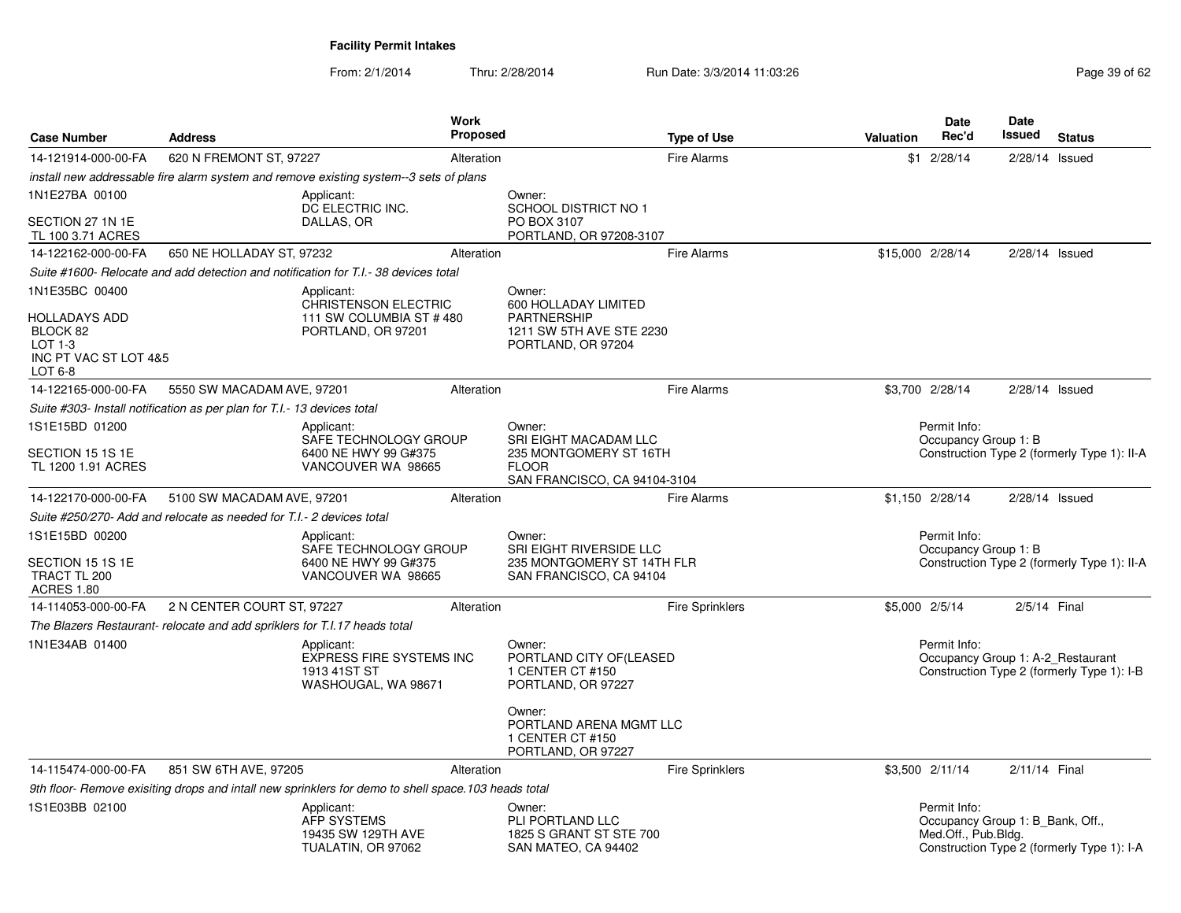## Facility Permit Intakes

From: 2/1/2014 Thru: 2/28/2014 Run Date: 3/3/2014 11:03:26

| Case Number | Address | Work Proposed | Type of Use | Valuation | Date Rec'd | Date Issued | Status |
|---|---|---|---|---|---|---|---|
| 14-121914-000-00-FA | 620 N FREMONT ST, 97227 | Alteration | Fire Alarms | $1 | 2/28/14 | 2/28/14 | Issued |
| 14-122162-000-00-FA | 650 NE HOLLADAY ST, 97232 | Alteration | Fire Alarms | $15,000 | 2/28/14 | 2/28/14 | Issued |
| 14-122165-000-00-FA | 5550 SW MACADAM AVE, 97201 | Alteration | Fire Alarms | $3,700 | 2/28/14 | 2/28/14 | Issued |
| 14-122170-000-00-FA | 5100 SW MACADAM AVE, 97201 | Alteration | Fire Alarms | $1,150 | 2/28/14 | 2/28/14 | Issued |
| 14-114053-000-00-FA | 2 N CENTER COURT ST, 97227 | Alteration | Fire Sprinklers | $5,000 | 2/5/14 | 2/5/14 | Final |
| 14-115474-000-00-FA | 851 SW 6TH AVE, 97205 | Alteration | Fire Sprinklers | $3,500 | 2/11/14 | 2/11/14 | Final |

**14-121914-000-00-FA** — 620 N FREMONT ST, 97227

*install new addressable fire alarm system and remove existing system--3 sets of plans*

1N1E27BA 00100

SECTION 27 1N 1E
TL 100 3.71 ACRES

Applicant:
DC ELECTRIC INC.
DALLAS, OR

Owner:
SCHOOL DISTRICT NO 1
PO BOX 3107
PORTLAND, OR 97208-3107

---

**14-122162-000-00-FA** — 650 NE HOLLADAY ST, 97232

*Suite #1600- Relocate and add detection and notification for T.I.- 38 devices total*

1N1E35BC 00400

HOLLADAYS ADD
BLOCK 82
LOT 1-3
INC PT VAC ST LOT 4&5
LOT 6-8

Applicant:
CHRISTENSON ELECTRIC
111 SW COLUMBIA ST # 480
PORTLAND, OR 97201

Owner:
600 HOLLADAY LIMITED
PARTNERSHIP
1211 SW 5TH AVE STE 2230
PORTLAND, OR 97204

---

**14-122165-000-00-FA** — 5550 SW MACADAM AVE, 97201

*Suite #303- Install notification as per plan for T.I.- 13 devices total*

1S1E15BD 01200

SECTION 15 1S 1E
TL 1200 1.91 ACRES

Applicant:
SAFE TECHNOLOGY GROUP
6400 NE HWY 99 G#375
VANCOUVER WA 98665

Owner:
SRI EIGHT MACADAM LLC
235 MONTGOMERY ST 16TH
FLOOR
SAN FRANCISCO, CA 94104-3104

Permit Info:
Occupancy Group 1: B
Construction Type 2 (formerly Type 1): II-A

---

**14-122170-000-00-FA** — 5100 SW MACADAM AVE, 97201

*Suite #250/270- Add and relocate as needed for T.I.- 2 devices total*

1S1E15BD 00200

SECTION 15 1S 1E
TRACT TL 200
ACRES 1.80

Applicant:
SAFE TECHNOLOGY GROUP
6400 NE HWY 99 G#375
VANCOUVER WA 98665

Owner:
SRI EIGHT RIVERSIDE LLC
235 MONTGOMERY ST 14TH FLR
SAN FRANCISCO, CA 94104

Permit Info:
Occupancy Group 1: B
Construction Type 2 (formerly Type 1): II-A

---

**14-114053-000-00-FA** — 2 N CENTER COURT ST, 97227

*The Blazers Restaurant- relocate and add spriklers for T.I.17 heads total*

1N1E34AB 01400

Applicant:
EXPRESS FIRE SYSTEMS INC
1913 41ST ST
WASHOUGAL, WA 98671

Owner:
PORTLAND CITY OF(LEASED
1 CENTER CT #150
PORTLAND, OR 97227

Owner:
PORTLAND ARENA MGMT LLC
1 CENTER CT #150
PORTLAND, OR 97227

Permit Info:
Occupancy Group 1: A-2_Restaurant
Construction Type 2 (formerly Type 1): I-B

---

**14-115474-000-00-FA** — 851 SW 6TH AVE, 97205

*9th floor- Remove exisiting drops and intall new sprinklers for demo to shell space.103 heads total*

1S1E03BB 02100

Applicant:
AFP SYSTEMS
19435 SW 129TH AVE
TUALATIN, OR 97062

Owner:
PLI PORTLAND LLC
1825 S GRANT ST STE 700
SAN MATEO, CA 94402

Permit Info:
Occupancy Group 1: B_Bank, Off., Med.Off., Pub.Bldg.
Construction Type 2 (formerly Type 1): I-A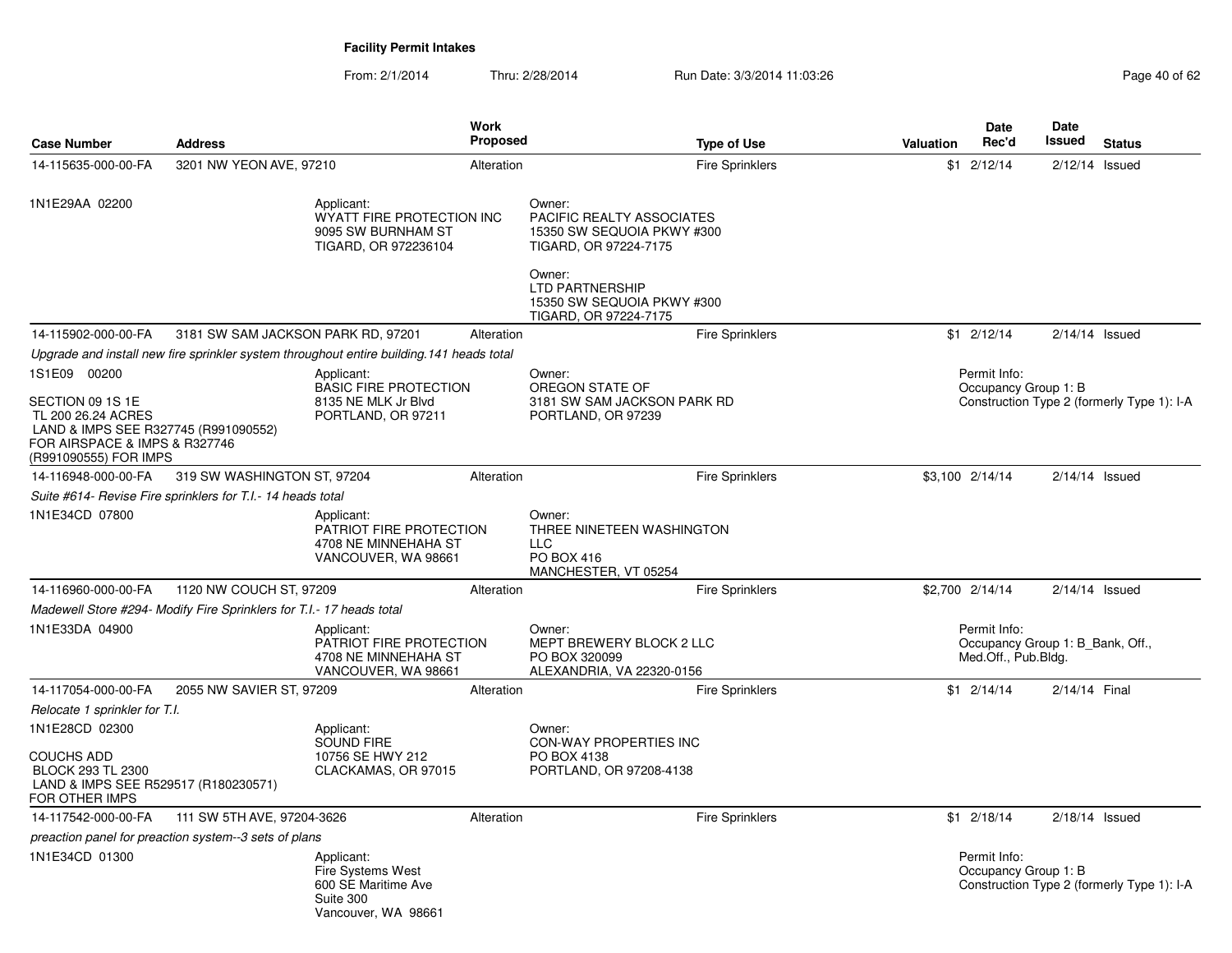# Facility Permit Intakes

From: 2/1/2014 Thru: 2/28/2014 Run Date: 3/3/2014 11:03:26

| Case Number | Address | Work Proposed | Type of Use | Valuation | Date Rec'd | Date Issued | Status |
|---|---|---|---|---|---|---|---|
| 14-115635-000-00-FA | 3201 NW YEON AVE, 97210 | Alteration | Fire Sprinklers | $1 | 2/12/14 | 2/12/14 | Issued |

1N1E29AA 02200

Applicant:
WYATT FIRE PROTECTION INC
9095 SW BURNHAM ST
TIGARD, OR 972236104

Owner:
PACIFIC REALTY ASSOCIATES
15350 SW SEQUOIA PKWY #300
TIGARD, OR 97224-7175

Owner:
LTD PARTNERSHIP
15350 SW SEQUOIA PKWY #300
TIGARD, OR 97224-7175

| Case Number | Address | Work Proposed | Type of Use | Valuation | Date Rec'd | Date Issued | Status |
|---|---|---|---|---|---|---|---|
| 14-115902-000-00-FA | 3181 SW SAM JACKSON PARK RD, 97201 | Alteration | Fire Sprinklers | $1 | 2/12/14 | 2/14/14 | Issued |

*Upgrade and install new fire sprinkler system throughout entire building.141 heads total*

1S1E09 00200

SECTION 09 1S 1E
TL 200 26.24 ACRES
LAND & IMPS SEE R327745 (R991090552)
FOR AIRSPACE & IMPS & R327746
(R991090555) FOR IMPS

Applicant:
BASIC FIRE PROTECTION
8135 NE MLK Jr Blvd
PORTLAND, OR 97211

Owner:
OREGON STATE OF
3181 SW SAM JACKSON PARK RD
PORTLAND, OR 97239

Permit Info:
Occupancy Group 1: B
Construction Type 2 (formerly Type 1): I-A

| Case Number | Address | Work Proposed | Type of Use | Valuation | Date Rec'd | Date Issued | Status |
|---|---|---|---|---|---|---|---|
| 14-116948-000-00-FA | 319 SW WASHINGTON ST, 97204 | Alteration | Fire Sprinklers | $3,100 | 2/14/14 | 2/14/14 | Issued |

*Suite #614- Revise Fire sprinklers for T.I.- 14 heads total*

1N1E34CD 07800

Applicant:
PATRIOT FIRE PROTECTION
4708 NE MINNEHAHA ST
VANCOUVER, WA 98661

Owner:
THREE NINETEEN WASHINGTON
LLC
PO BOX 416
MANCHESTER, VT 05254

| Case Number | Address | Work Proposed | Type of Use | Valuation | Date Rec'd | Date Issued | Status |
|---|---|---|---|---|---|---|---|
| 14-116960-000-00-FA | 1120 NW COUCH ST, 97209 | Alteration | Fire Sprinklers | $2,700 | 2/14/14 | 2/14/14 | Issued |

*Madewell Store #294- Modify Fire Sprinklers for T.I.- 17 heads total*

1N1E33DA 04900

Applicant:
PATRIOT FIRE PROTECTION
4708 NE MINNEHAHA ST
VANCOUVER, WA 98661

Owner:
MEPT BREWERY BLOCK 2 LLC
PO BOX 320099
ALEXANDRIA, VA 22320-0156

Permit Info:
Occupancy Group 1: B_Bank, Off., Med.Off., Pub.Bldg.

| Case Number | Address | Work Proposed | Type of Use | Valuation | Date Rec'd | Date Issued | Status |
|---|---|---|---|---|---|---|---|
| 14-117054-000-00-FA | 2055 NW SAVIER ST, 97209 | Alteration | Fire Sprinklers | $1 | 2/14/14 | 2/14/14 | Final |

*Relocate 1 sprinkler for T.I.*

1N1E28CD 02300

COUCHS ADD
BLOCK 293 TL 2300
LAND & IMPS SEE R529517 (R180230571)
FOR OTHER IMPS

Applicant:
SOUND FIRE
10756 SE HWY 212
CLACKAMAS, OR 97015

Owner:
CON-WAY PROPERTIES INC
PO BOX 4138
PORTLAND, OR 97208-4138

| Case Number | Address | Work Proposed | Type of Use | Valuation | Date Rec'd | Date Issued | Status |
|---|---|---|---|---|---|---|---|
| 14-117542-000-00-FA | 111 SW 5TH AVE, 97204-3626 | Alteration | Fire Sprinklers | $1 | 2/18/14 | 2/18/14 | Issued |

*preaction panel for preaction system--3 sets of plans*

1N1E34CD 01300

Applicant:
Fire Systems West
600 SE Maritime Ave
Suite 300
Vancouver, WA 98661

Permit Info:
Occupancy Group 1: B
Construction Type 2 (formerly Type 1): I-A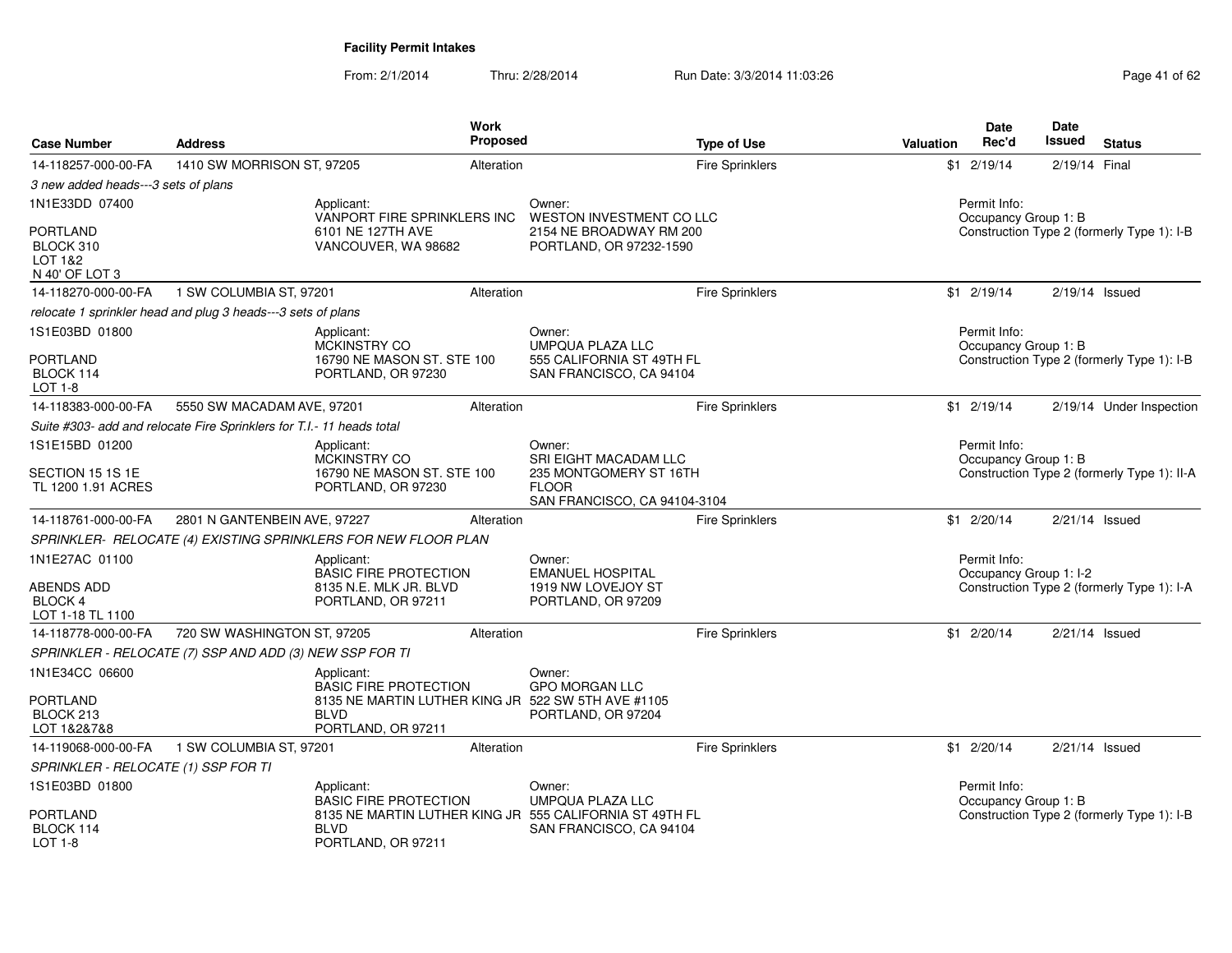**Facility Permit Intakes**

From: 2/1/2014 Thru: 2/28/2014 Run Date: 3/3/2014 11:03:26

| Case Number | Address | Work Proposed | Type of Use | Valuation | Date Rec'd | Date Issued | Status |
|---|---|---|---|---|---|---|---|
| 14-118257-000-00-FA | 1410 SW MORRISON ST, 97205 | Alteration | Fire Sprinklers | $1 | 2/19/14 | 2/19/14 | Final |
| *3 new added heads---3 sets of plans* | | | | | | | |
| 1N1E33DD 07400<br>PORTLAND<br>BLOCK 310<br>LOT 1&2<br>N 40' OF LOT 3 | Applicant:<br>VANPORT FIRE SPRINKLERS INC<br>6101 NE 127TH AVE<br>VANCOUVER, WA 98682 | | Owner:<br>WESTON INVESTMENT CO LLC<br>2154 NE BROADWAY RM 200<br>PORTLAND, OR 97232-1590 | | Permit Info:<br>Occupancy Group 1: B<br>Construction Type 2 (formerly Type 1): I-B | | |
| 14-118270-000-00-FA | 1 SW COLUMBIA ST, 97201 | Alteration | Fire Sprinklers | $1 | 2/19/14 | 2/19/14 | Issued |
| *relocate 1 sprinkler head and plug 3 heads---3 sets of plans* | | | | | | | |
| 1S1E03BD 01800<br>PORTLAND<br>BLOCK 114<br>LOT 1-8 | Applicant:<br>MCKINSTRY CO<br>16790 NE MASON ST. STE 100<br>PORTLAND, OR 97230 | | Owner:<br>UMPQUA PLAZA LLC<br>555 CALIFORNIA ST 49TH FL<br>SAN FRANCISCO, CA 94104 | | Permit Info:<br>Occupancy Group 1: B<br>Construction Type 2 (formerly Type 1): I-B | | |
| 14-118383-000-00-FA | 5550 SW MACADAM AVE, 97201 | Alteration | Fire Sprinklers | $1 | 2/19/14 | 2/19/14 | Under Inspection |
| *Suite #303- add and relocate Fire Sprinklers for T.I.- 11 heads total* | | | | | | | |
| 1S1E15BD 01200<br>SECTION 15 1S 1E<br>TL 1200 1.91 ACRES | Applicant:<br>MCKINSTRY CO<br>16790 NE MASON ST. STE 100<br>PORTLAND, OR 97230 | | Owner:<br>SRI EIGHT MACADAM LLC<br>235 MONTGOMERY ST 16TH FLOOR<br>SAN FRANCISCO, CA 94104-3104 | | Permit Info:<br>Occupancy Group 1: B<br>Construction Type 2 (formerly Type 1): II-A | | |
| 14-118761-000-00-FA | 2801 N GANTENBEIN AVE, 97227 | Alteration | Fire Sprinklers | $1 | 2/20/14 | 2/21/14 | Issued |
| *SPRINKLER- RELOCATE (4) EXISTING SPRINKLERS FOR NEW FLOOR PLAN* | | | | | | | |
| 1N1E27AC 01100<br>ABENDS ADD<br>BLOCK 4<br>LOT 1-18 TL 1100 | Applicant:<br>BASIC FIRE PROTECTION<br>8135 N.E. MLK JR. BLVD<br>PORTLAND, OR 97211 | | Owner:<br>EMANUEL HOSPITAL<br>1919 NW LOVEJOY ST<br>PORTLAND, OR 97209 | | Permit Info:<br>Occupancy Group 1: I-2<br>Construction Type 2 (formerly Type 1): I-A | | |
| 14-118778-000-00-FA | 720 SW WASHINGTON ST, 97205 | Alteration | Fire Sprinklers | $1 | 2/20/14 | 2/21/14 | Issued |
| *SPRINKLER - RELOCATE (7) SSP AND ADD (3) NEW SSP FOR TI* | | | | | | | |
| 1N1E34CC 06600<br>PORTLAND<br>BLOCK 213<br>LOT 1&2&7&8 | Applicant:<br>BASIC FIRE PROTECTION<br>8135 NE MARTIN LUTHER KING JR BLVD<br>PORTLAND, OR 97211 | | Owner:<br>GPO MORGAN LLC<br>522 SW 5TH AVE #1105<br>PORTLAND, OR 97204 | | | | |
| 14-119068-000-00-FA | 1 SW COLUMBIA ST, 97201 | Alteration | Fire Sprinklers | $1 | 2/20/14 | 2/21/14 | Issued |
| *SPRINKLER - RELOCATE (1) SSP FOR TI* | | | | | | | |
| 1S1E03BD 01800<br>PORTLAND<br>BLOCK 114<br>LOT 1-8 | Applicant:<br>BASIC FIRE PROTECTION<br>8135 NE MARTIN LUTHER KING JR BLVD<br>PORTLAND, OR 97211 | | Owner:<br>UMPQUA PLAZA LLC<br>555 CALIFORNIA ST 49TH FL<br>SAN FRANCISCO, CA 94104 | | Permit Info:<br>Occupancy Group 1: B<br>Construction Type 2 (formerly Type 1): I-B | | |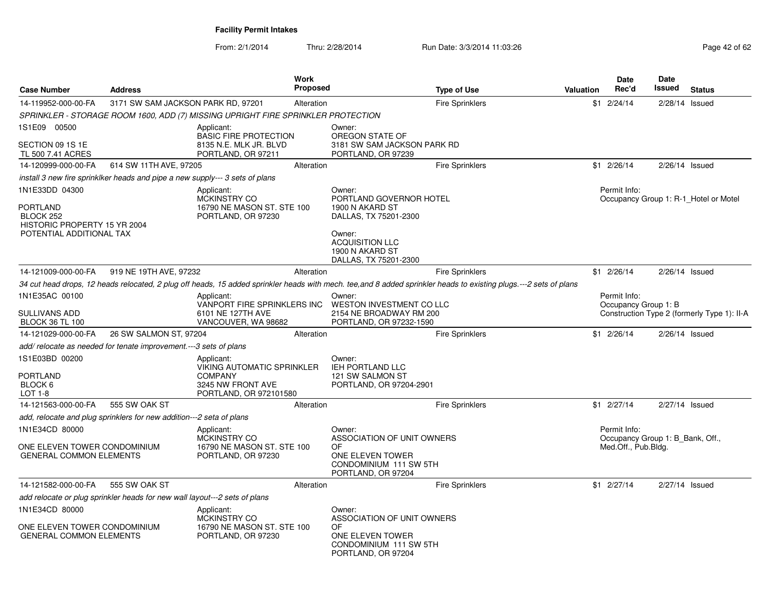**Facility Permit Intakes**

From: 2/1/2014 Thru: 2/28/2014 Run Date: 3/3/2014 11:03:26

| Case Number | Address | Work Proposed | Type of Use | Valuation | Date Rec'd | Date Issued | Status |
|---|---|---|---|---|---|---|---|
| 14-119952-000-00-FA | 3171 SW SAM JACKSON PARK RD, 97201 | Alteration | Fire Sprinklers | $1 | 2/24/14 | 2/28/14 | Issued |

*SPRINKLER - STORAGE ROOM 1600, ADD (7) MISSING UPRIGHT FIRE SPRINKLER PROTECTION*

1S1E09 00500
SECTION 09 1S 1E
TL 500 7.41 ACRES

Applicant:
BASIC FIRE PROTECTION
8135 N.E. MLK JR. BLVD
PORTLAND, OR 97211

Owner:
OREGON STATE OF
3181 SW SAM JACKSON PARK RD
PORTLAND, OR 97239

---

| Case Number | Address | Work Proposed | Type of Use | Valuation | Date Rec'd | Date Issued | Status |
|---|---|---|---|---|---|---|---|
| 14-120999-000-00-FA | 614 SW 11TH AVE, 97205 | Alteration | Fire Sprinklers | $1 | 2/26/14 | 2/26/14 | Issued |

*install 3 new fire sprinklker heads and pipe a new supply--- 3 sets of plans*

1N1E33DD 04300
PORTLAND
BLOCK 252
HISTORIC PROPERTY 15 YR 2004
POTENTIAL ADDITIONAL TAX

Applicant:
MCKINSTRY CO
16790 NE MASON ST. STE 100
PORTLAND, OR 97230

Owner:
PORTLAND GOVERNOR HOTEL
1900 N AKARD ST
DALLAS, TX 75201-2300

Owner:
ACQUISITION LLC
1900 N AKARD ST
DALLAS, TX 75201-2300

Permit Info:
Occupancy Group 1: R-1_Hotel or Motel

---

| Case Number | Address | Work Proposed | Type of Use | Valuation | Date Rec'd | Date Issued | Status |
|---|---|---|---|---|---|---|---|
| 14-121009-000-00-FA | 919 NE 19TH AVE, 97232 | Alteration | Fire Sprinklers | $1 | 2/26/14 | 2/26/14 | Issued |

*34 cut head drops, 12 heads relocated, 2 plug off heads, 15 added sprinkler heads with mech. tee,and 8 added sprinkler heads to existing plugs.---2 sets of plans*

1N1E35AC 00100
SULLIVANS ADD
BLOCK 36 TL 100

Applicant:
VANPORT FIRE SPRINKLERS INC
6101 NE 127TH AVE
VANCOUVER, WA 98682

Owner:
WESTON INVESTMENT CO LLC
2154 NE BROADWAY RM 200
PORTLAND, OR 97232-1590

Permit Info:
Occupancy Group 1: B
Construction Type 2 (formerly Type 1): II-A

---

| Case Number | Address | Work Proposed | Type of Use | Valuation | Date Rec'd | Date Issued | Status |
|---|---|---|---|---|---|---|---|
| 14-121029-000-00-FA | 26 SW SALMON ST, 97204 | Alteration | Fire Sprinklers | $1 | 2/26/14 | 2/26/14 | Issued |

*add/ relocate as needed for tenate improvement.---3 sets of plans*

1S1E03BD 00200
PORTLAND
BLOCK 6
LOT 1-8

Applicant:
VIKING AUTOMATIC SPRINKLER COMPANY
3245 NW FRONT AVE
PORTLAND, OR 972101580

Owner:
IEH PORTLAND LLC
121 SW SALMON ST
PORTLAND, OR 97204-2901

---

| Case Number | Address | Work Proposed | Type of Use | Valuation | Date Rec'd | Date Issued | Status |
|---|---|---|---|---|---|---|---|
| 14-121563-000-00-FA | 555 SW OAK ST | Alteration | Fire Sprinklers | $1 | 2/27/14 | 2/27/14 | Issued |

*add, relocate and plug sprinklers for new addition---2 seta of plans*

1N1E34CD 80000
ONE ELEVEN TOWER CONDOMINIUM
GENERAL COMMON ELEMENTS

Applicant:
MCKINSTRY CO
16790 NE MASON ST. STE 100
PORTLAND, OR 97230

Owner:
ASSOCIATION OF UNIT OWNERS OF
ONE ELEVEN TOWER
CONDOMINIUM 111 SW 5TH
PORTLAND, OR 97204

Permit Info:
Occupancy Group 1: B_Bank, Off., Med.Off., Pub.Bldg.

---

| Case Number | Address | Work Proposed | Type of Use | Valuation | Date Rec'd | Date Issued | Status |
|---|---|---|---|---|---|---|---|
| 14-121582-000-00-FA | 555 SW OAK ST | Alteration | Fire Sprinklers | $1 | 2/27/14 | 2/27/14 | Issued |

*add relocate or plug sprinkler heads for new wall layout---2 sets of plans*

1N1E34CD 80000
ONE ELEVEN TOWER CONDOMINIUM
GENERAL COMMON ELEMENTS

Applicant:
MCKINSTRY CO
16790 NE MASON ST. STE 100
PORTLAND, OR 97230

Owner:
ASSOCIATION OF UNIT OWNERS OF
ONE ELEVEN TOWER
CONDOMINIUM 111 SW 5TH
PORTLAND, OR 97204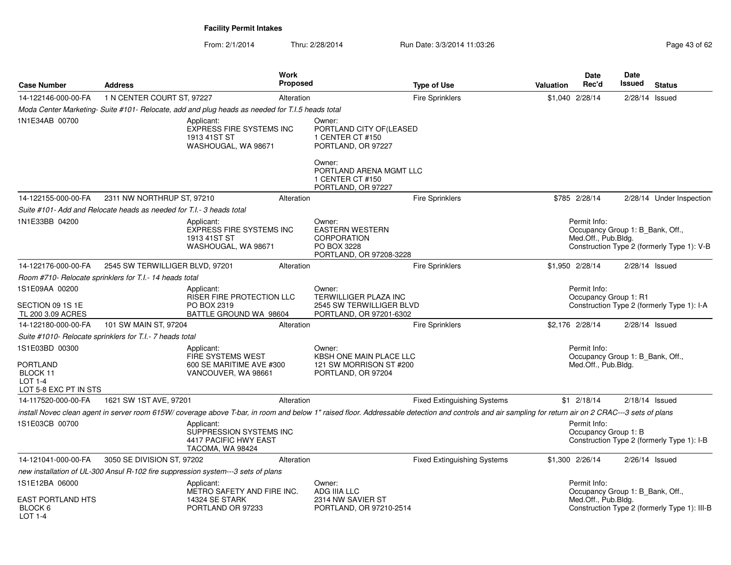**Facility Permit Intakes**

From: 2/1/2014 Thru: 2/28/2014 Run Date: 3/3/2014 11:03:26

| Case Number | Address | Work Proposed | Type of Use | Valuation | Date Rec'd | Date Issued | Status |
|---|---|---|---|---|---|---|---|
| 14-122146-000-00-FA | 1 N CENTER COURT ST, 97227 | Alteration | Fire Sprinklers | $1,040 | 2/28/14 | 2/28/14 | Issued |

*Moda Center Marketing- Suite #101- Relocate, add and plug heads as needed for T.I.5 heads total*

1N1E34AB 00700

Applicant:
EXPRESS FIRE SYSTEMS INC
1913 41ST ST
WASHOUGAL, WA 98671

Owner:
PORTLAND CITY OF(LEASED
1 CENTER CT #150
PORTLAND, OR 97227

Owner:
PORTLAND ARENA MGMT LLC
1 CENTER CT #150
PORTLAND, OR 97227

| Case Number | Address | Work Proposed | Type of Use | Valuation | Date Rec'd | Date Issued | Status |
|---|---|---|---|---|---|---|---|
| 14-122155-000-00-FA | 2311 NW NORTHRUP ST, 97210 | Alteration | Fire Sprinklers | $785 | 2/28/14 | 2/28/14 | Under Inspection |

*Suite #101- Add and Relocate heads as needed for T.I.- 3 heads total*

1N1E33BB 04200

Applicant:
EXPRESS FIRE SYSTEMS INC
1913 41ST ST
WASHOUGAL, WA 98671

Owner:
EASTERN WESTERN CORPORATION
PO BOX 3228
PORTLAND, OR 97208-3228

Permit Info:
Occupancy Group 1: B_Bank, Off., Med.Off., Pub.Bldg.
Construction Type 2 (formerly Type 1): V-B

| Case Number | Address | Work Proposed | Type of Use | Valuation | Date Rec'd | Date Issued | Status |
|---|---|---|---|---|---|---|---|
| 14-122176-000-00-FA | 2545 SW TERWILLIGER BLVD, 97201 | Alteration | Fire Sprinklers | $1,950 | 2/28/14 | 2/28/14 | Issued |

*Room #710- Relocate sprinklers for T.I.- 14 heads total*

1S1E09AA 00200

SECTION 09 1S 1E
TL 200 3.09 ACRES

Applicant:
RISER FIRE PROTECTION LLC
PO BOX 2319
BATTLE GROUND WA 98604

Owner:
TERWILLIGER PLAZA INC
2545 SW TERWILLIGER BLVD
PORTLAND, OR 97201-6302

Permit Info:
Occupancy Group 1: R1
Construction Type 2 (formerly Type 1): I-A

| Case Number | Address | Work Proposed | Type of Use | Valuation | Date Rec'd | Date Issued | Status |
|---|---|---|---|---|---|---|---|
| 14-122180-000-00-FA | 101 SW MAIN ST, 97204 | Alteration | Fire Sprinklers | $2,176 | 2/28/14 | 2/28/14 | Issued |

*Suite #1010- Relocate sprinklers for T.I.- 7 heads total*

1S1E03BD 00300

PORTLAND
BLOCK 11
LOT 1-4
LOT 5-8 EXC PT IN STS

Applicant:
FIRE SYSTEMS WEST
600 SE MARITIME AVE #300
VANCOUVER, WA 98661

Owner:
KBSH ONE MAIN PLACE LLC
121 SW MORRISON ST #200
PORTLAND, OR 97204

Permit Info:
Occupancy Group 1: B_Bank, Off., Med.Off., Pub.Bldg.

| Case Number | Address | Work Proposed | Type of Use | Valuation | Date Rec'd | Date Issued | Status |
|---|---|---|---|---|---|---|---|
| 14-117520-000-00-FA | 1621 SW 1ST AVE, 97201 | Alteration | Fixed Extinguishing Systems | $1 | 2/18/14 | 2/18/14 | Issued |

*install Novec clean agent in server room 615W/ coverage above T-bar, in room and below 1" raised floor. Addressable detection and controls and air sampling for return air on 2 CRAC---3 sets of plans*

1S1E03CB 00700

Applicant:
SUPPRESSION SYSTEMS INC
4417 PACIFIC HWY EAST
TACOMA, WA 98424

Permit Info:
Occupancy Group 1: B
Construction Type 2 (formerly Type 1): I-B

| Case Number | Address | Work Proposed | Type of Use | Valuation | Date Rec'd | Date Issued | Status |
|---|---|---|---|---|---|---|---|
| 14-121041-000-00-FA | 3050 SE DIVISION ST, 97202 | Alteration | Fixed Extinguishing Systems | $1,300 | 2/26/14 | 2/26/14 | Issued |

*new installation of UL-300 Ansul R-102 fire suppression system---3 sets of plans*

1S1E12BA 06000

EAST PORTLAND HTS
BLOCK 6
LOT 1-4

Applicant:
METRO SAFETY AND FIRE INC.
14324 SE STARK
PORTLAND OR 97233

Owner:
ADG IIIA LLC
2314 NW SAVIER ST
PORTLAND, OR 97210-2514

Permit Info:
Occupancy Group 1: B_Bank, Off., Med.Off., Pub.Bldg.
Construction Type 2 (formerly Type 1): III-B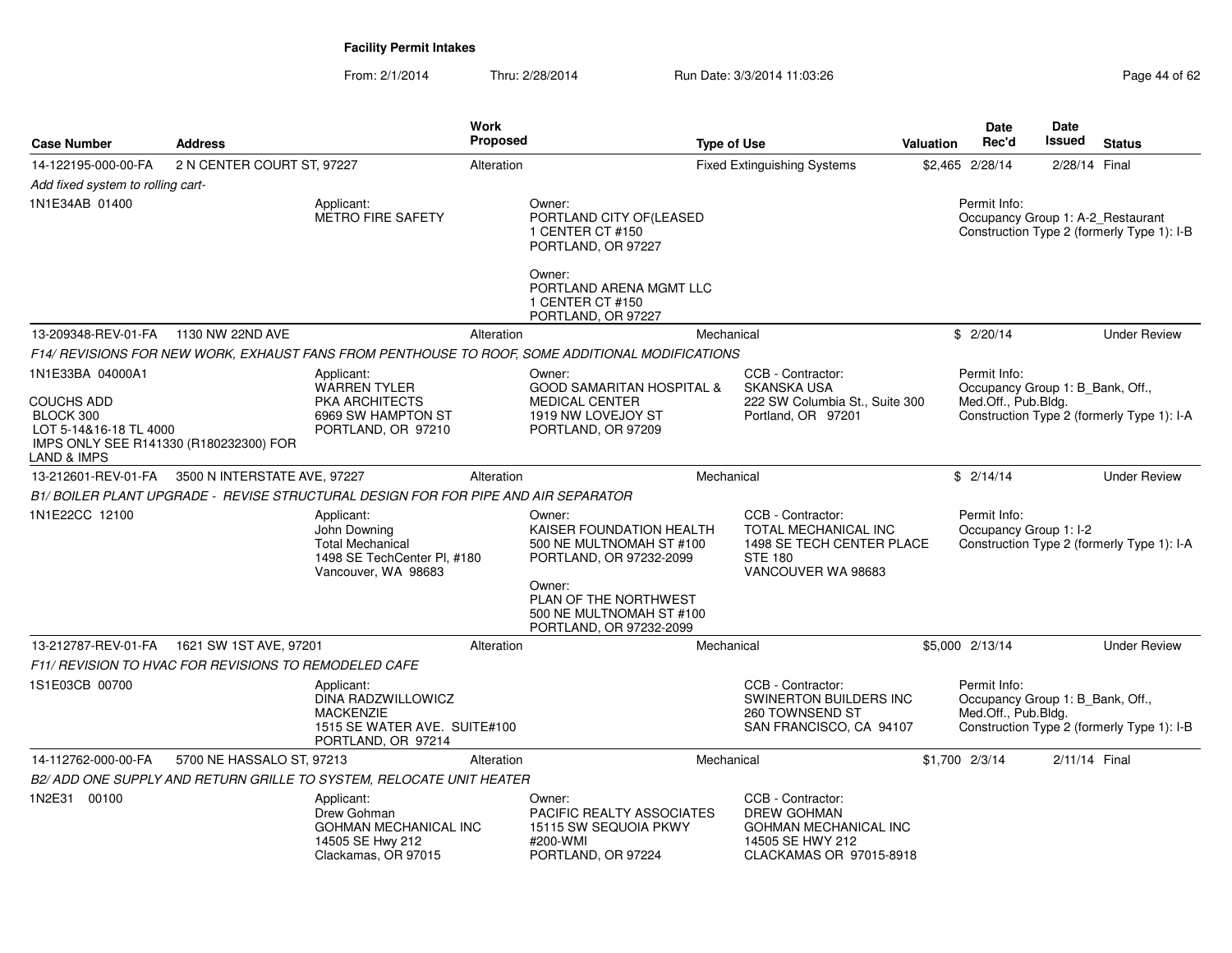**Facility Permit Intakes**

From: 2/1/2014 Thru: 2/28/2014 Run Date: 3/3/2014 11:03:26

| Case Number | Address | Work Proposed | Type of Use | Valuation | Date Rec'd | Date Issued | Status |
|---|---|---|---|---|---|---|---|
| 14-122195-000-00-FA | 2 N CENTER COURT ST, 97227 | Alteration | Fixed Extinguishing Systems | $2,465 | 2/28/14 | 2/28/14 | Final |

*Add fixed system to rolling cart-*

1N1E34AB 01400

Applicant:
METRO FIRE SAFETY

Owner:
PORTLAND CITY OF(LEASED
1 CENTER CT #150
PORTLAND, OR 97227

Owner:
PORTLAND ARENA MGMT LLC
1 CENTER CT #150
PORTLAND, OR 97227

Permit Info:
Occupancy Group 1: A-2_Restaurant
Construction Type 2 (formerly Type 1): I-B

| Case Number | Address | Work Proposed | Type of Use | Valuation | Date Rec'd | Date Issued | Status |
|---|---|---|---|---|---|---|---|
| 13-209348-REV-01-FA | 1130 NW 22ND AVE | Alteration | Mechanical | $ | 2/20/14 | | Under Review |

*F14/ REVISIONS FOR NEW WORK, EXHAUST FANS FROM PENTHOUSE TO ROOF, SOME ADDITIONAL MODIFICATIONS*

1N1E33BA 04000A1

COUCHS ADD
BLOCK 300
LOT 5-14&16-18 TL 4000
IMPS ONLY SEE R141330 (R180232300) FOR LAND & IMPS

Applicant:
WARREN TYLER
PKA ARCHITECTS
6969 SW HAMPTON ST
PORTLAND, OR 97210

Owner:
GOOD SAMARITAN HOSPITAL &
MEDICAL CENTER
1919 NW LOVEJOY ST
PORTLAND, OR 97209

CCB - Contractor:
SKANSKA USA
222 SW Columbia St., Suite 300
Portland, OR 97201

Permit Info:
Occupancy Group 1: B_Bank, Off., Med.Off., Pub.Bldg.
Construction Type 2 (formerly Type 1): I-A

| Case Number | Address | Work Proposed | Type of Use | Valuation | Date Rec'd | Date Issued | Status |
|---|---|---|---|---|---|---|---|
| 13-212601-REV-01-FA | 3500 N INTERSTATE AVE, 97227 | Alteration | Mechanical | $ | 2/14/14 | | Under Review |

*B1/ BOILER PLANT UPGRADE - REVISE STRUCTURAL DESIGN FOR FOR PIPE AND AIR SEPARATOR*

1N1E22CC 12100

Applicant:
John Downing
Total Mechanical
1498 SE TechCenter Pl, #180
Vancouver, WA 98683

Owner:
KAISER FOUNDATION HEALTH
500 NE MULTNOMAH ST #100
PORTLAND, OR 97232-2099

Owner:
PLAN OF THE NORTHWEST
500 NE MULTNOMAH ST #100
PORTLAND, OR 97232-2099

CCB - Contractor:
TOTAL MECHANICAL INC
1498 SE TECH CENTER PLACE
STE 180
VANCOUVER WA 98683

Permit Info:
Occupancy Group 1: I-2
Construction Type 2 (formerly Type 1): I-A

| Case Number | Address | Work Proposed | Type of Use | Valuation | Date Rec'd | Date Issued | Status |
|---|---|---|---|---|---|---|---|
| 13-212787-REV-01-FA | 1621 SW 1ST AVE, 97201 | Alteration | Mechanical | $5,000 | 2/13/14 | | Under Review |

*F11/ REVISION TO HVAC FOR REVISIONS TO REMODELED CAFE*

1S1E03CB 00700

Applicant:
DINA RADZWILLOWICZ
MACKENZIE
1515 SE WATER AVE. SUITE#100
PORTLAND, OR 97214

CCB - Contractor:
SWINERTON BUILDERS INC
260 TOWNSEND ST
SAN FRANCISCO, CA 94107

Permit Info:
Occupancy Group 1: B_Bank, Off., Med.Off., Pub.Bldg.
Construction Type 2 (formerly Type 1): I-B

| Case Number | Address | Work Proposed | Type of Use | Valuation | Date Rec'd | Date Issued | Status |
|---|---|---|---|---|---|---|---|
| 14-112762-000-00-FA | 5700 NE HASSALO ST, 97213 | Alteration | Mechanical | $1,700 | 2/3/14 | 2/11/14 | Final |

*B2/ ADD ONE SUPPLY AND RETURN GRILLE TO SYSTEM, RELOCATE UNIT HEATER*

1N2E31 00100

Applicant:
Drew Gohman
GOHMAN MECHANICAL INC
14505 SE Hwy 212
Clackamas, OR 97015

Owner:
PACIFIC REALTY ASSOCIATES
15115 SW SEQUOIA PKWY
#200-WMI
PORTLAND, OR 97224

CCB - Contractor:
DREW GOHMAN
GOHMAN MECHANICAL INC
14505 SE HWY 212
CLACKAMAS OR 97015-8918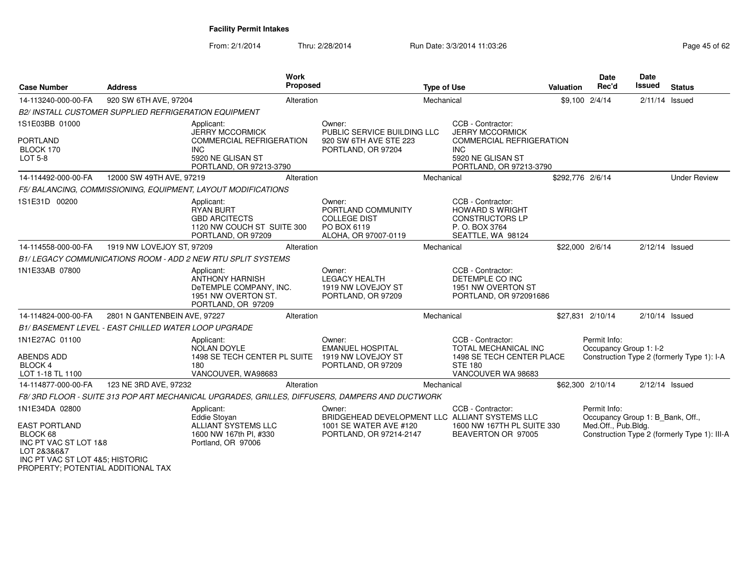**Facility Permit Intakes**

From: 2/1/2014 Thru: 2/28/2014 Run Date: 3/3/2014 11:03:26

| Case Number | Address | Work Proposed | Type of Use | Valuation | Date Rec'd | Date Issued | Status |
|---|---|---|---|---|---|---|---|
| 14-113240-000-00-FA | 920 SW 6TH AVE, 97204 | Alteration | Mechanical | $9,100 | 2/4/14 | 2/11/14 | Issued |

*B2/ INSTALL CUSTOMER SUPPLIED REFRIGERATION EQUIPMENT*

1S1E03BB 01000

PORTLAND
BLOCK 170
LOT 5-8

Applicant:
JERRY MCCORMICK
COMMERCIAL REFRIGERATION INC
5920 NE GLISAN ST
PORTLAND, OR 97213-3790

Owner:
PUBLIC SERVICE BUILDING LLC
920 SW 6TH AVE STE 223
PORTLAND, OR 97204

CCB - Contractor:
JERRY MCCORMICK
COMMERCIAL REFRIGERATION INC
5920 NE GLISAN ST
PORTLAND, OR 97213-3790

| Case Number | Address | Work Proposed | Type of Use | Valuation | Date Rec'd | Date Issued | Status |
|---|---|---|---|---|---|---|---|
| 14-114492-000-00-FA | 12000 SW 49TH AVE, 97219 | Alteration | Mechanical | $292,776 | 2/6/14 | | Under Review |

*F5/ BALANCING, COMMISSIONING, EQUIPMENT, LAYOUT MODIFICATIONS*

1S1E31D 00200

Applicant:
RYAN BURT
GBD ARCITECTS
1120 NW COUCH ST SUITE 300
PORTLAND, OR 97209

Owner:
PORTLAND COMMUNITY COLLEGE DIST
PO BOX 6119
ALOHA, OR 97007-0119

CCB - Contractor:
HOWARD S WRIGHT CONSTRUCTORS LP
P. O. BOX 3764
SEATTLE, WA 98124

| Case Number | Address | Work Proposed | Type of Use | Valuation | Date Rec'd | Date Issued | Status |
|---|---|---|---|---|---|---|---|
| 14-114558-000-00-FA | 1919 NW LOVEJOY ST, 97209 | Alteration | Mechanical | $22,000 | 2/6/14 | 2/12/14 | Issued |

*B1/ LEGACY COMMUNICATIONS ROOM - ADD 2 NEW RTU SPLIT SYSTEMS*

1N1E33AB 07800

Applicant:
ANTHONY HARNISH
DeTEMPLE COMPANY, INC.
1951 NW OVERTON ST.
PORTLAND, OR 97209

Owner:
LEGACY HEALTH
1919 NW LOVEJOY ST
PORTLAND, OR 97209

CCB - Contractor:
DETEMPLE CO INC
1951 NW OVERTON ST
PORTLAND, OR 972091686

| Case Number | Address | Work Proposed | Type of Use | Valuation | Date Rec'd | Date Issued | Status |
|---|---|---|---|---|---|---|---|
| 14-114824-000-00-FA | 2801 N GANTENBEIN AVE, 97227 | Alteration | Mechanical | $27,831 | 2/10/14 | 2/10/14 | Issued |

*B1/ BASEMENT LEVEL - EAST CHILLED WATER LOOP UPGRADE*

1N1E27AC 01100

ABENDS ADD
BLOCK 4
LOT 1-18 TL 1100

Applicant:
NOLAN DOYLE
1498 SE TECH CENTER PL SUITE 180
VANCOUVER, WA98683

Owner:
EMANUEL HOSPITAL
1919 NW LOVEJOY ST
PORTLAND, OR 97209

CCB - Contractor:
TOTAL MECHANICAL INC
1498 SE TECH CENTER PLACE
STE 180
VANCOUVER WA 98683

Permit Info:
Occupancy Group 1: I-2
Construction Type 2 (formerly Type 1): I-A

| Case Number | Address | Work Proposed | Type of Use | Valuation | Date Rec'd | Date Issued | Status |
|---|---|---|---|---|---|---|---|
| 14-114877-000-00-FA | 123 NE 3RD AVE, 97232 | Alteration | Mechanical | $62,300 | 2/10/14 | 2/12/14 | Issued |

*F8/ 3RD FLOOR - SUITE 313 POP ART MECHANICAL UPGRADES, GRILLES, DIFFUSERS, DAMPERS AND DUCTWORK*

1N1E34DA 02800

EAST PORTLAND
BLOCK 68
INC PT VAC ST LOT 1&8
LOT 2&3&6&7
INC PT VAC ST LOT 4&5; HISTORIC PROPERTY; POTENTIAL ADDITIONAL TAX

Applicant:
Eddie Stoyan
ALLIANT SYSTEMS LLC
1600 NW 167th Pl, #330
Portland, OR 97006

Owner:
BRIDGEHEAD DEVELOPMENT LLC
1001 SE WATER AVE #120
PORTLAND, OR 97214-2147

CCB - Contractor:
ALLIANT SYSTEMS LLC
1600 NW 167TH PL SUITE 330
BEAVERTON OR 97005

Permit Info:
Occupancy Group 1: B_Bank, Off., Med.Off., Pub.Bldg.
Construction Type 2 (formerly Type 1): III-A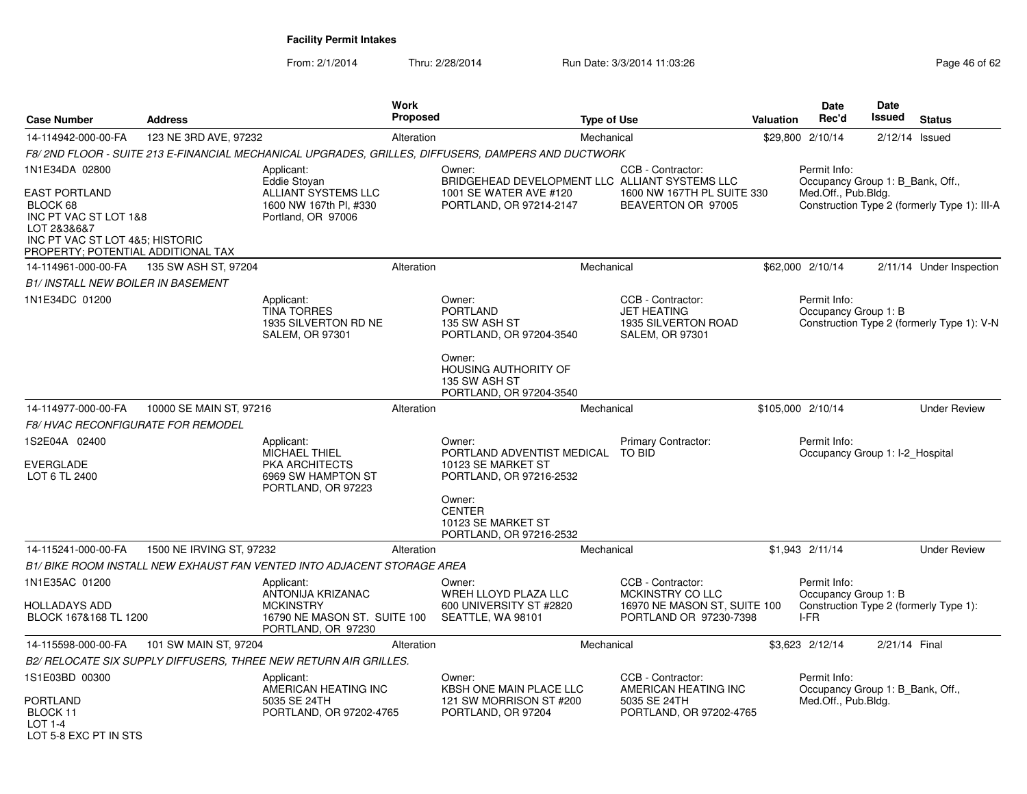**Facility Permit Intakes**

From: 2/1/2014 Thru: 2/28/2014 Run Date: 3/3/2014 11:03:26

| Case Number | Address | Work Proposed | Type of Use | Valuation | Date Rec'd | Date Issued | Status |
|---|---|---|---|---|---|---|---|
| 14-114942-000-00-FA | 123 NE 3RD AVE, 97232 | Alteration | Mechanical | $29,800 | 2/10/14 | 2/12/14 | Issued |

*F8/ 2ND FLOOR - SUITE 213 E-FINANCIAL MECHANICAL UPGRADES, GRILLES, DIFFUSERS, DAMPERS AND DUCTWORK*

1N1E34DA 02800

EAST PORTLAND
BLOCK 68
INC PT VAC ST LOT 1&8
LOT 2&3&6&7
INC PT VAC ST LOT 4&5; HISTORIC
PROPERTY; POTENTIAL ADDITIONAL TAX

Applicant:
Eddie Stoyan
ALLIANT SYSTEMS LLC
1600 NW 167th Pl, #330
Portland, OR 97006

Owner:
BRIDGEHEAD DEVELOPMENT LLC
1001 SE WATER AVE #120
PORTLAND, OR 97214-2147

CCB - Contractor:
ALLIANT SYSTEMS LLC
1600 NW 167TH PL SUITE 330
BEAVERTON OR 97005

Permit Info:
Occupancy Group 1: B_Bank, Off., Med.Off., Pub.Bldg.
Construction Type 2 (formerly Type 1): III-A

| Case Number | Address | Work Proposed | Type of Use | Valuation | Date Rec'd | Date Issued | Status |
|---|---|---|---|---|---|---|---|
| 14-114961-000-00-FA | 135 SW ASH ST, 97204 | Alteration | Mechanical | $62,000 | 2/10/14 | 2/11/14 | Under Inspection |

*B1/ INSTALL NEW BOILER IN BASEMENT*

1N1E34DC 01200

Applicant:
TINA TORRES
1935 SILVERTON RD NE
SALEM, OR 97301

Owner:
PORTLAND
135 SW ASH ST
PORTLAND, OR 97204-3540

Owner:
HOUSING AUTHORITY OF
135 SW ASH ST
PORTLAND, OR 97204-3540

CCB - Contractor:
JET HEATING
1935 SILVERTON ROAD
SALEM, OR 97301

Permit Info:
Occupancy Group 1: B
Construction Type 2 (formerly Type 1): V-N

| Case Number | Address | Work Proposed | Type of Use | Valuation | Date Rec'd | Date Issued | Status |
|---|---|---|---|---|---|---|---|
| 14-114977-000-00-FA | 10000 SE MAIN ST, 97216 | Alteration | Mechanical | $105,000 | 2/10/14 | | Under Review |

*F8/ HVAC RECONFIGURATE FOR REMODEL*

1S2E04A 02400

EVERGLADE
LOT 6 TL 2400

Applicant:
MICHAEL THIEL
PKA ARCHITECTS
6969 SW HAMPTON ST
PORTLAND, OR 97223

Owner:
PORTLAND ADVENTIST MEDICAL
10123 SE MARKET ST
PORTLAND, OR 97216-2532

Owner:
CENTER
10123 SE MARKET ST
PORTLAND, OR 97216-2532

Primary Contractor:
TO BID

Permit Info:
Occupancy Group 1: I-2_Hospital

| Case Number | Address | Work Proposed | Type of Use | Valuation | Date Rec'd | Date Issued | Status |
|---|---|---|---|---|---|---|---|
| 14-115241-000-00-FA | 1500 NE IRVING ST, 97232 | Alteration | Mechanical | $1,943 | 2/11/14 | | Under Review |

*B1/ BIKE ROOM INSTALL NEW EXHAUST FAN VENTED INTO ADJACENT STORAGE AREA*

1N1E35AC 01200

HOLLADAYS ADD
BLOCK 167&168 TL 1200

Applicant:
ANTONIJA KRIZANAC
MCKINSTRY
16790 NE MASON ST. SUITE 100
PORTLAND, OR 97230

Owner:
WREH LLOYD PLAZA LLC
600 UNIVERSITY ST #2820
SEATTLE, WA 98101

CCB - Contractor:
MCKINSTRY CO LLC
16970 NE MASON ST, SUITE 100
PORTLAND OR 97230-7398

Permit Info:
Occupancy Group 1: B
Construction Type 2 (formerly Type 1): I-FR

| Case Number | Address | Work Proposed | Type of Use | Valuation | Date Rec'd | Date Issued | Status |
|---|---|---|---|---|---|---|---|
| 14-115598-000-00-FA | 101 SW MAIN ST, 97204 | Alteration | Mechanical | $3,623 | 2/12/14 | 2/21/14 | Final |

*B2/ RELOCATE SIX SUPPLY DIFFUSERS, THREE NEW RETURN AIR GRILLES.*

1S1E03BD 00300

PORTLAND
BLOCK 11
LOT 1-4
LOT 5-8 EXC PT IN STS

Applicant:
AMERICAN HEATING INC
5035 SE 24TH
PORTLAND, OR 97202-4765

Owner:
KBSH ONE MAIN PLACE LLC
121 SW MORRISON ST #200
PORTLAND, OR 97204

CCB - Contractor:
AMERICAN HEATING INC
5035 SE 24TH
PORTLAND, OR 97202-4765

Permit Info:
Occupancy Group 1: B_Bank, Off., Med.Off., Pub.Bldg.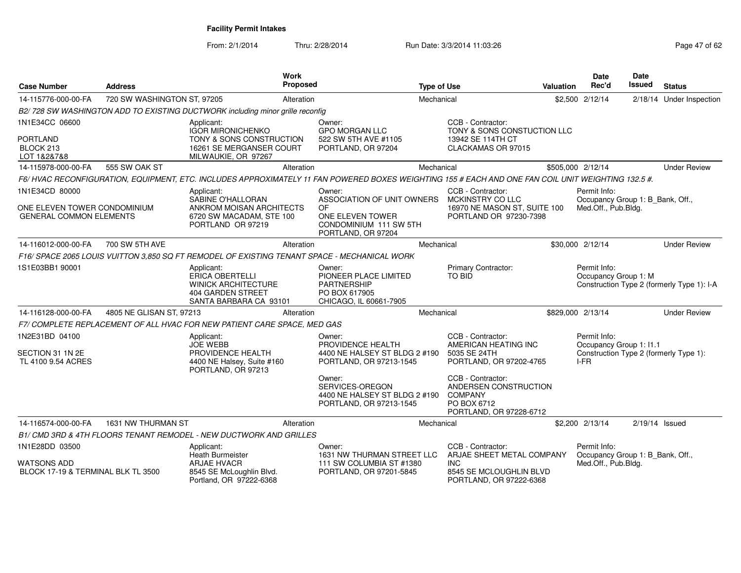**Facility Permit Intakes**

From: 2/1/2014 Thru: 2/28/2014 Run Date: 3/3/2014 11:03:26

| Case Number | Address | Work Proposed | Type of Use | Valuation | Date Rec'd | Date Issued | Status |
|---|---|---|---|---|---|---|---|
| 14-115776-000-00-FA | 720 SW WASHINGTON ST, 97205 | Alteration | Mechanical | $2,500 | 2/12/14 | 2/18/14 | Under Inspection |

*B2/ 728 SW WASHINGTON ADD TO EXISTING DUCTWORK including minor grille reconfig*

1N1E34CC 06600
PORTLAND
BLOCK 213
LOT 1&2&7&8

Applicant: IGOR MIRONICHENKO, TONY & SONS CONSTRUCTION, 16261 SE MERGANSER COURT, MILWAUKIE, OR 97267

Owner: GPO MORGAN LLC, 522 SW 5TH AVE #1105, PORTLAND, OR 97204

CCB - Contractor: TONY & SONS CONSTUCTION LLC, 13942 SE 114TH CT, CLACKAMAS OR 97015

| Case Number | Address | Work Proposed | Type of Use | Valuation | Date Rec'd | Date Issued | Status |
|---|---|---|---|---|---|---|---|
| 14-115978-000-00-FA | 555 SW OAK ST | Alteration | Mechanical | $505,000 | 2/12/14 | | Under Review |

*F6/ HVAC RECONFIGURATION, EQUIPMENT, ETC. INCLUDES APPROXIMATELY 11 FAN POWERED BOXES WEIGHTING 155 # EACH AND ONE FAN COIL UNIT WEIGHTING 132.5 #.*

1N1E34CD 80000
ONE ELEVEN TOWER CONDOMINIUM
GENERAL COMMON ELEMENTS

Applicant: SABINE O'HALLORAN, ANKROM MOISAN ARCHITECTS, 6720 SW MACADAM, STE 100, PORTLAND OR 97219

Owner: ASSOCIATION OF UNIT OWNERS OF ONE ELEVEN TOWER CONDOMINIUM 111 SW 5TH, PORTLAND, OR 97204

CCB - Contractor: MCKINSTRY CO LLC, 16970 NE MASON ST, SUITE 100, PORTLAND OR 97230-7398

Permit Info: Occupancy Group 1: B_Bank, Off., Med.Off., Pub.Bldg.

| Case Number | Address | Work Proposed | Type of Use | Valuation | Date Rec'd | Date Issued | Status |
|---|---|---|---|---|---|---|---|
| 14-116012-000-00-FA | 700 SW 5TH AVE | Alteration | Mechanical | $30,000 | 2/12/14 | | Under Review |

*F16/ SPACE 2065 LOUIS VUITTON 3,850 SQ FT REMODEL OF EXISTING TENANT SPACE - MECHANICAL WORK*

1S1E03BB1 90001

Applicant: ERICA OBERTELLI, WINICK ARCHITECTURE, 404 GARDEN STREET, SANTA BARBARA CA 93101

Owner: PIONEER PLACE LIMITED PARTNERSHIP, PO BOX 617905, CHICAGO, IL 60661-7905

Primary Contractor: TO BID

Permit Info: Occupancy Group 1: M, Construction Type 2 (formerly Type 1): I-A

| Case Number | Address | Work Proposed | Type of Use | Valuation | Date Rec'd | Date Issued | Status |
|---|---|---|---|---|---|---|---|
| 14-116128-000-00-FA | 4805 NE GLISAN ST, 97213 | Alteration | Mechanical | $829,000 | 2/13/14 | | Under Review |

*F7/ COMPLETE REPLACEMENT OF ALL HVAC FOR NEW PATIENT CARE SPACE, MED GAS*

1N2E31BD 04100
SECTION 31 1N 2E
TL 4100 9.54 ACRES

Applicant: JOE WEBB, PROVIDENCE HEALTH, 4400 NE Halsey, Suite #160, PORTLAND, OR 97213

Owner: PROVIDENCE HEALTH, 4400 NE HALSEY ST BLDG 2 #190, PORTLAND, OR 97213-1545

Owner: SERVICES-OREGON, 4400 NE HALSEY ST BLDG 2 #190, PORTLAND, OR 97213-1545

CCB - Contractor: AMERICAN HEATING INC, 5035 SE 24TH, PORTLAND, OR 97202-4765

CCB - Contractor: ANDERSEN CONSTRUCTION COMPANY, PO BOX 6712, PORTLAND, OR 97228-6712

Permit Info: Occupancy Group 1: I1.1, Construction Type 2 (formerly Type 1): I-FR

| Case Number | Address | Work Proposed | Type of Use | Valuation | Date Rec'd | Date Issued | Status |
|---|---|---|---|---|---|---|---|
| 14-116574-000-00-FA | 1631 NW THURMAN ST | Alteration | Mechanical | $2,200 | 2/13/14 | 2/19/14 | Issued |

*B1/ CMD 3RD & 4TH FLOORS TENANT REMODEL - NEW DUCTWORK AND GRILLES*

1N1E28DD 03500
WATSONS ADD
BLOCK 17-19 & TERMINAL BLK TL 3500

Applicant: Heath Burmeister, ARJAE HVACR, 8545 SE McLoughlin Blvd., Portland, OR 97222-6368

Owner: 1631 NW THURMAN STREET LLC, 111 SW COLUMBIA ST #1380, PORTLAND, OR 97201-5845

CCB - Contractor: ARJAE SHEET METAL COMPANY INC, 8545 SE MCLOUGHLIN BLVD, PORTLAND, OR 97222-6368

Permit Info: Occupancy Group 1: B_Bank, Off., Med.Off., Pub.Bldg.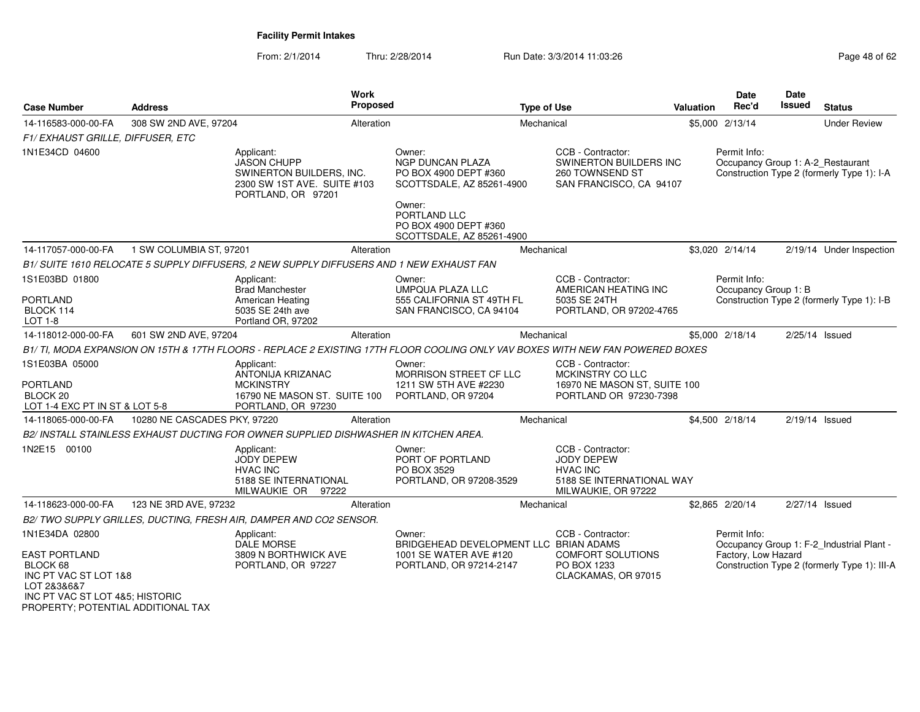**Facility Permit Intakes**

From: 2/1/2014 Thru: 2/28/2014 Run Date: 3/3/2014 11:03:26

| Case Number | Address | Work Proposed | Type of Use | Valuation | Date Rec'd | Date Issued | Status |
|---|---|---|---|---|---|---|---|
| 14-116583-000-00-FA | 308 SW 2ND AVE, 97204 | Alteration | Mechanical | $5,000 | 2/13/14 | | Under Review |

*F1/ EXHAUST GRILLE, DIFFUSER, ETC*

1N1E34CD 04600

Applicant: JASON CHUPP, SWINERTON BUILDERS, INC., 2300 SW 1ST AVE. SUITE #103, PORTLAND, OR 97201

Owner: NGP DUNCAN PLAZA, PO BOX 4900 DEPT #360, SCOTTSDALE, AZ 85261-4900

Owner: PORTLAND LLC, PO BOX 4900 DEPT #360, SCOTTSDALE, AZ 85261-4900

CCB - Contractor: SWINERTON BUILDERS INC, 260 TOWNSEND ST, SAN FRANCISCO, CA 94107

Permit Info: Occupancy Group 1: A-2_Restaurant; Construction Type 2 (formerly Type 1): I-A

---

| Case Number | Address | Work Proposed | Type of Use | Valuation | Date Rec'd | Date Issued | Status |
|---|---|---|---|---|---|---|---|
| 14-117057-000-00-FA | 1 SW COLUMBIA ST, 97201 | Alteration | Mechanical | $3,020 | 2/14/14 | 2/19/14 | Under Inspection |

*B1/ SUITE 1610 RELOCATE 5 SUPPLY DIFFUSERS, 2 NEW SUPPLY DIFFUSERS AND 1 NEW EXHAUST FAN*

1S1E03BD 01800, PORTLAND, BLOCK 114, LOT 1-8

Applicant: Brad Manchester, American Heating, 5035 SE 24th ave, Portland OR, 97202

Owner: UMPQUA PLAZA LLC, 555 CALIFORNIA ST 49TH FL, SAN FRANCISCO, CA 94104

CCB - Contractor: AMERICAN HEATING INC, 5035 SE 24TH, PORTLAND, OR 97202-4765

Permit Info: Occupancy Group 1: B; Construction Type 2 (formerly Type 1): I-B

---

| Case Number | Address | Work Proposed | Type of Use | Valuation | Date Rec'd | Date Issued | Status |
|---|---|---|---|---|---|---|---|
| 14-118012-000-00-FA | 601 SW 2ND AVE, 97204 | Alteration | Mechanical | $5,000 | 2/18/14 | 2/25/14 | Issued |

*B1/ TI, MODA EXPANSION ON 15TH & 17TH FLOORS - REPLACE 2 EXISTING 17TH FLOOR COOLING ONLY VAV BOXES WITH NEW FAN POWERED BOXES*

1S1E03BA 05000, PORTLAND, BLOCK 20, LOT 1-4 EXC PT IN ST & LOT 5-8

Applicant: ANTONIJA KRIZANAC, MCKINSTRY, 16790 NE MASON ST. SUITE 100, PORTLAND, OR 97230

Owner: MORRISON STREET CF LLC, 1211 SW 5TH AVE #2230, PORTLAND, OR 97204

CCB - Contractor: MCKINSTRY CO LLC, 16970 NE MASON ST, SUITE 100, PORTLAND OR 97230-7398

---

| Case Number | Address | Work Proposed | Type of Use | Valuation | Date Rec'd | Date Issued | Status |
|---|---|---|---|---|---|---|---|
| 14-118065-000-00-FA | 10280 NE CASCADES PKY, 97220 | Alteration | Mechanical | $4,500 | 2/18/14 | 2/19/14 | Issued |

*B2/ INSTALL STAINLESS EXHAUST DUCTING FOR OWNER SUPPLIED DISHWASHER IN KITCHEN AREA.*

1N2E15 00100

Applicant: JODY DEPEW, HVAC INC, 5188 SE INTERNATIONAL, MILWAUKIE OR 97222

Owner: PORT OF PORTLAND, PO BOX 3529, PORTLAND, OR 97208-3529

CCB - Contractor: JODY DEPEW, HVAC INC, 5188 SE INTERNATIONAL WAY, MILWAUKIE, OR 97222

---

| Case Number | Address | Work Proposed | Type of Use | Valuation | Date Rec'd | Date Issued | Status |
|---|---|---|---|---|---|---|---|
| 14-118623-000-00-FA | 123 NE 3RD AVE, 97232 | Alteration | Mechanical | $2,865 | 2/20/14 | 2/27/14 | Issued |

*B2/ TWO SUPPLY GRILLES, DUCTING, FRESH AIR, DAMPER AND CO2 SENSOR.*

1N1E34DA 02800, EAST PORTLAND, BLOCK 68, INC PT VAC ST LOT 1&8, LOT 2&3&6&7, INC PT VAC ST LOT 4&5; HISTORIC PROPERTY; POTENTIAL ADDITIONAL TAX

Applicant: DALE MORSE, 3809 N BORTHWICK AVE, PORTLAND, OR 97227

Owner: BRIDGEHEAD DEVELOPMENT LLC, 1001 SE WATER AVE #120, PORTLAND, OR 97214-2147

CCB - Contractor: BRIAN ADAMS, COMFORT SOLUTIONS, PO BOX 1233, CLACKAMAS, OR 97015

Permit Info: Occupancy Group 1: F-2_Industrial Plant - Factory, Low Hazard; Construction Type 2 (formerly Type 1): III-A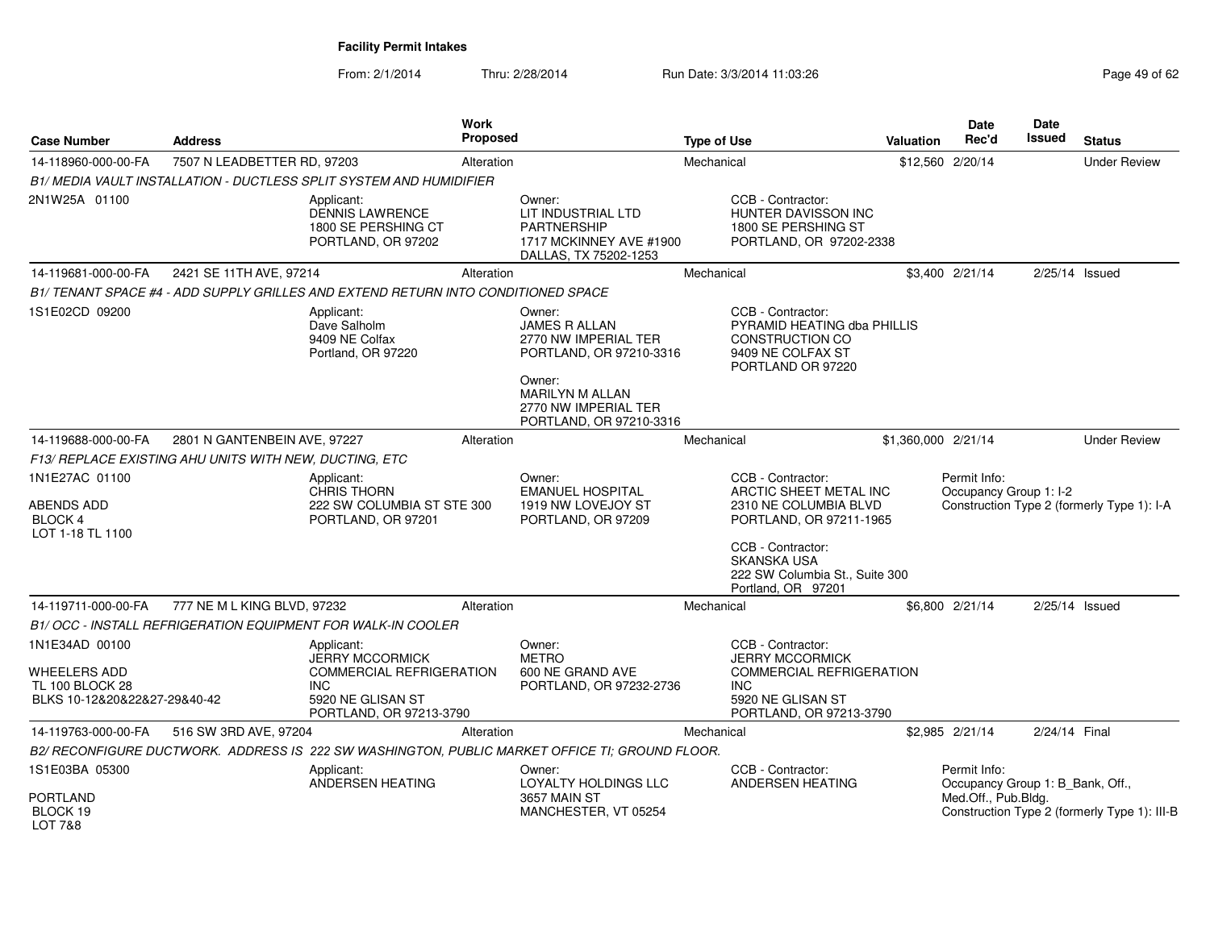## Facility Permit Intakes

From: 2/1/2014 Thru: 2/28/2014 Run Date: 3/3/2014 11:03:26

| Case Number | Address | Work Proposed | Type of Use | Valuation | Date Rec'd | Date Issued | Status |
|---|---|---|---|---|---|---|---|
| 14-118960-000-00-FA | 7507 N LEADBETTER RD, 97203 | Alteration | Mechanical | $12,560 | 2/20/14 | | Under Review |

*B1/ MEDIA VAULT INSTALLATION - DUCTLESS SPLIT SYSTEM AND HUMIDIFIER*

2N1W25A 01100

Applicant: DENNIS LAWRENCE, 1800 SE PERSHING CT, PORTLAND, OR 97202

Owner: LIT INDUSTRIAL LTD PARTNERSHIP, 1717 MCKINNEY AVE #1900, DALLAS, TX 75202-1253

CCB - Contractor: HUNTER DAVISSON INC, 1800 SE PERSHING ST, PORTLAND, OR 97202-2338

| Case Number | Address | Work Proposed | Type of Use | Valuation | Date Rec'd | Date Issued | Status |
|---|---|---|---|---|---|---|---|
| 14-119681-000-00-FA | 2421 SE 11TH AVE, 97214 | Alteration | Mechanical | $3,400 | 2/21/14 | 2/25/14 | Issued |

*B1/ TENANT SPACE #4 - ADD SUPPLY GRILLES AND EXTEND RETURN INTO CONDITIONED SPACE*

1S1E02CD 09200

Applicant: Dave Salholm, 9409 NE Colfax, Portland, OR 97220

Owner: JAMES R ALLAN, 2770 NW IMPERIAL TER, PORTLAND, OR 97210-3316

Owner: MARILYN M ALLAN, 2770 NW IMPERIAL TER, PORTLAND, OR 97210-3316

CCB - Contractor: PYRAMID HEATING dba PHILLIS CONSTRUCTION CO, 9409 NE COLFAX ST, PORTLAND OR 97220

| Case Number | Address | Work Proposed | Type of Use | Valuation | Date Rec'd | Date Issued | Status |
|---|---|---|---|---|---|---|---|
| 14-119688-000-00-FA | 2801 N GANTENBEIN AVE, 97227 | Alteration | Mechanical | $1,360,000 | 2/21/14 | | Under Review |

*F13/ REPLACE EXISTING AHU UNITS WITH NEW, DUCTING, ETC*

1N1E27AC 01100
ABENDS ADD
BLOCK 4
LOT 1-18 TL 1100

Applicant: CHRIS THORN, 222 SW COLUMBIA ST STE 300, PORTLAND, OR 97201

Owner: EMANUEL HOSPITAL, 1919 NW LOVEJOY ST, PORTLAND, OR 97209

CCB - Contractor: ARCTIC SHEET METAL INC, 2310 NE COLUMBIA BLVD, PORTLAND, OR 97211-1965

CCB - Contractor: SKANSKA USA, 222 SW Columbia St., Suite 300, Portland, OR 97201

Permit Info: Occupancy Group 1: I-2; Construction Type 2 (formerly Type 1): I-A

| Case Number | Address | Work Proposed | Type of Use | Valuation | Date Rec'd | Date Issued | Status |
|---|---|---|---|---|---|---|---|
| 14-119711-000-00-FA | 777 NE M L KING BLVD, 97232 | Alteration | Mechanical | $6,800 | 2/21/14 | 2/25/14 | Issued |

*B1/ OCC - INSTALL REFRIGERATION EQUIPMENT FOR WALK-IN COOLER*

1N1E34AD 00100
WHEELERS ADD
TL 100 BLOCK 28
BLKS 10-12&20&22&27-29&40-42

Applicant: JERRY MCCORMICK COMMERCIAL REFRIGERATION INC, 5920 NE GLISAN ST, PORTLAND, OR 97213-3790

Owner: METRO, 600 NE GRAND AVE, PORTLAND, OR 97232-2736

CCB - Contractor: JERRY MCCORMICK COMMERCIAL REFRIGERATION INC, 5920 NE GLISAN ST, PORTLAND, OR 97213-3790

| Case Number | Address | Work Proposed | Type of Use | Valuation | Date Rec'd | Date Issued | Status |
|---|---|---|---|---|---|---|---|
| 14-119763-000-00-FA | 516 SW 3RD AVE, 97204 | Alteration | Mechanical | $2,985 | 2/21/14 | 2/24/14 | Final |

*B2/ RECONFIGURE DUCTWORK. ADDRESS IS 222 SW WASHINGTON, PUBLIC MARKET OFFICE TI; GROUND FLOOR.*

1S1E03BA 05300
PORTLAND
BLOCK 19
LOT 7&8

Applicant: ANDERSEN HEATING

Owner: LOYALTY HOLDINGS LLC, 3657 MAIN ST, MANCHESTER, VT 05254

CCB - Contractor: ANDERSEN HEATING

Permit Info: Occupancy Group 1: B_Bank, Off., Med.Off., Pub.Bldg.; Construction Type 2 (formerly Type 1): III-B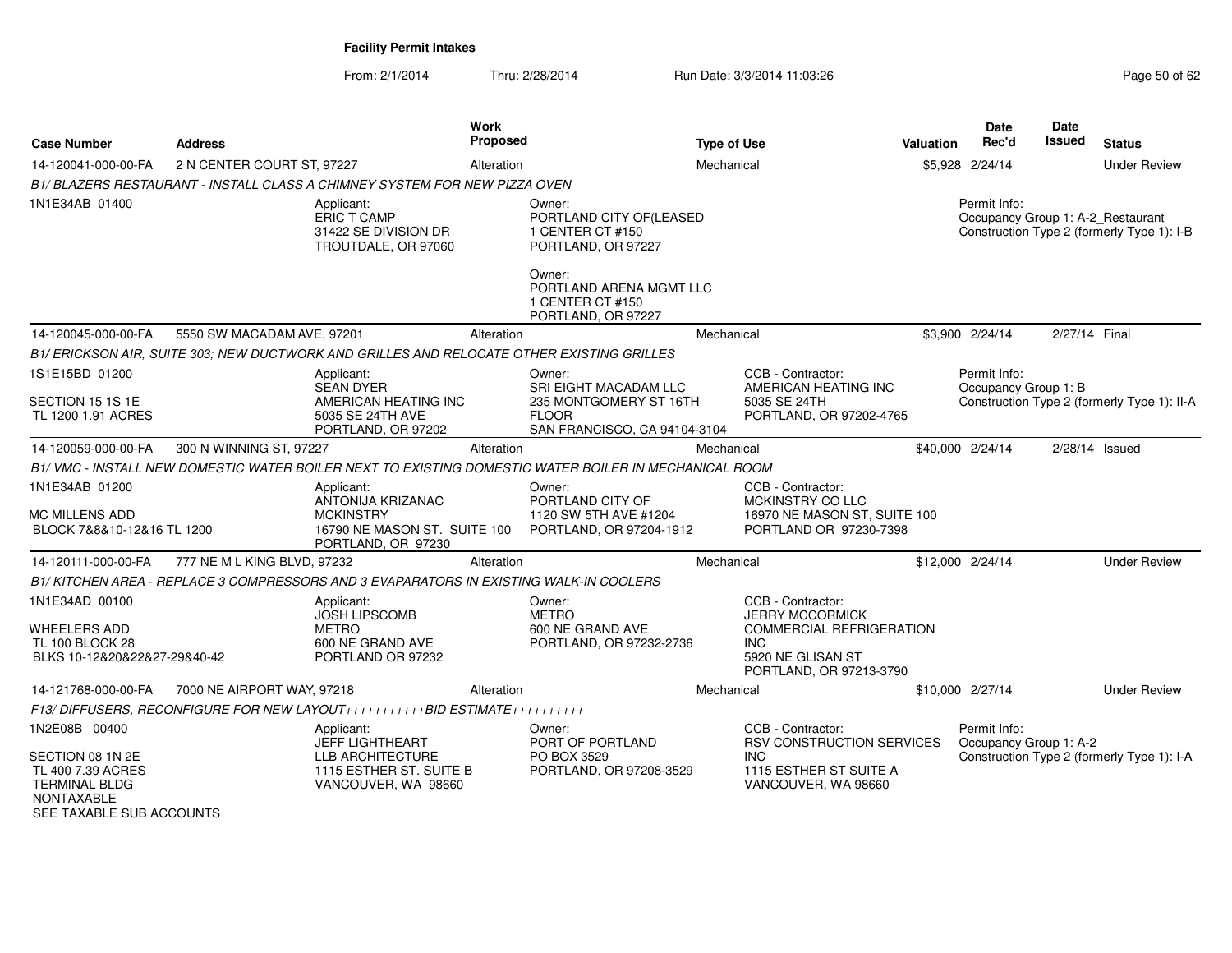**Facility Permit Intakes**

From: 2/1/2014 Thru: 2/28/2014 Run Date: 3/3/2014 11:03:26

| Case Number | Address | Work Proposed | Type of Use | Valuation | Date Rec'd | Date Issued | Status |
|---|---|---|---|---|---|---|---|
| 14-120041-000-00-FA | 2 N CENTER COURT ST, 97227 | Alteration | Mechanical | $5,928 | 2/24/14 | | Under Review |

*B1/ BLAZERS RESTAURANT - INSTALL CLASS A CHIMNEY SYSTEM FOR NEW PIZZA OVEN*

1N1E34AB 01400

Applicant:
ERIC T CAMP
31422 SE DIVISION DR
TROUTDALE, OR 97060

Owner:
PORTLAND CITY OF(LEASED
1 CENTER CT #150
PORTLAND, OR 97227

Owner:
PORTLAND ARENA MGMT LLC
1 CENTER CT #150
PORTLAND, OR 97227

Permit Info:
Occupancy Group 1: A-2_Restaurant
Construction Type 2 (formerly Type 1): I-B

| Case Number | Address | Work Proposed | Type of Use | Valuation | Date Rec'd | Date Issued | Status |
|---|---|---|---|---|---|---|---|
| 14-120045-000-00-FA | 5550 SW MACADAM AVE, 97201 | Alteration | Mechanical | $3,900 | 2/24/14 | 2/27/14 | Final |

*B1/ ERICKSON AIR, SUITE 303; NEW DUCTWORK AND GRILLES AND RELOCATE OTHER EXISTING GRILLES*

1S1E15BD 01200

SECTION 15 1S 1E
TL 1200 1.91 ACRES

Applicant:
SEAN DYER
AMERICAN HEATING INC
5035 SE 24TH AVE
PORTLAND, OR 97202

Owner:
SRI EIGHT MACADAM LLC
235 MONTGOMERY ST 16TH FLOOR
SAN FRANCISCO, CA 94104-3104

CCB - Contractor:
AMERICAN HEATING INC
5035 SE 24TH
PORTLAND, OR 97202-4765

Permit Info:
Occupancy Group 1: B
Construction Type 2 (formerly Type 1): II-A

| Case Number | Address | Work Proposed | Type of Use | Valuation | Date Rec'd | Date Issued | Status |
|---|---|---|---|---|---|---|---|
| 14-120059-000-00-FA | 300 N WINNING ST, 97227 | Alteration | Mechanical | $40,000 | 2/24/14 | 2/28/14 | Issued |

*B1/ VMC - INSTALL NEW DOMESTIC WATER BOILER NEXT TO EXISTING DOMESTIC WATER BOILER IN MECHANICAL ROOM*

1N1E34AB 01200

MC MILLENS ADD
BLOCK 7&8&10-12&16 TL 1200

Applicant:
ANTONIJA KRIZANAC
MCKINSTRY
16790 NE MASON ST. SUITE 100
PORTLAND, OR 97230

Owner:
PORTLAND CITY OF
1120 SW 5TH AVE #1204
PORTLAND, OR 97204-1912

CCB - Contractor:
MCKINSTRY CO LLC
16970 NE MASON ST, SUITE 100
PORTLAND OR 97230-7398

| Case Number | Address | Work Proposed | Type of Use | Valuation | Date Rec'd | Date Issued | Status |
|---|---|---|---|---|---|---|---|
| 14-120111-000-00-FA | 777 NE M L KING BLVD, 97232 | Alteration | Mechanical | $12,000 | 2/24/14 | | Under Review |

*B1/ KITCHEN AREA - REPLACE 3 COMPRESSORS AND 3 EVAPARATORS IN EXISTING WALK-IN COOLERS*

1N1E34AD 00100

WHEELERS ADD
TL 100 BLOCK 28
BLKS 10-12&20&22&27-29&40-42

Applicant:
JOSH LIPSCOMB
METRO
600 NE GRAND AVE
PORTLAND OR 97232

Owner:
METRO
600 NE GRAND AVE
PORTLAND, OR 97232-2736

CCB - Contractor:
JERRY MCCORMICK
COMMERCIAL REFRIGERATION INC
5920 NE GLISAN ST
PORTLAND, OR 97213-3790

| Case Number | Address | Work Proposed | Type of Use | Valuation | Date Rec'd | Date Issued | Status |
|---|---|---|---|---|---|---|---|
| 14-121768-000-00-FA | 7000 NE AIRPORT WAY, 97218 | Alteration | Mechanical | $10,000 | 2/27/14 | | Under Review |

*F13/ DIFFUSERS, RECONFIGURE FOR NEW LAYOUT++++++++++++BID ESTIMATE+++++++++++*

1N2E08B 00400

SECTION 08 1N 2E
TL 400 7.39 ACRES
TERMINAL BLDG
NONTAXABLE
SEE TAXABLE SUB ACCOUNTS

Applicant:
JEFF LIGHTHEART
LLB ARCHITECTURE
1115 ESTHER ST. SUITE B
VANCOUVER, WA 98660

Owner:
PORT OF PORTLAND
PO BOX 3529
PORTLAND, OR 97208-3529

CCB - Contractor:
RSV CONSTRUCTION SERVICES INC
1115 ESTHER ST SUITE A
VANCOUVER, WA 98660

Permit Info:
Occupancy Group 1: A-2
Construction Type 2 (formerly Type 1): I-A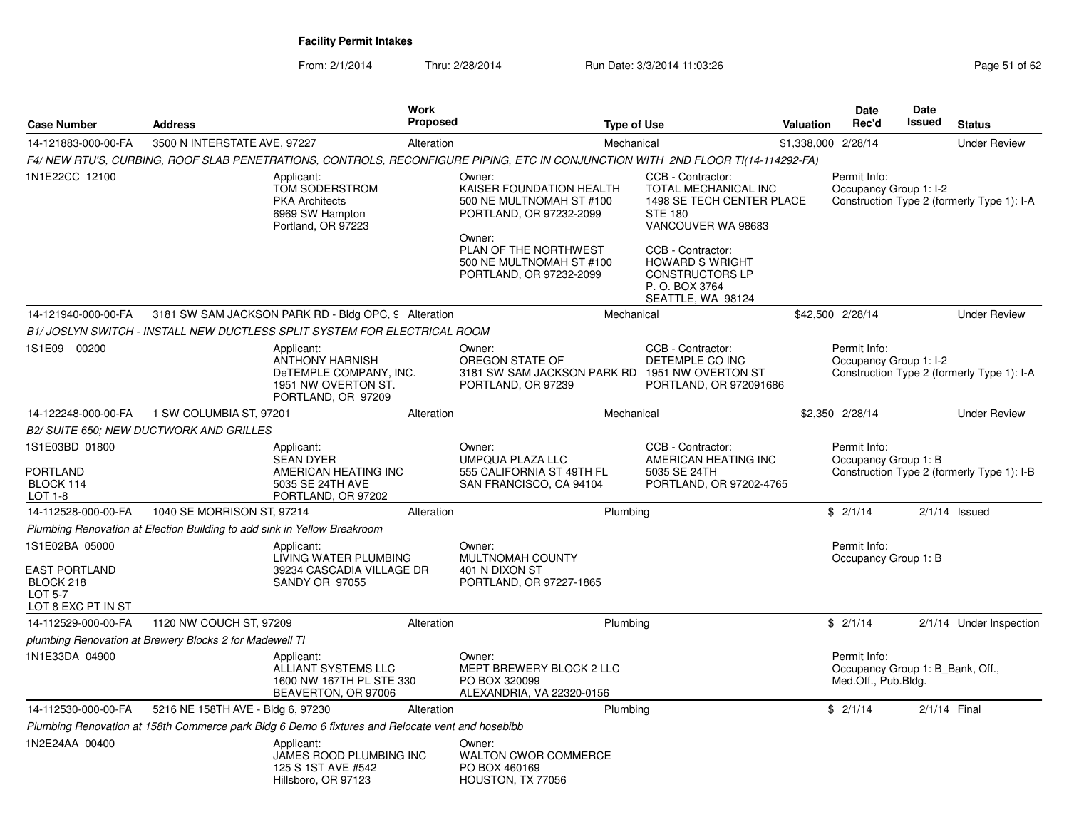**Facility Permit Intakes**

From: 2/1/2014 Thru: 2/28/2014 Run Date: 3/3/2014 11:03:26

| Case Number | Address | Work Proposed | Type of Use | Valuation | Date Rec'd | Date Issued | Status |
|---|---|---|---|---|---|---|---|
| 14-121883-000-00-FA | 3500 N INTERSTATE AVE, 97227 | Alteration | Mechanical | $1,338,000 | 2/28/14 | | Under Review |

*F4/ NEW RTU'S, CURBING, ROOF SLAB PENETRATIONS, CONTROLS, RECONFIGURE PIPING, ETC IN CONJUNCTION WITH 2ND FLOOR TI(14-114292-FA)*

1N1E22CC 12100

Applicant: TOM SODERSTROM, PKA Architects, 6969 SW Hampton, Portland, OR 97223

Owner: KAISER FOUNDATION HEALTH, 500 NE MULTNOMAH ST #100, PORTLAND, OR 97232-2099

Owner: PLAN OF THE NORTHWEST, 500 NE MULTNOMAH ST #100, PORTLAND, OR 97232-2099

CCB - Contractor: TOTAL MECHANICAL INC, 1498 SE TECH CENTER PLACE, STE 180, VANCOUVER WA 98683

CCB - Contractor: HOWARD S WRIGHT CONSTRUCTORS LP, P. O. BOX 3764, SEATTLE, WA 98124

Permit Info: Occupancy Group 1: I-2; Construction Type 2 (formerly Type 1): I-A

| Case Number | Address | Work Proposed | Type of Use | Valuation | Date Rec'd | Date Issued | Status |
|---|---|---|---|---|---|---|---|
| 14-121940-000-00-FA | 3181 SW SAM JACKSON PARK RD - Bldg OPC, 9 | Alteration | Mechanical | $42,500 | 2/28/14 | | Under Review |

*B1/ JOSLYN SWITCH - INSTALL NEW DUCTLESS SPLIT SYSTEM FOR ELECTRICAL ROOM*

1S1E09 00200

Applicant: ANTHONY HARNISH, DeTEMPLE COMPANY, INC., 1951 NW OVERTON ST., PORTLAND, OR 97209

Owner: OREGON STATE OF, 3181 SW SAM JACKSON PARK RD, PORTLAND, OR 97239

CCB - Contractor: DETEMPLE CO INC, 1951 NW OVERTON ST, PORTLAND, OR 972091686

Permit Info: Occupancy Group 1: I-2; Construction Type 2 (formerly Type 1): I-A

| Case Number | Address | Work Proposed | Type of Use | Valuation | Date Rec'd | Date Issued | Status |
|---|---|---|---|---|---|---|---|
| 14-122248-000-00-FA | 1 SW COLUMBIA ST, 97201 | Alteration | Mechanical | $2,350 | 2/28/14 | | Under Review |

*B2/ SUITE 650; NEW DUCTWORK AND GRILLES*

1S1E03BD 01800, PORTLAND, BLOCK 114, LOT 1-8

Applicant: SEAN DYER, AMERICAN HEATING INC, 5035 SE 24TH AVE, PORTLAND, OR 97202

Owner: UMPQUA PLAZA LLC, 555 CALIFORNIA ST 49TH FL, SAN FRANCISCO, CA 94104

CCB - Contractor: AMERICAN HEATING INC, 5035 SE 24TH, PORTLAND, OR 97202-4765

Permit Info: Occupancy Group 1: B; Construction Type 2 (formerly Type 1): I-B

| Case Number | Address | Work Proposed | Type of Use | Valuation | Date Rec'd | Date Issued | Status |
|---|---|---|---|---|---|---|---|
| 14-112528-000-00-FA | 1040 SE MORRISON ST, 97214 | Alteration | Plumbing | $ | 2/1/14 | 2/1/14 | Issued |

*Plumbing Renovation at Election Building to add sink in Yellow Breakroom*

1S1E02BA 05000, EAST PORTLAND, BLOCK 218, LOT 5-7, LOT 8 EXC PT IN ST

Applicant: LIVING WATER PLUMBING, 39234 CASCADIA VILLAGE DR, SANDY OR 97055

Owner: MULTNOMAH COUNTY, 401 N DIXON ST, PORTLAND, OR 97227-1865

Permit Info: Occupancy Group 1: B

| Case Number | Address | Work Proposed | Type of Use | Valuation | Date Rec'd | Date Issued | Status |
|---|---|---|---|---|---|---|---|
| 14-112529-000-00-FA | 1120 NW COUCH ST, 97209 | Alteration | Plumbing | $ | 2/1/14 | 2/1/14 | Under Inspection |

*plumbing Renovation at Brewery Blocks 2 for Madewell TI*

1N1E33DA 04900

Applicant: ALLIANT SYSTEMS LLC, 1600 NW 167TH PL STE 330, BEAVERTON, OR 97006

Owner: MEPT BREWERY BLOCK 2 LLC, PO BOX 320099, ALEXANDRIA, VA 22320-0156

Permit Info: Occupancy Group 1: B_Bank, Off., Med.Off., Pub.Bldg.

| Case Number | Address | Work Proposed | Type of Use | Valuation | Date Rec'd | Date Issued | Status |
|---|---|---|---|---|---|---|---|
| 14-112530-000-00-FA | 5216 NE 158TH AVE - Bldg 6, 97230 | Alteration | Plumbing | $ | 2/1/14 | 2/1/14 | Final |

*Plumbing Renovation at 158th Commerce park Bldg 6 Demo 6 fixtures and Relocate vent and hosebibb*

1N2E24AA 00400

Applicant: JAMES ROOD PLUMBING INC, 125 S 1ST AVE #542, Hillsboro, OR 97123

Owner: WALTON CWOR COMMERCE, PO BOX 460169, HOUSTON, TX 77056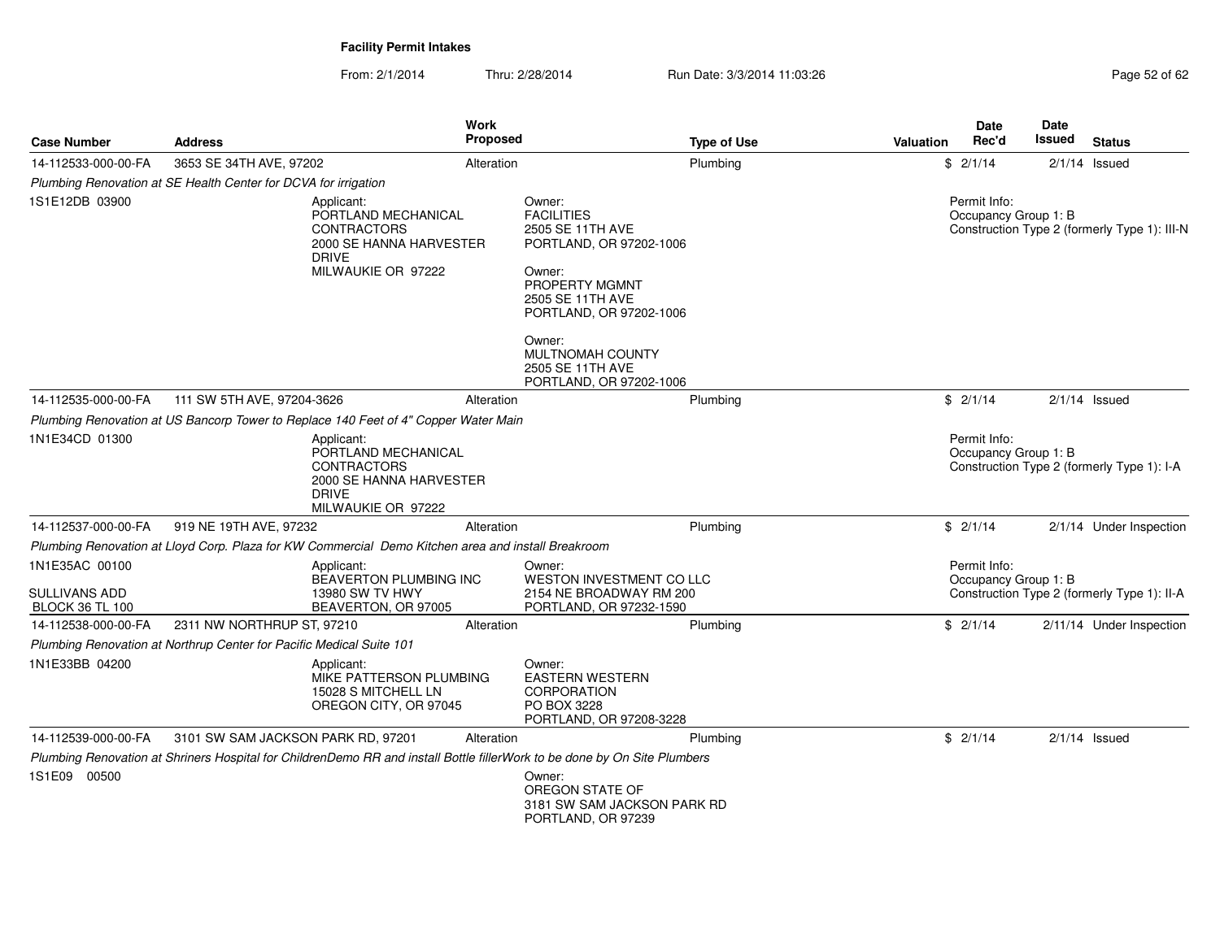# Facility Permit Intakes

From: 2/1/2014 Thru: 2/28/2014 Run Date: 3/3/2014 11:03:26

| Case Number | Address | Work Proposed | Type of Use | Valuation | Date Rec'd | Date Issued | Status |
|---|---|---|---|---|---|---|---|
| 14-112533-000-00-FA | 3653 SE 34TH AVE, 97202 | Alteration | Plumbing | $ | 2/1/14 | 2/1/14 | Issued |

*Plumbing Renovation at SE Health Center for DCVA for irrigation*

1S1E12DB 03900

Applicant:
PORTLAND MECHANICAL CONTRACTORS
2000 SE HANNA HARVESTER DRIVE
MILWAUKIE OR 97222

Owner:
FACILITIES
2505 SE 11TH AVE
PORTLAND, OR 97202-1006

Owner:
PROPERTY MGMNT
2505 SE 11TH AVE
PORTLAND, OR 97202-1006

Owner:
MULTNOMAH COUNTY
2505 SE 11TH AVE
PORTLAND, OR 97202-1006

Permit Info:
Occupancy Group 1: B
Construction Type 2 (formerly Type 1): III-N

| Case Number | Address | Work Proposed | Type of Use | Valuation | Date Rec'd | Date Issued | Status |
|---|---|---|---|---|---|---|---|
| 14-112535-000-00-FA | 111 SW 5TH AVE, 97204-3626 | Alteration | Plumbing | $ | 2/1/14 | 2/1/14 | Issued |

*Plumbing Renovation at US Bancorp Tower to Replace 140 Feet of 4" Copper Water Main*

1N1E34CD 01300

Applicant:
PORTLAND MECHANICAL CONTRACTORS
2000 SE HANNA HARVESTER DRIVE
MILWAUKIE OR 97222

Permit Info:
Occupancy Group 1: B
Construction Type 2 (formerly Type 1): I-A

| Case Number | Address | Work Proposed | Type of Use | Valuation | Date Rec'd | Date Issued | Status |
|---|---|---|---|---|---|---|---|
| 14-112537-000-00-FA | 919 NE 19TH AVE, 97232 | Alteration | Plumbing | $ | 2/1/14 | 2/1/14 | Under Inspection |

*Plumbing Renovation at Lloyd Corp. Plaza for KW Commercial Demo Kitchen area and install Breakroom*

1N1E35AC 00100

SULLIVANS ADD
BLOCK 36 TL 100

Applicant:
BEAVERTON PLUMBING INC
13980 SW TV HWY
BEAVERTON, OR 97005

Owner:
WESTON INVESTMENT CO LLC
2154 NE BROADWAY RM 200
PORTLAND, OR 97232-1590

Permit Info:
Occupancy Group 1: B
Construction Type 2 (formerly Type 1): II-A

| Case Number | Address | Work Proposed | Type of Use | Valuation | Date Rec'd | Date Issued | Status |
|---|---|---|---|---|---|---|---|
| 14-112538-000-00-FA | 2311 NW NORTHRUP ST, 97210 | Alteration | Plumbing | $ | 2/1/14 | 2/11/14 | Under Inspection |

*Plumbing Renovation at Northrup Center for Pacific Medical Suite 101*

1N1E33BB 04200

Applicant:
MIKE PATTERSON PLUMBING
15028 S MITCHELL LN
OREGON CITY, OR 97045

Owner:
EASTERN WESTERN CORPORATION
PO BOX 3228
PORTLAND, OR 97208-3228

| Case Number | Address | Work Proposed | Type of Use | Valuation | Date Rec'd | Date Issued | Status |
|---|---|---|---|---|---|---|---|
| 14-112539-000-00-FA | 3101 SW SAM JACKSON PARK RD, 97201 | Alteration | Plumbing | $ | 2/1/14 | 2/1/14 | Issued |

*Plumbing Renovation at Shriners Hospital for ChildrenDemo RR and install Bottle fillerWork to be done by On Site Plumbers*

1S1E09 00500

Owner:
OREGON STATE OF
3181 SW SAM JACKSON PARK RD
PORTLAND, OR 97239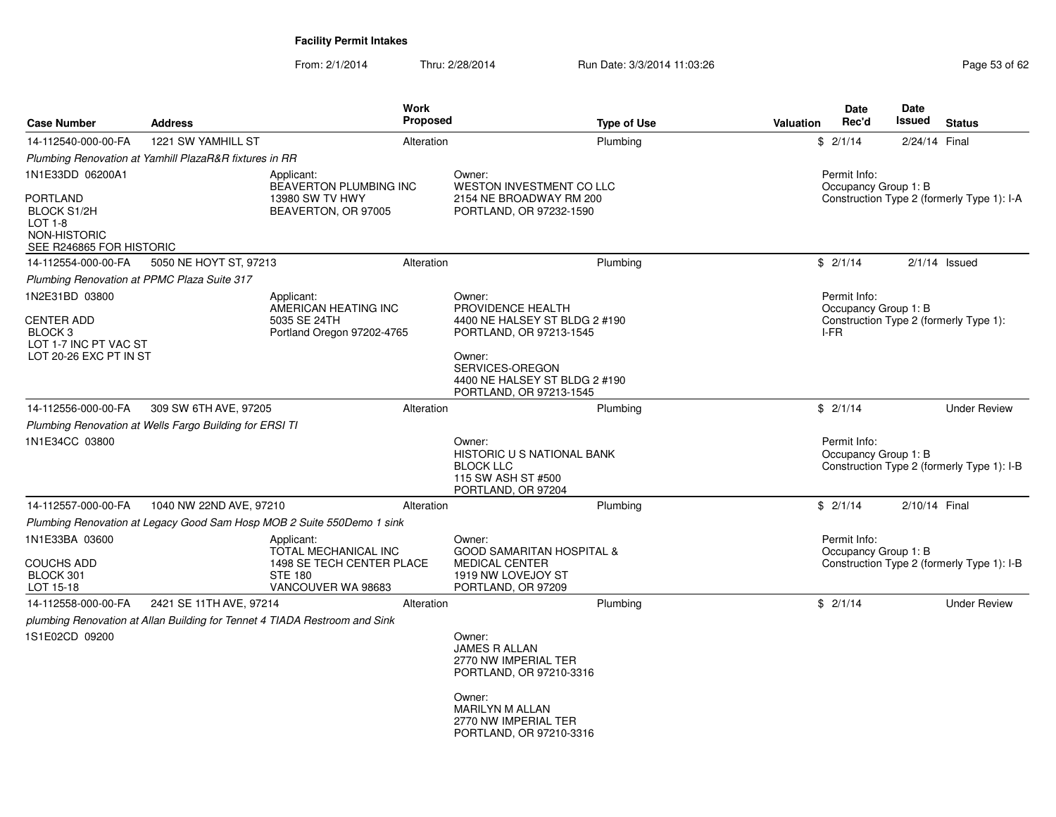# Facility Permit Intakes

From: 2/1/2014 Thru: 2/28/2014 Run Date: 3/3/2014 11:03:26

| Case Number | Address | Work Proposed | Type of Use | Valuation | Date Rec'd | Date Issued | Status |
|---|---|---|---|---|---|---|---|
| 14-112540-000-00-FA | 1221 SW YAMHILL ST | Alteration | Plumbing | $ | 2/1/14 | 2/24/14 | Final |

*Plumbing Renovation at Yamhill PlazaR&R fixtures in RR*

1N1E33DD 06200A1

PORTLAND
BLOCK S1/2H
LOT 1-8
NON-HISTORIC
SEE R246865 FOR HISTORIC

Applicant:
BEAVERTON PLUMBING INC
13980 SW TV HWY
BEAVERTON, OR 97005

Owner:
WESTON INVESTMENT CO LLC
2154 NE BROADWAY RM 200
PORTLAND, OR 97232-1590

Permit Info:
Occupancy Group 1: B
Construction Type 2 (formerly Type 1): I-A

| Case Number | Address | Work Proposed | Type of Use | Valuation | Date Rec'd | Date Issued | Status |
|---|---|---|---|---|---|---|---|
| 14-112554-000-00-FA | 5050 NE HOYT ST, 97213 | Alteration | Plumbing | $ | 2/1/14 | 2/1/14 | Issued |

*Plumbing Renovation at PPMC Plaza Suite 317*

1N2E31BD 03800

CENTER ADD
BLOCK 3
LOT 1-7 INC PT VAC ST
LOT 20-26 EXC PT IN ST

Applicant:
AMERICAN HEATING INC
5035 SE 24TH
Portland Oregon 97202-4765

Owner:
PROVIDENCE HEALTH
4400 NE HALSEY ST BLDG 2 #190
PORTLAND, OR 97213-1545

Owner:
SERVICES-OREGON
4400 NE HALSEY ST BLDG 2 #190
PORTLAND, OR 97213-1545

Permit Info:
Occupancy Group 1: B
Construction Type 2 (formerly Type 1): I-FR

| Case Number | Address | Work Proposed | Type of Use | Valuation | Date Rec'd | Date Issued | Status |
|---|---|---|---|---|---|---|---|
| 14-112556-000-00-FA | 309 SW 6TH AVE, 97205 | Alteration | Plumbing | $ | 2/1/14 | | Under Review |

*Plumbing Renovation at Wells Fargo Building for ERSI TI*

1N1E34CC 03800

Owner:
HISTORIC U S NATIONAL BANK
BLOCK LLC
115 SW ASH ST #500
PORTLAND, OR 97204

Permit Info:
Occupancy Group 1: B
Construction Type 2 (formerly Type 1): I-B

| Case Number | Address | Work Proposed | Type of Use | Valuation | Date Rec'd | Date Issued | Status |
|---|---|---|---|---|---|---|---|
| 14-112557-000-00-FA | 1040 NW 22ND AVE, 97210 | Alteration | Plumbing | $ | 2/1/14 | 2/10/14 | Final |

*Plumbing Renovation at Legacy Good Sam Hosp MOB 2 Suite 550Demo 1 sink*

1N1E33BA 03600

COUCHS ADD
BLOCK 301
LOT 15-18

Applicant:
TOTAL MECHANICAL INC
1498 SE TECH CENTER PLACE
STE 180
VANCOUVER WA 98683

Owner:
GOOD SAMARITAN HOSPITAL &
MEDICAL CENTER
1919 NW LOVEJOY ST
PORTLAND, OR 97209

Permit Info:
Occupancy Group 1: B
Construction Type 2 (formerly Type 1): I-B

| Case Number | Address | Work Proposed | Type of Use | Valuation | Date Rec'd | Date Issued | Status |
|---|---|---|---|---|---|---|---|
| 14-112558-000-00-FA | 2421 SE 11TH AVE, 97214 | Alteration | Plumbing | $ | 2/1/14 | | Under Review |

*plumbing Renovation at Allan Building for Tennet 4 TIADA Restroom and Sink*

1S1E02CD 09200

Owner:
JAMES R ALLAN
2770 NW IMPERIAL TER
PORTLAND, OR 97210-3316

Owner:
MARILYN M ALLAN
2770 NW IMPERIAL TER
PORTLAND, OR 97210-3316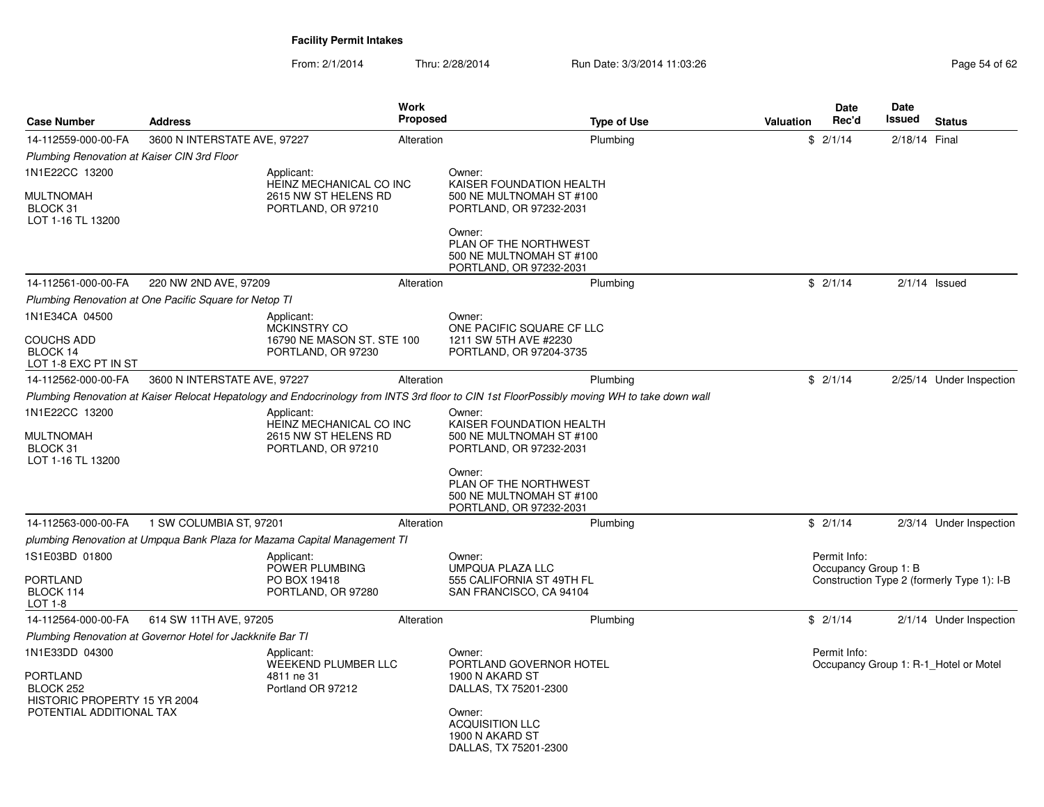# Facility Permit Intakes

From: 2/1/2014 Thru: 2/28/2014 Run Date: 3/3/2014 11:03:26

| Case Number | Address | Work Proposed | Type of Use | Valuation | Date Rec'd | Date Issued | Status |
|---|---|---|---|---|---|---|---|
| 14-112559-000-00-FA | 3600 N INTERSTATE AVE, 97227 | Alteration | Plumbing | $ | 2/1/14 | 2/18/14 | Final |
| 14-112561-000-00-FA | 220 NW 2ND AVE, 97209 | Alteration | Plumbing | $ | 2/1/14 | 2/1/14 | Issued |
| 14-112562-000-00-FA | 3600 N INTERSTATE AVE, 97227 | Alteration | Plumbing | $ | 2/1/14 | 2/25/14 | Under Inspection |
| 14-112563-000-00-FA | 1 SW COLUMBIA ST, 97201 | Alteration | Plumbing | $ | 2/1/14 | 2/3/14 | Under Inspection |
| 14-112564-000-00-FA | 614 SW 11TH AVE, 97205 | Alteration | Plumbing | $ | 2/1/14 | 2/1/14 | Under Inspection |

**14-112559-000-00-FA** — 3600 N INTERSTATE AVE, 97227

*Plumbing Renovation at Kaiser CIN 3rd Floor*

1N1E22CC 13200
MULTNOMAH
BLOCK 31
LOT 1-16 TL 13200

Applicant:
HEINZ MECHANICAL CO INC
2615 NW ST HELENS RD
PORTLAND, OR 97210

Owner:
KAISER FOUNDATION HEALTH
500 NE MULTNOMAH ST #100
PORTLAND, OR 97232-2031

Owner:
PLAN OF THE NORTHWEST
500 NE MULTNOMAH ST #100
PORTLAND, OR 97232-2031

**14-112561-000-00-FA** — 220 NW 2ND AVE, 97209

*Plumbing Renovation at One Pacific Square for Netop TI*

1N1E34CA 04500
COUCHS ADD
BLOCK 14
LOT 1-8 EXC PT IN ST

Applicant:
MCKINSTRY CO
16790 NE MASON ST. STE 100
PORTLAND, OR 97230

Owner:
ONE PACIFIC SQUARE CF LLC
1211 SW 5TH AVE #2230
PORTLAND, OR 97204-3735

**14-112562-000-00-FA** — 3600 N INTERSTATE AVE, 97227

*Plumbing Renovation at Kaiser Relocat Hepatology and Endocrinology from INTS 3rd floor to CIN 1st FloorPossibly moving WH to take down wall*

1N1E22CC 13200
MULTNOMAH
BLOCK 31
LOT 1-16 TL 13200

Applicant:
HEINZ MECHANICAL CO INC
2615 NW ST HELENS RD
PORTLAND, OR 97210

Owner:
KAISER FOUNDATION HEALTH
500 NE MULTNOMAH ST #100
PORTLAND, OR 97232-2031

Owner:
PLAN OF THE NORTHWEST
500 NE MULTNOMAH ST #100
PORTLAND, OR 97232-2031

**14-112563-000-00-FA** — 1 SW COLUMBIA ST, 97201

*plumbing Renovation at Umpqua Bank Plaza for Mazama Capital Management TI*

1S1E03BD 01800
PORTLAND
BLOCK 114
LOT 1-8

Applicant:
POWER PLUMBING
PO BOX 19418
PORTLAND, OR 97280

Owner:
UMPQUA PLAZA LLC
555 CALIFORNIA ST 49TH FL
SAN FRANCISCO, CA 94104

Permit Info:
Occupancy Group 1: B
Construction Type 2 (formerly Type 1): I-B

**14-112564-000-00-FA** — 614 SW 11TH AVE, 97205

*Plumbing Renovation at Governor Hotel for Jackknife Bar TI*

1N1E33DD 04300
PORTLAND
BLOCK 252
HISTORIC PROPERTY 15 YR 2004
POTENTIAL ADDITIONAL TAX

Applicant:
WEEKEND PLUMBER LLC
4811 ne 31
Portland OR 97212

Owner:
PORTLAND GOVERNOR HOTEL
1900 N AKARD ST
DALLAS, TX 75201-2300

Owner:
ACQUISITION LLC
1900 N AKARD ST
DALLAS, TX 75201-2300

Permit Info:
Occupancy Group 1: R-1_Hotel or Motel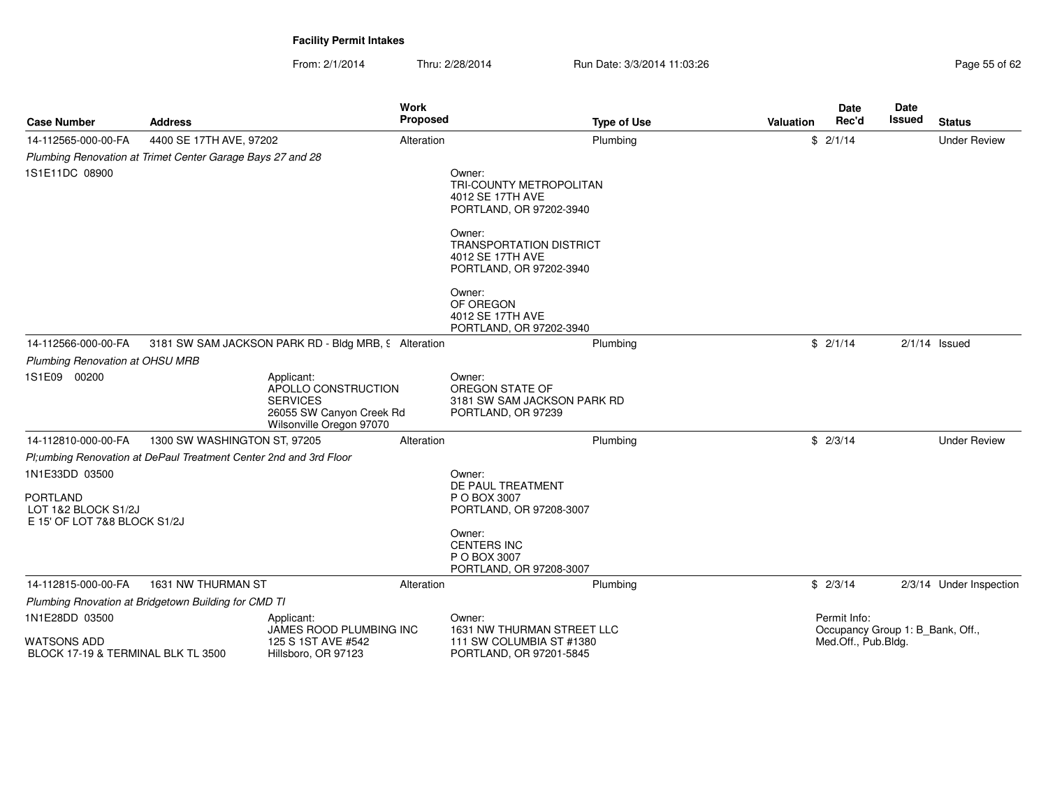**Facility Permit Intakes**

From: 2/1/2014 Thru: 2/28/2014 Run Date: 3/3/2014 11:03:26

| Case Number | Address | | Work Proposed | | Type of Use | Valuation | Date Rec'd | Date Issued | Status |
|---|---|---|---|---|---|---|---|---|---|
| 14-112565-000-00-FA | 4400 SE 17TH AVE, 97202 | | Alteration | | Plumbing | $ | 2/1/14 | | Under Review |
| *Plumbing Renovation at Trimet Center Garage Bays 27 and 28* | | | | | | | | | |
| 1S1E11DC 08900 | | | | Owner: TRI-COUNTY METROPOLITAN 4012 SE 17TH AVE PORTLAND, OR 97202-3940 | | | | | |
| | | | | Owner: TRANSPORTATION DISTRICT 4012 SE 17TH AVE PORTLAND, OR 97202-3940 | | | | | |
| | | | | Owner: OF OREGON 4012 SE 17TH AVE PORTLAND, OR 97202-3940 | | | | | |
| 14-112566-000-00-FA | 3181 SW SAM JACKSON PARK RD - Bldg MRB, 9 | | Alteration | | Plumbing | $ | 2/1/14 | 2/1/14 | Issued |
| *Plumbing Renovation at OHSU MRB* | | | | | | | | | |
| 1S1E09 00200 | | Applicant: APOLLO CONSTRUCTION SERVICES 26055 SW Canyon Creek Rd Wilsonville Oregon 97070 | | Owner: OREGON STATE OF 3181 SW SAM JACKSON PARK RD PORTLAND, OR 97239 | | | | | |
| 14-112810-000-00-FA | 1300 SW WASHINGTON ST, 97205 | | Alteration | | Plumbing | $ | 2/3/14 | | Under Review |
| *Pl;umbing Renovation at DePaul Treatment Center 2nd and 3rd Floor* | | | | | | | | | |
| 1N1E33DD 03500 PORTLAND LOT 1&2 BLOCK S1/2J E 15' OF LOT 7&8 BLOCK S1/2J | | | | Owner: DE PAUL TREATMENT P O BOX 3007 PORTLAND, OR 97208-3007 | | | | | |
| | | | | Owner: CENTERS INC P O BOX 3007 PORTLAND, OR 97208-3007 | | | | | |
| 14-112815-000-00-FA | 1631 NW THURMAN ST | | Alteration | | Plumbing | $ | 2/3/14 | 2/3/14 | Under Inspection |
| *Plumbing Rnovation at Bridgetown Building for CMD TI* | | | | | | | | | |
| 1N1E28DD 03500 WATSONS ADD BLOCK 17-19 & TERMINAL BLK TL 3500 | | Applicant: JAMES ROOD PLUMBING INC 125 S 1ST AVE #542 Hillsboro, OR 97123 | | Owner: 1631 NW THURMAN STREET LLC 111 SW COLUMBIA ST #1380 PORTLAND, OR 97201-5845 | | | Permit Info: Occupancy Group 1: B_Bank, Off., Med.Off., Pub.Bldg. | | |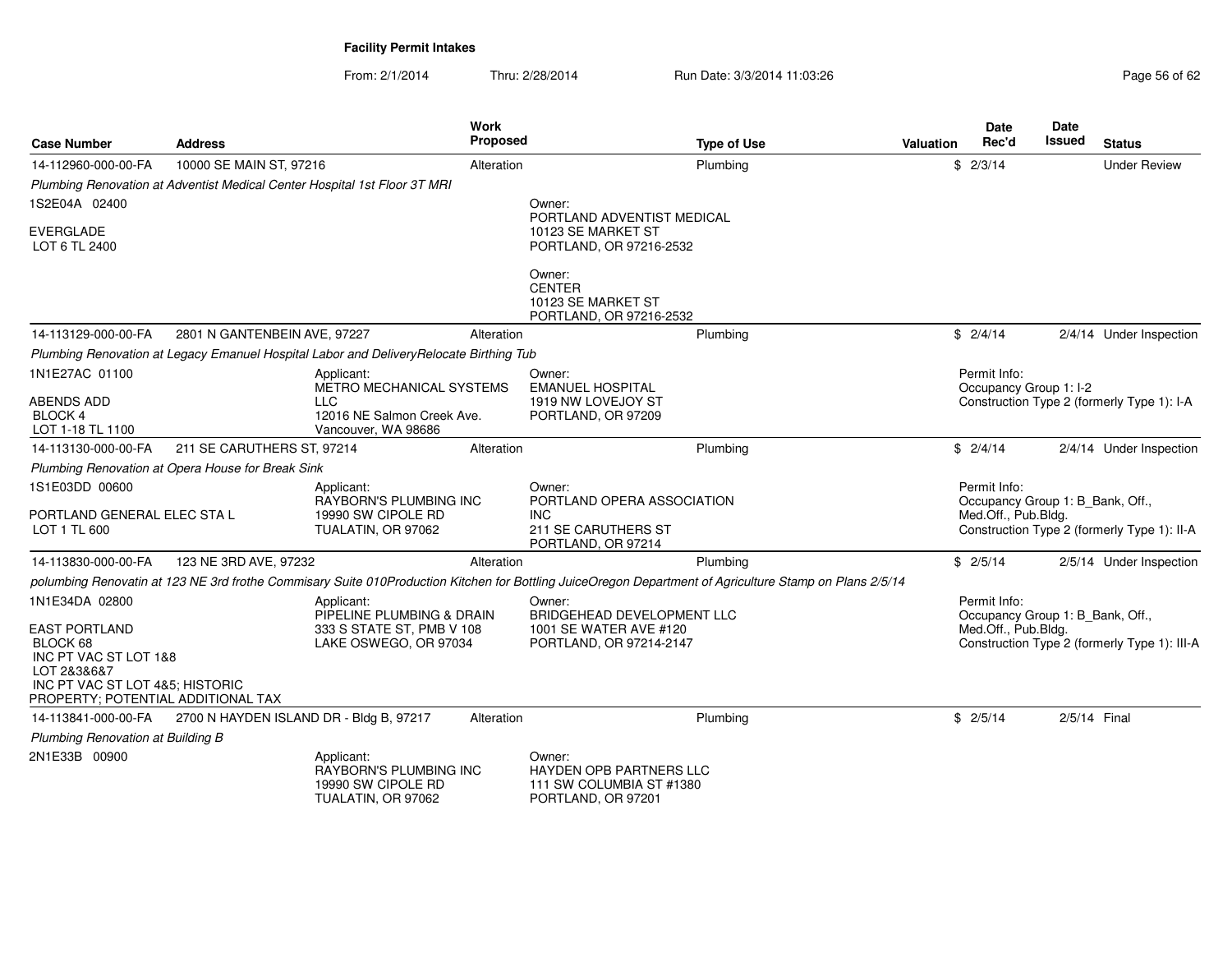**Facility Permit Intakes**

From: 2/1/2014 Thru: 2/28/2014 Run Date: 3/3/2014 11:03:26

| Case Number | Address | Work Proposed | Type of Use | Valuation | Date Rec'd | Date Issued | Status |
|---|---|---|---|---|---|---|---|
| 14-112960-000-00-FA | 10000 SE MAIN ST, 97216 | Alteration | Plumbing | $ | 2/3/14 | | Under Review |

*Plumbing Renovation at Adventist Medical Center Hospital 1st Floor 3T MRI*

1S2E04A 02400

EVERGLADE
LOT 6 TL 2400

Owner:
PORTLAND ADVENTIST MEDICAL
10123 SE MARKET ST
PORTLAND, OR 97216-2532

Owner:
CENTER
10123 SE MARKET ST
PORTLAND, OR 97216-2532

| Case Number | Address | Work Proposed | Type of Use | Valuation | Date Rec'd | Date Issued | Status |
|---|---|---|---|---|---|---|---|
| 14-113129-000-00-FA | 2801 N GANTENBEIN AVE, 97227 | Alteration | Plumbing | $ | 2/4/14 | 2/4/14 | Under Inspection |

*Plumbing Renovation at Legacy Emanuel Hospital Labor and DeliveryRelocate Birthing Tub*

1N1E27AC 01100

ABENDS ADD
BLOCK 4
LOT 1-18 TL 1100

Applicant:
METRO MECHANICAL SYSTEMS LLC
12016 NE Salmon Creek Ave.
Vancouver, WA 98686

Owner:
EMANUEL HOSPITAL
1919 NW LOVEJOY ST
PORTLAND, OR 97209

Permit Info:
Occupancy Group 1: I-2
Construction Type 2 (formerly Type 1): I-A

| Case Number | Address | Work Proposed | Type of Use | Valuation | Date Rec'd | Date Issued | Status |
|---|---|---|---|---|---|---|---|
| 14-113130-000-00-FA | 211 SE CARUTHERS ST, 97214 | Alteration | Plumbing | $ | 2/4/14 | 2/4/14 | Under Inspection |

*Plumbing Renovation at Opera House for Break Sink*

1S1E03DD 00600

PORTLAND GENERAL ELEC STA L
LOT 1 TL 600

Applicant:
RAYBORN'S PLUMBING INC
19990 SW CIPOLE RD
TUALATIN, OR 97062

Owner:
PORTLAND OPERA ASSOCIATION INC
211 SE CARUTHERS ST
PORTLAND, OR 97214

Permit Info:
Occupancy Group 1: B_Bank, Off., Med.Off., Pub.Bldg.
Construction Type 2 (formerly Type 1): II-A

| Case Number | Address | Work Proposed | Type of Use | Valuation | Date Rec'd | Date Issued | Status |
|---|---|---|---|---|---|---|---|
| 14-113830-000-00-FA | 123 NE 3RD AVE, 97232 | Alteration | Plumbing | $ | 2/5/14 | 2/5/14 | Under Inspection |

*polumbing Renovatin at 123 NE 3rd frothe Commisary Suite 010Production Kitchen for Bottling JuiceOregon Department of Agriculture Stamp on Plans 2/5/14*

1N1E34DA 02800

EAST PORTLAND
BLOCK 68
INC PT VAC ST LOT 1&8
LOT 2&3&6&7
INC PT VAC ST LOT 4&5; HISTORIC PROPERTY; POTENTIAL ADDITIONAL TAX

Applicant:
PIPELINE PLUMBING & DRAIN
333 S STATE ST, PMB V 108
LAKE OSWEGO, OR 97034

Owner:
BRIDGEHEAD DEVELOPMENT LLC
1001 SE WATER AVE #120
PORTLAND, OR 97214-2147

Permit Info:
Occupancy Group 1: B_Bank, Off., Med.Off., Pub.Bldg.
Construction Type 2 (formerly Type 1): III-A

| Case Number | Address | Work Proposed | Type of Use | Valuation | Date Rec'd | Date Issued | Status |
|---|---|---|---|---|---|---|---|
| 14-113841-000-00-FA | 2700 N HAYDEN ISLAND DR - Bldg B, 97217 | Alteration | Plumbing | $ | 2/5/14 | 2/5/14 | Final |

*Plumbing Renovation at Building B*

2N1E33B 00900

Applicant:
RAYBORN'S PLUMBING INC
19990 SW CIPOLE RD
TUALATIN, OR 97062

Owner:
HAYDEN OPB PARTNERS LLC
111 SW COLUMBIA ST #1380
PORTLAND, OR 97201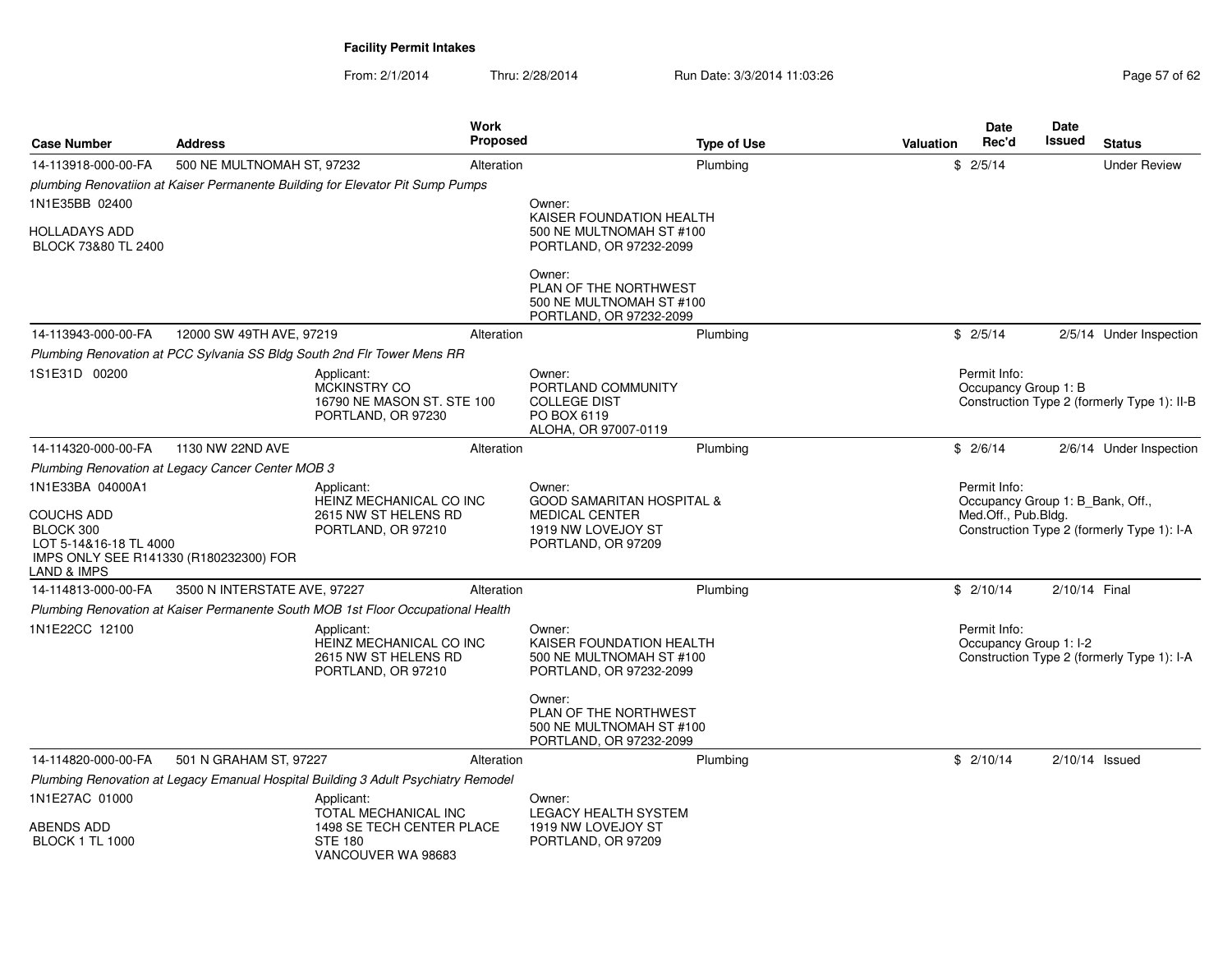**Facility Permit Intakes**

From: 2/1/2014 Thru: 2/28/2014 Run Date: 3/3/2014 11:03:26

| Case Number | Address | Work Proposed | Type of Use | Valuation | Date Rec'd | Date Issued | Status |
|---|---|---|---|---|---|---|---|
| 14-113918-000-00-FA | 500 NE MULTNOMAH ST, 97232 | Alteration | Plumbing | $ | 2/5/14 | | Under Review |
| 14-113943-000-00-FA | 12000 SW 49TH AVE, 97219 | Alteration | Plumbing | $ | 2/5/14 | 2/5/14 | Under Inspection |
| 14-114320-000-00-FA | 1130 NW 22ND AVE | Alteration | Plumbing | $ | 2/6/14 | 2/6/14 | Under Inspection |
| 14-114813-000-00-FA | 3500 N INTERSTATE AVE, 97227 | Alteration | Plumbing | $ | 2/10/14 | 2/10/14 | Final |
| 14-114820-000-00-FA | 501 N GRAHAM ST, 97227 | Alteration | Plumbing | $ | 2/10/14 | 2/10/14 | Issued |

**14-113918-000-00-FA**

*plumbing Renovatiion at Kaiser Permanente Building for Elevator Pit Sump Pumps*

1N1E35BB 02400

HOLLADAYS ADD
BLOCK 73&80 TL 2400

Owner:
KAISER FOUNDATION HEALTH
500 NE MULTNOMAH ST #100
PORTLAND, OR 97232-2099

Owner:
PLAN OF THE NORTHWEST
500 NE MULTNOMAH ST #100
PORTLAND, OR 97232-2099

**14-113943-000-00-FA**

*Plumbing Renovation at PCC Sylvania SS Bldg South 2nd Flr Tower Mens RR*

1S1E31D 00200

Applicant:
MCKINSTRY CO
16790 NE MASON ST. STE 100
PORTLAND, OR 97230

Owner:
PORTLAND COMMUNITY
COLLEGE DIST
PO BOX 6119
ALOHA, OR 97007-0119

Permit Info:
Occupancy Group 1: B
Construction Type 2 (formerly Type 1): II-B

**14-114320-000-00-FA**

*Plumbing Renovation at Legacy Cancer Center MOB 3*

1N1E33BA 04000A1

COUCHS ADD
BLOCK 300
LOT 5-14&16-18 TL 4000
IMPS ONLY SEE R141330 (R180232300) FOR LAND & IMPS

Applicant:
HEINZ MECHANICAL CO INC
2615 NW ST HELENS RD
PORTLAND, OR 97210

Owner:
GOOD SAMARITAN HOSPITAL &
MEDICAL CENTER
1919 NW LOVEJOY ST
PORTLAND, OR 97209

Permit Info:
Occupancy Group 1: B_Bank, Off., Med.Off., Pub.Bldg.
Construction Type 2 (formerly Type 1): I-A

**14-114813-000-00-FA**

*Plumbing Renovation at Kaiser Permanente South MOB 1st Floor Occupational Health*

1N1E22CC 12100

Applicant:
HEINZ MECHANICAL CO INC
2615 NW ST HELENS RD
PORTLAND, OR 97210

Owner:
KAISER FOUNDATION HEALTH
500 NE MULTNOMAH ST #100
PORTLAND, OR 97232-2099

Owner:
PLAN OF THE NORTHWEST
500 NE MULTNOMAH ST #100
PORTLAND, OR 97232-2099

Permit Info:
Occupancy Group 1: I-2
Construction Type 2 (formerly Type 1): I-A

**14-114820-000-00-FA**

*Plumbing Renovation at Legacy Emanual Hospital Building 3 Adult Psychiatry Remodel*

1N1E27AC 01000

ABENDS ADD
BLOCK 1 TL 1000

Applicant:
TOTAL MECHANICAL INC
1498 SE TECH CENTER PLACE
STE 180
VANCOUVER WA 98683

Owner:
LEGACY HEALTH SYSTEM
1919 NW LOVEJOY ST
PORTLAND, OR 97209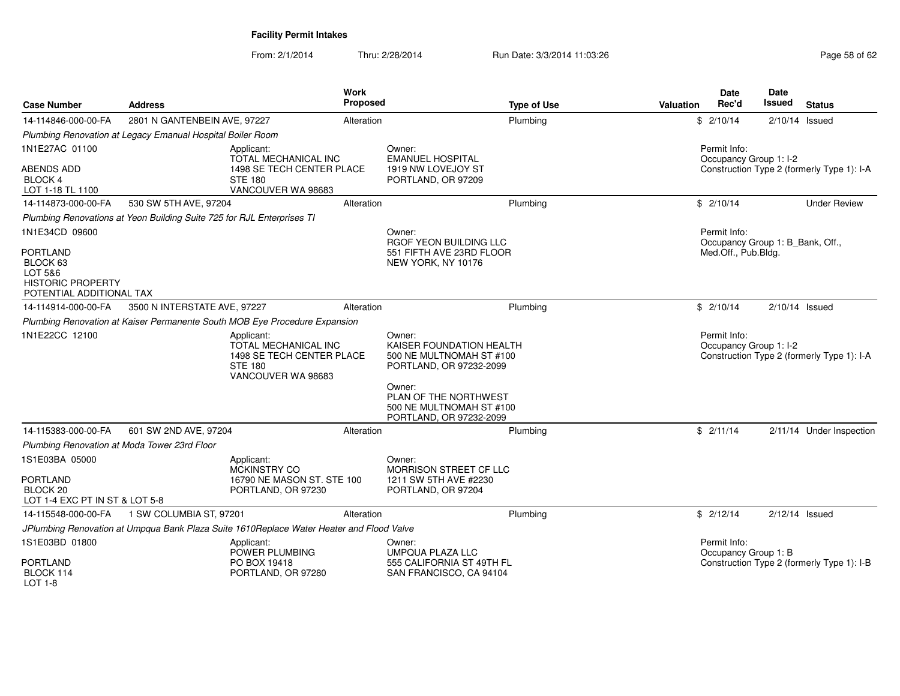# Facility Permit Intakes

From: 2/1/2014 Thru: 2/28/2014 Run Date: 3/3/2014 11:03:26

| Case Number | Address | Work Proposed | Type of Use | Valuation | Date Rec'd | Date Issued | Status |
|---|---|---|---|---|---|---|---|
| 14-114846-000-00-FA | 2801 N GANTENBEIN AVE, 97227 | Alteration | Plumbing | $ | 2/10/14 | 2/10/14 | Issued |

*Plumbing Renovation at Legacy Emanual Hospital Boiler Room*

1N1E27AC 01100
ABENDS ADD
BLOCK 4
LOT 1-18 TL 1100

Applicant:
TOTAL MECHANICAL INC
1498 SE TECH CENTER PLACE
STE 180
VANCOUVER WA 98683

Owner:
EMANUEL HOSPITAL
1919 NW LOVEJOY ST
PORTLAND, OR 97209

Permit Info:
Occupancy Group 1: I-2
Construction Type 2 (formerly Type 1): I-A

| Case Number | Address | Work Proposed | Type of Use | Valuation | Date Rec'd | Date Issued | Status |
|---|---|---|---|---|---|---|---|
| 14-114873-000-00-FA | 530 SW 5TH AVE, 97204 | Alteration | Plumbing | $ | 2/10/14 | | Under Review |

*Plumbing Renovations at Yeon Building Suite 725 for RJL Enterprises TI*

1N1E34CD 09600
PORTLAND
BLOCK 63
LOT 5&6
HISTORIC PROPERTY
POTENTIAL ADDITIONAL TAX

Owner:
RGOF YEON BUILDING LLC
551 FIFTH AVE 23RD FLOOR
NEW YORK, NY 10176

Permit Info:
Occupancy Group 1: B_Bank, Off., Med.Off., Pub.Bldg.

| Case Number | Address | Work Proposed | Type of Use | Valuation | Date Rec'd | Date Issued | Status |
|---|---|---|---|---|---|---|---|
| 14-114914-000-00-FA | 3500 N INTERSTATE AVE, 97227 | Alteration | Plumbing | $ | 2/10/14 | 2/10/14 | Issued |

*Plumbing Renovation at Kaiser Permanente South MOB Eye Procedure Expansion*

1N1E22CC 12100

Applicant:
TOTAL MECHANICAL INC
1498 SE TECH CENTER PLACE
STE 180
VANCOUVER WA 98683

Owner:
KAISER FOUNDATION HEALTH
500 NE MULTNOMAH ST #100
PORTLAND, OR 97232-2099

Owner:
PLAN OF THE NORTHWEST
500 NE MULTNOMAH ST #100
PORTLAND, OR 97232-2099

Permit Info:
Occupancy Group 1: I-2
Construction Type 2 (formerly Type 1): I-A

| Case Number | Address | Work Proposed | Type of Use | Valuation | Date Rec'd | Date Issued | Status |
|---|---|---|---|---|---|---|---|
| 14-115383-000-00-FA | 601 SW 2ND AVE, 97204 | Alteration | Plumbing | $ | 2/11/14 | 2/11/14 | Under Inspection |

*Plumbing Renovation at Moda Tower 23rd Floor*

1S1E03BA 05000
PORTLAND
BLOCK 20
LOT 1-4 EXC PT IN ST & LOT 5-8

Applicant:
MCKINSTRY CO
16790 NE MASON ST. STE 100
PORTLAND, OR 97230

Owner:
MORRISON STREET CF LLC
1211 SW 5TH AVE #2230
PORTLAND, OR 97204

| Case Number | Address | Work Proposed | Type of Use | Valuation | Date Rec'd | Date Issued | Status |
|---|---|---|---|---|---|---|---|
| 14-115548-000-00-FA | 1 SW COLUMBIA ST, 97201 | Alteration | Plumbing | $ | 2/12/14 | 2/12/14 | Issued |

*JPlumbing Renovation at Umpqua Bank Plaza Suite 1610Replace Water Heater and Flood Valve*

1S1E03BD 01800
PORTLAND
BLOCK 114
LOT 1-8

Applicant:
POWER PLUMBING
PO BOX 19418
PORTLAND, OR 97280

Owner:
UMPQUA PLAZA LLC
555 CALIFORNIA ST 49TH FL
SAN FRANCISCO, CA 94104

Permit Info:
Occupancy Group 1: B
Construction Type 2 (formerly Type 1): I-B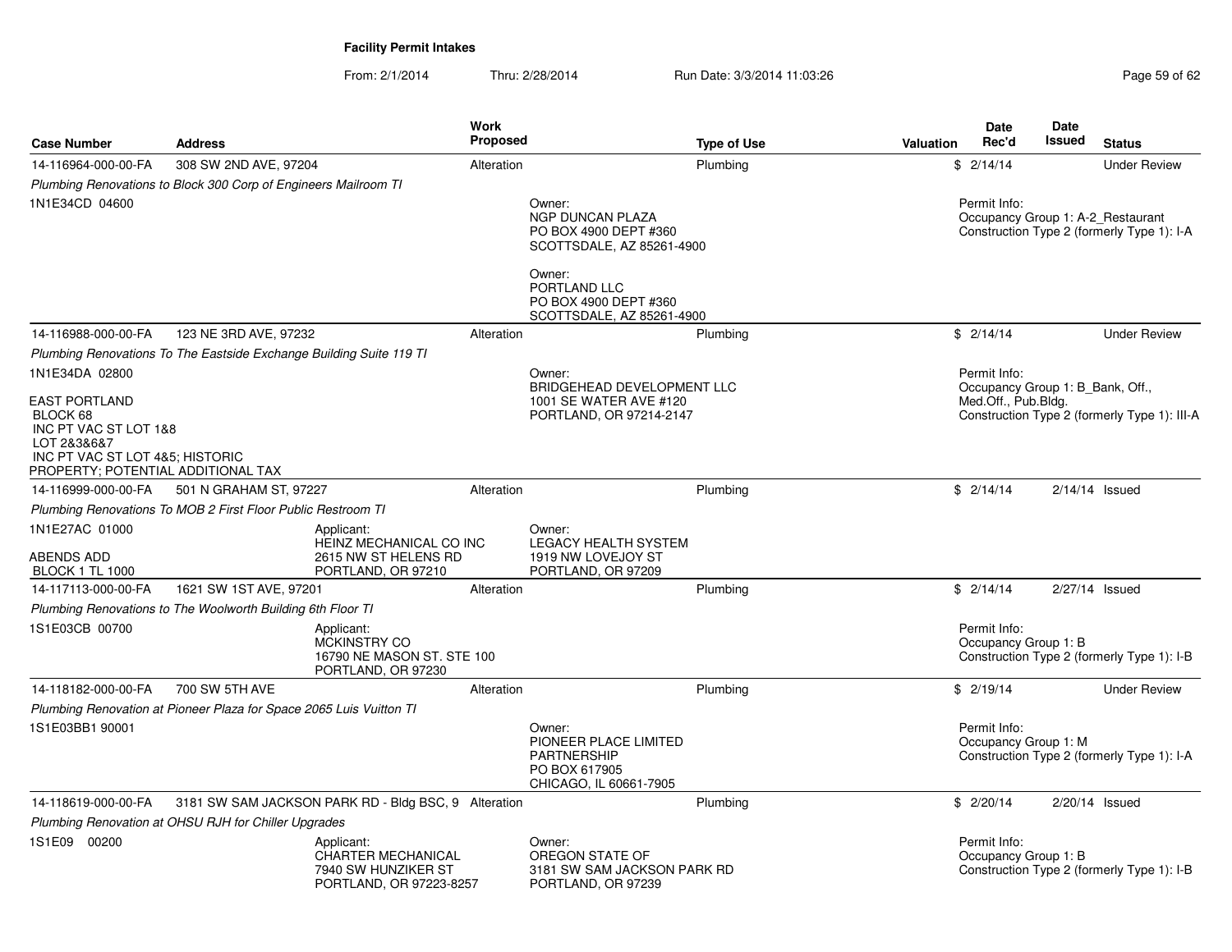**Facility Permit Intakes**

From: 2/1/2014 Thru: 2/28/2014 Run Date: 3/3/2014 11:03:26

| Case Number | Address | Work Proposed | Type of Use | Valuation | Date Rec'd | Date Issued | Status |
|---|---|---|---|---|---|---|---|
| 14-116964-000-00-FA | 308 SW 2ND AVE, 97204 | Alteration | Plumbing | $ | 2/14/14 | | Under Review |
| *Plumbing Renovations to Block 300 Corp of Engineers Mailroom TI* | | | | | | | |
| 1N1E34CD 04600 | | Owner: NGP DUNCAN PLAZA PO BOX 4900 DEPT #360 SCOTTSDALE, AZ 85261-4900<br>Owner: PORTLAND LLC PO BOX 4900 DEPT #360 SCOTTSDALE, AZ 85261-4900 | | | Permit Info: Occupancy Group 1: A-2_Restaurant Construction Type 2 (formerly Type 1): I-A | | |
| 14-116988-000-00-FA | 123 NE 3RD AVE, 97232 | Alteration | Plumbing | $ | 2/14/14 | | Under Review |
| *Plumbing Renovations To The Eastside Exchange Building Suite 119 TI* | | | | | | | |
| 1N1E34DA 02800<br>EAST PORTLAND BLOCK 68 INC PT VAC ST LOT 1&8 LOT 2&3&6&7 INC PT VAC ST LOT 4&5; HISTORIC PROPERTY; POTENTIAL ADDITIONAL TAX | | Owner: BRIDGEHEAD DEVELOPMENT LLC 1001 SE WATER AVE #120 PORTLAND, OR 97214-2147 | | | Permit Info: Occupancy Group 1: B_Bank, Off., Med.Off., Pub.Bldg. Construction Type 2 (formerly Type 1): III-A | | |
| 14-116999-000-00-FA | 501 N GRAHAM ST, 97227 | Alteration | Plumbing | $ | 2/14/14 | 2/14/14 | Issued |
| *Plumbing Renovations To MOB 2 First Floor Public Restroom TI* | | | | | | | |
| 1N1E27AC 01000<br>ABENDS ADD BLOCK 1 TL 1000 | Applicant: HEINZ MECHANICAL CO INC 2615 NW ST HELENS RD PORTLAND, OR 97210 | Owner: LEGACY HEALTH SYSTEM 1919 NW LOVEJOY ST PORTLAND, OR 97209 | | | | | |
| 14-117113-000-00-FA | 1621 SW 1ST AVE, 97201 | Alteration | Plumbing | $ | 2/14/14 | 2/27/14 | Issued |
| *Plumbing Renovations to The Woolworth Building 6th Floor TI* | | | | | | | |
| 1S1E03CB 00700 | Applicant: MCKINSTRY CO 16790 NE MASON ST. STE 100 PORTLAND, OR 97230 | | | | Permit Info: Occupancy Group 1: B Construction Type 2 (formerly Type 1): I-B | | |
| 14-118182-000-00-FA | 700 SW 5TH AVE | Alteration | Plumbing | $ | 2/19/14 | | Under Review |
| *Plumbing Renovation at Pioneer Plaza for Space 2065 Luis Vuitton TI* | | | | | | | |
| 1S1E03BB1 90001 | | Owner: PIONEER PLACE LIMITED PARTNERSHIP PO BOX 617905 CHICAGO, IL 60661-7905 | | | Permit Info: Occupancy Group 1: M Construction Type 2 (formerly Type 1): I-A | | |
| 14-118619-000-00-FA | 3181 SW SAM JACKSON PARK RD - Bldg BSC, 9 | Alteration | Plumbing | $ | 2/20/14 | 2/20/14 | Issued |
| *Plumbing Renovation at OHSU RJH for Chiller Upgrades* | | | | | | | |
| 1S1E09 00200 | Applicant: CHARTER MECHANICAL 7940 SW HUNZIKER ST PORTLAND, OR 97223-8257 | Owner: OREGON STATE OF 3181 SW SAM JACKSON PARK RD PORTLAND, OR 97239 | | | Permit Info: Occupancy Group 1: B Construction Type 2 (formerly Type 1): I-B | | |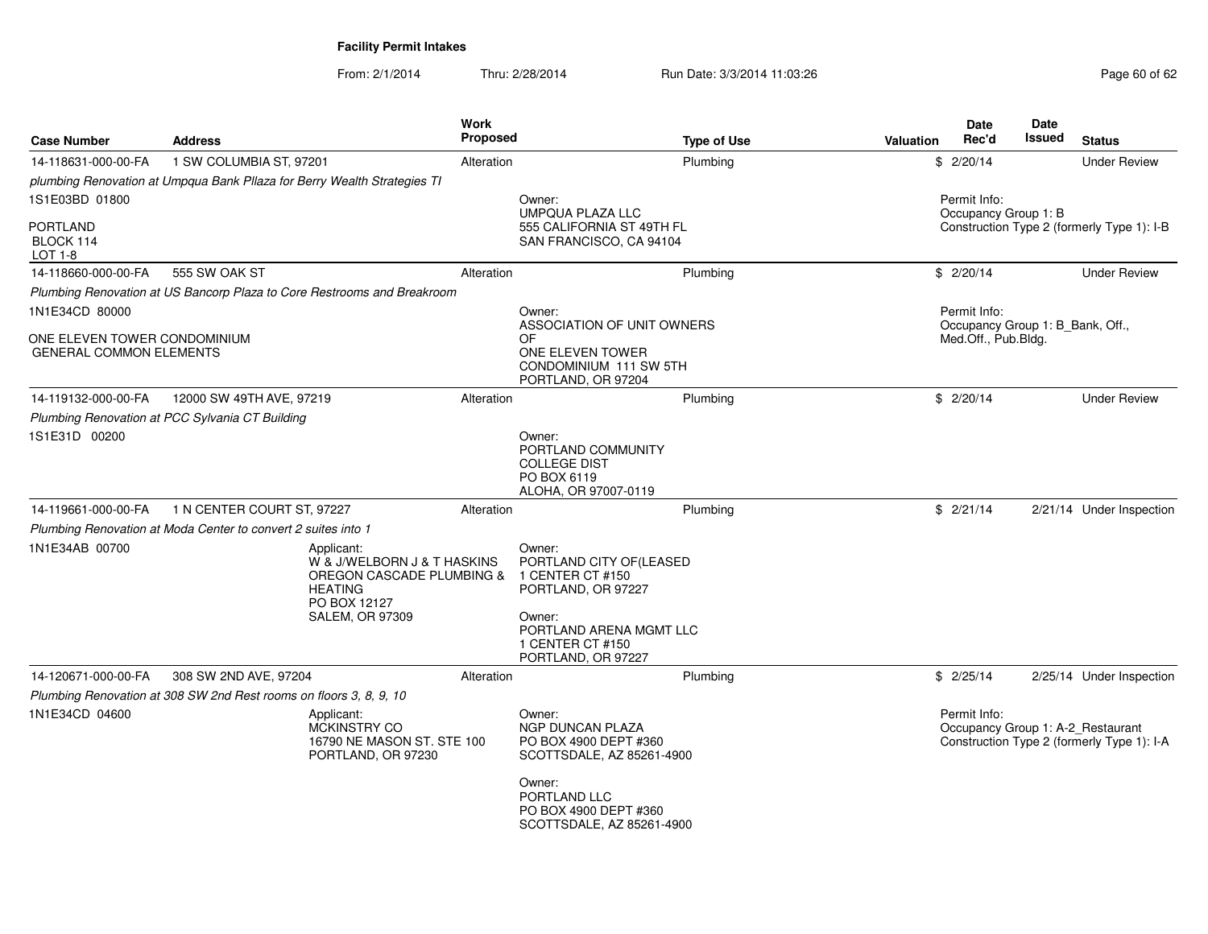# Facility Permit Intakes

From: 2/1/2014 Thru: 2/28/2014 Run Date: 3/3/2014 11:03:26

| Case Number | Address | Work Proposed | Type of Use | Valuation | Date Rec'd | Date Issued | Status |
|---|---|---|---|---|---|---|---|
| 14-118631-000-00-FA | 1 SW COLUMBIA ST, 97201 | Alteration | Plumbing | $ | 2/20/14 | | Under Review |

*plumbing Renovation at Umpqua Bank Pllaza for Berry Wealth Strategies TI*

1S1E03BD 01800

PORTLAND
BLOCK 114
LOT 1-8

Owner:
UMPQUA PLAZA LLC
555 CALIFORNIA ST 49TH FL
SAN FRANCISCO, CA 94104

Permit Info:
Occupancy Group 1: B
Construction Type 2 (formerly Type 1): I-B

| Case Number | Address | Work Proposed | Type of Use | Valuation | Date Rec'd | Date Issued | Status |
|---|---|---|---|---|---|---|---|
| 14-118660-000-00-FA | 555 SW OAK ST | Alteration | Plumbing | $ | 2/20/14 | | Under Review |

*Plumbing Renovation at US Bancorp Plaza to Core Restrooms and Breakroom*

1N1E34CD 80000

ONE ELEVEN TOWER CONDOMINIUM
GENERAL COMMON ELEMENTS

Owner:
ASSOCIATION OF UNIT OWNERS OF
ONE ELEVEN TOWER
CONDOMINIUM 111 SW 5TH
PORTLAND, OR 97204

Permit Info:
Occupancy Group 1: B_Bank, Off., Med.Off., Pub.Bldg.

| Case Number | Address | Work Proposed | Type of Use | Valuation | Date Rec'd | Date Issued | Status |
|---|---|---|---|---|---|---|---|
| 14-119132-000-00-FA | 12000 SW 49TH AVE, 97219 | Alteration | Plumbing | $ | 2/20/14 | | Under Review |

*Plumbing Renovation at PCC Sylvania CT Building*

1S1E31D 00200

Owner:
PORTLAND COMMUNITY
COLLEGE DIST
PO BOX 6119
ALOHA, OR 97007-0119

| Case Number | Address | Work Proposed | Type of Use | Valuation | Date Rec'd | Date Issued | Status |
|---|---|---|---|---|---|---|---|
| 14-119661-000-00-FA | 1 N CENTER COURT ST, 97227 | Alteration | Plumbing | $ | 2/21/14 | 2/21/14 | Under Inspection |

*Plumbing Renovation at Moda Center to convert 2 suites into 1*

1N1E34AB 00700

Applicant:
W & J/WELBORN J & T HASKINS
OREGON CASCADE PLUMBING & HEATING
PO BOX 12127
SALEM, OR 97309

Owner:
PORTLAND CITY OF(LEASED
1 CENTER CT #150
PORTLAND, OR 97227

Owner:
PORTLAND ARENA MGMT LLC
1 CENTER CT #150
PORTLAND, OR 97227

| Case Number | Address | Work Proposed | Type of Use | Valuation | Date Rec'd | Date Issued | Status |
|---|---|---|---|---|---|---|---|
| 14-120671-000-00-FA | 308 SW 2ND AVE, 97204 | Alteration | Plumbing | $ | 2/25/14 | 2/25/14 | Under Inspection |

*Plumbing Renovation at 308 SW 2nd Rest rooms on floors 3, 8, 9, 10*

1N1E34CD 04600

Applicant:
MCKINSTRY CO
16790 NE MASON ST. STE 100
PORTLAND, OR 97230

Owner:
NGP DUNCAN PLAZA
PO BOX 4900 DEPT #360
SCOTTSDALE, AZ 85261-4900

Owner:
PORTLAND LLC
PO BOX 4900 DEPT #360
SCOTTSDALE, AZ 85261-4900

Permit Info:
Occupancy Group 1: A-2_Restaurant
Construction Type 2 (formerly Type 1): I-A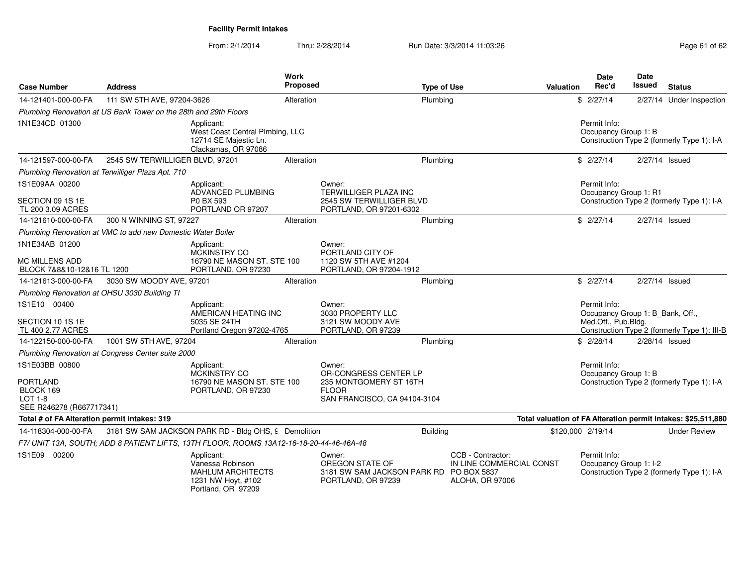**Facility Permit Intakes**

From: 2/1/2014 Thru: 2/28/2014 Run Date: 3/3/2014 11:03:26

| Case Number | Address | Work Proposed | Type of Use | Valuation | Date Rec'd | Date Issued | Status |
|---|---|---|---|---|---|---|---|
| 14-121401-000-00-FA | 111 SW 5TH AVE, 97204-3626 | Alteration | Plumbing | $ | 2/27/14 | 2/27/14 | Under Inspection |
| *Plumbing Renovation at US Bank Tower on the 28th and 29th Floors* | | | | | | | |
| 1N1E34CD 01300 | Applicant: West Coast Central Plmbing, LLC 12714 SE Majestic Ln. Clackamas, OR 97086 | | | | Permit Info: Occupancy Group 1: B Construction Type 2 (formerly Type 1): I-A | | |
| 14-121597-000-00-FA | 2545 SW TERWILLIGER BLVD, 97201 | Alteration | Plumbing | $ | 2/27/14 | 2/27/14 | Issued |
| *Plumbing Renovation at Terwilliger Plaza Apt. 710* | | | | | | | |
| 1S1E09AA 00200 SECTION 09 1S 1E TL 200 3.09 ACRES | Applicant: ADVANCED PLUMBING P0 BOX 593 PORTLAND OR 97207 | Owner: TERWILLIGER PLAZA INC 2545 SW TERWILLIGER BLVD PORTLAND, OR 97201-6302 | | | Permit Info: Occupancy Group 1: R1 Construction Type 2 (formerly Type 1): I-A | | |
| 14-121610-000-00-FA | 300 N WINNING ST, 97227 | Alteration | Plumbing | $ | 2/27/14 | 2/27/14 | Issued |
| *Plumbing Renovation at VMC to add new Domestic Water Boiler* | | | | | | | |
| 1N1E34AB 01200 MC MILLENS ADD BLOCK 7&8&10-12&16 TL 1200 | Applicant: MCKINSTRY CO 16790 NE MASON ST. STE 100 PORTLAND, OR 97230 | Owner: PORTLAND CITY OF 1120 SW 5TH AVE #1204 PORTLAND, OR 97204-1912 | | | | | |
| 14-121613-000-00-FA | 3030 SW MOODY AVE, 97201 | Alteration | Plumbing | $ | 2/27/14 | 2/27/14 | Issued |
| *Plumbing Renovation at OHSU 3030 Building TI* | | | | | | | |
| 1S1E10 00400 SECTION 10 1S 1E TL 400 2.77 ACRES | Applicant: AMERICAN HEATING INC 5035 SE 24TH Portland Oregon 97202-4765 | Owner: 3030 PROPERTY LLC 3121 SW MOODY AVE PORTLAND, OR 97239 | | | Permit Info: Occupancy Group 1: B_Bank, Off., Med.Off., Pub.Bldg. Construction Type 2 (formerly Type 1): III-B | | |
| 14-122150-000-00-FA | 1001 SW 5TH AVE, 97204 | Alteration | Plumbing | $ | 2/28/14 | 2/28/14 | Issued |
| *Plumbing Renovation at Congress Center suite 2000* | | | | | | | |
| 1S1E03BB 00800 PORTLAND BLOCK 169 LOT 1-8 SEE R246278 (R667717341) | Applicant: MCKINSTRY CO 16790 NE MASON ST. STE 100 PORTLAND, OR 97230 | Owner: OR-CONGRESS CENTER LP 235 MONTGOMERY ST 16TH FLOOR SAN FRANCISCO, CA 94104-3104 | | | Permit Info: Occupancy Group 1: B Construction Type 2 (formerly Type 1): I-A | | |
| **Total # of FA Alteration permit intakes: 319** | | | | **Total valuation of FA Alteration permit intakes: $25,511,880** | | | |
| 14-118304-000-00-FA | 3181 SW SAM JACKSON PARK RD - Bldg OHS, 9 | Demolition | Building | $120,000 | 2/19/14 | | Under Review |
| *F7/ UNIT 13A, SOUTH; ADD 8 PATIENT LIFTS, 13TH FLOOR, ROOMS 13A12-16-18-20-44-46-46A-48* | | | | | | | |
| 1S1E09 00200 | Applicant: Vanessa Robinson MAHLUM ARCHITECTS 1231 NW Hoyt, #102 Portland, OR 97209 | Owner: OREGON STATE OF 3181 SW SAM JACKSON PARK RD PORTLAND, OR 97239 | CCB - Contractor: IN LINE COMMERCIAL CONST PO BOX 5837 ALOHA, OR 97006 | | Permit Info: Occupancy Group 1: I-2 Construction Type 2 (formerly Type 1): I-A | | |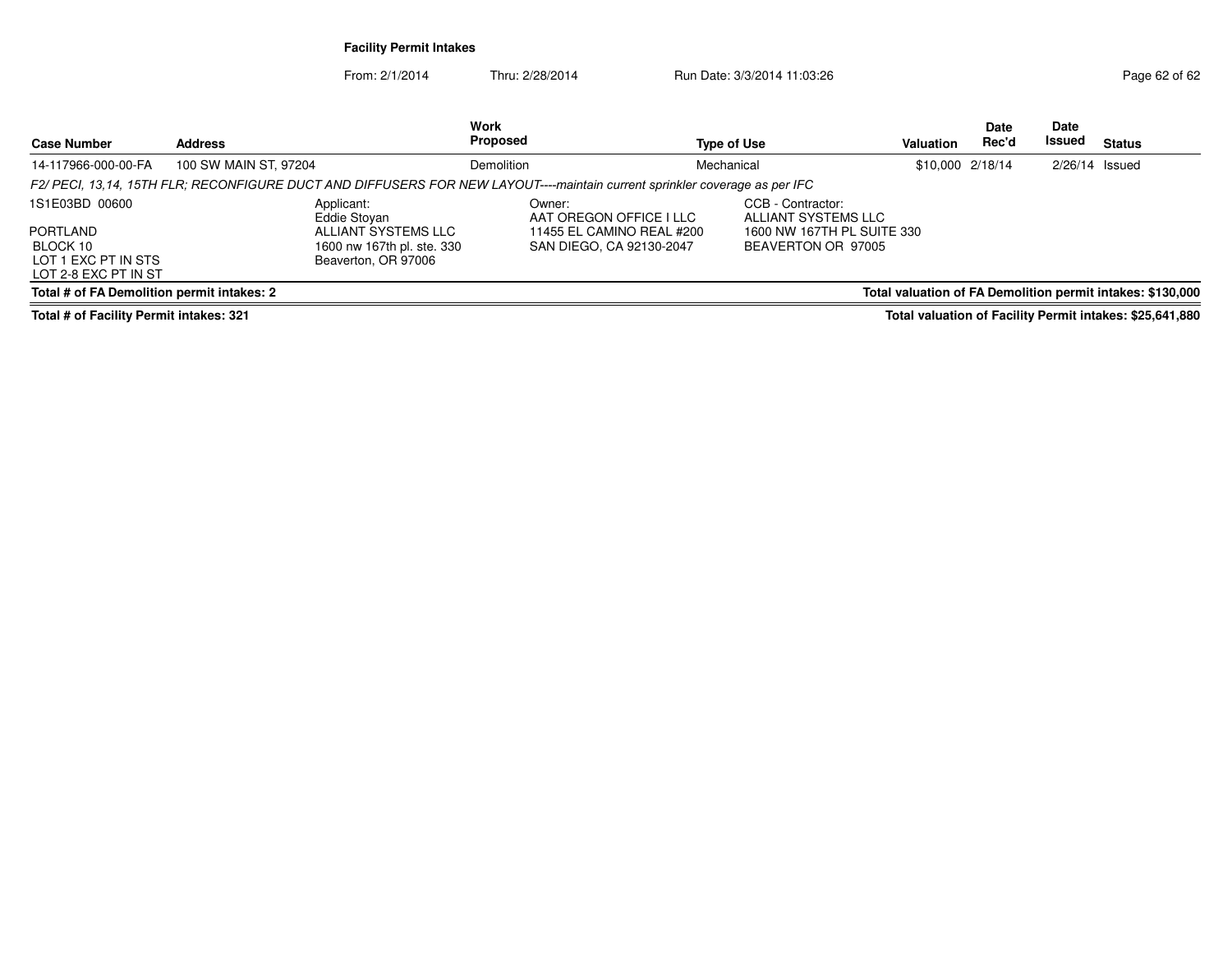**Facility Permit Intakes**

From: 2/1/2014 Thru: 2/28/2014 Run Date: 3/3/2014 11:03:26

| Case Number | Address | Work Proposed | Type of Use | Valuation | Date Rec'd | Date Issued | Status |
|---|---|---|---|---|---|---|---|
| 14-117966-000-00-FA | 100 SW MAIN ST, 97204 | Demolition | Mechanical | $10,000 | 2/18/14 | 2/26/14 | Issued |

*F2/ PECI, 13,14, 15TH FLR; RECONFIGURE DUCT AND DIFFUSERS FOR NEW LAYOUT----maintain current sprinkler coverage as per IFC*

1S1E03BD 00600

PORTLAND
BLOCK 10
LOT 1 EXC PT IN STS
LOT 2-8 EXC PT IN ST

Applicant:
Eddie Stoyan
ALLIANT SYSTEMS LLC
1600 nw 167th pl. ste. 330
Beaverton, OR 97006

Owner:
AAT OREGON OFFICE I LLC
11455 EL CAMINO REAL #200
SAN DIEGO, CA 92130-2047

CCB - Contractor:
ALLIANT SYSTEMS LLC
1600 NW 167TH PL SUITE 330
BEAVERTON OR 97005

**Total # of FA Demolition permit intakes: 2** | **Total valuation of FA Demolition permit intakes: $130,000**

**Total # of Facility Permit intakes: 321** | **Total valuation of Facility Permit intakes: $25,641,880**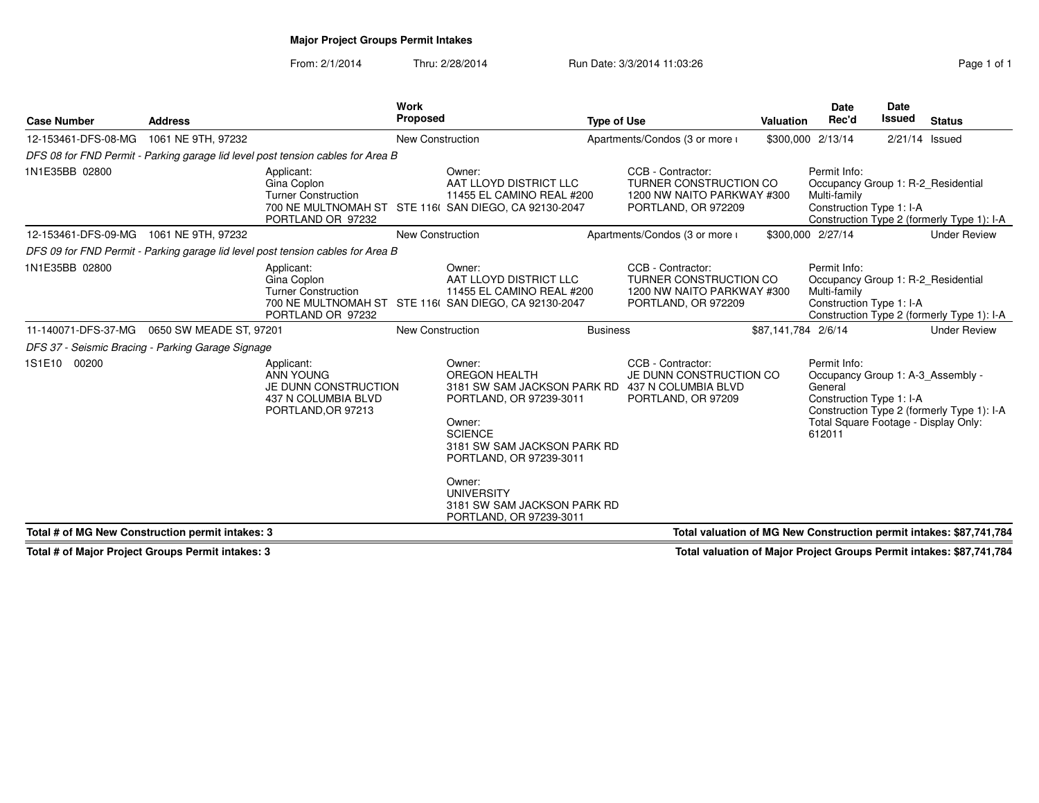## Major Project Groups Permit Intakes

From: 2/1/2014 Thru: 2/28/2014 Run Date: 3/3/2014 11:03:26

| Case Number | Address | Work Proposed | Type of Use | Valuation | Date Rec'd | Date Issued | Status |
|---|---|---|---|---|---|---|---|
| 12-153461-DFS-08-MG | 1061 NE 9TH, 97232 | New Construction | Apartments/Condos (3 or more ι | $300,000 | 2/13/14 | 2/21/14 | Issued |

*DFS 08 for FND Permit - Parking garage lid level post tension cables for Area B*

1N1E35BB 02800

- Applicant: Gina Coplon, Turner Construction, 700 NE MULTNOMAH ST STE 116( PORTLAND OR 97232
- Owner: AAT LLOYD DISTRICT LLC, 11455 EL CAMINO REAL #200, SAN DIEGO, CA 92130-2047
- CCB - Contractor: TURNER CONSTRUCTION CO, 1200 NW NAITO PARKWAY #300, PORTLAND, OR 972209
- Permit Info: Occupancy Group 1: R-2_Residential Multi-family; Construction Type 1: I-A; Construction Type 2 (formerly Type 1): I-A

| Case Number | Address | Work Proposed | Type of Use | Valuation | Date Rec'd | Date Issued | Status |
|---|---|---|---|---|---|---|---|
| 12-153461-DFS-09-MG | 1061 NE 9TH, 97232 | New Construction | Apartments/Condos (3 or more ι | $300,000 | 2/27/14 | | Under Review |

*DFS 09 for FND Permit - Parking garage lid level post tension cables for Area B*

1N1E35BB 02800

- Applicant: Gina Coplon, Turner Construction, 700 NE MULTNOMAH ST STE 116( PORTLAND OR 97232
- Owner: AAT LLOYD DISTRICT LLC, 11455 EL CAMINO REAL #200, SAN DIEGO, CA 92130-2047
- CCB - Contractor: TURNER CONSTRUCTION CO, 1200 NW NAITO PARKWAY #300, PORTLAND, OR 972209
- Permit Info: Occupancy Group 1: R-2_Residential Multi-family; Construction Type 1: I-A; Construction Type 2 (formerly Type 1): I-A

| Case Number | Address | Work Proposed | Type of Use | Valuation | Date Rec'd | Date Issued | Status |
|---|---|---|---|---|---|---|---|
| 11-140071-DFS-37-MG | 0650 SW MEADE ST, 97201 | New Construction | Business | $87,141,784 | 2/6/14 | | Under Review |

*DFS 37 - Seismic Bracing - Parking Garage Signage*

1S1E10 00200

- Applicant: ANN YOUNG, JE DUNN CONSTRUCTION, 437 N COLUMBIA BLVD, PORTLAND,OR 97213
- Owner: OREGON HEALTH, 3181 SW SAM JACKSON PARK RD, PORTLAND, OR 97239-3011
- Owner: SCIENCE, 3181 SW SAM JACKSON PARK RD, PORTLAND, OR 97239-3011
- Owner: UNIVERSITY, 3181 SW SAM JACKSON PARK RD, PORTLAND, OR 97239-3011
- CCB - Contractor: JE DUNN CONSTRUCTION CO, 437 N COLUMBIA BLVD, PORTLAND, OR 97209
- Permit Info: Occupancy Group 1: A-3_Assembly - General; Construction Type 1: I-A; Construction Type 2 (formerly Type 1): I-A; Total Square Footage - Display Only: 612011

**Total # of MG New Construction permit intakes: 3** — **Total valuation of MG New Construction permit intakes: $87,741,784**

**Total # of Major Project Groups Permit intakes: 3** — **Total valuation of Major Project Groups Permit intakes: $87,741,784**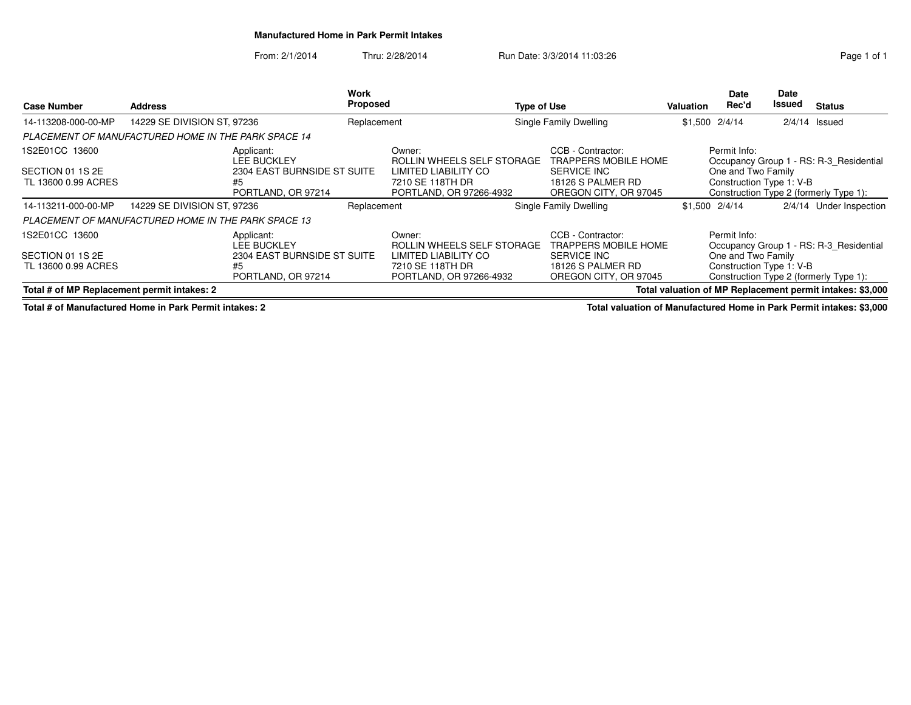# Manufactured Home in Park Permit Intakes

From: 2/1/2014 Thru: 2/28/2014 Run Date: 3/3/2014 11:03:26

| Case Number | Address | Work Proposed | Type of Use | Valuation | Date Rec'd | Date Issued | Status |
|---|---|---|---|---|---|---|---|
| 14-113208-000-00-MP | 14229 SE DIVISION ST, 97236 | Replacement | Single Family Dwelling | $1,500 | 2/4/14 | 2/4/14 | Issued |

*PLACEMENT OF MANUFACTURED HOME IN THE PARK SPACE 14*

1S2E01CC 13600
SECTION 01 1S 2E
TL 13600 0.99 ACRES

Applicant:
LEE BUCKLEY
2304 EAST BURNSIDE ST SUITE #5
PORTLAND, OR 97214

Owner:
ROLLIN WHEELS SELF STORAGE LIMITED LIABILITY CO
7210 SE 118TH DR
PORTLAND, OR 97266-4932

CCB - Contractor:
TRAPPERS MOBILE HOME SERVICE INC
18126 S PALMER RD
OREGON CITY, OR 97045

Permit Info:
Occupancy Group 1 - RS: R-3_Residential One and Two Family
Construction Type 1: V-B
Construction Type 2 (formerly Type 1):

| Case Number | Address | Work Proposed | Type of Use | Valuation | Date Rec'd | Date Issued | Status |
|---|---|---|---|---|---|---|---|
| 14-113211-000-00-MP | 14229 SE DIVISION ST, 97236 | Replacement | Single Family Dwelling | $1,500 | 2/4/14 | 2/4/14 | Under Inspection |

*PLACEMENT OF MANUFACTURED HOME IN THE PARK SPACE 13*

1S2E01CC 13600
SECTION 01 1S 2E
TL 13600 0.99 ACRES

Applicant:
LEE BUCKLEY
2304 EAST BURNSIDE ST SUITE #5
PORTLAND, OR 97214

Owner:
ROLLIN WHEELS SELF STORAGE LIMITED LIABILITY CO
7210 SE 118TH DR
PORTLAND, OR 97266-4932

CCB - Contractor:
TRAPPERS MOBILE HOME SERVICE INC
18126 S PALMER RD
OREGON CITY, OR 97045

Permit Info:
Occupancy Group 1 - RS: R-3_Residential One and Two Family
Construction Type 1: V-B
Construction Type 2 (formerly Type 1):

**Total # of MP Replacement permit intakes: 2** — **Total valuation of MP Replacement permit intakes: $3,000**

**Total # of Manufactured Home in Park Permit intakes: 2** — **Total valuation of Manufactured Home in Park Permit intakes: $3,000**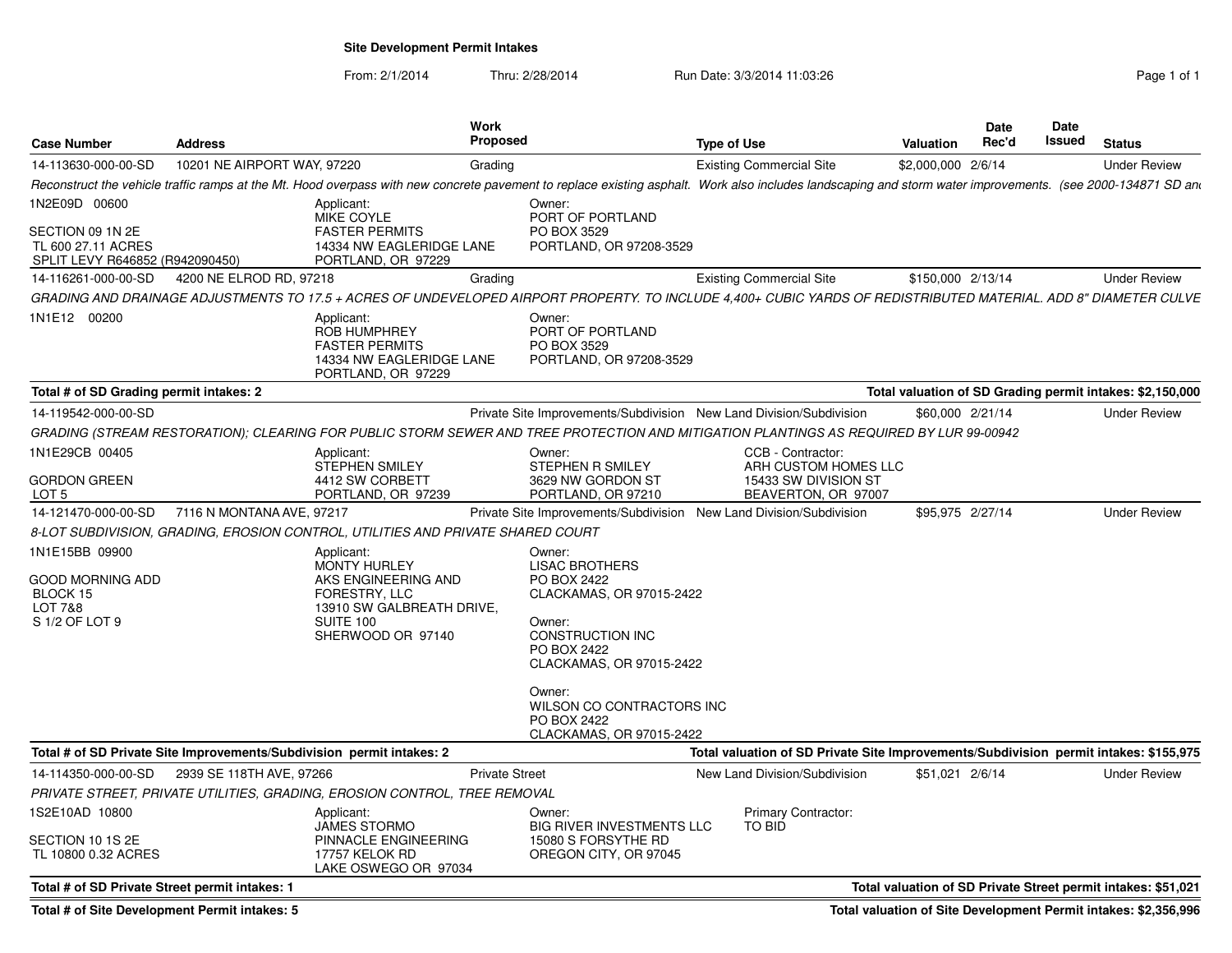## Site Development Permit Intakes

From: 2/1/2014 Thru: 2/28/2014 Run Date: 3/3/2014 11:03:26

| Case Number | Address | Work Proposed | Type of Use | Valuation | Date Rec'd | Date Issued | Status |
|---|---|---|---|---|---|---|---|
| 14-113630-000-00-SD | 10201 NE AIRPORT WAY, 97220 | Grading | Existing Commercial Site | $2,000,000 | 2/6/14 | | Under Review |

*Reconstruct the vehicle traffic ramps at the Mt. Hood overpass with new concrete pavement to replace existing asphalt. Work also includes landscaping and storm water improvements. (see 2000-134871 SD an*

1N2E09D 00600
SECTION 09 1N 2E
TL 600 27.11 ACRES
SPLIT LEVY R646852 (R942090450)

Applicant: MIKE COYLE, FASTER PERMITS, 14334 NW EAGLERIDGE LANE, PORTLAND, OR 97229

Owner: PORT OF PORTLAND, PO BOX 3529, PORTLAND, OR 97208-3529

| Case Number | Address | Work Proposed | Type of Use | Valuation | Date Rec'd | Date Issued | Status |
|---|---|---|---|---|---|---|---|
| 14-116261-000-00-SD | 4200 NE ELROD RD, 97218 | Grading | Existing Commercial Site | $150,000 | 2/13/14 | | Under Review |

*GRADING AND DRAINAGE ADJUSTMENTS TO 17.5 + ACRES OF UNDEVELOPED AIRPORT PROPERTY. TO INCLUDE 4,400+ CUBIC YARDS OF REDISTRIBUTED MATERIAL. ADD 8" DIAMETER CULVE*

1N1E12 00200

Applicant: ROB HUMPHREY, FASTER PERMITS, 14334 NW EAGLERIDGE LANE, PORTLAND, OR 97229

Owner: PORT OF PORTLAND, PO BOX 3529, PORTLAND, OR 97208-3529

**Total # of SD Grading permit intakes: 2** — **Total valuation of SD Grading permit intakes: $2,150,000**

| Case Number | Address | Work Proposed | Type of Use | Valuation | Date Rec'd | Date Issued | Status |
|---|---|---|---|---|---|---|---|
| 14-119542-000-00-SD | | Private Site Improvements/Subdivision | New Land Division/Subdivision | $60,000 | 2/21/14 | | Under Review |

*GRADING (STREAM RESTORATION); CLEARING FOR PUBLIC STORM SEWER AND TREE PROTECTION AND MITIGATION PLANTINGS AS REQUIRED BY LUR 99-00942*

1N1E29CB 00405
GORDON GREEN
LOT 5

Applicant: STEPHEN SMILEY, 4412 SW CORBETT, PORTLAND, OR 97239

Owner: STEPHEN R SMILEY, 3629 NW GORDON ST, PORTLAND, OR 97210

CCB - Contractor: ARH CUSTOM HOMES LLC, 15433 SW DIVISION ST, BEAVERTON, OR 97007

| Case Number | Address | Work Proposed | Type of Use | Valuation | Date Rec'd | Date Issued | Status |
|---|---|---|---|---|---|---|---|
| 14-121470-000-00-SD | 7116 N MONTANA AVE, 97217 | Private Site Improvements/Subdivision | New Land Division/Subdivision | $95,975 | 2/27/14 | | Under Review |

*8-LOT SUBDIVISION, GRADING, EROSION CONTROL, UTILITIES AND PRIVATE SHARED COURT*

1N1E15BB 09900
GOOD MORNING ADD
BLOCK 15
LOT 7&8
S 1/2 OF LOT 9

Applicant: MONTY HURLEY, AKS ENGINEERING AND FORESTRY, LLC, 13910 SW GALBREATH DRIVE, SUITE 100, SHERWOOD OR 97140

Owner: LISAC BROTHERS, PO BOX 2422, CLACKAMAS, OR 97015-2422

Owner: CONSTRUCTION INC, PO BOX 2422, CLACKAMAS, OR 97015-2422

Owner: WILSON CO CONTRACTORS INC, PO BOX 2422, CLACKAMAS, OR 97015-2422

**Total # of SD Private Site Improvements/Subdivision permit intakes: 2** — **Total valuation of SD Private Site Improvements/Subdivision permit intakes: $155,975**

| Case Number | Address | Work Proposed | Type of Use | Valuation | Date Rec'd | Date Issued | Status |
|---|---|---|---|---|---|---|---|
| 14-114350-000-00-SD | 2939 SE 118TH AVE, 97266 | Private Street | New Land Division/Subdivision | $51,021 | 2/6/14 | | Under Review |

*PRIVATE STREET, PRIVATE UTILITIES, GRADING, EROSION CONTROL, TREE REMOVAL*

1S2E10AD 10800
SECTION 10 1S 2E
TL 10800 0.32 ACRES

Applicant: JAMES STORMO, PINNACLE ENGINEERING, 17757 KELOK RD, LAKE OSWEGO OR 97034

Owner: BIG RIVER INVESTMENTS LLC, 15080 S FORSYTHE RD, OREGON CITY, OR 97045

Primary Contractor: TO BID

**Total # of SD Private Street permit intakes: 1** — **Total valuation of SD Private Street permit intakes: $51,021**

**Total # of Site Development Permit intakes: 5** — **Total valuation of Site Development Permit intakes: $2,356,996**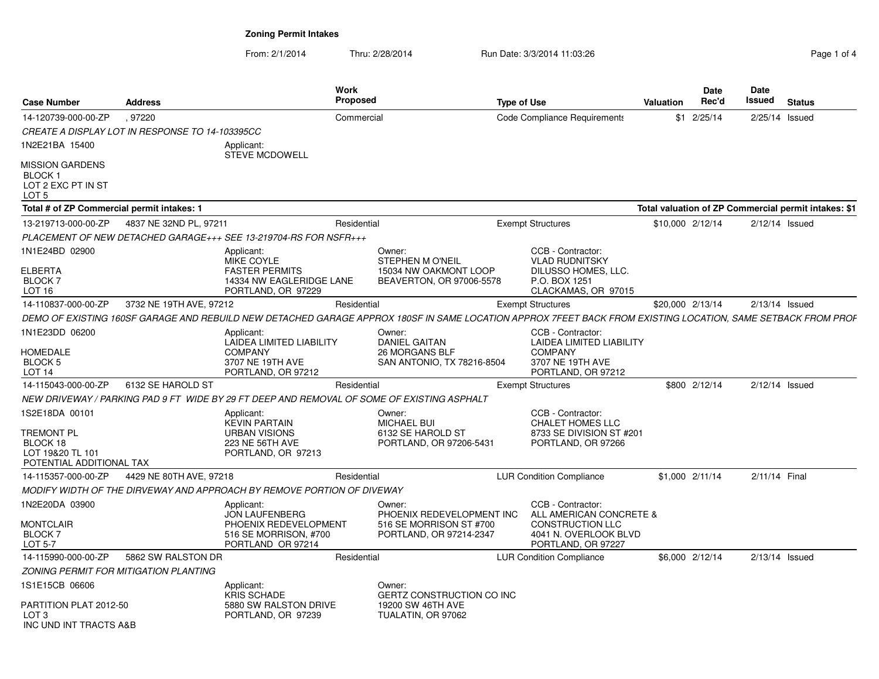## Zoning Permit Intakes

From: 2/1/2014 Thru: 2/28/2014 Run Date: 3/3/2014 11:03:26

| Case Number | Address | Work Proposed | Type of Use | Valuation | Date Rec'd | Date Issued | Status |
|---|---|---|---|---|---|---|---|
| 14-120739-000-00-ZP | , 97220 | Commercial | Code Compliance Requirements | $1 | 2/25/14 | 2/25/14 | Issued |

*CREATE A DISPLAY LOT IN RESPONSE TO 14-103395CC*

1N2E21BA 15400
MISSION GARDENS
BLOCK 1
LOT 2 EXC PT IN ST
LOT 5

Applicant:
STEVE MCDOWELL

**Total # of ZP Commercial permit intakes: 1** — **Total valuation of ZP Commercial permit intakes: $1**

| Case Number | Address | Work Proposed | Type of Use | Valuation | Date Rec'd | Date Issued | Status |
|---|---|---|---|---|---|---|---|
| 13-219713-000-00-ZP | 4837 NE 32ND PL, 97211 | Residential | Exempt Structures | $10,000 | 2/12/14 | 2/12/14 | Issued |

*PLACEMENT OF NEW DETACHED GARAGE+++ SEE 13-219704-RS FOR NSFR+++*

1N1E24BD 02900
ELBERTA
BLOCK 7
LOT 16

Applicant:
MIKE COYLE
FASTER PERMITS
14334 NW EAGLERIDGE LANE
PORTLAND, OR 97229

Owner:
STEPHEN M O'NEIL
15034 NW OAKMONT LOOP
BEAVERTON, OR 97006-5578

CCB - Contractor:
VLAD RUDNITSKY
DILUSSO HOMES, LLC.
P.O. BOX 1251
CLACKAMAS, OR 97015

| Case Number | Address | Work Proposed | Type of Use | Valuation | Date Rec'd | Date Issued | Status |
|---|---|---|---|---|---|---|---|
| 14-110837-000-00-ZP | 3732 NE 19TH AVE, 97212 | Residential | Exempt Structures | $20,000 | 2/13/14 | 2/13/14 | Issued |

*DEMO OF EXISTING 160SF GARAGE AND REBUILD NEW DETACHED GARAGE APPROX 180SF IN SAME LOCATION APPROX 7FEET BACK FROM EXISTING LOCATION, SAME SETBACK FROM PROF*

1N1E23DD 06200
HOMEDALE
BLOCK 5
LOT 14

Applicant:
LAIDEA LIMITED LIABILITY COMPANY
3707 NE 19TH AVE
PORTLAND, OR 97212

Owner:
DANIEL GAITAN
26 MORGANS BLF
SAN ANTONIO, TX 78216-8504

CCB - Contractor:
LAIDEA LIMITED LIABILITY COMPANY
3707 NE 19TH AVE
PORTLAND, OR 97212

| Case Number | Address | Work Proposed | Type of Use | Valuation | Date Rec'd | Date Issued | Status |
|---|---|---|---|---|---|---|---|
| 14-115043-000-00-ZP | 6132 SE HAROLD ST | Residential | Exempt Structures | $800 | 2/12/14 | 2/12/14 | Issued |

*NEW DRIVEWAY / PARKING PAD 9 FT WIDE BY 29 FT DEEP AND REMOVAL OF SOME OF EXISTING ASPHALT*

1S2E18DA 00101
TREMONT PL
BLOCK 18
LOT 19&20 TL 101
POTENTIAL ADDITIONAL TAX

Applicant:
KEVIN PARTAIN
URBAN VISIONS
223 NE 56TH AVE
PORTLAND, OR 97213

Owner:
MICHAEL BUI
6132 SE HAROLD ST
PORTLAND, OR 97206-5431

CCB - Contractor:
CHALET HOMES LLC
8733 SE DIVISION ST #201
PORTLAND, OR 97266

| Case Number | Address | Work Proposed | Type of Use | Valuation | Date Rec'd | Date Issued | Status |
|---|---|---|---|---|---|---|---|
| 14-115357-000-00-ZP | 4429 NE 80TH AVE, 97218 | Residential | LUR Condition Compliance | $1,000 | 2/11/14 | 2/11/14 | Final |

*MODIFY WIDTH OF THE DIRVEWAY AND APPROACH BY REMOVE PORTION OF DIVEWAY*

1N2E20DA 03900
MONTCLAIR
BLOCK 7
LOT 5-7

Applicant:
JON LAUFENBERG
PHOENIX REDEVELOPMENT
516 SE MORRISON, #700
PORTLAND OR 97214

Owner:
PHOENIX REDEVELOPMENT INC
516 SE MORRISON ST #700
PORTLAND, OR 97214-2347

CCB - Contractor:
ALL AMERICAN CONCRETE & CONSTRUCTION LLC
4041 N. OVERLOOK BLVD
PORTLAND, OR 97227

| Case Number | Address | Work Proposed | Type of Use | Valuation | Date Rec'd | Date Issued | Status |
|---|---|---|---|---|---|---|---|
| 14-115990-000-00-ZP | 5862 SW RALSTON DR | Residential | LUR Condition Compliance | $6,000 | 2/12/14 | 2/13/14 | Issued |

*ZONING PERMIT FOR MITIGATION PLANTING*

1S1E15CB 06606
PARTITION PLAT 2012-50
LOT 3
INC UND INT TRACTS A&B

Applicant:
KRIS SCHADE
5880 SW RALSTON DRIVE
PORTLAND, OR 97239

Owner:
GERTZ CONSTRUCTION CO INC
19200 SW 46TH AVE
TUALATIN, OR 97062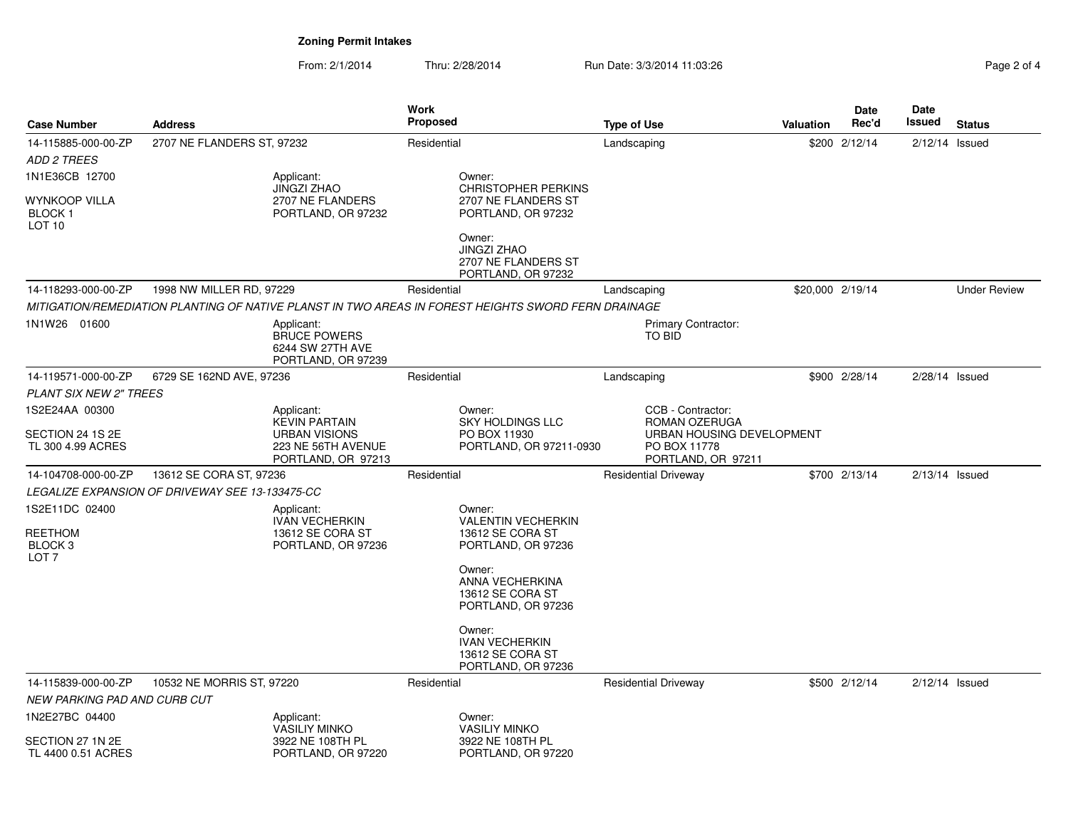**Zoning Permit Intakes**

From: 2/1/2014 Thru: 2/28/2014 Run Date: 3/3/2014 11:03:26

| Case Number | Address | Work Proposed | Type of Use | Valuation | Date Rec'd | Date Issued | Status |
|---|---|---|---|---|---|---|---|
| 14-115885-000-00-ZP | 2707 NE FLANDERS ST, 97232 | Residential | Landscaping | $200 | 2/12/14 | 2/12/14 | Issued |
| *ADD 2 TREES* | | | | | | | |
| 1N1E36CB 12700<br>WYNKOOP VILLA<br>BLOCK 1<br>LOT 10 | Applicant:<br>JINGZI ZHAO<br>2707 NE FLANDERS<br>PORTLAND, OR 97232 | Owner:<br>CHRISTOPHER PERKINS<br>2707 NE FLANDERS ST<br>PORTLAND, OR 97232<br>Owner:<br>JINGZI ZHAO<br>2707 NE FLANDERS ST<br>PORTLAND, OR 97232 | | | | | |
| 14-118293-000-00-ZP | 1998 NW MILLER RD, 97229 | Residential | Landscaping | $20,000 | 2/19/14 | | Under Review |
| *MITIGATION/REMEDIATION PLANTING OF NATIVE PLANST IN TWO AREAS IN FOREST HEIGHTS SWORD FERN DRAINAGE* | | | | | | | |
| 1N1W26 01600 | Applicant:<br>BRUCE POWERS<br>6244 SW 27TH AVE<br>PORTLAND, OR 97239 | | Primary Contractor:<br>TO BID | | | | |
| 14-119571-000-00-ZP | 6729 SE 162ND AVE, 97236 | Residential | Landscaping | $900 | 2/28/14 | 2/28/14 | Issued |
| *PLANT SIX NEW 2" TREES* | | | | | | | |
| 1S2E24AA 00300<br>SECTION 24 1S 2E<br>TL 300 4.99 ACRES | Applicant:<br>KEVIN PARTAIN<br>URBAN VISIONS<br>223 NE 56TH AVENUE<br>PORTLAND, OR 97213 | Owner:<br>SKY HOLDINGS LLC<br>PO BOX 11930<br>PORTLAND, OR 97211-0930 | CCB - Contractor:<br>ROMAN OZERUGA<br>URBAN HOUSING DEVELOPMENT<br>PO BOX 11778<br>PORTLAND, OR 97211 | | | | |
| 14-104708-000-00-ZP | 13612 SE CORA ST, 97236 | Residential | Residential Driveway | $700 | 2/13/14 | 2/13/14 | Issued |
| *LEGALIZE EXPANSION OF DRIVEWAY SEE 13-133475-CC* | | | | | | | |
| 1S2E11DC 02400<br>REETHOM<br>BLOCK 3<br>LOT 7 | Applicant:<br>IVAN VECHERKIN<br>13612 SE CORA ST<br>PORTLAND, OR 97236 | Owner:<br>VALENTIN VECHERKIN<br>13612 SE CORA ST<br>PORTLAND, OR 97236<br>Owner:<br>ANNA VECHERKINA<br>13612 SE CORA ST<br>PORTLAND, OR 97236<br>Owner:<br>IVAN VECHERKIN<br>13612 SE CORA ST<br>PORTLAND, OR 97236 | | | | | |
| 14-115839-000-00-ZP | 10532 NE MORRIS ST, 97220 | Residential | Residential Driveway | $500 | 2/12/14 | 2/12/14 | Issued |
| *NEW PARKING PAD AND CURB CUT* | | | | | | | |
| 1N2E27BC 04400<br>SECTION 27 1N 2E<br>TL 4400 0.51 ACRES | Applicant:<br>VASILIY MINKO<br>3922 NE 108TH PL<br>PORTLAND, OR 97220 | Owner:<br>VASILIY MINKO<br>3922 NE 108TH PL<br>PORTLAND, OR 97220 | | | | | |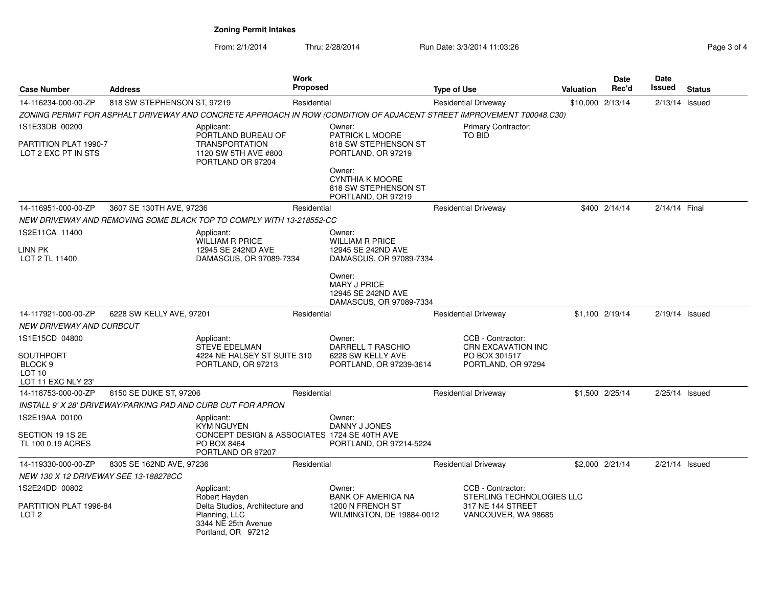**Zoning Permit Intakes**

From: 2/1/2014 Thru: 2/28/2014 Run Date: 3/3/2014 11:03:26

| Case Number | Address | Work Proposed | Type of Use | Valuation | Date Rec'd | Date Issued | Status |
|---|---|---|---|---|---|---|---|
| 14-116234-000-00-ZP | 818 SW STEPHENSON ST, 97219 | Residential | Residential Driveway | $10,000 | 2/13/14 | 2/13/14 | Issued |
| 14-116951-000-00-ZP | 3607 SE 130TH AVE, 97236 | Residential | Residential Driveway | $400 | 2/14/14 | 2/14/14 | Final |
| 14-117921-000-00-ZP | 6228 SW KELLY AVE, 97201 | Residential | Residential Driveway | $1,100 | 2/19/14 | 2/19/14 | Issued |
| 14-118753-000-00-ZP | 6150 SE DUKE ST, 97206 | Residential | Residential Driveway | $1,500 | 2/25/14 | 2/25/14 | Issued |
| 14-119330-000-00-ZP | 8305 SE 162ND AVE, 97236 | Residential | Residential Driveway | $2,000 | 2/21/14 | 2/21/14 | Issued |

**14-116234-000-00-ZP**

*ZONING PERMIT FOR ASPHALT DRIVEWAY AND CONCRETE APPROACH IN ROW (CONDITION OF ADJACENT STREET IMPROVEMENT T00048.C30)*

1S1E33DB 00200
PARTITION PLAT 1990-7
LOT 2 EXC PT IN STS

Applicant: PORTLAND BUREAU OF TRANSPORTATION, 1120 SW 5TH AVE #800, PORTLAND OR 97204

Owner: PATRICK L MOORE, 818 SW STEPHENSON ST, PORTLAND, OR 97219

Owner: CYNTHIA K MOORE, 818 SW STEPHENSON ST, PORTLAND, OR 97219

Primary Contractor: TO BID

**14-116951-000-00-ZP**

*NEW DRIVEWAY AND REMOVING SOME BLACK TOP TO COMPLY WITH 13-218552-CC*

1S2E11CA 11400
LINN PK
LOT 2 TL 11400

Applicant: WILLIAM R PRICE, 12945 SE 242ND AVE, DAMASCUS, OR 97089-7334

Owner: WILLIAM R PRICE, 12945 SE 242ND AVE, DAMASCUS, OR 97089-7334

Owner: MARY J PRICE, 12945 SE 242ND AVE, DAMASCUS, OR 97089-7334

**14-117921-000-00-ZP**

*NEW DRIVEWAY AND CURBCUT*

1S1E15CD 04800
SOUTHPORT
BLOCK 9
LOT 10
LOT 11 EXC NLY 23'

Applicant: STEVE EDELMAN, 4224 NE HALSEY ST SUITE 310, PORTLAND, OR 97213

Owner: DARRELL T RASCHIO, 6228 SW KELLY AVE, PORTLAND, OR 97239-3614

CCB - Contractor: CRN EXCAVATION INC, PO BOX 301517, PORTLAND, OR 97294

**14-118753-000-00-ZP**

*INSTALL 9' X 28' DRIVEWAY/PARKING PAD AND CURB CUT FOR APRON*

1S2E19AA 00100
SECTION 19 1S 2E
TL 100 0.19 ACRES

Applicant: KYM NGUYEN, CONCEPT DESIGN & ASSOCIATES, PO BOX 8464, PORTLAND OR 97207

Owner: DANNY J JONES, 1724 SE 40TH AVE, PORTLAND, OR 97214-5224

**14-119330-000-00-ZP**

*NEW 130 X 12 DRIVEWAY SEE 13-188278CC*

1S2E24DD 00802
PARTITION PLAT 1996-84
LOT 2

Applicant: Robert Hayden, Delta Studios, Architecture and Planning, LLC, 3344 NE 25th Avenue, Portland, OR 97212

Owner: BANK OF AMERICA NA, 1200 N FRENCH ST, WILMINGTON, DE 19884-0012

CCB - Contractor: STERLING TECHNOLOGIES LLC, 317 NE 144 STREET, VANCOUVER, WA 98685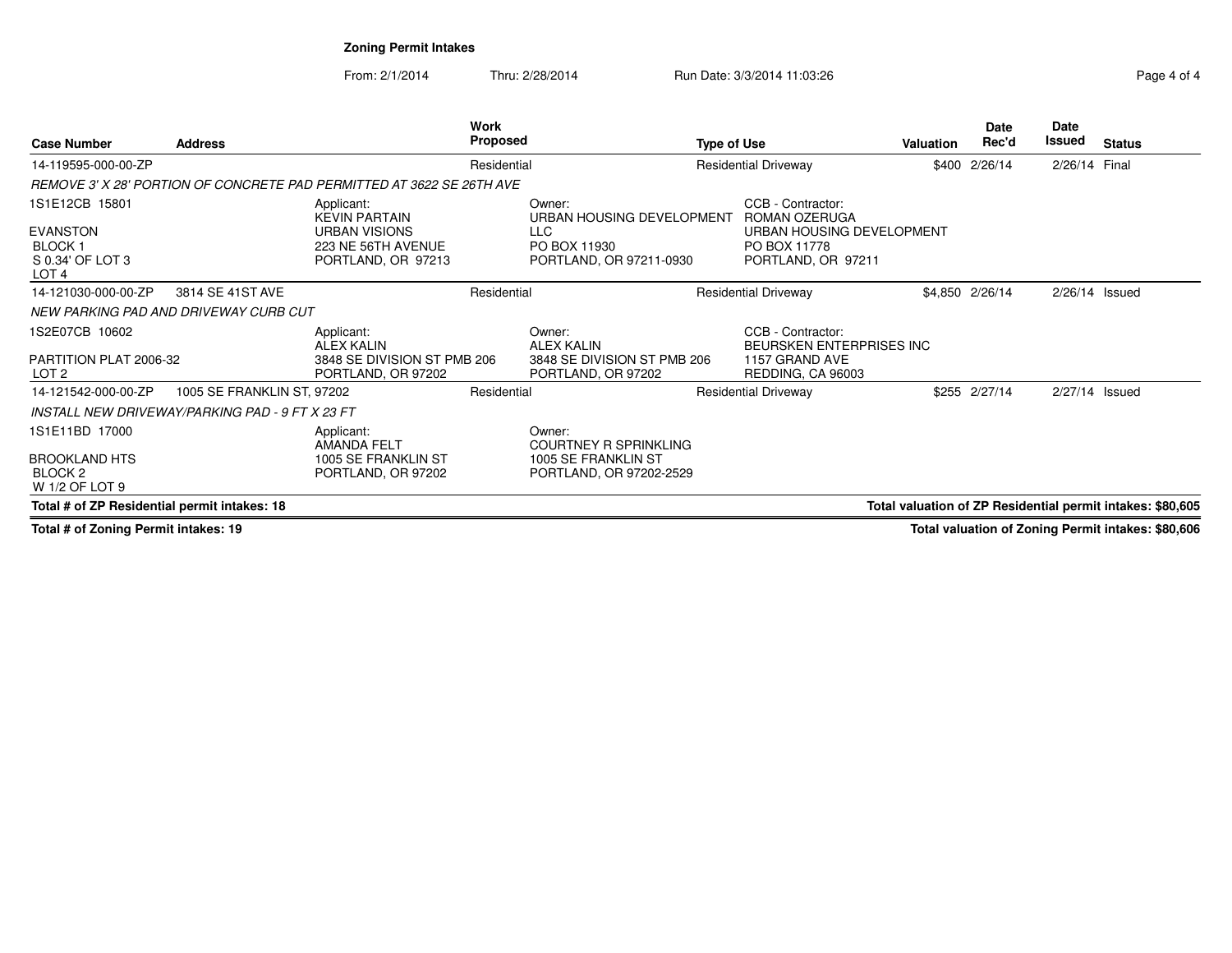**Zoning Permit Intakes**

From: 2/1/2014 Thru: 2/28/2014 Run Date: 3/3/2014 11:03:26

| Case Number | Address | Work Proposed | Type of Use | Valuation | Date Rec'd | Date Issued | Status |
|---|---|---|---|---|---|---|---|
| 14-119595-000-00-ZP | | Residential | Residential Driveway | $400 | 2/26/14 | 2/26/14 | Final |
| *REMOVE 3' X 28' PORTION OF CONCRETE PAD PERMITTED AT 3622 SE 26TH AVE* | | | | | | | |
| 1S1E12CB 15801<br>EVANSTON<br>BLOCK 1<br>S 0.34' OF LOT 3<br>LOT 4 | Applicant:<br>KEVIN PARTAIN<br>URBAN VISIONS<br>223 NE 56TH AVENUE<br>PORTLAND, OR 97213 | Owner:<br>URBAN HOUSING DEVELOPMENT LLC<br>PO BOX 11930<br>PORTLAND, OR 97211-0930 | CCB - Contractor:<br>ROMAN OZERUGA<br>URBAN HOUSING DEVELOPMENT<br>PO BOX 11778<br>PORTLAND, OR 97211 | | | | |
| 14-121030-000-00-ZP | 3814 SE 41ST AVE | Residential | Residential Driveway | $4,850 | 2/26/14 | 2/26/14 | Issued |
| *NEW PARKING PAD AND DRIVEWAY CURB CUT* | | | | | | | |
| 1S2E07CB 10602<br>PARTITION PLAT 2006-32<br>LOT 2 | Applicant:<br>ALEX KALIN<br>3848 SE DIVISION ST PMB 206<br>PORTLAND, OR 97202 | Owner:<br>ALEX KALIN<br>3848 SE DIVISION ST PMB 206<br>PORTLAND, OR 97202 | CCB - Contractor:<br>BEURSKEN ENTERPRISES INC<br>1157 GRAND AVE<br>REDDING, CA 96003 | | | | |
| 14-121542-000-00-ZP | 1005 SE FRANKLIN ST, 97202 | Residential | Residential Driveway | $255 | 2/27/14 | 2/27/14 | Issued |
| *INSTALL NEW DRIVEWAY/PARKING PAD - 9 FT X 23 FT* | | | | | | | |
| 1S1E11BD 17000<br>BROOKLAND HTS<br>BLOCK 2<br>W 1/2 OF LOT 9 | Applicant:<br>AMANDA FELT<br>1005 SE FRANKLIN ST<br>PORTLAND, OR 97202 | Owner:<br>COURTNEY R SPRINKLING<br>1005 SE FRANKLIN ST<br>PORTLAND, OR 97202-2529 | | | | | |

**Total # of ZP Residential permit intakes: 18** — **Total valuation of ZP Residential permit intakes: $80,605**

**Total # of Zoning Permit intakes: 19** — **Total valuation of Zoning Permit intakes: $80,606**